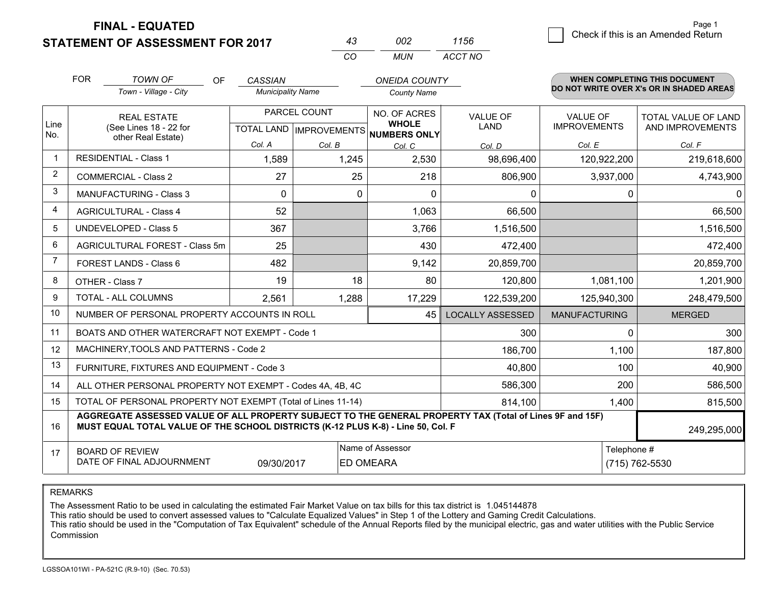# FINAL - EQUATED
## STATEMENT OF ASSESSMENT FOR 2017

| 43 | 002 | 1156 |
|---|---|---|
| CO | MUN | ACCT NO |

Page 1

☐ Check if this is an Amended Return

FOR *TOWN OF* (Town - Village - City) OF *CASSIAN* (Municipality Name) *ONEIDA COUNTY* (County Name)

**WHEN COMPLETING THIS DOCUMENT DO NOT WRITE OVER X's OR IN SHADED AREAS**

| Line No. | REAL ESTATE (See Lines 18 - 22 for other Real Estate) | PARCEL COUNT TOTAL LAND Col. A | PARCEL COUNT IMPROVEMENTS Col. B | NO. OF ACRES WHOLE NUMBERS ONLY Col. C | VALUE OF LAND Col. D | VALUE OF IMPROVEMENTS Col. E | TOTAL VALUE OF LAND AND IMPROVEMENTS Col. F |
|---|---|---|---|---|---|---|---|
| 1 | RESIDENTIAL - Class 1 | 1,589 | 1,245 | 2,530 | 98,696,400 | 120,922,200 | 219,618,600 |
| 2 | COMMERCIAL - Class 2 | 27 | 25 | 218 | 806,900 | 3,937,000 | 4,743,900 |
| 3 | MANUFACTURING - Class 3 | 0 | 0 | 0 | 0 | 0 | 0 |
| 4 | AGRICULTURAL - Class 4 | 52 | | 1,063 | 66,500 | | 66,500 |
| 5 | UNDEVELOPED - Class 5 | 367 | | 3,766 | 1,516,500 | | 1,516,500 |
| 6 | AGRICULTURAL FOREST - Class 5m | 25 | | 430 | 472,400 | | 472,400 |
| 7 | FOREST LANDS - Class 6 | 482 | | 9,142 | 20,859,700 | | 20,859,700 |
| 8 | OTHER - Class 7 | 19 | 18 | 80 | 120,800 | 1,081,100 | 1,201,900 |
| 9 | TOTAL - ALL COLUMNS | 2,561 | 1,288 | 17,229 | 122,539,200 | 125,940,300 | 248,479,500 |
| 10 | NUMBER OF PERSONAL PROPERTY ACCOUNTS IN ROLL | | | 45 | LOCALLY ASSESSED | MANUFACTURING | MERGED |
| 11 | BOATS AND OTHER WATERCRAFT NOT EXEMPT - Code 1 | | | | 300 | 0 | 300 |
| 12 | MACHINERY,TOOLS AND PATTERNS - Code 2 | | | | 186,700 | 1,100 | 187,800 |
| 13 | FURNITURE, FIXTURES AND EQUIPMENT - Code 3 | | | | 40,800 | 100 | 40,900 |
| 14 | ALL OTHER PERSONAL PROPERTY NOT EXEMPT - Codes 4A, 4B, 4C | | | | 586,300 | 200 | 586,500 |
| 15 | TOTAL OF PERSONAL PROPERTY NOT EXEMPT (Total of Lines 11-14) | | | | 814,100 | 1,400 | 815,500 |
| 16 | **AGGREGATE ASSESSED VALUE OF ALL PROPERTY SUBJECT TO THE GENERAL PROPERTY TAX (Total of Lines 9F and 15F) MUST EQUAL TOTAL VALUE OF THE SCHOOL DISTRICTS (K-12 PLUS K-8) - Line 50, Col. F** | | | | | | 249,295,000 |
| 17 | BOARD OF REVIEW DATE OF FINAL ADJOURNMENT | 09/30/2017 | Name of Assessor: ED OMEARA | | | Telephone #: (715) 762-5530 | |

REMARKS

The Assessment Ratio to be used in calculating the estimated Fair Market Value on tax bills for this tax district is 1.045144878
This ratio should be used to convert assessed values to "Calculate Equalized Values" in Step 1 of the Lottery and Gaming Credit Calculations.
This ratio should be used in the "Computation of Tax Equivalent" schedule of the Annual Reports filed by the municipal electric, gas and water utilities with the Public Service Commission

LGSSOA101WI - PA-521C (R.9-10) (Sec. 70.53)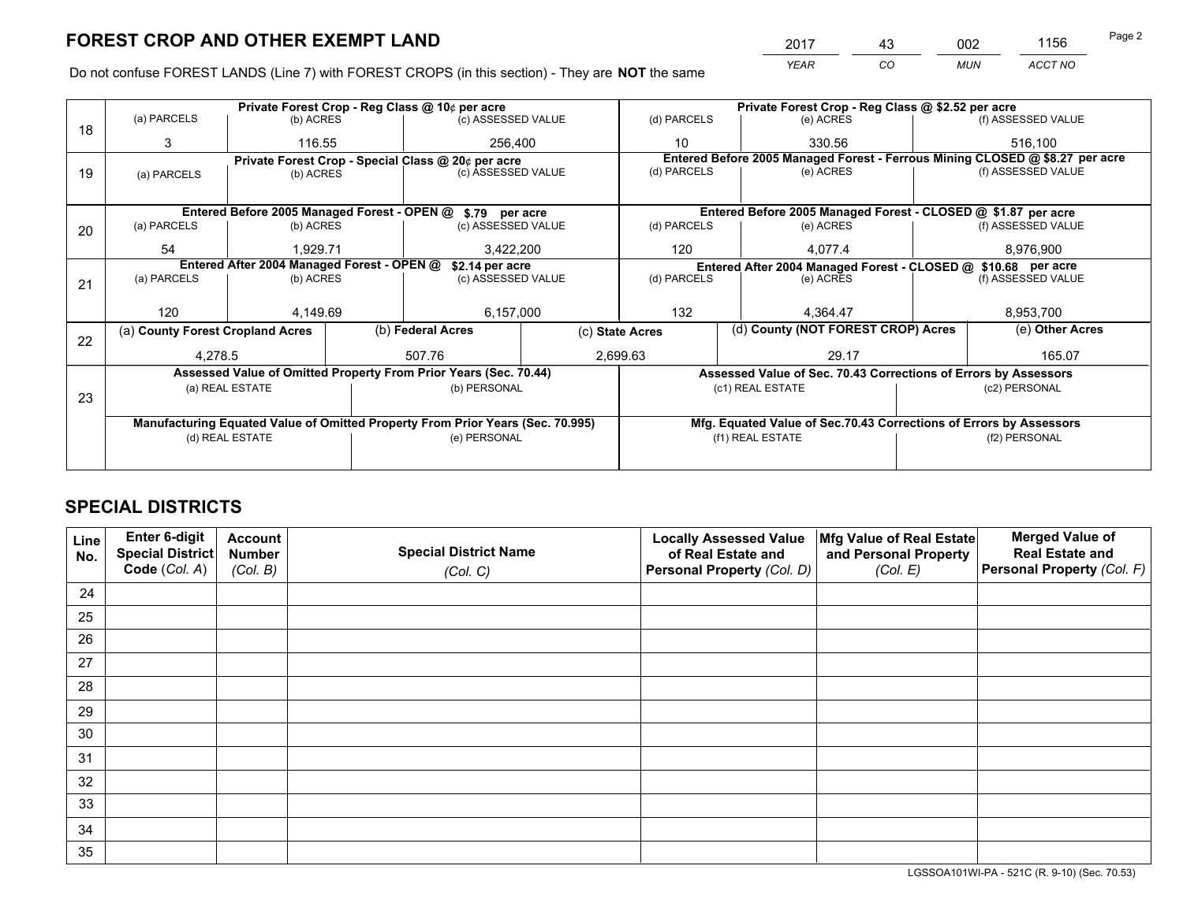# FOREST CROP AND OTHER EXEMPT LAND

| 2017 | 43 | 002 | 1156 |
|---|---|---|---|
| *YEAR* | *CO* | *MUN* | *ACCT NO* |

Do not confuse FOREST LANDS (Line 7) with FOREST CROPS (in this section) - They are **NOT** the same

| Line | Private Forest Crop - Reg Class @ 10¢ per acre | | | Private Forest Crop - Reg Class @ $2.52 per acre | | |
|---|---|---|---|---|---|---|
| | (a) PARCELS | (b) ACRES | (c) ASSESSED VALUE | (d) PARCELS | (e) ACRES | (f) ASSESSED VALUE |
| 18 | 3 | 116.55 | 256,400 | 10 | 330.56 | 516,100 |
| | **Private Forest Crop - Special Class @ 20¢ per acre** | | | **Entered Before 2005 Managed Forest - Ferrous Mining CLOSED @ $8.27 per acre** | | |
| | (a) PARCELS | (b) ACRES | (c) ASSESSED VALUE | (d) PARCELS | (e) ACRES | (f) ASSESSED VALUE |
| 19 | | | | | | |
| | **Entered Before 2005 Managed Forest - OPEN @ $.79 per acre** | | | **Entered Before 2005 Managed Forest - CLOSED @ $1.87 per acre** | | |
| | (a) PARCELS | (b) ACRES | (c) ASSESSED VALUE | (d) PARCELS | (e) ACRES | (f) ASSESSED VALUE |
| 20 | 54 | 1,929.71 | 3,422,200 | 120 | 4,077.4 | 8,976,900 |
| | **Entered After 2004 Managed Forest - OPEN @ $2.14 per acre** | | | **Entered After 2004 Managed Forest - CLOSED @ $10.68 per acre** | | |
| | (a) PARCELS | (b) ACRES | (c) ASSESSED VALUE | (d) PARCELS | (e) ACRES | (f) ASSESSED VALUE |
| 21 | 120 | 4,149.69 | 6,157,000 | 132 | 4,364.47 | 8,953,700 |

| Line | (a) County Forest Cropland Acres | (b) Federal Acres | (c) State Acres | (d) County (NOT FOREST CROP) Acres | (e) Other Acres |
|---|---|---|---|---|---|
| 22 | 4,278.5 | 507.76 | 2,699.63 | 29.17 | 165.07 |

| Line | Assessed Value of Omitted Property From Prior Years (Sec. 70.44) | | Assessed Value of Sec. 70.43 Corrections of Errors by Assessors | |
|---|---|---|---|---|
| | (a) REAL ESTATE | (b) PERSONAL | (c1) REAL ESTATE | (c2) PERSONAL |
| 23 | | | | |
| | **Manufacturing Equated Value of Omitted Property From Prior Years (Sec. 70.995)** | | **Mfg. Equated Value of Sec.70.43 Corrections of Errors by Assessors** | |
| | (d) REAL ESTATE | (e) PERSONAL | (f1) REAL ESTATE | (f2) PERSONAL |
| | | | | |

# SPECIAL DISTRICTS

| Line No. | Enter 6-digit Special District Code (Col. A) | Account Number (Col. B) | Special District Name (Col. C) | Locally Assessed Value of Real Estate and Personal Property (Col. D) | Mfg Value of Real Estate and Personal Property (Col. E) | Merged Value of Real Estate and Personal Property (Col. F) |
|---|---|---|---|---|---|---|
| 24 | | | | | | |
| 25 | | | | | | |
| 26 | | | | | | |
| 27 | | | | | | |
| 28 | | | | | | |
| 29 | | | | | | |
| 30 | | | | | | |
| 31 | | | | | | |
| 32 | | | | | | |
| 33 | | | | | | |
| 34 | | | | | | |
| 35 | | | | | | |

LGSSOA101WI-PA - 521C (R. 9-10) (Sec. 70.53)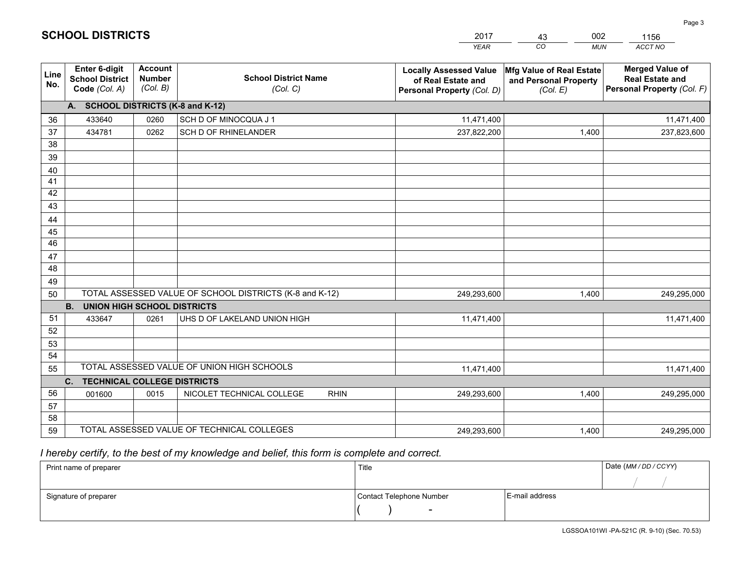# SCHOOL DISTRICTS

| 2017 | 43 | 002 | 1156 |
|---|---|---|---|
| *YEAR* | *CO* | *MUN* | *ACCT NO* |

| Line No. | Enter 6-digit School District Code *(Col. A)* | Account Number *(Col. B)* | School District Name *(Col. C)* | Locally Assessed Value of Real Estate and Personal Property *(Col. D)* | Mfg Value of Real Estate and Personal Property *(Col. E)* | Merged Value of Real Estate and Personal Property *(Col. F)* |
|---|---|---|---|---|---|---|
| **A. SCHOOL DISTRICTS (K-8 and K-12)** | | | | | | |
| 36 | 433640 | 0260 | SCH D OF MINOCQUA J 1 | 11,471,400 | | 11,471,400 |
| 37 | 434781 | 0262 | SCH D OF RHINELANDER | 237,822,200 | 1,400 | 237,823,600 |
| 38 | | | | | | |
| 39 | | | | | | |
| 40 | | | | | | |
| 41 | | | | | | |
| 42 | | | | | | |
| 43 | | | | | | |
| 44 | | | | | | |
| 45 | | | | | | |
| 46 | | | | | | |
| 47 | | | | | | |
| 48 | | | | | | |
| 49 | | | | | | |
| 50 | TOTAL ASSESSED VALUE OF SCHOOL DISTRICTS (K-8 and K-12) | | | 249,293,600 | 1,400 | 249,295,000 |
| **B. UNION HIGH SCHOOL DISTRICTS** | | | | | | |
| 51 | 433647 | 0261 | UHS D OF LAKELAND UNION HIGH | 11,471,400 | | 11,471,400 |
| 52 | | | | | | |
| 53 | | | | | | |
| 54 | | | | | | |
| 55 | TOTAL ASSESSED VALUE OF UNION HIGH SCHOOLS | | | 11,471,400 | | 11,471,400 |
| **C. TECHNICAL COLLEGE DISTRICTS** | | | | | | |
| 56 | 001600 | 0015 | NICOLET TECHNICAL COLLEGE RHIN | 249,293,600 | 1,400 | 249,295,000 |
| 57 | | | | | | |
| 58 | | | | | | |
| 59 | TOTAL ASSESSED VALUE OF TECHNICAL COLLEGES | | | 249,293,600 | 1,400 | 249,295,000 |

*I hereby certify, to the best of my knowledge and belief, this form is complete and correct.*

| Print name of preparer | Title | | Date *(MM / DD / CCYY)* |
|---|---|---|---|
| | | | / / |
| Signature of preparer | Contact Telephone Number | E-mail address | |
| | ( ) - | | |

LGSSOA101WI -PA-521C (R. 9-10) (Sec. 70.53)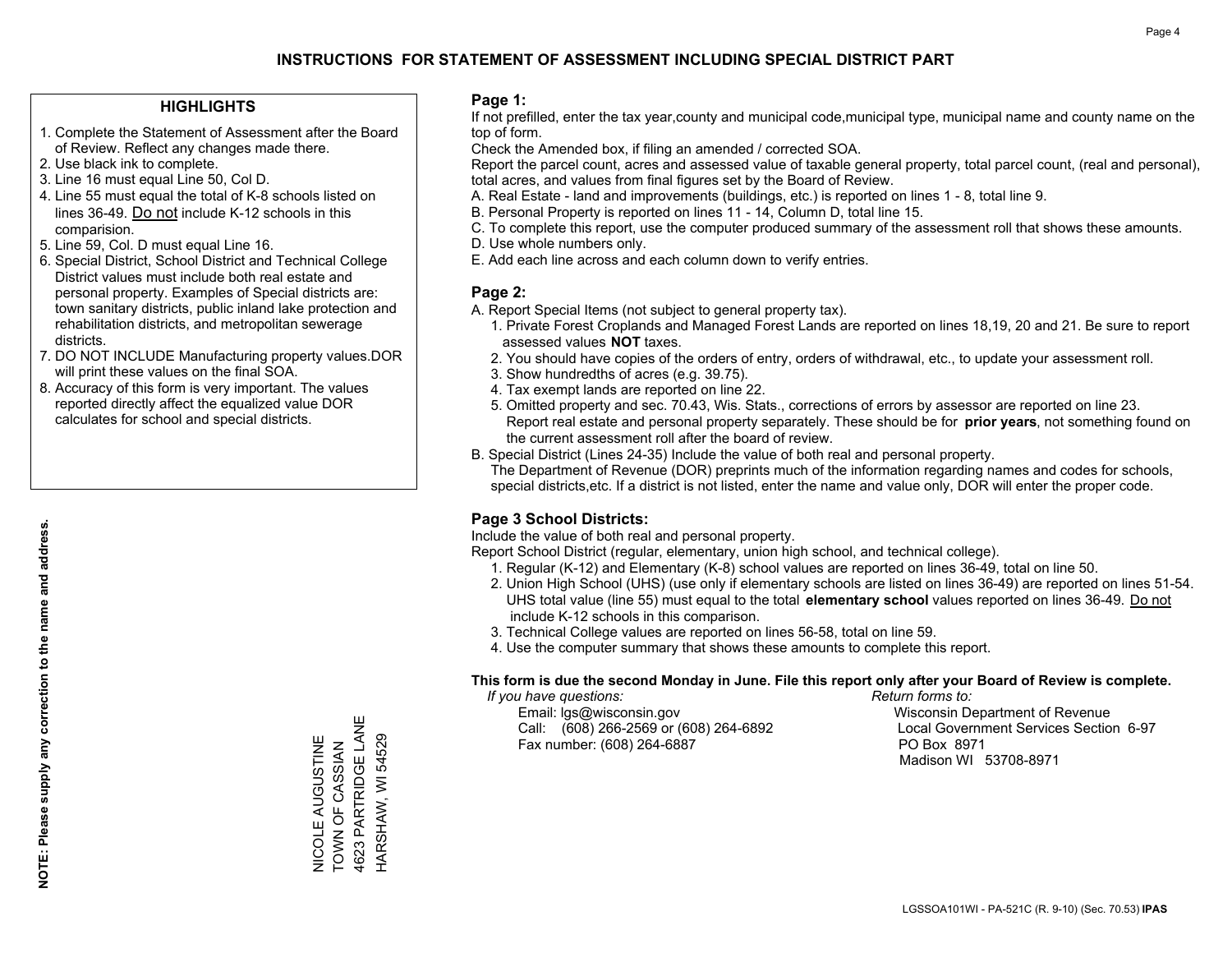# INSTRUCTIONS FOR STATEMENT OF ASSESSMENT INCLUDING SPECIAL DISTRICT PART

## HIGHLIGHTS

1. Complete the Statement of Assessment after the Board of Review. Reflect any changes made there.
2. Use black ink to complete.
3. Line 16 must equal Line 50, Col D.
4. Line 55 must equal the total of K-8 schools listed on lines 36-49. Do not include K-12 schools in this comparision.
5. Line 59, Col. D must equal Line 16.
6. Special District, School District and Technical College District values must include both real estate and personal property. Examples of Special districts are: town sanitary districts, public inland lake protection and rehabilitation districts, and metropolitan sewerage districts.
7. DO NOT INCLUDE Manufacturing property values.DOR will print these values on the final SOA.
8. Accuracy of this form is very important. The values reported directly affect the equalized value DOR calculates for school and special districts.

**NOTE: Please supply any correction to the name and address.**

NICOLE AUGUSTINE
TOWN OF CASSIAN
4623 PARTRIDGE LANE
HARSHAW, WI 54529

## Page 1:

If not prefilled, enter the tax year,county and municipal code,municipal type, municipal name and county name on the top of form.

Check the Amended box, if filing an amended / corrected SOA.

Report the parcel count, acres and assessed value of taxable general property, total parcel count, (real and personal), total acres, and values from final figures set by the Board of Review.

A. Real Estate - land and improvements (buildings, etc.) is reported on lines 1 - 8, total line 9.
B. Personal Property is reported on lines 11 - 14, Column D, total line 15.
C. To complete this report, use the computer produced summary of the assessment roll that shows these amounts.
D. Use whole numbers only.
E. Add each line across and each column down to verify entries.

## Page 2:

A. Report Special Items (not subject to general property tax).
   1. Private Forest Croplands and Managed Forest Lands are reported on lines 18,19, 20 and 21. Be sure to report assessed values **NOT** taxes.
   2. You should have copies of the orders of entry, orders of withdrawal, etc., to update your assessment roll.
   3. Show hundredths of acres (e.g. 39.75).
   4. Tax exempt lands are reported on line 22.
   5. Omitted property and sec. 70.43, Wis. Stats., corrections of errors by assessor are reported on line 23. Report real estate and personal property separately. These should be for **prior years**, not something found on the current assessment roll after the board of review.
B. Special District (Lines 24-35) Include the value of both real and personal property.
   The Department of Revenue (DOR) preprints much of the information regarding names and codes for schools, special districts,etc. If a district is not listed, enter the name and value only, DOR will enter the proper code.

## Page 3 School Districts:

Include the value of both real and personal property.

Report School District (regular, elementary, union high school, and technical college).

1. Regular (K-12) and Elementary (K-8) school values are reported on lines 36-49, total on line 50.
2. Union High School (UHS) (use only if elementary schools are listed on lines 36-49) are reported on lines 51-54. UHS total value (line 55) must equal to the total **elementary school** values reported on lines 36-49. Do not include K-12 schools in this comparison.
3. Technical College values are reported on lines 56-58, total on line 59.
4. Use the computer summary that shows these amounts to complete this report.

**This form is due the second Monday in June. File this report only after your Board of Review is complete.**

*If you have questions:*
Email: lgs@wisconsin.gov
Call: (608) 266-2569 or (608) 264-6892
Fax number: (608) 264-6887

*Return forms to:*
Wisconsin Department of Revenue
Local Government Services Section 6-97
PO Box 8971
Madison WI 53708-8971

LGSSOA101WI - PA-521C (R. 9-10) (Sec. 70.53) **IPAS**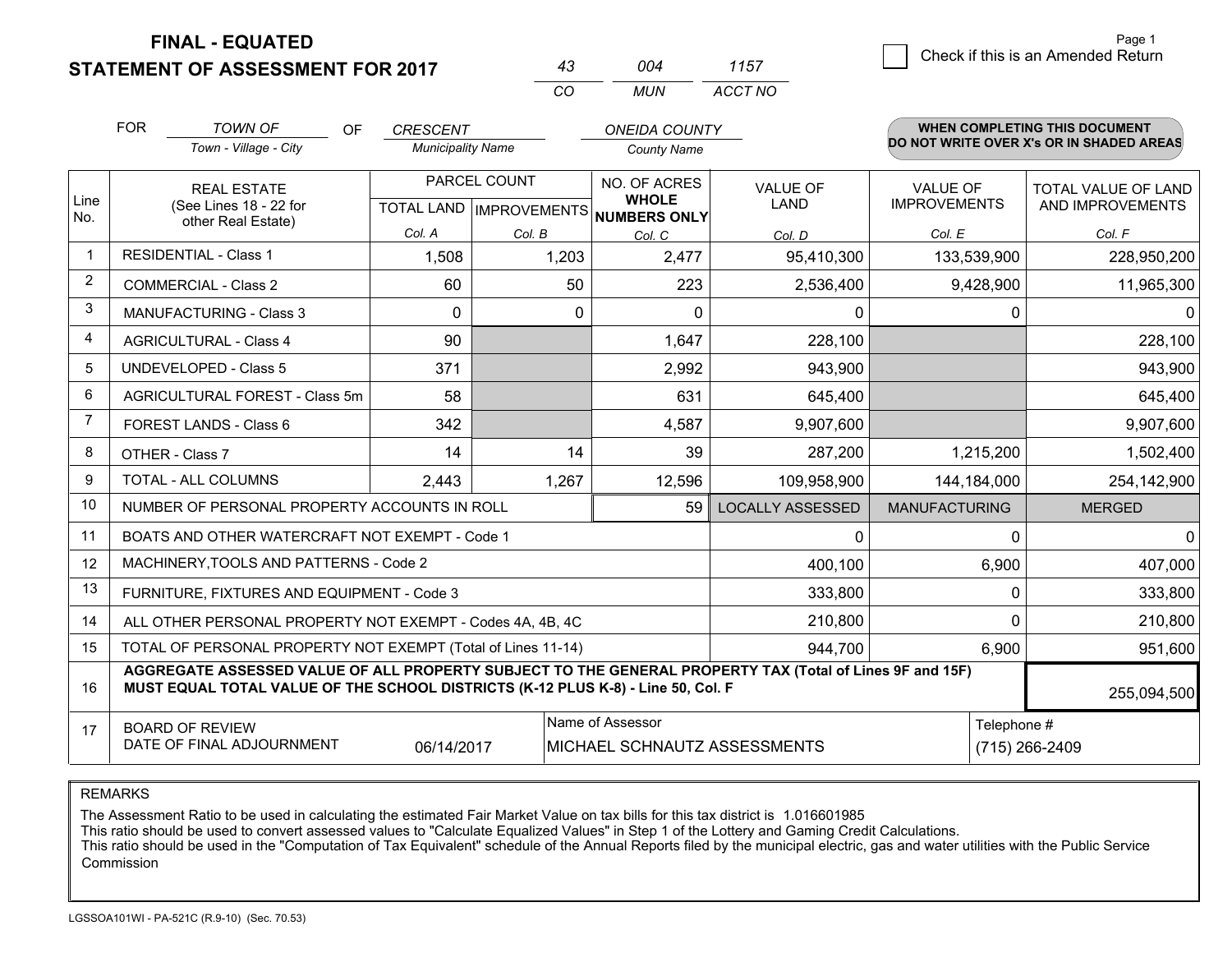**FINAL - EQUATED**
**STATEMENT OF ASSESSMENT FOR 2017**

| 43 | 004 | 1157 |
|---|---|---|
| CO | MUN | ACCT NO |

Check if this is an Amended Return

| FOR | TOWN OF | OF | CRESCENT | ONEIDA COUNTY |
|---|---|---|---|---|
| | Town - Village - City | | Municipality Name | County Name |

**WHEN COMPLETING THIS DOCUMENT DO NOT WRITE OVER X's OR IN SHADED AREAS**

| Line No. | REAL ESTATE (See Lines 18 - 22 for other Real Estate) | PARCEL COUNT | | NO. OF ACRES WHOLE NUMBERS ONLY | VALUE OF LAND | VALUE OF IMPROVEMENTS | TOTAL VALUE OF LAND AND IMPROVEMENTS |
|---|---|---|---|---|---|---|---|
| | | TOTAL LAND | IMPROVEMENTS | | | | |
| | | Col. A | Col. B | Col. C | Col. D | Col. E | Col. F |
| 1 | RESIDENTIAL - Class 1 | 1,508 | 1,203 | 2,477 | 95,410,300 | 133,539,900 | 228,950,200 |
| 2 | COMMERCIAL - Class 2 | 60 | 50 | 223 | 2,536,400 | 9,428,900 | 11,965,300 |
| 3 | MANUFACTURING - Class 3 | 0 | 0 | 0 | 0 | 0 | 0 |
| 4 | AGRICULTURAL - Class 4 | 90 | | 1,647 | 228,100 | | 228,100 |
| 5 | UNDEVELOPED - Class 5 | 371 | | 2,992 | 943,900 | | 943,900 |
| 6 | AGRICULTURAL FOREST - Class 5m | 58 | | 631 | 645,400 | | 645,400 |
| 7 | FOREST LANDS - Class 6 | 342 | | 4,587 | 9,907,600 | | 9,907,600 |
| 8 | OTHER - Class 7 | 14 | 14 | 39 | 287,200 | 1,215,200 | 1,502,400 |
| 9 | TOTAL - ALL COLUMNS | 2,443 | 1,267 | 12,596 | 109,958,900 | 144,184,000 | 254,142,900 |
| 10 | NUMBER OF PERSONAL PROPERTY ACCOUNTS IN ROLL | | | 59 | LOCALLY ASSESSED | MANUFACTURING | MERGED |
| 11 | BOATS AND OTHER WATERCRAFT NOT EXEMPT - Code 1 | | | | 0 | 0 | 0 |
| 12 | MACHINERY,TOOLS AND PATTERNS - Code 2 | | | | 400,100 | 6,900 | 407,000 |
| 13 | FURNITURE, FIXTURES AND EQUIPMENT - Code 3 | | | | 333,800 | 0 | 333,800 |
| 14 | ALL OTHER PERSONAL PROPERTY NOT EXEMPT - Codes 4A, 4B, 4C | | | | 210,800 | 0 | 210,800 |
| 15 | TOTAL OF PERSONAL PROPERTY NOT EXEMPT (Total of Lines 11-14) | | | | 944,700 | 6,900 | 951,600 |
| 16 | AGGREGATE ASSESSED VALUE OF ALL PROPERTY SUBJECT TO THE GENERAL PROPERTY TAX (Total of Lines 9F and 15F) MUST EQUAL TOTAL VALUE OF THE SCHOOL DISTRICTS (K-12 PLUS K-8) - Line 50, Col. F | | | | | | 255,094,500 |
| 17 | BOARD OF REVIEW DATE OF FINAL ADJOURNMENT | 06/14/2017 | Name of Assessor: MICHAEL SCHNAUTZ ASSESSMENTS | | | Telephone #: (715) 266-2409 | |

REMARKS

The Assessment Ratio to be used in calculating the estimated Fair Market Value on tax bills for this tax district is 1.016601985
This ratio should be used to convert assessed values to "Calculate Equalized Values" in Step 1 of the Lottery and Gaming Credit Calculations.
This ratio should be used in the "Computation of Tax Equivalent" schedule of the Annual Reports filed by the municipal electric, gas and water utilities with the Public Service Commission

LGSSOA101WI - PA-521C (R.9-10) (Sec. 70.53)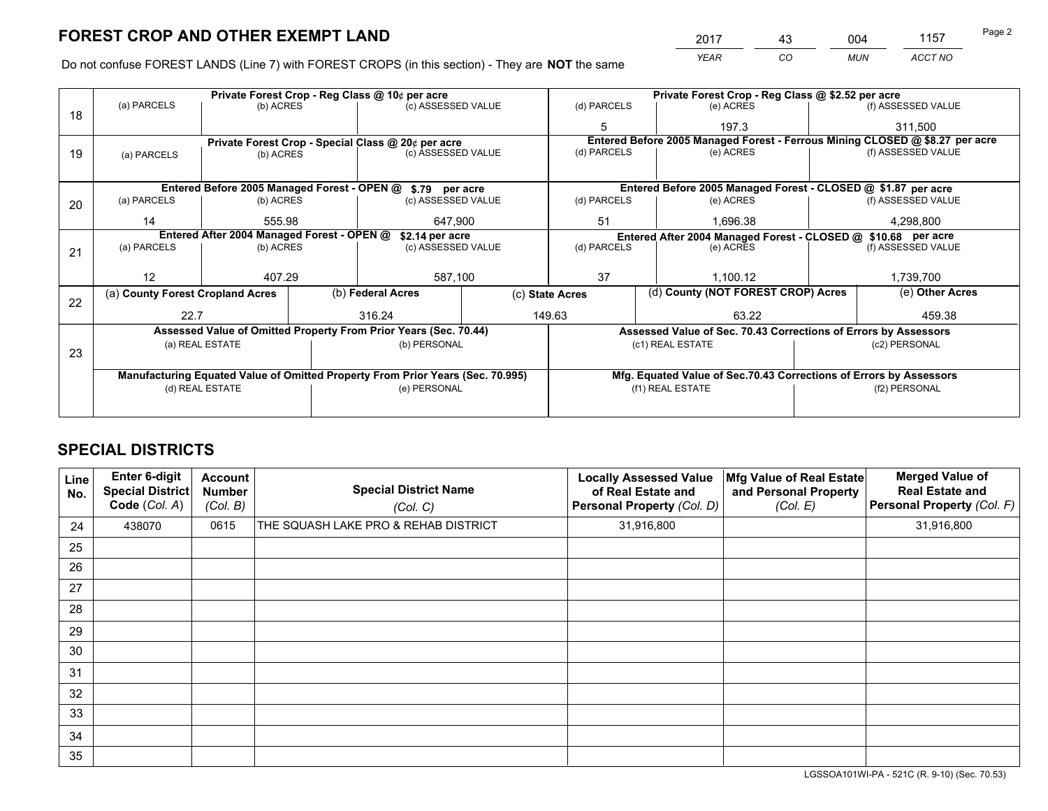# FOREST CROP AND OTHER EXEMPT LAND

| 2017 | 43 | 004 | 1157 |
|---|---|---|---|
| *YEAR* | *CO* | *MUN* | *ACCT NO* |

Do not confuse FOREST LANDS (Line 7) with FOREST CROPS (in this section) - They are **NOT** the same

| Line | Private Forest Crop - Reg Class @ 10¢ per acre | | | Private Forest Crop - Reg Class @ $2.52 per acre | | |
|---|---|---|---|---|---|---|
| | (a) PARCELS | (b) ACRES | (c) ASSESSED VALUE | (d) PARCELS | (e) ACRES | (f) ASSESSED VALUE |
| 18 | | | | 5 | 197.3 | 311,500 |
| | **Private Forest Crop - Special Class @ 20¢ per acre** | | | **Entered Before 2005 Managed Forest - Ferrous Mining CLOSED @ $8.27 per acre** | | |
| | (a) PARCELS | (b) ACRES | (c) ASSESSED VALUE | (d) PARCELS | (e) ACRES | (f) ASSESSED VALUE |
| 19 | | | | | | |
| | **Entered Before 2005 Managed Forest - OPEN @ $.79 per acre** | | | **Entered Before 2005 Managed Forest - CLOSED @ $1.87 per acre** | | |
| | (a) PARCELS | (b) ACRES | (c) ASSESSED VALUE | (d) PARCELS | (e) ACRES | (f) ASSESSED VALUE |
| 20 | 14 | 555.98 | 647,900 | 51 | 1,696.38 | 4,298,800 |
| | **Entered After 2004 Managed Forest - OPEN @ $2.14 per acre** | | | **Entered After 2004 Managed Forest - CLOSED @ $10.68 per acre** | | |
| | (a) PARCELS | (b) ACRES | (c) ASSESSED VALUE | (d) PARCELS | (e) ACRES | (f) ASSESSED VALUE |
| 21 | 12 | 407.29 | 587,100 | 37 | 1,100.12 | 1,739,700 |

| Line | (a) County Forest Cropland Acres | (b) Federal Acres | (c) State Acres | (d) County (NOT FOREST CROP) Acres | (e) Other Acres |
|---|---|---|---|---|---|
| 22 | 22.7 | 316.24 | 149.63 | 63.22 | 459.38 |

| Line | Assessed Value of Omitted Property From Prior Years (Sec. 70.44) | | Assessed Value of Sec. 70.43 Corrections of Errors by Assessors | |
|---|---|---|---|---|
| | (a) REAL ESTATE | (b) PERSONAL | (c1) REAL ESTATE | (c2) PERSONAL |
| 23 | | | | |
| | **Manufacturing Equated Value of Omitted Property From Prior Years (Sec. 70.995)** | | **Mfg. Equated Value of Sec.70.43 Corrections of Errors by Assessors** | |
| | (d) REAL ESTATE | (e) PERSONAL | (f1) REAL ESTATE | (f2) PERSONAL |
| | | | | |

# SPECIAL DISTRICTS

| Line No. | Enter 6-digit Special District Code *(Col. A)* | Account Number *(Col. B)* | Special District Name *(Col. C)* | Locally Assessed Value of Real Estate and Personal Property *(Col. D)* | Mfg Value of Real Estate and Personal Property *(Col. E)* | Merged Value of Real Estate and Personal Property *(Col. F)* |
|---|---|---|---|---|---|---|
| 24 | 438070 | 0615 | THE SQUASH LAKE PRO & REHAB DISTRICT | 31,916,800 | | 31,916,800 |
| 25 | | | | | | |
| 26 | | | | | | |
| 27 | | | | | | |
| 28 | | | | | | |
| 29 | | | | | | |
| 30 | | | | | | |
| 31 | | | | | | |
| 32 | | | | | | |
| 33 | | | | | | |
| 34 | | | | | | |
| 35 | | | | | | |

LGSSOA101WI-PA - 521C (R. 9-10) (Sec. 70.53)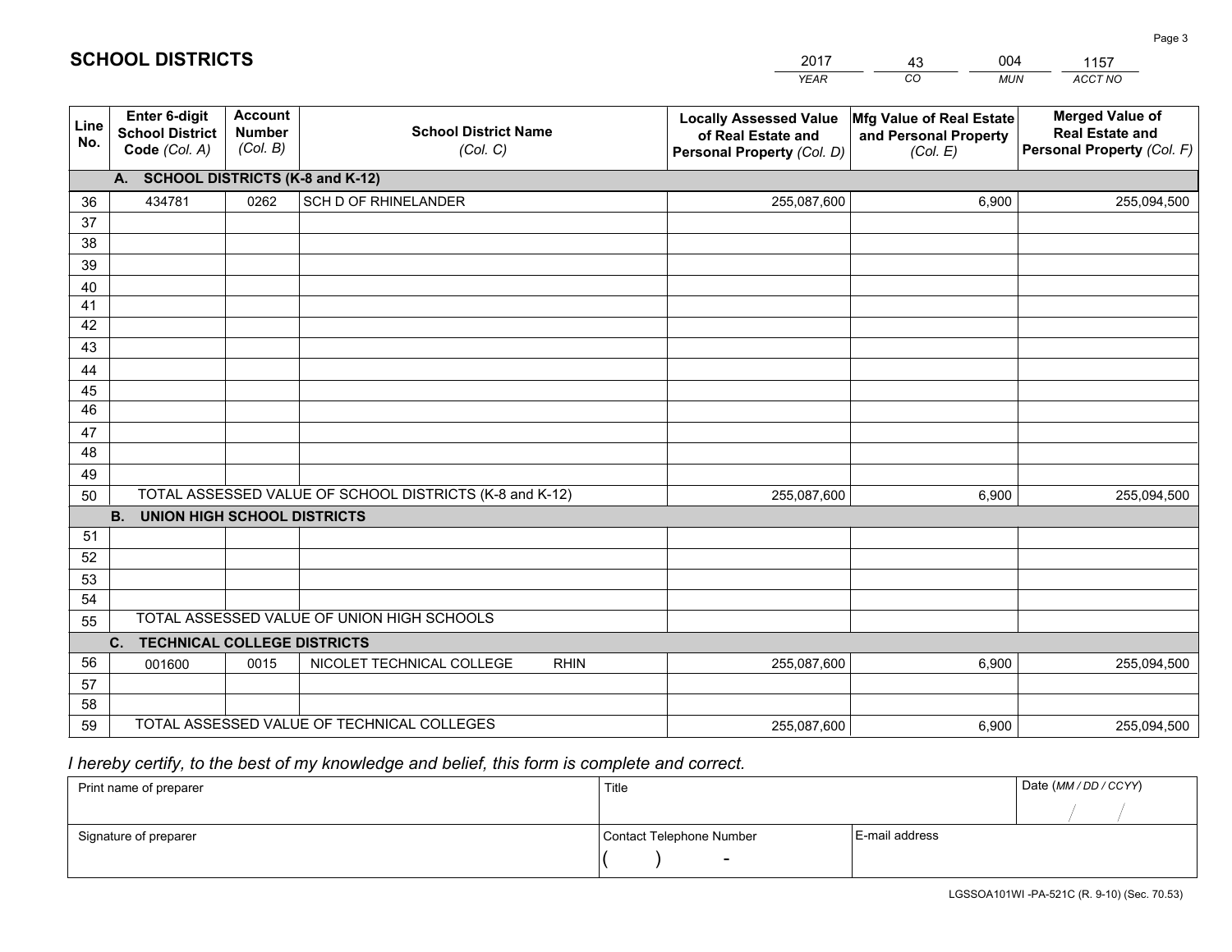# SCHOOL DISTRICTS

| YEAR | CO | MUN | ACCT NO |
|---|---|---|---|
| 2017 | 43 | 004 | 1157 |

| Line No. | Enter 6-digit School District Code (Col. A) | Account Number (Col. B) | School District Name (Col. C) | Locally Assessed Value of Real Estate and Personal Property (Col. D) | Mfg Value of Real Estate and Personal Property (Col. E) | Merged Value of Real Estate and Personal Property (Col. F) |
|---|---|---|---|---|---|---|
| | **A. SCHOOL DISTRICTS (K-8 and K-12)** | | | | | |
| 36 | 434781 | 0262 | SCH D OF RHINELANDER | 255,087,600 | 6,900 | 255,094,500 |
| 37 | | | | | | |
| 38 | | | | | | |
| 39 | | | | | | |
| 40 | | | | | | |
| 41 | | | | | | |
| 42 | | | | | | |
| 43 | | | | | | |
| 44 | | | | | | |
| 45 | | | | | | |
| 46 | | | | | | |
| 47 | | | | | | |
| 48 | | | | | | |
| 49 | | | | | | |
| 50 | TOTAL ASSESSED VALUE OF SCHOOL DISTRICTS (K-8 and K-12) | | | 255,087,600 | 6,900 | 255,094,500 |
| | **B. UNION HIGH SCHOOL DISTRICTS** | | | | | |
| 51 | | | | | | |
| 52 | | | | | | |
| 53 | | | | | | |
| 54 | | | | | | |
| 55 | TOTAL ASSESSED VALUE OF UNION HIGH SCHOOLS | | | | | |
| | **C. TECHNICAL COLLEGE DISTRICTS** | | | | | |
| 56 | 001600 | 0015 | NICOLET TECHNICAL COLLEGE RHIN | 255,087,600 | 6,900 | 255,094,500 |
| 57 | | | | | | |
| 58 | | | | | | |
| 59 | TOTAL ASSESSED VALUE OF TECHNICAL COLLEGES | | | 255,087,600 | 6,900 | 255,094,500 |

*I hereby certify, to the best of my knowledge and belief, this form is complete and correct.*

| Print name of preparer | Title | | Date (MM / DD / CCYY) |
|---|---|---|---|
| | | | / / |
| Signature of preparer | Contact Telephone Number | E-mail address | |
| | ( ) - | | |

LGSSOA101WI -PA-521C (R. 9-10) (Sec. 70.53)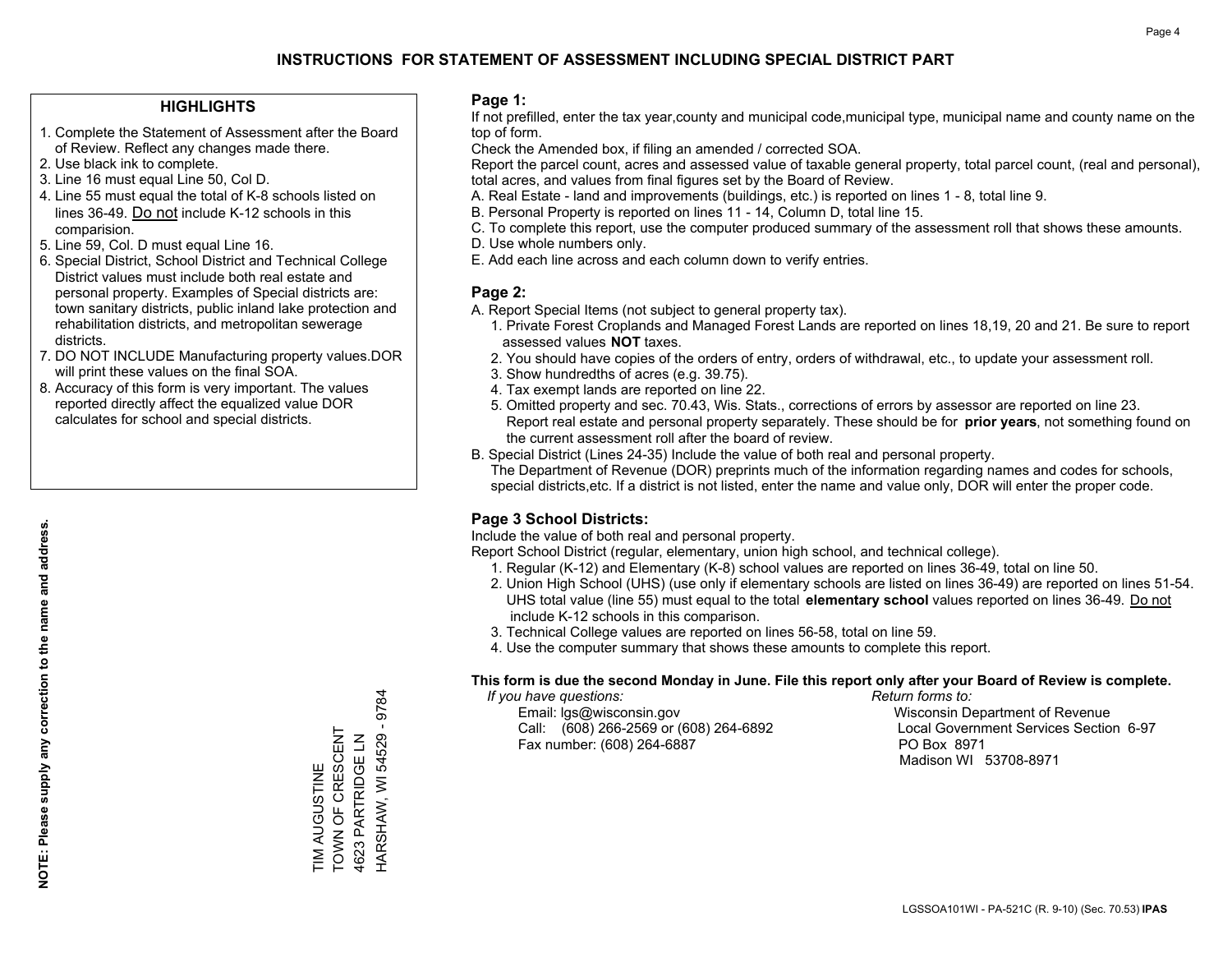# INSTRUCTIONS FOR STATEMENT OF ASSESSMENT INCLUDING SPECIAL DISTRICT PART

### HIGHLIGHTS

1. Complete the Statement of Assessment after the Board of Review. Reflect any changes made there.
2. Use black ink to complete.
3. Line 16 must equal Line 50, Col D.
4. Line 55 must equal the total of K-8 schools listed on lines 36-49. Do not include K-12 schools in this comparision.
5. Line 59, Col. D must equal Line 16.
6. Special District, School District and Technical College District values must include both real estate and personal property. Examples of Special districts are: town sanitary districts, public inland lake protection and rehabilitation districts, and metropolitan sewerage districts.
7. DO NOT INCLUDE Manufacturing property values.DOR will print these values on the final SOA.
8. Accuracy of this form is very important. The values reported directly affect the equalized value DOR calculates for school and special districts.

**NOTE: Please supply any correction to the name and address.**

TIM AUGUSTINE
TOWN OF CRESCENT
4623 PARTRIDGE LN
HARSHAW, WI 54529 - 9784

### Page 1:

If not prefilled, enter the tax year,county and municipal code,municipal type, municipal name and county name on the top of form.

Check the Amended box, if filing an amended / corrected SOA.

Report the parcel count, acres and assessed value of taxable general property, total parcel count, (real and personal), total acres, and values from final figures set by the Board of Review.

A. Real Estate - land and improvements (buildings, etc.) is reported on lines 1 - 8, total line 9.
B. Personal Property is reported on lines 11 - 14, Column D, total line 15.
C. To complete this report, use the computer produced summary of the assessment roll that shows these amounts.
D. Use whole numbers only.
E. Add each line across and each column down to verify entries.

### Page 2:

A. Report Special Items (not subject to general property tax).
   1. Private Forest Croplands and Managed Forest Lands are reported on lines 18,19, 20 and 21. Be sure to report assessed values **NOT** taxes.
   2. You should have copies of the orders of entry, orders of withdrawal, etc., to update your assessment roll.
   3. Show hundredths of acres (e.g. 39.75).
   4. Tax exempt lands are reported on line 22.
   5. Omitted property and sec. 70.43, Wis. Stats., corrections of errors by assessor are reported on line 23. Report real estate and personal property separately. These should be for **prior years**, not something found on the current assessment roll after the board of review.
B. Special District (Lines 24-35) Include the value of both real and personal property.
   The Department of Revenue (DOR) preprints much of the information regarding names and codes for schools, special districts,etc. If a district is not listed, enter the name and value only, DOR will enter the proper code.

### Page 3 School Districts:

Include the value of both real and personal property.

Report School District (regular, elementary, union high school, and technical college).

1. Regular (K-12) and Elementary (K-8) school values are reported on lines 36-49, total on line 50.
2. Union High School (UHS) (use only if elementary schools are listed on lines 36-49) are reported on lines 51-54. UHS total value (line 55) must equal to the total **elementary school** values reported on lines 36-49. Do not include K-12 schools in this comparison.
3. Technical College values are reported on lines 56-58, total on line 59.
4. Use the computer summary that shows these amounts to complete this report.

**This form is due the second Monday in June. File this report only after your Board of Review is complete.**

*If you have questions:*
Email: lgs@wisconsin.gov
Call: (608) 266-2569 or (608) 264-6892
Fax number: (608) 264-6887

*Return forms to:*
Wisconsin Department of Revenue
Local Government Services Section 6-97
PO Box 8971
Madison WI 53708-8971

LGSSOA101WI - PA-521C (R. 9-10) (Sec. 70.53) **IPAS**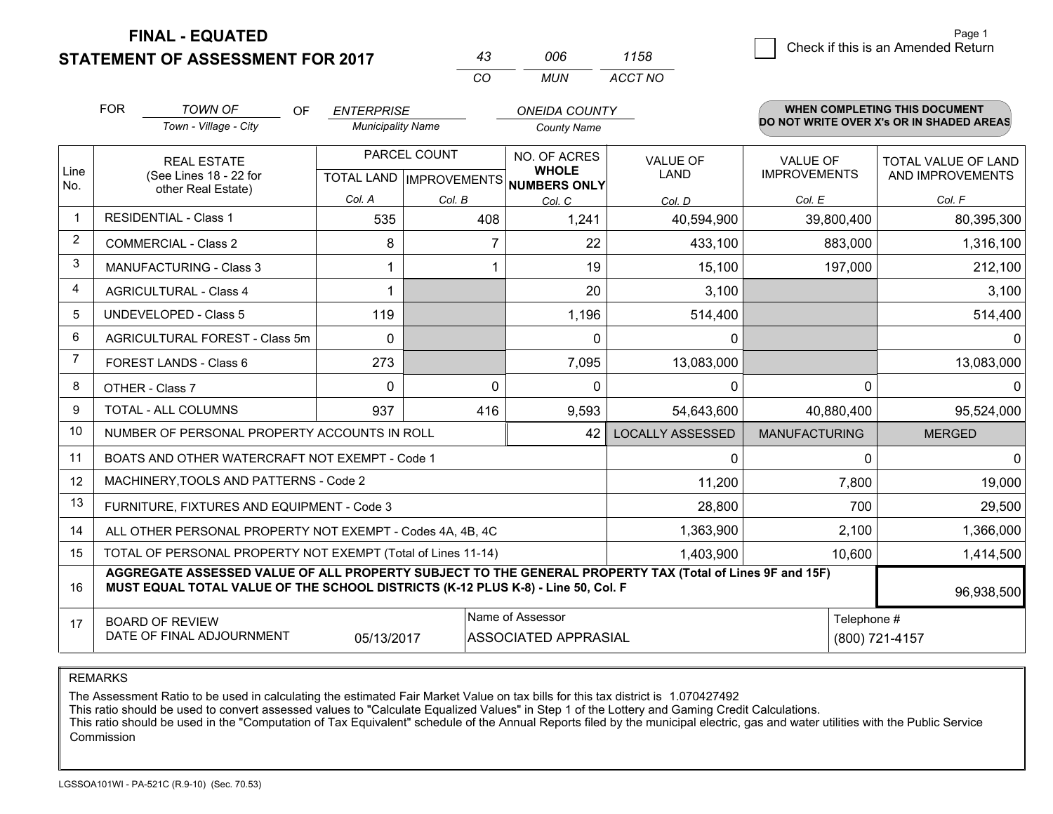# FINAL - EQUATED
# STATEMENT OF ASSESSMENT FOR 2017

| 43 | 006 | 1158 |
|---|---|---|
| CO | MUN | ACCT NO |

Page 1

☐ Check if this is an Amended Return

FOR *TOWN OF* (Town - Village - City) OF *ENTERPRISE* (Municipality Name) *ONEIDA COUNTY* (County Name)

**WHEN COMPLETING THIS DOCUMENT DO NOT WRITE OVER X's OR IN SHADED AREAS**

| Line No. | REAL ESTATE (See Lines 18 - 22 for other Real Estate) | PARCEL COUNT TOTAL LAND Col. A | PARCEL COUNT IMPROVEMENTS Col. B | NO. OF ACRES WHOLE NUMBERS ONLY Col. C | VALUE OF LAND Col. D | VALUE OF IMPROVEMENTS Col. E | TOTAL VALUE OF LAND AND IMPROVEMENTS Col. F |
|---|---|---|---|---|---|---|---|
| 1 | RESIDENTIAL - Class 1 | 535 | 408 | 1,241 | 40,594,900 | 39,800,400 | 80,395,300 |
| 2 | COMMERCIAL - Class 2 | 8 | 7 | 22 | 433,100 | 883,000 | 1,316,100 |
| 3 | MANUFACTURING - Class 3 | 1 | 1 | 19 | 15,100 | 197,000 | 212,100 |
| 4 | AGRICULTURAL - Class 4 | 1 | | 20 | 3,100 | | 3,100 |
| 5 | UNDEVELOPED - Class 5 | 119 | | 1,196 | 514,400 | | 514,400 |
| 6 | AGRICULTURAL FOREST - Class 5m | 0 | | 0 | 0 | | 0 |
| 7 | FOREST LANDS - Class 6 | 273 | | 7,095 | 13,083,000 | | 13,083,000 |
| 8 | OTHER - Class 7 | 0 | 0 | 0 | 0 | 0 | 0 |
| 9 | TOTAL - ALL COLUMNS | 937 | 416 | 9,593 | 54,643,600 | 40,880,400 | 95,524,000 |
| 10 | NUMBER OF PERSONAL PROPERTY ACCOUNTS IN ROLL | | | 42 | LOCALLY ASSESSED | MANUFACTURING | MERGED |
| 11 | BOATS AND OTHER WATERCRAFT NOT EXEMPT - Code 1 | | | | 0 | 0 | 0 |
| 12 | MACHINERY,TOOLS AND PATTERNS - Code 2 | | | | 11,200 | 7,800 | 19,000 |
| 13 | FURNITURE, FIXTURES AND EQUIPMENT - Code 3 | | | | 28,800 | 700 | 29,500 |
| 14 | ALL OTHER PERSONAL PROPERTY NOT EXEMPT - Codes 4A, 4B, 4C | | | | 1,363,900 | 2,100 | 1,366,000 |
| 15 | TOTAL OF PERSONAL PROPERTY NOT EXEMPT (Total of Lines 11-14) | | | | 1,403,900 | 10,600 | 1,414,500 |
| 16 | **AGGREGATE ASSESSED VALUE OF ALL PROPERTY SUBJECT TO THE GENERAL PROPERTY TAX (Total of Lines 9F and 15F) MUST EQUAL TOTAL VALUE OF THE SCHOOL DISTRICTS (K-12 PLUS K-8) - Line 50, Col. F** | | | | | | 96,938,500 |
| 17 | BOARD OF REVIEW DATE OF FINAL ADJOURNMENT | 05/13/2017 | Name of Assessor: ASSOCIATED APPRASIAL | | | Telephone #: (800) 721-4157 | |

REMARKS

The Assessment Ratio to be used in calculating the estimated Fair Market Value on tax bills for this tax district is 1.070427492
This ratio should be used to convert assessed values to "Calculate Equalized Values" in Step 1 of the Lottery and Gaming Credit Calculations.
This ratio should be used in the "Computation of Tax Equivalent" schedule of the Annual Reports filed by the municipal electric, gas and water utilities with the Public Service Commission

LGSSOA101WI - PA-521C (R.9-10) (Sec. 70.53)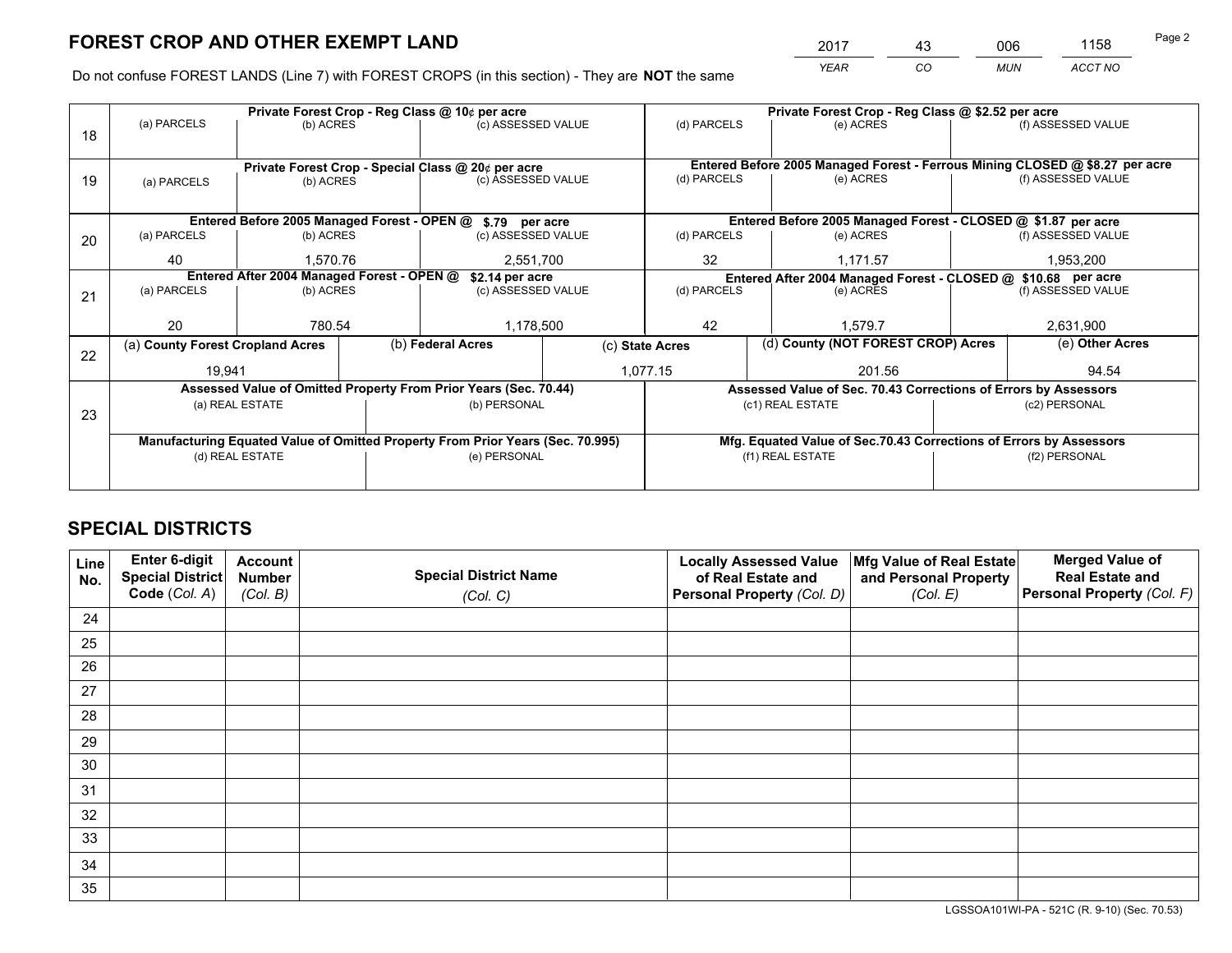# FOREST CROP AND OTHER EXEMPT LAND

| 2017 | 43 | 006 | 1158 |
|---|---|---|---|
| YEAR | CO | MUN | ACCT NO |

Do not confuse FOREST LANDS (Line 7) with FOREST CROPS (in this section) - They are **NOT** the same

| Line | Private Forest Crop - Reg Class @ 10¢ per acre | | | Private Forest Crop - Reg Class @ $2.52 per acre | | |
|---|---|---|---|---|---|---|
| 18 | (a) PARCELS | (b) ACRES | (c) ASSESSED VALUE | (d) PARCELS | (e) ACRES | (f) ASSESSED VALUE |
| | | | | | | |
| | **Private Forest Crop - Special Class @ 20¢ per acre** | | | **Entered Before 2005 Managed Forest - Ferrous Mining CLOSED @ $8.27 per acre** | | |
| 19 | (a) PARCELS | (b) ACRES | (c) ASSESSED VALUE | (d) PARCELS | (e) ACRES | (f) ASSESSED VALUE |
| | | | | | | |
| | **Entered Before 2005 Managed Forest - OPEN @ $.79 per acre** | | | **Entered Before 2005 Managed Forest - CLOSED @ $1.87 per acre** | | |
| 20 | (a) PARCELS | (b) ACRES | (c) ASSESSED VALUE | (d) PARCELS | (e) ACRES | (f) ASSESSED VALUE |
| | 40 | 1,570.76 | 2,551,700 | 32 | 1,171.57 | 1,953,200 |
| | **Entered After 2004 Managed Forest - OPEN @ $2.14 per acre** | | | **Entered After 2004 Managed Forest - CLOSED @ $10.68 per acre** | | |
| 21 | (a) PARCELS | (b) ACRES | (c) ASSESSED VALUE | (d) PARCELS | (e) ACRES | (f) ASSESSED VALUE |
| | 20 | 780.54 | 1,178,500 | 42 | 1,579.7 | 2,631,900 |

| Line | (a) County Forest Cropland Acres | (b) Federal Acres | (c) State Acres | (d) County (NOT FOREST CROP) Acres | (e) Other Acres |
|---|---|---|---|---|---|
| 22 | 19,941 | | 1,077.15 | 201.56 | 94.54 |

| Line | Assessed Value of Omitted Property From Prior Years (Sec. 70.44) | | Assessed Value of Sec. 70.43 Corrections of Errors by Assessors | |
|---|---|---|---|---|
| 23 | (a) REAL ESTATE | (b) PERSONAL | (c1) REAL ESTATE | (c2) PERSONAL |
| | | | | |
| | **Manufacturing Equated Value of Omitted Property From Prior Years (Sec. 70.995)** | | **Mfg. Equated Value of Sec.70.43 Corrections of Errors by Assessors** | |
| | (d) REAL ESTATE | (e) PERSONAL | (f1) REAL ESTATE | (f2) PERSONAL |
| | | | | |

# SPECIAL DISTRICTS

| Line No. | Enter 6-digit Special District Code (Col. A) | Account Number (Col. B) | Special District Name (Col. C) | Locally Assessed Value of Real Estate and Personal Property (Col. D) | Mfg Value of Real Estate and Personal Property (Col. E) | Merged Value of Real Estate and Personal Property (Col. F) |
|---|---|---|---|---|---|---|
| 24 | | | | | | |
| 25 | | | | | | |
| 26 | | | | | | |
| 27 | | | | | | |
| 28 | | | | | | |
| 29 | | | | | | |
| 30 | | | | | | |
| 31 | | | | | | |
| 32 | | | | | | |
| 33 | | | | | | |
| 34 | | | | | | |
| 35 | | | | | | |

LGSSOA101WI-PA - 521C (R. 9-10) (Sec. 70.53)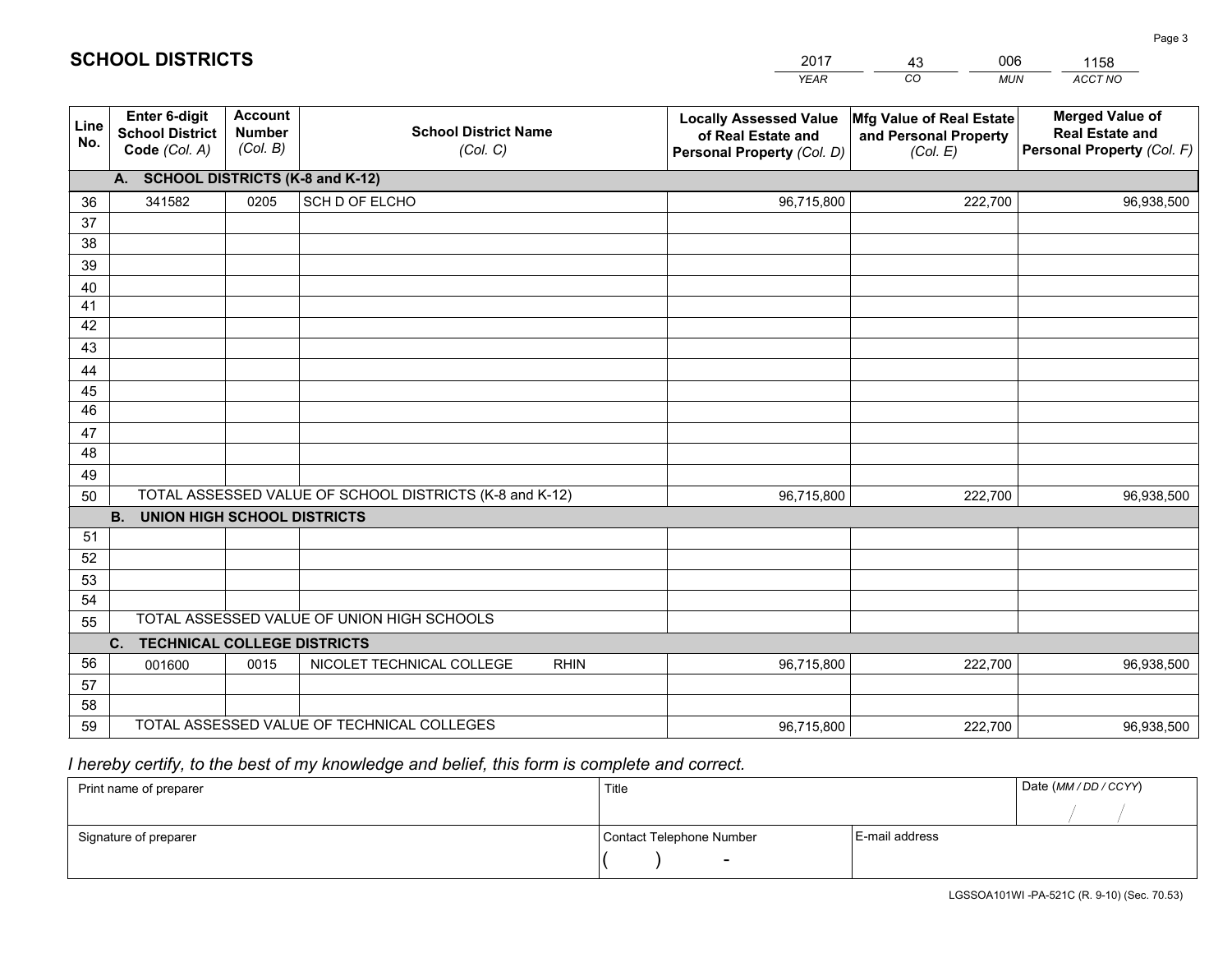# SCHOOL DISTRICTS

| 2017 | 43 | 006 | 1158 |
|---|---|---|---|
| *YEAR* | *CO* | *MUN* | *ACCT NO* |

| Line No. | Enter 6-digit School District Code *(Col. A)* | Account Number *(Col. B)* | School District Name *(Col. C)* | Locally Assessed Value of Real Estate and Personal Property *(Col. D)* | Mfg Value of Real Estate and Personal Property *(Col. E)* | Merged Value of Real Estate and Personal Property *(Col. F)* |
|---|---|---|---|---|---|---|
| | **A. SCHOOL DISTRICTS (K-8 and K-12)** | | | | | |
| 36 | 341582 | 0205 | SCH D OF ELCHO | 96,715,800 | 222,700 | 96,938,500 |
| 37 | | | | | | |
| 38 | | | | | | |
| 39 | | | | | | |
| 40 | | | | | | |
| 41 | | | | | | |
| 42 | | | | | | |
| 43 | | | | | | |
| 44 | | | | | | |
| 45 | | | | | | |
| 46 | | | | | | |
| 47 | | | | | | |
| 48 | | | | | | |
| 49 | | | | | | |
| 50 | TOTAL ASSESSED VALUE OF SCHOOL DISTRICTS (K-8 and K-12) | | | 96,715,800 | 222,700 | 96,938,500 |
| | **B. UNION HIGH SCHOOL DISTRICTS** | | | | | |
| 51 | | | | | | |
| 52 | | | | | | |
| 53 | | | | | | |
| 54 | | | | | | |
| 55 | TOTAL ASSESSED VALUE OF UNION HIGH SCHOOLS | | | | | |
| | **C. TECHNICAL COLLEGE DISTRICTS** | | | | | |
| 56 | 001600 | 0015 | NICOLET TECHNICAL COLLEGE RHIN | 96,715,800 | 222,700 | 96,938,500 |
| 57 | | | | | | |
| 58 | | | | | | |
| 59 | TOTAL ASSESSED VALUE OF TECHNICAL COLLEGES | | | 96,715,800 | 222,700 | 96,938,500 |

*I hereby certify, to the best of my knowledge and belief, this form is complete and correct.*

| Print name of preparer | Title | | Date *(MM / DD / CCYY)* |
|---|---|---|---|
| | | | / / |
| Signature of preparer | Contact Telephone Number | E-mail address | |
| | ( ) - | | |

LGSSOA101WI -PA-521C (R. 9-10) (Sec. 70.53)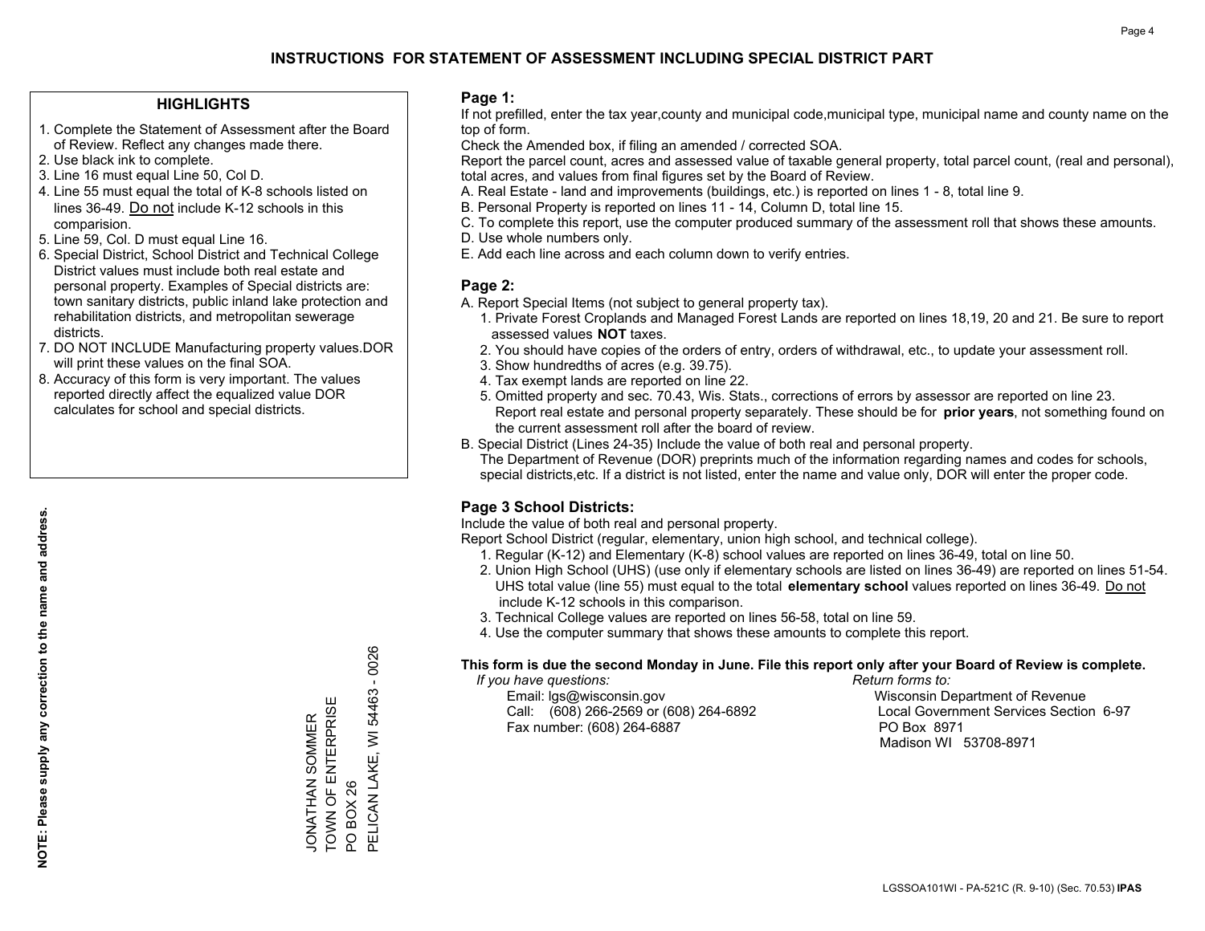# INSTRUCTIONS FOR STATEMENT OF ASSESSMENT INCLUDING SPECIAL DISTRICT PART

## HIGHLIGHTS

1. Complete the Statement of Assessment after the Board of Review. Reflect any changes made there.
2. Use black ink to complete.
3. Line 16 must equal Line 50, Col D.
4. Line 55 must equal the total of K-8 schools listed on lines 36-49. Do not include K-12 schools in this comparision.
5. Line 59, Col. D must equal Line 16.
6. Special District, School District and Technical College District values must include both real estate and personal property. Examples of Special districts are: town sanitary districts, public inland lake protection and rehabilitation districts, and metropolitan sewerage districts.
7. DO NOT INCLUDE Manufacturing property values.DOR will print these values on the final SOA.
8. Accuracy of this form is very important. The values reported directly affect the equalized value DOR calculates for school and special districts.

**NOTE: Please supply any correction to the name and address.**

JONATHAN SOMMER
TOWN OF ENTERPRISE
PO BOX 26
PELICAN LAKE, WI 54463 - 0026

## Page 1:

If not prefilled, enter the tax year,county and municipal code,municipal type, municipal name and county name on the top of form.

Check the Amended box, if filing an amended / corrected SOA.

Report the parcel count, acres and assessed value of taxable general property, total parcel count, (real and personal), total acres, and values from final figures set by the Board of Review.

A. Real Estate - land and improvements (buildings, etc.) is reported on lines 1 - 8, total line 9.
B. Personal Property is reported on lines 11 - 14, Column D, total line 15.
C. To complete this report, use the computer produced summary of the assessment roll that shows these amounts.
D. Use whole numbers only.
E. Add each line across and each column down to verify entries.

## Page 2:

A. Report Special Items (not subject to general property tax).
   1. Private Forest Croplands and Managed Forest Lands are reported on lines 18,19, 20 and 21. Be sure to report assessed values **NOT** taxes.
   2. You should have copies of the orders of entry, orders of withdrawal, etc., to update your assessment roll.
   3. Show hundredths of acres (e.g. 39.75).
   4. Tax exempt lands are reported on line 22.
   5. Omitted property and sec. 70.43, Wis. Stats., corrections of errors by assessor are reported on line 23. Report real estate and personal property separately. These should be for **prior years**, not something found on the current assessment roll after the board of review.
B. Special District (Lines 24-35) Include the value of both real and personal property.
   The Department of Revenue (DOR) preprints much of the information regarding names and codes for schools, special districts,etc. If a district is not listed, enter the name and value only, DOR will enter the proper code.

## Page 3 School Districts:

Include the value of both real and personal property.

Report School District (regular, elementary, union high school, and technical college).

1. Regular (K-12) and Elementary (K-8) school values are reported on lines 36-49, total on line 50.
2. Union High School (UHS) (use only if elementary schools are listed on lines 36-49) are reported on lines 51-54. UHS total value (line 55) must equal to the total **elementary school** values reported on lines 36-49. Do not include K-12 schools in this comparison.
3. Technical College values are reported on lines 56-58, total on line 59.
4. Use the computer summary that shows these amounts to complete this report.

**This form is due the second Monday in June. File this report only after your Board of Review is complete.**

*If you have questions:*
Email: lgs@wisconsin.gov
Call: (608) 266-2569 or (608) 264-6892
Fax number: (608) 264-6887

*Return forms to:*
Wisconsin Department of Revenue
Local Government Services Section 6-97
PO Box 8971
Madison WI 53708-8971

LGSSOA101WI - PA-521C (R. 9-10) (Sec. 70.53) **IPAS**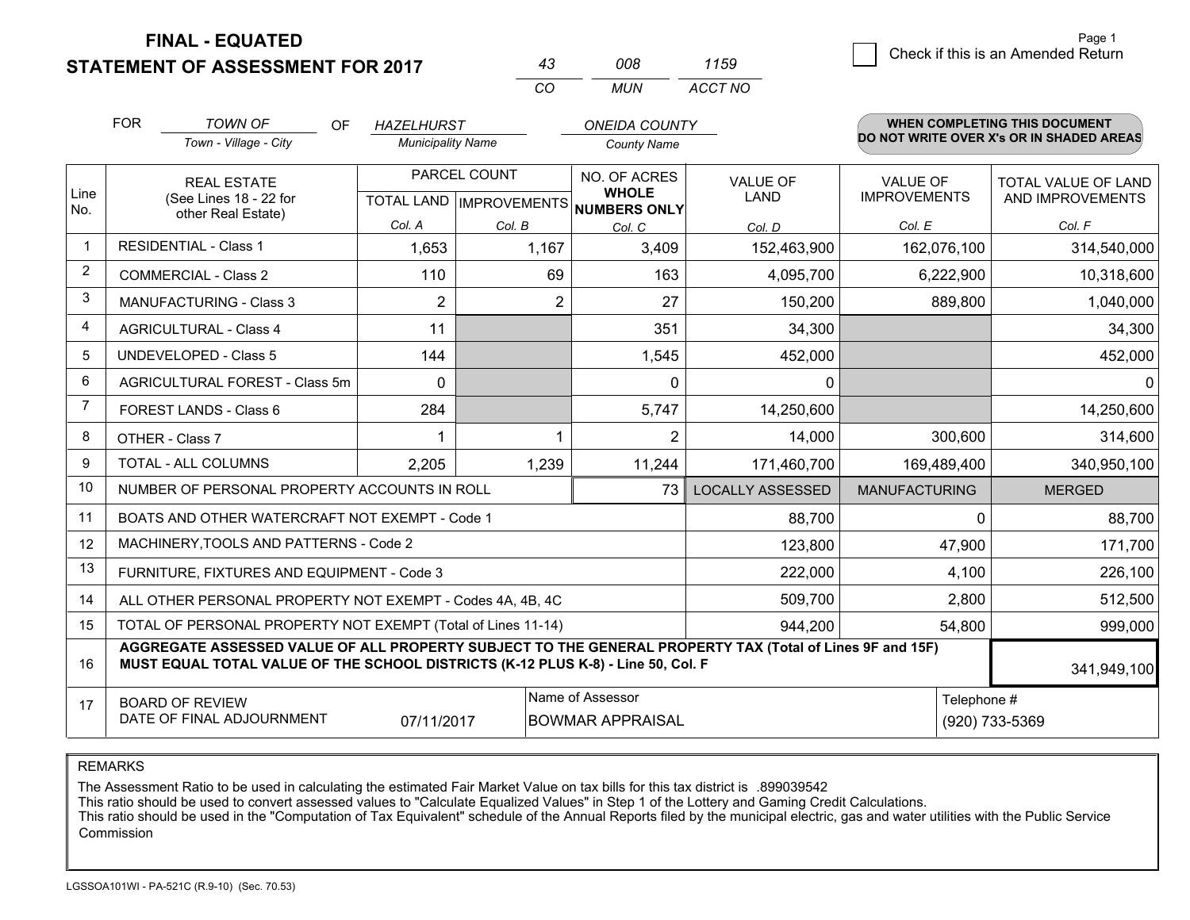# FINAL - EQUATED
## STATEMENT OF ASSESSMENT FOR 2017

| 43 | 008 | 1159 |
|---|---|---|
| CO | MUN | ACCT NO |

☐ Check if this is an Amended Return

FOR *TOWN OF* (Town - Village - City) OF *HAZELHURST* (Municipality Name) *ONEIDA COUNTY* (County Name)

**WHEN COMPLETING THIS DOCUMENT DO NOT WRITE OVER X's OR IN SHADED AREAS**

| Line No. | REAL ESTATE (See Lines 18 - 22 for other Real Estate) | PARCEL COUNT TOTAL LAND Col. A | PARCEL COUNT IMPROVEMENTS Col. B | NO. OF ACRES WHOLE NUMBERS ONLY Col. C | VALUE OF LAND Col. D | VALUE OF IMPROVEMENTS Col. E | TOTAL VALUE OF LAND AND IMPROVEMENTS Col. F |
|---|---|---|---|---|---|---|---|
| 1 | RESIDENTIAL - Class 1 | 1,653 | 1,167 | 3,409 | 152,463,900 | 162,076,100 | 314,540,000 |
| 2 | COMMERCIAL - Class 2 | 110 | 69 | 163 | 4,095,700 | 6,222,900 | 10,318,600 |
| 3 | MANUFACTURING - Class 3 | 2 | 2 | 27 | 150,200 | 889,800 | 1,040,000 |
| 4 | AGRICULTURAL - Class 4 | 11 | | 351 | 34,300 | | 34,300 |
| 5 | UNDEVELOPED - Class 5 | 144 | | 1,545 | 452,000 | | 452,000 |
| 6 | AGRICULTURAL FOREST - Class 5m | 0 | | 0 | 0 | | 0 |
| 7 | FOREST LANDS - Class 6 | 284 | | 5,747 | 14,250,600 | | 14,250,600 |
| 8 | OTHER - Class 7 | 1 | 1 | 2 | 14,000 | 300,600 | 314,600 |
| 9 | TOTAL - ALL COLUMNS | 2,205 | 1,239 | 11,244 | 171,460,700 | 169,489,400 | 340,950,100 |
| 10 | NUMBER OF PERSONAL PROPERTY ACCOUNTS IN ROLL | | | 73 | LOCALLY ASSESSED | MANUFACTURING | MERGED |
| 11 | BOATS AND OTHER WATERCRAFT NOT EXEMPT - Code 1 | | | | 88,700 | 0 | 88,700 |
| 12 | MACHINERY,TOOLS AND PATTERNS - Code 2 | | | | 123,800 | 47,900 | 171,700 |
| 13 | FURNITURE, FIXTURES AND EQUIPMENT - Code 3 | | | | 222,000 | 4,100 | 226,100 |
| 14 | ALL OTHER PERSONAL PROPERTY NOT EXEMPT - Codes 4A, 4B, 4C | | | | 509,700 | 2,800 | 512,500 |
| 15 | TOTAL OF PERSONAL PROPERTY NOT EXEMPT (Total of Lines 11-14) | | | | 944,200 | 54,800 | 999,000 |
| 16 | **AGGREGATE ASSESSED VALUE OF ALL PROPERTY SUBJECT TO THE GENERAL PROPERTY TAX (Total of Lines 9F and 15F) MUST EQUAL TOTAL VALUE OF THE SCHOOL DISTRICTS (K-12 PLUS K-8) - Line 50, Col. F** | | | | | | 341,949,100 |
| 17 | BOARD OF REVIEW DATE OF FINAL ADJOURNMENT | 07/11/2017 | Name of Assessor | BOWMAR APPRAISAL | | Telephone # | (920) 733-5369 |

REMARKS

The Assessment Ratio to be used in calculating the estimated Fair Market Value on tax bills for this tax district is .899039542
This ratio should be used to convert assessed values to "Calculate Equalized Values" in Step 1 of the Lottery and Gaming Credit Calculations.
This ratio should be used in the "Computation of Tax Equivalent" schedule of the Annual Reports filed by the municipal electric, gas and water utilities with the Public Service Commission

LGSSOA101WI - PA-521C (R.9-10) (Sec. 70.53)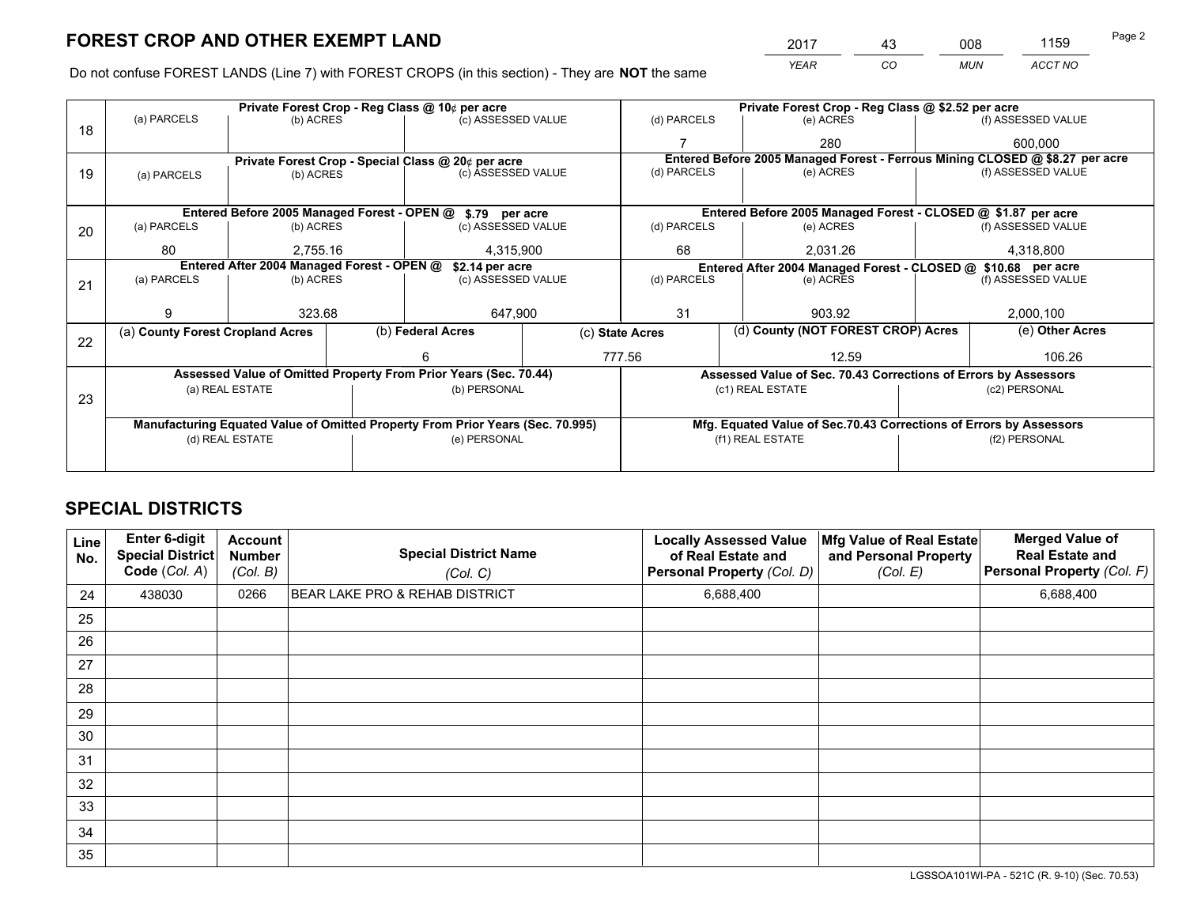# FOREST CROP AND OTHER EXEMPT LAND

| 2017 | 43 | 008 | 1159 |
|---|---|---|---|
| *YEAR* | *CO* | *MUN* | *ACCT NO* |

Do not confuse FOREST LANDS (Line 7) with FOREST CROPS (in this section) - They are **NOT** the same

| Line | Private Forest Crop - Reg Class @ 10¢ per acre | | | Private Forest Crop - Reg Class @ $2.52 per acre | | |
|---|---|---|---|---|---|---|
| | (a) PARCELS | (b) ACRES | (c) ASSESSED VALUE | (d) PARCELS | (e) ACRES | (f) ASSESSED VALUE |
| 18 | | | | 7 | 280 | 600,000 |
| | **Private Forest Crop - Special Class @ 20¢ per acre** | | | **Entered Before 2005 Managed Forest - Ferrous Mining CLOSED @ $8.27 per acre** | | |
| | (a) PARCELS | (b) ACRES | (c) ASSESSED VALUE | (d) PARCELS | (e) ACRES | (f) ASSESSED VALUE |
| 19 | | | | | | |
| | **Entered Before 2005 Managed Forest - OPEN @ $.79 per acre** | | | **Entered Before 2005 Managed Forest - CLOSED @ $1.87 per acre** | | |
| | (a) PARCELS | (b) ACRES | (c) ASSESSED VALUE | (d) PARCELS | (e) ACRES | (f) ASSESSED VALUE |
| 20 | 80 | 2,755.16 | 4,315,900 | 68 | 2,031.26 | 4,318,800 |
| | **Entered After 2004 Managed Forest - OPEN @ $2.14 per acre** | | | **Entered After 2004 Managed Forest - CLOSED @ $10.68 per acre** | | |
| | (a) PARCELS | (b) ACRES | (c) ASSESSED VALUE | (d) PARCELS | (e) ACRES | (f) ASSESSED VALUE |
| 21 | 9 | 323.68 | 647,900 | 31 | 903.92 | 2,000,100 |

| Line | (a) County Forest Cropland Acres | (b) Federal Acres | (c) State Acres | (d) County (NOT FOREST CROP) Acres | (e) Other Acres |
|---|---|---|---|---|---|
| 22 | | 6 | 777.56 | 12.59 | 106.26 |

| Line | Assessed Value of Omitted Property From Prior Years (Sec. 70.44) | | Assessed Value of Sec. 70.43 Corrections of Errors by Assessors | |
|---|---|---|---|---|
| | (a) REAL ESTATE | (b) PERSONAL | (c1) REAL ESTATE | (c2) PERSONAL |
| 23 | | | | |
| | **Manufacturing Equated Value of Omitted Property From Prior Years (Sec. 70.995)** | | **Mfg. Equated Value of Sec.70.43 Corrections of Errors by Assessors** | |
| | (d) REAL ESTATE | (e) PERSONAL | (f1) REAL ESTATE | (f2) PERSONAL |
| | | | | |

# SPECIAL DISTRICTS

| Line No. | Enter 6-digit Special District Code (*Col. A*) | Account Number (*Col. B*) | Special District Name (*Col. C*) | Locally Assessed Value of Real Estate and Personal Property (*Col. D*) | Mfg Value of Real Estate and Personal Property (*Col. E*) | Merged Value of Real Estate and Personal Property (*Col. F*) |
|---|---|---|---|---|---|---|
| 24 | 438030 | 0266 | BEAR LAKE PRO & REHAB DISTRICT | 6,688,400 | | 6,688,400 |
| 25 | | | | | | |
| 26 | | | | | | |
| 27 | | | | | | |
| 28 | | | | | | |
| 29 | | | | | | |
| 30 | | | | | | |
| 31 | | | | | | |
| 32 | | | | | | |
| 33 | | | | | | |
| 34 | | | | | | |
| 35 | | | | | | |

LGSSOA101WI-PA - 521C (R. 9-10) (Sec. 70.53)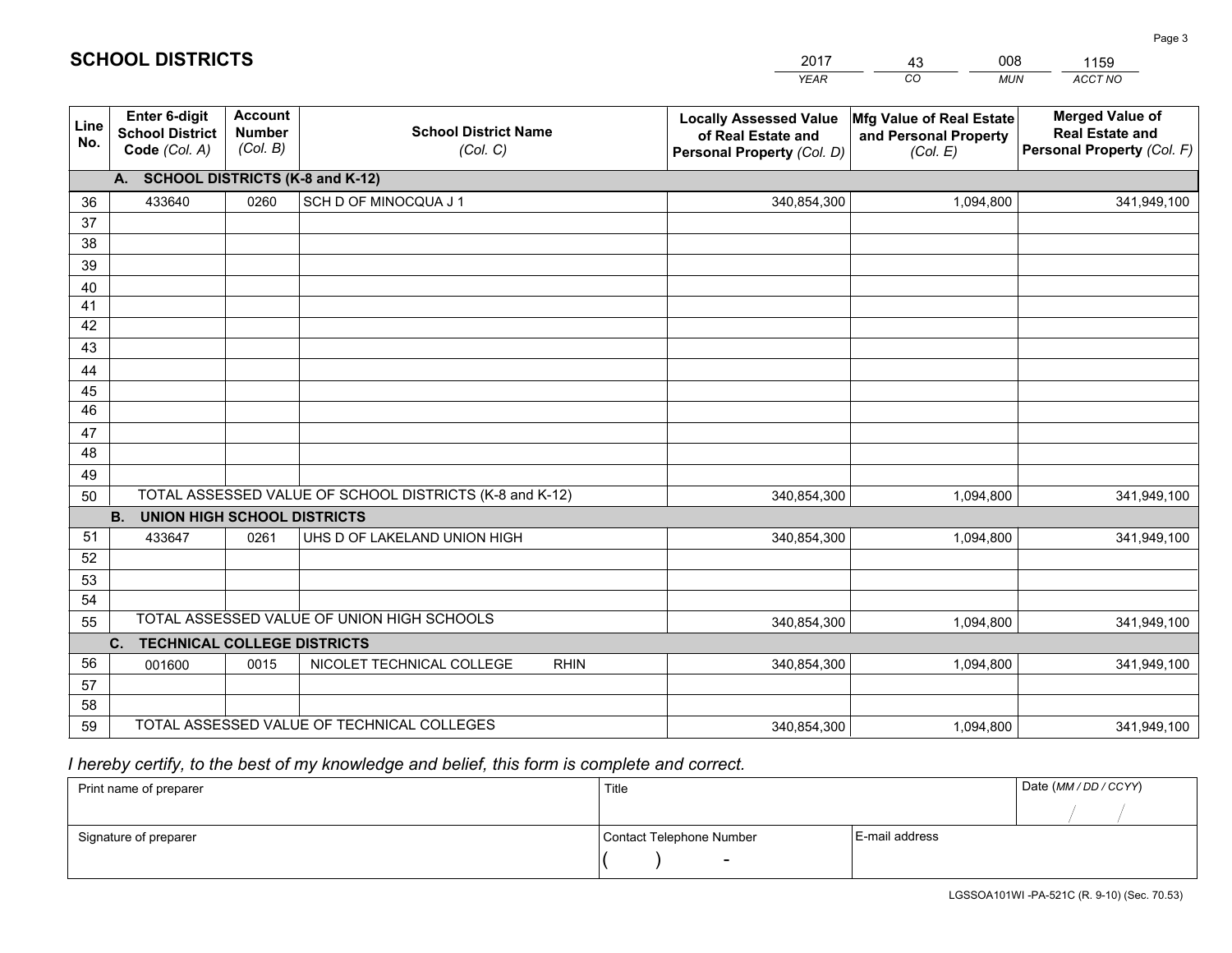## SCHOOL DISTRICTS

| 2017 | 43 | 008 | 1159 |
|---|---|---|---|
| YEAR | CO | MUN | ACCT NO |

| Line No. | Enter 6-digit School District Code (Col. A) | Account Number (Col. B) | School District Name (Col. C) | Locally Assessed Value of Real Estate and Personal Property (Col. D) | Mfg Value of Real Estate and Personal Property (Col. E) | Merged Value of Real Estate and Personal Property (Col. F) |
|---|---|---|---|---|---|---|
| | **A. SCHOOL DISTRICTS (K-8 and K-12)** | | | | | |
| 36 | 433640 | 0260 | SCH D OF MINOCQUA J 1 | 340,854,300 | 1,094,800 | 341,949,100 |
| 37 | | | | | | |
| 38 | | | | | | |
| 39 | | | | | | |
| 40 | | | | | | |
| 41 | | | | | | |
| 42 | | | | | | |
| 43 | | | | | | |
| 44 | | | | | | |
| 45 | | | | | | |
| 46 | | | | | | |
| 47 | | | | | | |
| 48 | | | | | | |
| 49 | | | | | | |
| 50 | TOTAL ASSESSED VALUE OF SCHOOL DISTRICTS (K-8 and K-12) | | | 340,854,300 | 1,094,800 | 341,949,100 |
| | **B. UNION HIGH SCHOOL DISTRICTS** | | | | | |
| 51 | 433647 | 0261 | UHS D OF LAKELAND UNION HIGH | 340,854,300 | 1,094,800 | 341,949,100 |
| 52 | | | | | | |
| 53 | | | | | | |
| 54 | | | | | | |
| 55 | TOTAL ASSESSED VALUE OF UNION HIGH SCHOOLS | | | 340,854,300 | 1,094,800 | 341,949,100 |
| | **C. TECHNICAL COLLEGE DISTRICTS** | | | | | |
| 56 | 001600 | 0015 | NICOLET TECHNICAL COLLEGE RHIN | 340,854,300 | 1,094,800 | 341,949,100 |
| 57 | | | | | | |
| 58 | | | | | | |
| 59 | TOTAL ASSESSED VALUE OF TECHNICAL COLLEGES | | | 340,854,300 | 1,094,800 | 341,949,100 |

*I hereby certify, to the best of my knowledge and belief, this form is complete and correct.*

| Print name of preparer | Title | | Date (MM / DD / CCYY) |
|---|---|---|---|
| | | | / / |
| Signature of preparer | Contact Telephone Number | E-mail address | |
| | ( ) - | | |

LGSSOA101WI -PA-521C (R. 9-10) (Sec. 70.53)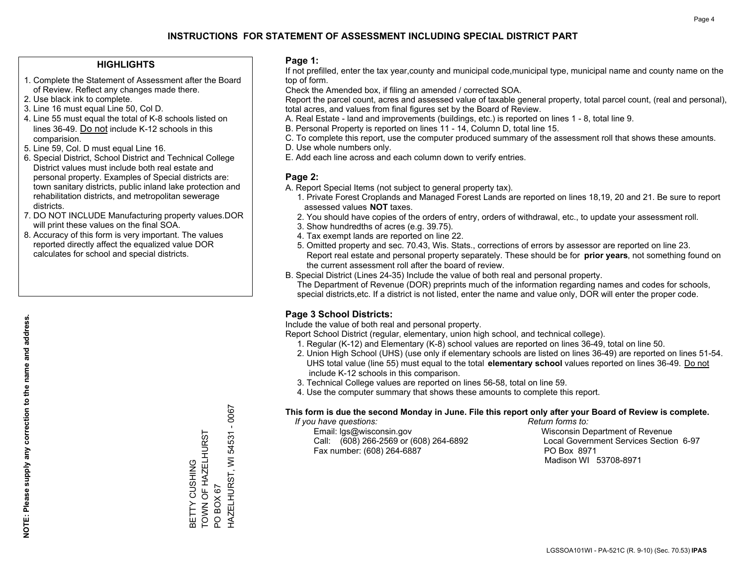# INSTRUCTIONS FOR STATEMENT OF ASSESSMENT INCLUDING SPECIAL DISTRICT PART

## HIGHLIGHTS

1. Complete the Statement of Assessment after the Board of Review. Reflect any changes made there.
2. Use black ink to complete.
3. Line 16 must equal Line 50, Col D.
4. Line 55 must equal the total of K-8 schools listed on lines 36-49. Do not include K-12 schools in this comparision.
5. Line 59, Col. D must equal Line 16.
6. Special District, School District and Technical College District values must include both real estate and personal property. Examples of Special districts are: town sanitary districts, public inland lake protection and rehabilitation districts, and metropolitan sewerage districts.
7. DO NOT INCLUDE Manufacturing property values.DOR will print these values on the final SOA.
8. Accuracy of this form is very important. The values reported directly affect the equalized value DOR calculates for school and special districts.

**NOTE: Please supply any correction to the name and address.**

BETTY CUSHING
TOWN OF HAZELHURST
PO BOX 67
HAZELHURST, WI 54531 - 0067

## Page 1:

If not prefilled, enter the tax year,county and municipal code,municipal type, municipal name and county name on the top of form.

Check the Amended box, if filing an amended / corrected SOA.

Report the parcel count, acres and assessed value of taxable general property, total parcel count, (real and personal), total acres, and values from final figures set by the Board of Review.

A. Real Estate - land and improvements (buildings, etc.) is reported on lines 1 - 8, total line 9.
B. Personal Property is reported on lines 11 - 14, Column D, total line 15.
C. To complete this report, use the computer produced summary of the assessment roll that shows these amounts.
D. Use whole numbers only.
E. Add each line across and each column down to verify entries.

## Page 2:

A. Report Special Items (not subject to general property tax).
   1. Private Forest Croplands and Managed Forest Lands are reported on lines 18,19, 20 and 21. Be sure to report assessed values **NOT** taxes.
   2. You should have copies of the orders of entry, orders of withdrawal, etc., to update your assessment roll.
   3. Show hundredths of acres (e.g. 39.75).
   4. Tax exempt lands are reported on line 22.
   5. Omitted property and sec. 70.43, Wis. Stats., corrections of errors by assessor are reported on line 23. Report real estate and personal property separately. These should be for **prior years**, not something found on the current assessment roll after the board of review.
B. Special District (Lines 24-35) Include the value of both real and personal property.
   The Department of Revenue (DOR) preprints much of the information regarding names and codes for schools, special districts,etc. If a district is not listed, enter the name and value only, DOR will enter the proper code.

## Page 3 School Districts:

Include the value of both real and personal property.

Report School District (regular, elementary, union high school, and technical college).

1. Regular (K-12) and Elementary (K-8) school values are reported on lines 36-49, total on line 50.
2. Union High School (UHS) (use only if elementary schools are listed on lines 36-49) are reported on lines 51-54. UHS total value (line 55) must equal to the total **elementary school** values reported on lines 36-49. Do not include K-12 schools in this comparison.
3. Technical College values are reported on lines 56-58, total on line 59.
4. Use the computer summary that shows these amounts to complete this report.

**This form is due the second Monday in June. File this report only after your Board of Review is complete.**

*If you have questions:*
Email: lgs@wisconsin.gov
Call: (608) 266-2569 or (608) 264-6892
Fax number: (608) 264-6887

*Return forms to:*
Wisconsin Department of Revenue
Local Government Services Section 6-97
PO Box 8971
Madison WI 53708-8971

LGSSOA101WI - PA-521C (R. 9-10) (Sec. 70.53) **IPAS**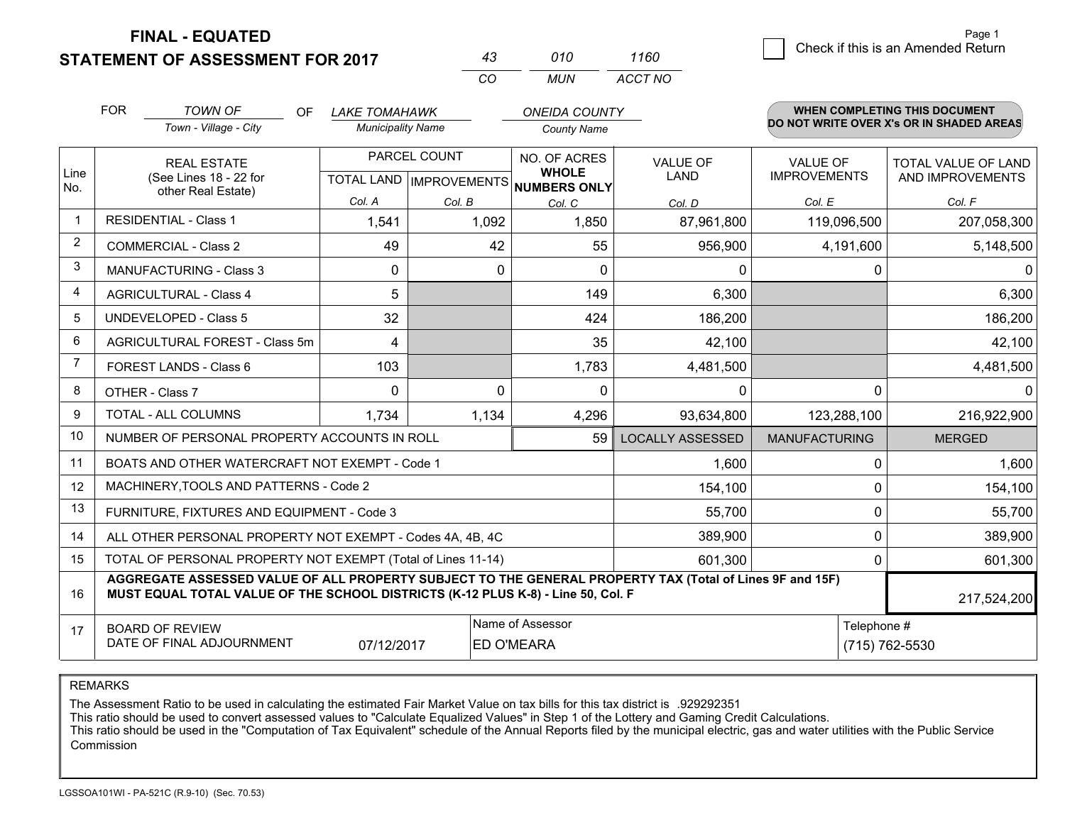**FINAL - EQUATED**
**STATEMENT OF ASSESSMENT FOR 2017**

| 43 | 010 | 1160 |
|---|---|---|
| CO | MUN | ACCT NO |

☐ Check if this is an Amended Return

FOR *TOWN OF* (Town - Village - City) OF *LAKE TOMAHAWK* (Municipality Name) *ONEIDA COUNTY* (County Name)

**WHEN COMPLETING THIS DOCUMENT DO NOT WRITE OVER X's OR IN SHADED AREAS**

| Line No. | REAL ESTATE (See Lines 18 - 22 for other Real Estate) | PARCEL COUNT TOTAL LAND Col. A | PARCEL COUNT IMPROVEMENTS Col. B | NO. OF ACRES WHOLE NUMBERS ONLY Col. C | VALUE OF LAND Col. D | VALUE OF IMPROVEMENTS Col. E | TOTAL VALUE OF LAND AND IMPROVEMENTS Col. F |
|---|---|---|---|---|---|---|---|
| 1 | RESIDENTIAL - Class 1 | 1,541 | 1,092 | 1,850 | 87,961,800 | 119,096,500 | 207,058,300 |
| 2 | COMMERCIAL - Class 2 | 49 | 42 | 55 | 956,900 | 4,191,600 | 5,148,500 |
| 3 | MANUFACTURING - Class 3 | 0 | 0 | 0 | 0 | 0 | 0 |
| 4 | AGRICULTURAL - Class 4 | 5 | | 149 | 6,300 | | 6,300 |
| 5 | UNDEVELOPED - Class 5 | 32 | | 424 | 186,200 | | 186,200 |
| 6 | AGRICULTURAL FOREST - Class 5m | 4 | | 35 | 42,100 | | 42,100 |
| 7 | FOREST LANDS - Class 6 | 103 | | 1,783 | 4,481,500 | | 4,481,500 |
| 8 | OTHER - Class 7 | 0 | 0 | 0 | 0 | 0 | 0 |
| 9 | TOTAL - ALL COLUMNS | 1,734 | 1,134 | 4,296 | 93,634,800 | 123,288,100 | 216,922,900 |
| 10 | NUMBER OF PERSONAL PROPERTY ACCOUNTS IN ROLL | | | 59 | LOCALLY ASSESSED | MANUFACTURING | MERGED |
| 11 | BOATS AND OTHER WATERCRAFT NOT EXEMPT - Code 1 | | | | 1,600 | 0 | 1,600 |
| 12 | MACHINERY,TOOLS AND PATTERNS - Code 2 | | | | 154,100 | 0 | 154,100 |
| 13 | FURNITURE, FIXTURES AND EQUIPMENT - Code 3 | | | | 55,700 | 0 | 55,700 |
| 14 | ALL OTHER PERSONAL PROPERTY NOT EXEMPT - Codes 4A, 4B, 4C | | | | 389,900 | 0 | 389,900 |
| 15 | TOTAL OF PERSONAL PROPERTY NOT EXEMPT (Total of Lines 11-14) | | | | 601,300 | 0 | 601,300 |
| 16 | **AGGREGATE ASSESSED VALUE OF ALL PROPERTY SUBJECT TO THE GENERAL PROPERTY TAX (Total of Lines 9F and 15F) MUST EQUAL TOTAL VALUE OF THE SCHOOL DISTRICTS (K-12 PLUS K-8) - Line 50, Col. F** | | | | | | 217,524,200 |
| 17 | BOARD OF REVIEW DATE OF FINAL ADJOURNMENT | 07/12/2017 | Name of Assessor: ED O'MEARA | | | Telephone #: (715) 762-5530 | |

REMARKS

The Assessment Ratio to be used in calculating the estimated Fair Market Value on tax bills for this tax district is .929292351
This ratio should be used to convert assessed values to "Calculate Equalized Values" in Step 1 of the Lottery and Gaming Credit Calculations.
This ratio should be used in the "Computation of Tax Equivalent" schedule of the Annual Reports filed by the municipal electric, gas and water utilities with the Public Service Commission

LGSSOA101WI - PA-521C (R.9-10) (Sec. 70.53)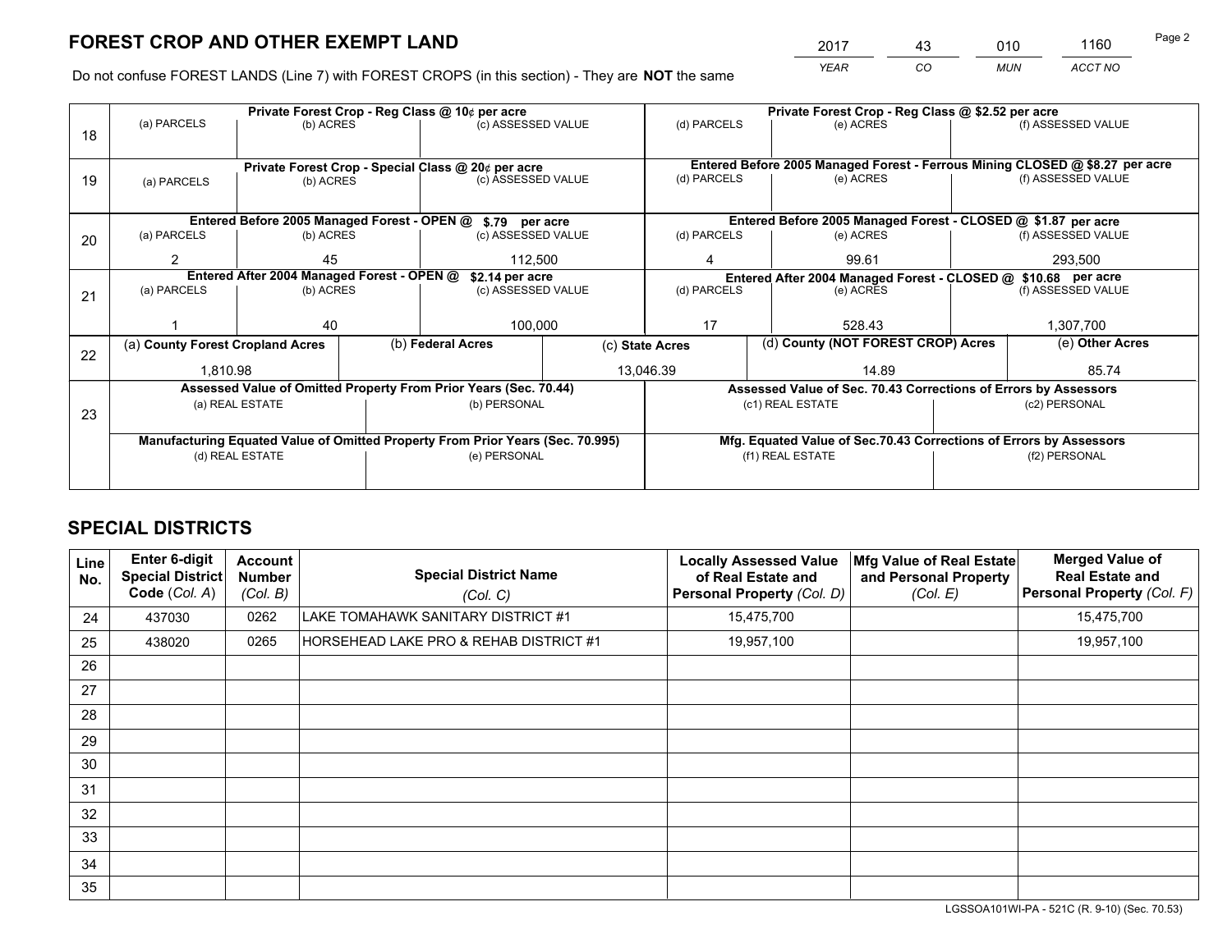# FOREST CROP AND OTHER EXEMPT LAND

| YEAR | CO | MUN | ACCT NO |
|---|---|---|---|
| 2017 | 43 | 010 | 1160 |

Do not confuse FOREST LANDS (Line 7) with FOREST CROPS (in this section) - They are **NOT** the same

| Line | Private Forest Crop - Reg Class @ 10¢ per acre | | | Private Forest Crop - Reg Class @ $2.52 per acre | | |
|---|---|---|---|---|---|---|
| 18 | (a) PARCELS | (b) ACRES | (c) ASSESSED VALUE | (d) PARCELS | (e) ACRES | (f) ASSESSED VALUE |
| | | | | | | |
| | **Private Forest Crop - Special Class @ 20¢ per acre** | | | **Entered Before 2005 Managed Forest - Ferrous Mining CLOSED @ $8.27 per acre** | | |
| 19 | (a) PARCELS | (b) ACRES | (c) ASSESSED VALUE | (d) PARCELS | (e) ACRES | (f) ASSESSED VALUE |
| | | | | | | |
| | **Entered Before 2005 Managed Forest - OPEN @ $.79 per acre** | | | **Entered Before 2005 Managed Forest - CLOSED @ $1.87 per acre** | | |
| 20 | (a) PARCELS | (b) ACRES | (c) ASSESSED VALUE | (d) PARCELS | (e) ACRES | (f) ASSESSED VALUE |
| | 2 | 45 | 112,500 | 4 | 99.61 | 293,500 |
| | **Entered After 2004 Managed Forest - OPEN @ $2.14 per acre** | | | **Entered After 2004 Managed Forest - CLOSED @ $10.68 per acre** | | |
| 21 | (a) PARCELS | (b) ACRES | (c) ASSESSED VALUE | (d) PARCELS | (e) ACRES | (f) ASSESSED VALUE |
| | 1 | 40 | 100,000 | 17 | 528.43 | 1,307,700 |

| Line | (a) County Forest Cropland Acres | (b) Federal Acres | (c) State Acres | (d) County (NOT FOREST CROP) Acres | (e) Other Acres |
|---|---|---|---|---|---|
| 22 | 1,810.98 | | 13,046.39 | 14.89 | 85.74 |

| Line | Assessed Value of Omitted Property From Prior Years (Sec. 70.44) | | Assessed Value of Sec. 70.43 Corrections of Errors by Assessors | |
|---|---|---|---|---|
| 23 | (a) REAL ESTATE | (b) PERSONAL | (c1) REAL ESTATE | (c2) PERSONAL |
| | | | | |
| | **Manufacturing Equated Value of Omitted Property From Prior Years (Sec. 70.995)** | | **Mfg. Equated Value of Sec.70.43 Corrections of Errors by Assessors** | |
| | (d) REAL ESTATE | (e) PERSONAL | (f1) REAL ESTATE | (f2) PERSONAL |
| | | | | |

# SPECIAL DISTRICTS

| Line No. | Enter 6-digit Special District Code (Col. A) | Account Number (Col. B) | Special District Name (Col. C) | Locally Assessed Value of Real Estate and Personal Property (Col. D) | Mfg Value of Real Estate and Personal Property (Col. E) | Merged Value of Real Estate and Personal Property (Col. F) |
|---|---|---|---|---|---|---|
| 24 | 437030 | 0262 | LAKE TOMAHAWK SANITARY DISTRICT #1 | 15,475,700 | | 15,475,700 |
| 25 | 438020 | 0265 | HORSEHEAD LAKE PRO & REHAB DISTRICT #1 | 19,957,100 | | 19,957,100 |
| 26 | | | | | | |
| 27 | | | | | | |
| 28 | | | | | | |
| 29 | | | | | | |
| 30 | | | | | | |
| 31 | | | | | | |
| 32 | | | | | | |
| 33 | | | | | | |
| 34 | | | | | | |
| 35 | | | | | | |

LGSSOA101WI-PA - 521C (R. 9-10) (Sec. 70.53)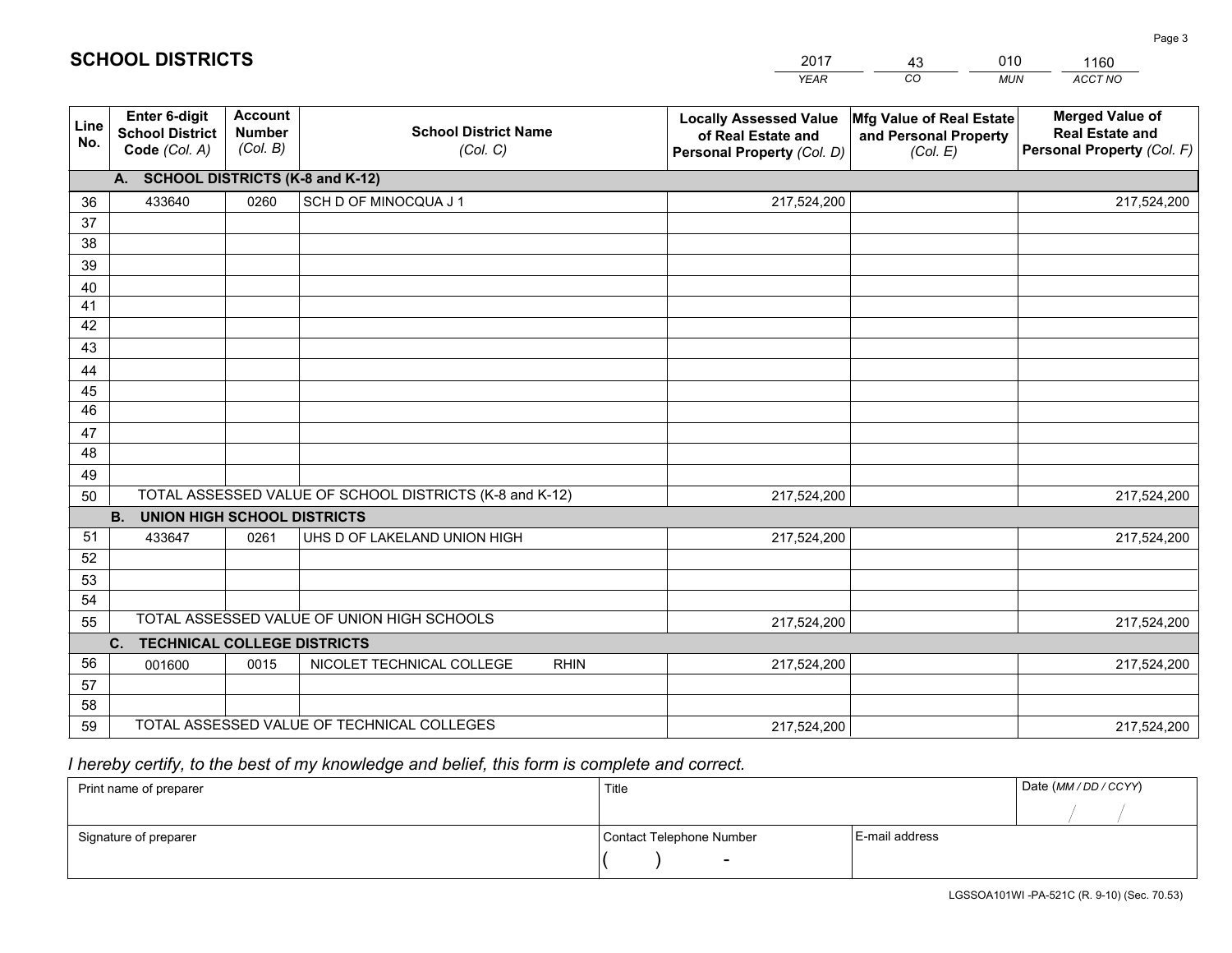# SCHOOL DISTRICTS

| 2017 | 43 | 010 | 1160 |
|---|---|---|---|
| *YEAR* | *CO* | *MUN* | *ACCT NO* |

| Line No. | Enter 6-digit School District Code *(Col. A)* | Account Number *(Col. B)* | School District Name *(Col. C)* | Locally Assessed Value of Real Estate and Personal Property *(Col. D)* | Mfg Value of Real Estate and Personal Property *(Col. E)* | Merged Value of Real Estate and Personal Property *(Col. F)* |
|---|---|---|---|---|---|---|
| | **A. SCHOOL DISTRICTS (K-8 and K-12)** | | | | | |
| 36 | 433640 | 0260 | SCH D OF MINOCQUA J 1 | 217,524,200 | | 217,524,200 |
| 37 | | | | | | |
| 38 | | | | | | |
| 39 | | | | | | |
| 40 | | | | | | |
| 41 | | | | | | |
| 42 | | | | | | |
| 43 | | | | | | |
| 44 | | | | | | |
| 45 | | | | | | |
| 46 | | | | | | |
| 47 | | | | | | |
| 48 | | | | | | |
| 49 | | | | | | |
| 50 | TOTAL ASSESSED VALUE OF SCHOOL DISTRICTS (K-8 and K-12) | | | 217,524,200 | | 217,524,200 |
| | **B. UNION HIGH SCHOOL DISTRICTS** | | | | | |
| 51 | 433647 | 0261 | UHS D OF LAKELAND UNION HIGH | 217,524,200 | | 217,524,200 |
| 52 | | | | | | |
| 53 | | | | | | |
| 54 | | | | | | |
| 55 | TOTAL ASSESSED VALUE OF UNION HIGH SCHOOLS | | | 217,524,200 | | 217,524,200 |
| | **C. TECHNICAL COLLEGE DISTRICTS** | | | | | |
| 56 | 001600 | 0015 | NICOLET TECHNICAL COLLEGE RHIN | 217,524,200 | | 217,524,200 |
| 57 | | | | | | |
| 58 | | | | | | |
| 59 | TOTAL ASSESSED VALUE OF TECHNICAL COLLEGES | | | 217,524,200 | | 217,524,200 |

*I hereby certify, to the best of my knowledge and belief, this form is complete and correct.*

| Print name of preparer | Title | | Date *(MM / DD / CCYY)* |
|---|---|---|---|
| | | | / / |
| Signature of preparer | Contact Telephone Number | E-mail address | |
| | ( ) - | | |

LGSSOA101WI -PA-521C (R. 9-10) (Sec. 70.53)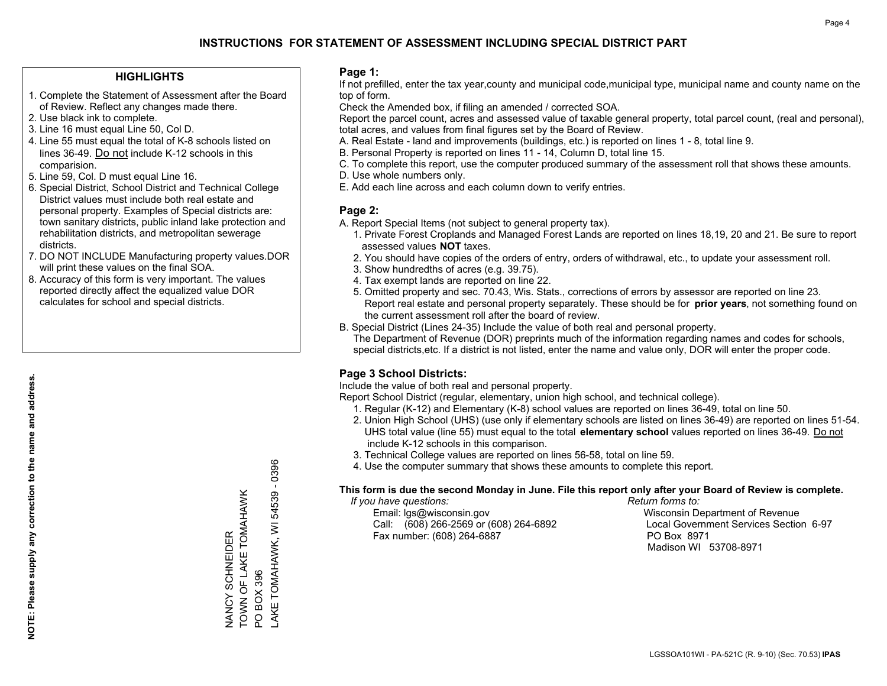# INSTRUCTIONS FOR STATEMENT OF ASSESSMENT INCLUDING SPECIAL DISTRICT PART

## HIGHLIGHTS

1. Complete the Statement of Assessment after the Board of Review. Reflect any changes made there.
2. Use black ink to complete.
3. Line 16 must equal Line 50, Col D.
4. Line 55 must equal the total of K-8 schools listed on lines 36-49. Do not include K-12 schools in this comparision.
5. Line 59, Col. D must equal Line 16.
6. Special District, School District and Technical College District values must include both real estate and personal property. Examples of Special districts are: town sanitary districts, public inland lake protection and rehabilitation districts, and metropolitan sewerage districts.
7. DO NOT INCLUDE Manufacturing property values.DOR will print these values on the final SOA.
8. Accuracy of this form is very important. The values reported directly affect the equalized value DOR calculates for school and special districts.

**NOTE: Please supply any correction to the name and address.**

NANCY SCHNEIDER
TOWN OF LAKE TOMAHAWK
PO BOX 396
LAKE TOMAHAWK, WI 54539 - 0396

## Page 1:

If not prefilled, enter the tax year,county and municipal code,municipal type, municipal name and county name on the top of form.

Check the Amended box, if filing an amended / corrected SOA.

Report the parcel count, acres and assessed value of taxable general property, total parcel count, (real and personal), total acres, and values from final figures set by the Board of Review.

A. Real Estate - land and improvements (buildings, etc.) is reported on lines 1 - 8, total line 9.
B. Personal Property is reported on lines 11 - 14, Column D, total line 15.
C. To complete this report, use the computer produced summary of the assessment roll that shows these amounts.
D. Use whole numbers only.
E. Add each line across and each column down to verify entries.

## Page 2:

A. Report Special Items (not subject to general property tax).
   1. Private Forest Croplands and Managed Forest Lands are reported on lines 18,19, 20 and 21. Be sure to report assessed values **NOT** taxes.
   2. You should have copies of the orders of entry, orders of withdrawal, etc., to update your assessment roll.
   3. Show hundredths of acres (e.g. 39.75).
   4. Tax exempt lands are reported on line 22.
   5. Omitted property and sec. 70.43, Wis. Stats., corrections of errors by assessor are reported on line 23. Report real estate and personal property separately. These should be for **prior years**, not something found on the current assessment roll after the board of review.
B. Special District (Lines 24-35) Include the value of both real and personal property.
   The Department of Revenue (DOR) preprints much of the information regarding names and codes for schools, special districts,etc. If a district is not listed, enter the name and value only, DOR will enter the proper code.

## Page 3 School Districts:

Include the value of both real and personal property.

Report School District (regular, elementary, union high school, and technical college).

1. Regular (K-12) and Elementary (K-8) school values are reported on lines 36-49, total on line 50.
2. Union High School (UHS) (use only if elementary schools are listed on lines 36-49) are reported on lines 51-54. UHS total value (line 55) must equal to the total **elementary school** values reported on lines 36-49. Do not include K-12 schools in this comparison.
3. Technical College values are reported on lines 56-58, total on line 59.
4. Use the computer summary that shows these amounts to complete this report.

**This form is due the second Monday in June. File this report only after your Board of Review is complete.**

*If you have questions:*
Email: lgs@wisconsin.gov
Call: (608) 266-2569 or (608) 264-6892
Fax number: (608) 264-6887

*Return forms to:*
Wisconsin Department of Revenue
Local Government Services Section 6-97
PO Box 8971
Madison WI 53708-8971

LGSSOA101WI - PA-521C (R. 9-10) (Sec. 70.53) **IPAS**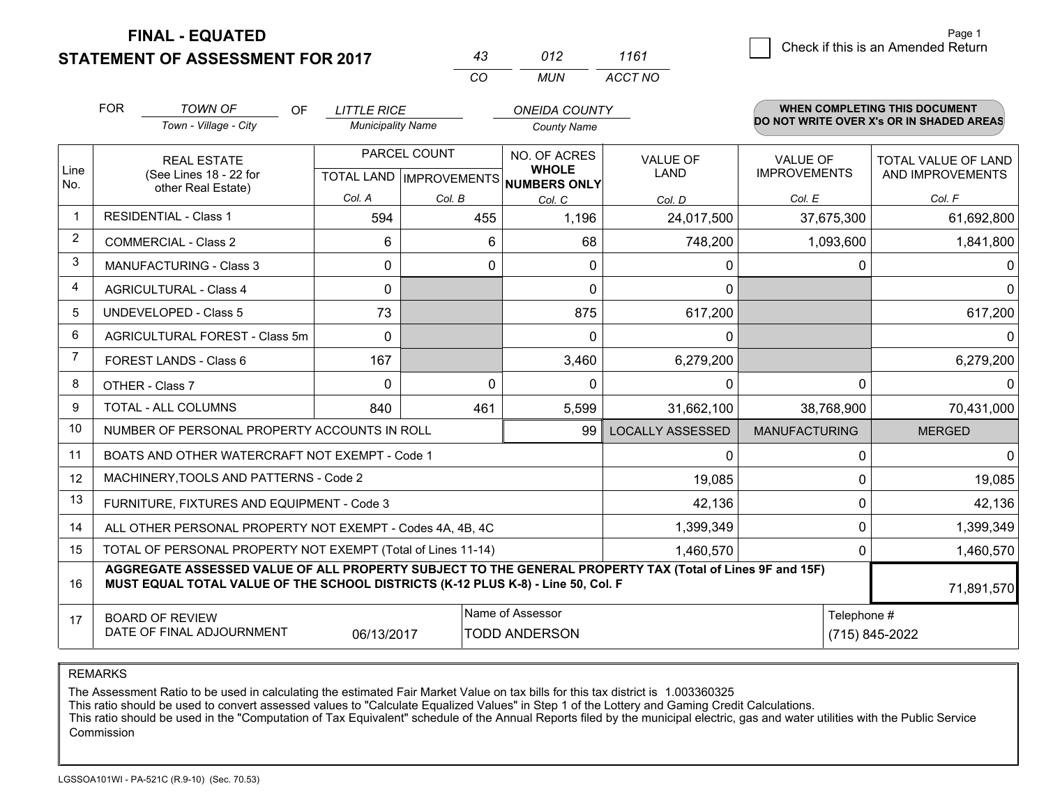**FINAL - EQUATED**

**STATEMENT OF ASSESSMENT FOR 2017**

| 43 | 012 | 1161 |
|---|---|---|
| CO | MUN | ACCT NO |

Page 1

☐ Check if this is an Amended Return

FOR *TOWN OF* (Town - Village - City) OF *LITTLE RICE* (Municipality Name) *ONEIDA COUNTY* (County Name)

**WHEN COMPLETING THIS DOCUMENT DO NOT WRITE OVER X's OR IN SHADED AREAS**

| Line No. | REAL ESTATE (See Lines 18 - 22 for other Real Estate) | PARCEL COUNT TOTAL LAND Col. A | PARCEL COUNT IMPROVEMENTS Col. B | NO. OF ACRES WHOLE NUMBERS ONLY Col. C | VALUE OF LAND Col. D | VALUE OF IMPROVEMENTS Col. E | TOTAL VALUE OF LAND AND IMPROVEMENTS Col. F |
|---|---|---|---|---|---|---|---|
| 1 | RESIDENTIAL - Class 1 | 594 | 455 | 1,196 | 24,017,500 | 37,675,300 | 61,692,800 |
| 2 | COMMERCIAL - Class 2 | 6 | 6 | 68 | 748,200 | 1,093,600 | 1,841,800 |
| 3 | MANUFACTURING - Class 3 | 0 | 0 | 0 | 0 | 0 | 0 |
| 4 | AGRICULTURAL - Class 4 | 0 | | 0 | 0 | | 0 |
| 5 | UNDEVELOPED - Class 5 | 73 | | 875 | 617,200 | | 617,200 |
| 6 | AGRICULTURAL FOREST - Class 5m | 0 | | 0 | 0 | | 0 |
| 7 | FOREST LANDS - Class 6 | 167 | | 3,460 | 6,279,200 | | 6,279,200 |
| 8 | OTHER - Class 7 | 0 | 0 | 0 | 0 | 0 | 0 |
| 9 | TOTAL - ALL COLUMNS | 840 | 461 | 5,599 | 31,662,100 | 38,768,900 | 70,431,000 |
| 10 | NUMBER OF PERSONAL PROPERTY ACCOUNTS IN ROLL | | | 99 | LOCALLY ASSESSED | MANUFACTURING | MERGED |
| 11 | BOATS AND OTHER WATERCRAFT NOT EXEMPT - Code 1 | | | | 0 | 0 | 0 |
| 12 | MACHINERY,TOOLS AND PATTERNS - Code 2 | | | | 19,085 | 0 | 19,085 |
| 13 | FURNITURE, FIXTURES AND EQUIPMENT - Code 3 | | | | 42,136 | 0 | 42,136 |
| 14 | ALL OTHER PERSONAL PROPERTY NOT EXEMPT - Codes 4A, 4B, 4C | | | | 1,399,349 | 0 | 1,399,349 |
| 15 | TOTAL OF PERSONAL PROPERTY NOT EXEMPT (Total of Lines 11-14) | | | | 1,460,570 | 0 | 1,460,570 |
| 16 | **AGGREGATE ASSESSED VALUE OF ALL PROPERTY SUBJECT TO THE GENERAL PROPERTY TAX (Total of Lines 9F and 15F) MUST EQUAL TOTAL VALUE OF THE SCHOOL DISTRICTS (K-12 PLUS K-8) - Line 50, Col. F** | | | | | | 71,891,570 |
| 17 | BOARD OF REVIEW DATE OF FINAL ADJOURNMENT | 06/13/2017 | | Name of Assessor: TODD ANDERSON | | | Telephone #: (715) 845-2022 |

REMARKS

The Assessment Ratio to be used in calculating the estimated Fair Market Value on tax bills for this tax district is 1.003360325
This ratio should be used to convert assessed values to "Calculate Equalized Values" in Step 1 of the Lottery and Gaming Credit Calculations.
This ratio should be used in the "Computation of Tax Equivalent" schedule of the Annual Reports filed by the municipal electric, gas and water utilities with the Public Service Commission

LGSSOA101WI - PA-521C (R.9-10) (Sec. 70.53)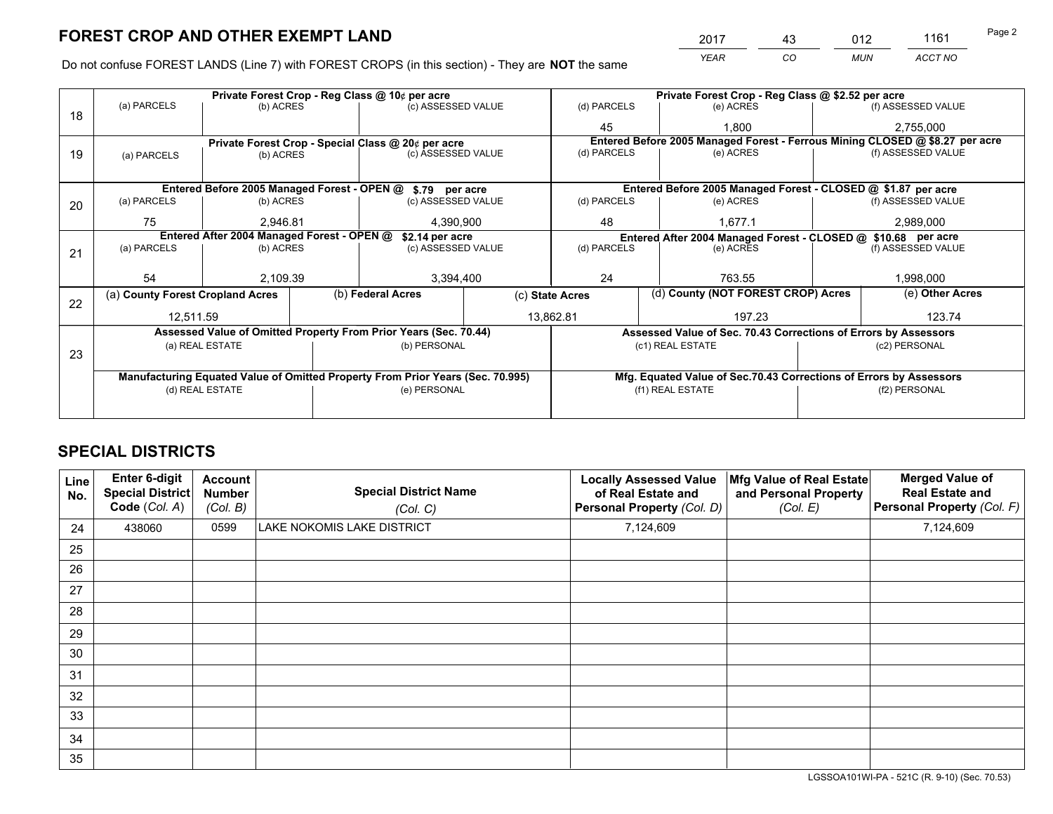# FOREST CROP AND OTHER EXEMPT LAND

| 2017 | 43 | 012 | 1161 |
|---|---|---|---|
| *YEAR* | *CO* | *MUN* | *ACCT NO* |

Do not confuse FOREST LANDS (Line 7) with FOREST CROPS (in this section) - They are **NOT** the same

| Line | Private Forest Crop - Reg Class @ 10¢ per acre | | | Private Forest Crop - Reg Class @ $2.52 per acre | | |
|---|---|---|---|---|---|---|
| 18 | (a) PARCELS | (b) ACRES | (c) ASSESSED VALUE | (d) PARCELS | (e) ACRES | (f) ASSESSED VALUE |
| | | | | 45 | 1,800 | 2,755,000 |
| | **Private Forest Crop - Special Class @ 20¢ per acre** | | | **Entered Before 2005 Managed Forest - Ferrous Mining CLOSED @ $8.27 per acre** | | |
| 19 | (a) PARCELS | (b) ACRES | (c) ASSESSED VALUE | (d) PARCELS | (e) ACRES | (f) ASSESSED VALUE |
| | | | | | | |
| | **Entered Before 2005 Managed Forest - OPEN @ $.79 per acre** | | | **Entered Before 2005 Managed Forest - CLOSED @ $1.87 per acre** | | |
| 20 | (a) PARCELS | (b) ACRES | (c) ASSESSED VALUE | (d) PARCELS | (e) ACRES | (f) ASSESSED VALUE |
| | 75 | 2,946.81 | 4,390,900 | 48 | 1,677.1 | 2,989,000 |
| | **Entered After 2004 Managed Forest - OPEN @ $2.14 per acre** | | | **Entered After 2004 Managed Forest - CLOSED @ $10.68 per acre** | | |
| 21 | (a) PARCELS | (b) ACRES | (c) ASSESSED VALUE | (d) PARCELS | (e) ACRES | (f) ASSESSED VALUE |
| | 54 | 2,109.39 | 3,394,400 | 24 | 763.55 | 1,998,000 |

| Line | (a) County Forest Cropland Acres | (b) Federal Acres | (c) State Acres | (d) County (NOT FOREST CROP) Acres | (e) Other Acres |
|---|---|---|---|---|---|
| 22 | 12,511.59 | | 13,862.81 | 197.23 | 123.74 |

| Line | Assessed Value of Omitted Property From Prior Years (Sec. 70.44) | | Assessed Value of Sec. 70.43 Corrections of Errors by Assessors | |
|---|---|---|---|---|
| 23 | (a) REAL ESTATE | (b) PERSONAL | (c1) REAL ESTATE | (c2) PERSONAL |
| | | | | |
| | **Manufacturing Equated Value of Omitted Property From Prior Years (Sec. 70.995)** | | **Mfg. Equated Value of Sec.70.43 Corrections of Errors by Assessors** | |
| | (d) REAL ESTATE | (e) PERSONAL | (f1) REAL ESTATE | (f2) PERSONAL |
| | | | | |

# SPECIAL DISTRICTS

| Line No. | Enter 6-digit Special District Code (Col. A) | Account Number (Col. B) | Special District Name (Col. C) | Locally Assessed Value of Real Estate and Personal Property (Col. D) | Mfg Value of Real Estate and Personal Property (Col. E) | Merged Value of Real Estate and Personal Property (Col. F) |
|---|---|---|---|---|---|---|
| 24 | 438060 | 0599 | LAKE NOKOMIS LAKE DISTRICT | 7,124,609 | | 7,124,609 |
| 25 | | | | | | |
| 26 | | | | | | |
| 27 | | | | | | |
| 28 | | | | | | |
| 29 | | | | | | |
| 30 | | | | | | |
| 31 | | | | | | |
| 32 | | | | | | |
| 33 | | | | | | |
| 34 | | | | | | |
| 35 | | | | | | |

LGSSOA101WI-PA - 521C (R. 9-10) (Sec. 70.53)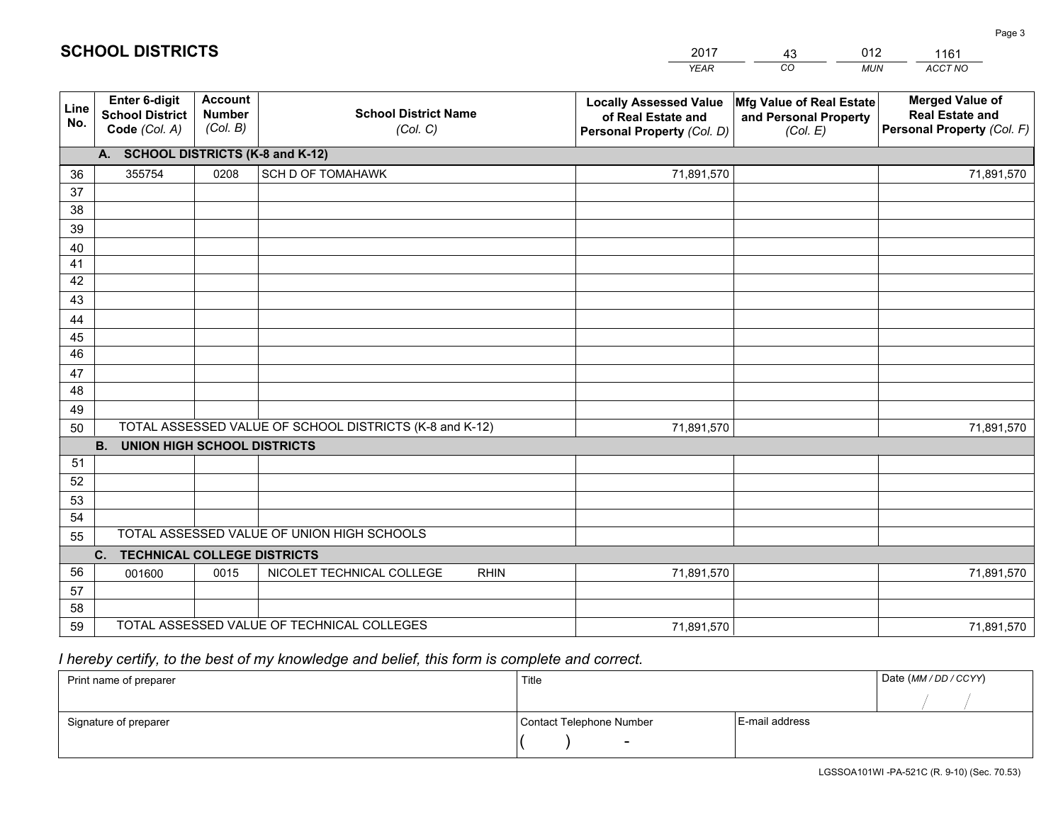# SCHOOL DISTRICTS

| 2017 | 43 | 012 | 1161 |
|---|---|---|---|
| *YEAR* | *CO* | *MUN* | *ACCT NO* |

| Line No. | Enter 6-digit School District Code (Col. A) | Account Number (Col. B) | School District Name (Col. C) | Locally Assessed Value of Real Estate and Personal Property (Col. D) | Mfg Value of Real Estate and Personal Property (Col. E) | Merged Value of Real Estate and Personal Property (Col. F) |
|---|---|---|---|---|---|---|
| **A. SCHOOL DISTRICTS (K-8 and K-12)** | | | | | | |
| 36 | 355754 | 0208 | SCH D OF TOMAHAWK | 71,891,570 | | 71,891,570 |
| 37 | | | | | | |
| 38 | | | | | | |
| 39 | | | | | | |
| 40 | | | | | | |
| 41 | | | | | | |
| 42 | | | | | | |
| 43 | | | | | | |
| 44 | | | | | | |
| 45 | | | | | | |
| 46 | | | | | | |
| 47 | | | | | | |
| 48 | | | | | | |
| 49 | | | | | | |
| 50 | TOTAL ASSESSED VALUE OF SCHOOL DISTRICTS (K-8 and K-12) | | | 71,891,570 | | 71,891,570 |
| **B. UNION HIGH SCHOOL DISTRICTS** | | | | | | |
| 51 | | | | | | |
| 52 | | | | | | |
| 53 | | | | | | |
| 54 | | | | | | |
| 55 | TOTAL ASSESSED VALUE OF UNION HIGH SCHOOLS | | | | | |
| **C. TECHNICAL COLLEGE DISTRICTS** | | | | | | |
| 56 | 001600 | 0015 | NICOLET TECHNICAL COLLEGE RHIN | 71,891,570 | | 71,891,570 |
| 57 | | | | | | |
| 58 | | | | | | |
| 59 | TOTAL ASSESSED VALUE OF TECHNICAL COLLEGES | | | 71,891,570 | | 71,891,570 |

*I hereby certify, to the best of my knowledge and belief, this form is complete and correct.*

| Print name of preparer | Title | | Date (MM / DD / CCYY) |
|---|---|---|---|
| | | | / / |
| Signature of preparer | Contact Telephone Number | E-mail address | |
| | ( ) - | | |

LGSSOA101WI -PA-521C (R. 9-10) (Sec. 70.53)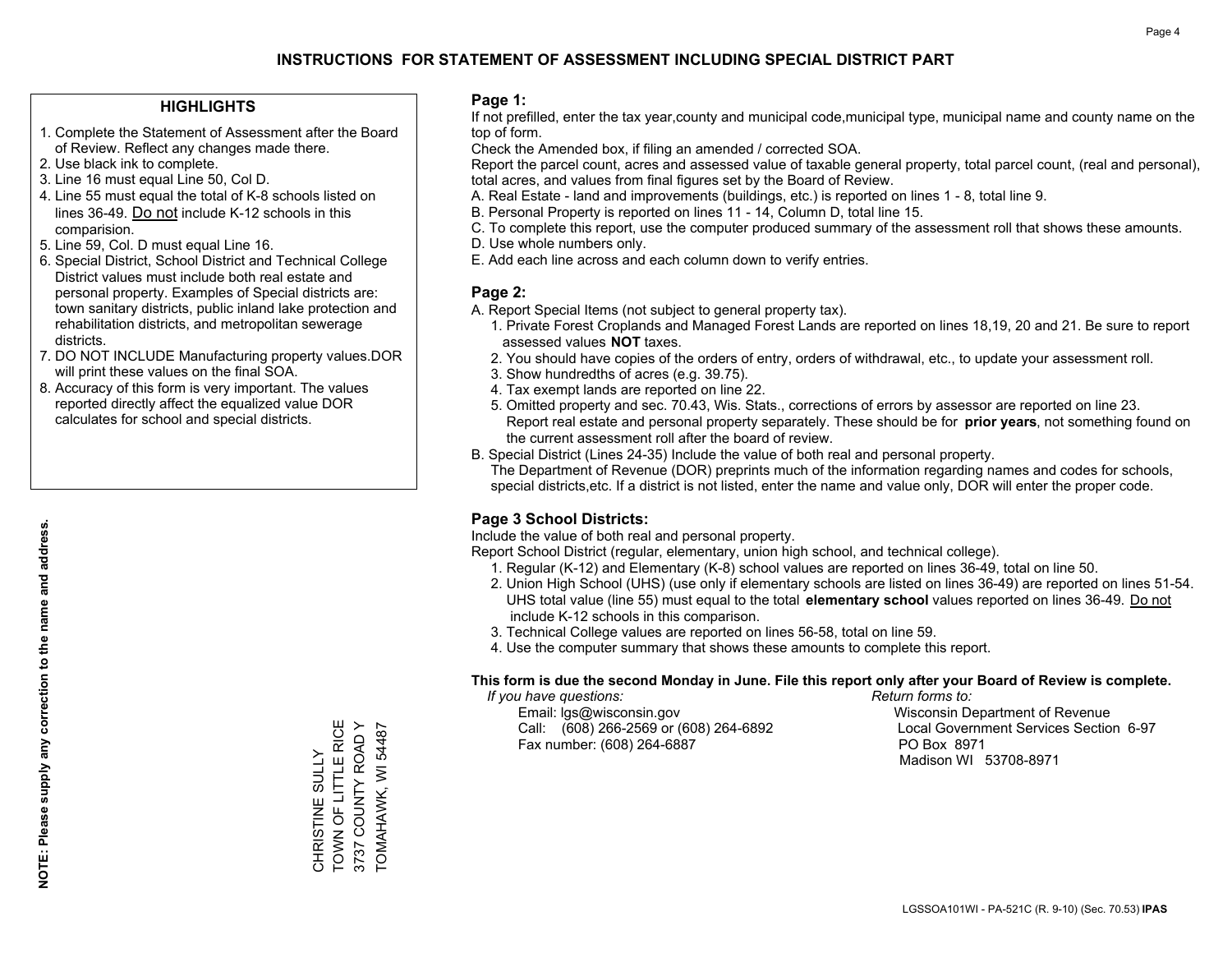# INSTRUCTIONS FOR STATEMENT OF ASSESSMENT INCLUDING SPECIAL DISTRICT PART

## HIGHLIGHTS

1. Complete the Statement of Assessment after the Board of Review. Reflect any changes made there.
2. Use black ink to complete.
3. Line 16 must equal Line 50, Col D.
4. Line 55 must equal the total of K-8 schools listed on lines 36-49. Do not include K-12 schools in this comparision.
5. Line 59, Col. D must equal Line 16.
6. Special District, School District and Technical College District values must include both real estate and personal property. Examples of Special districts are: town sanitary districts, public inland lake protection and rehabilitation districts, and metropolitan sewerage districts.
7. DO NOT INCLUDE Manufacturing property values.DOR will print these values on the final SOA.
8. Accuracy of this form is very important. The values reported directly affect the equalized value DOR calculates for school and special districts.

**NOTE: Please supply any correction to the name and address.**

CHRISTINE SULLY
TOWN OF LITTLE RICE
3737 COUNTY ROAD Y
TOMAHAWK, WI 54487

## Page 1:

If not prefilled, enter the tax year,county and municipal code,municipal type, municipal name and county name on the top of form.

Check the Amended box, if filing an amended / corrected SOA.

Report the parcel count, acres and assessed value of taxable general property, total parcel count, (real and personal), total acres, and values from final figures set by the Board of Review.

A. Real Estate - land and improvements (buildings, etc.) is reported on lines 1 - 8, total line 9.
B. Personal Property is reported on lines 11 - 14, Column D, total line 15.
C. To complete this report, use the computer produced summary of the assessment roll that shows these amounts.
D. Use whole numbers only.
E. Add each line across and each column down to verify entries.

## Page 2:

A. Report Special Items (not subject to general property tax).
   1. Private Forest Croplands and Managed Forest Lands are reported on lines 18,19, 20 and 21. Be sure to report assessed values **NOT** taxes.
   2. You should have copies of the orders of entry, orders of withdrawal, etc., to update your assessment roll.
   3. Show hundredths of acres (e.g. 39.75).
   4. Tax exempt lands are reported on line 22.
   5. Omitted property and sec. 70.43, Wis. Stats., corrections of errors by assessor are reported on line 23. Report real estate and personal property separately. These should be for **prior years**, not something found on the current assessment roll after the board of review.
B. Special District (Lines 24-35) Include the value of both real and personal property.
   The Department of Revenue (DOR) preprints much of the information regarding names and codes for schools, special districts,etc. If a district is not listed, enter the name and value only, DOR will enter the proper code.

## Page 3 School Districts:

Include the value of both real and personal property.

Report School District (regular, elementary, union high school, and technical college).

1. Regular (K-12) and Elementary (K-8) school values are reported on lines 36-49, total on line 50.
2. Union High School (UHS) (use only if elementary schools are listed on lines 36-49) are reported on lines 51-54. UHS total value (line 55) must equal to the total **elementary school** values reported on lines 36-49. Do not include K-12 schools in this comparison.
3. Technical College values are reported on lines 56-58, total on line 59.
4. Use the computer summary that shows these amounts to complete this report.

**This form is due the second Monday in June. File this report only after your Board of Review is complete.**

*If you have questions:*
Email: lgs@wisconsin.gov
Call: (608) 266-2569 or (608) 264-6892
Fax number: (608) 264-6887

*Return forms to:*
Wisconsin Department of Revenue
Local Government Services Section 6-97
PO Box 8971
Madison WI 53708-8971

LGSSOA101WI - PA-521C (R. 9-10) (Sec. 70.53) **IPAS**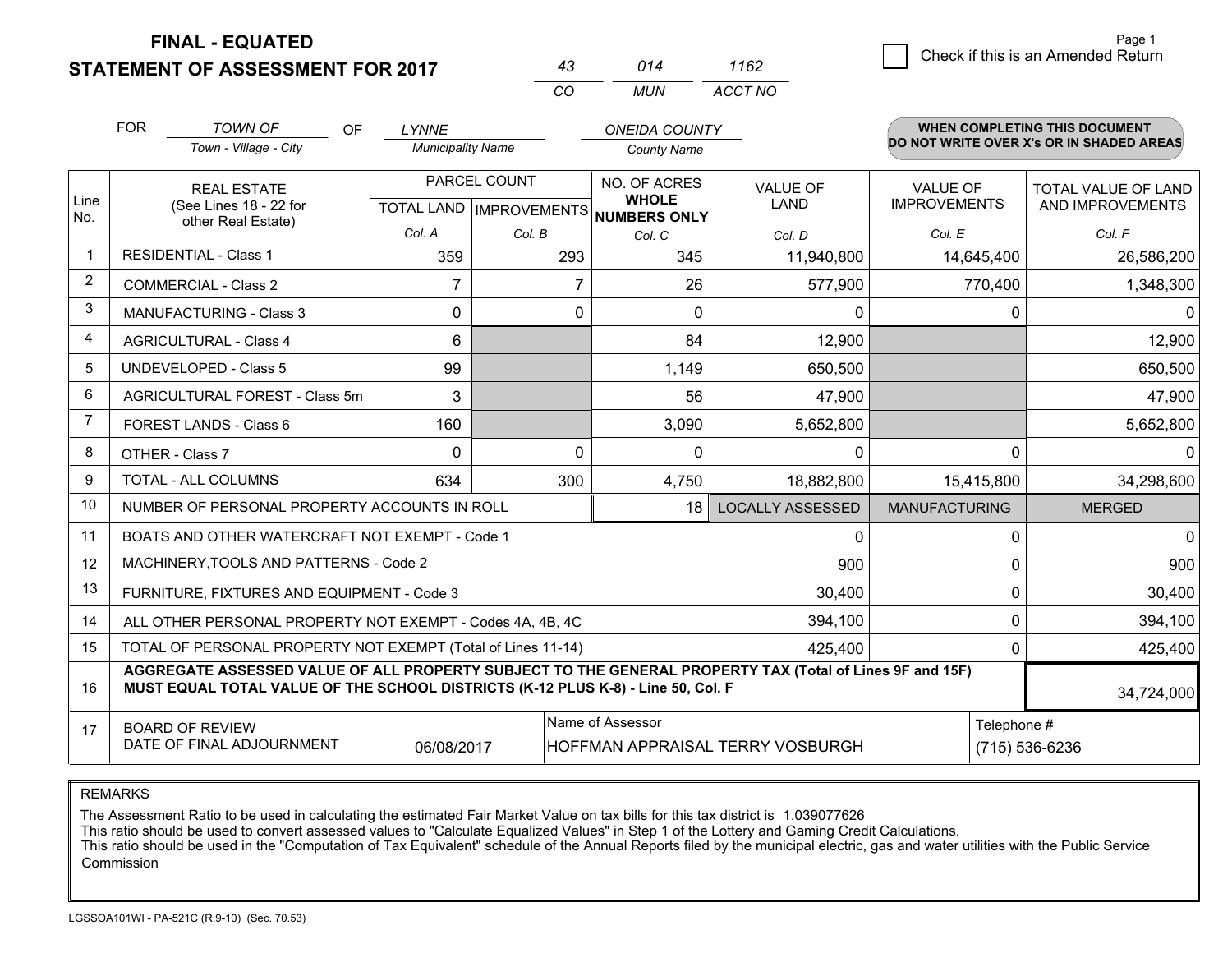**FINAL - EQUATED**
**STATEMENT OF ASSESSMENT FOR 2017**

| 43 | 014 | 1162 |
|---|---|---|
| CO | MUN | ACCT NO |

Page 1

☐ Check if this is an Amended Return

FOR *TOWN OF* (Town - Village - City) OF *LYNNE* (Municipality Name) *ONEIDA COUNTY* (County Name)

**WHEN COMPLETING THIS DOCUMENT DO NOT WRITE OVER X's OR IN SHADED AREAS**

| Line No. | REAL ESTATE (See Lines 18 - 22 for other Real Estate) | PARCEL COUNT TOTAL LAND Col. A | PARCEL COUNT IMPROVEMENTS Col. B | NO. OF ACRES WHOLE NUMBERS ONLY Col. C | VALUE OF LAND Col. D | VALUE OF IMPROVEMENTS Col. E | TOTAL VALUE OF LAND AND IMPROVEMENTS Col. F |
|---|---|---|---|---|---|---|---|
| 1 | RESIDENTIAL - Class 1 | 359 | 293 | 345 | 11,940,800 | 14,645,400 | 26,586,200 |
| 2 | COMMERCIAL - Class 2 | 7 | 7 | 26 | 577,900 | 770,400 | 1,348,300 |
| 3 | MANUFACTURING - Class 3 | 0 | 0 | 0 | 0 | 0 | 0 |
| 4 | AGRICULTURAL - Class 4 | 6 | | 84 | 12,900 | | 12,900 |
| 5 | UNDEVELOPED - Class 5 | 99 | | 1,149 | 650,500 | | 650,500 |
| 6 | AGRICULTURAL FOREST - Class 5m | 3 | | 56 | 47,900 | | 47,900 |
| 7 | FOREST LANDS - Class 6 | 160 | | 3,090 | 5,652,800 | | 5,652,800 |
| 8 | OTHER - Class 7 | 0 | 0 | 0 | 0 | 0 | 0 |
| 9 | TOTAL - ALL COLUMNS | 634 | 300 | 4,750 | 18,882,800 | 15,415,800 | 34,298,600 |
| 10 | NUMBER OF PERSONAL PROPERTY ACCOUNTS IN ROLL | | | 18 | LOCALLY ASSESSED | MANUFACTURING | MERGED |
| 11 | BOATS AND OTHER WATERCRAFT NOT EXEMPT - Code 1 | | | | 0 | 0 | 0 |
| 12 | MACHINERY,TOOLS AND PATTERNS - Code 2 | | | | 900 | 0 | 900 |
| 13 | FURNITURE, FIXTURES AND EQUIPMENT - Code 3 | | | | 30,400 | 0 | 30,400 |
| 14 | ALL OTHER PERSONAL PROPERTY NOT EXEMPT - Codes 4A, 4B, 4C | | | | 394,100 | 0 | 394,100 |
| 15 | TOTAL OF PERSONAL PROPERTY NOT EXEMPT (Total of Lines 11-14) | | | | 425,400 | 0 | 425,400 |
| 16 | **AGGREGATE ASSESSED VALUE OF ALL PROPERTY SUBJECT TO THE GENERAL PROPERTY TAX (Total of Lines 9F and 15F) MUST EQUAL TOTAL VALUE OF THE SCHOOL DISTRICTS (K-12 PLUS K-8) - Line 50, Col. F** | | | | | | 34,724,000 |
| 17 | BOARD OF REVIEW DATE OF FINAL ADJOURNMENT | 06/08/2017 | | Name of Assessor: HOFFMAN APPRAISAL TERRY VOSBURGH | | Telephone #: (715) 536-6236 | |

REMARKS

The Assessment Ratio to be used in calculating the estimated Fair Market Value on tax bills for this tax district is 1.039077626
This ratio should be used to convert assessed values to "Calculate Equalized Values" in Step 1 of the Lottery and Gaming Credit Calculations.
This ratio should be used in the "Computation of Tax Equivalent" schedule of the Annual Reports filed by the municipal electric, gas and water utilities with the Public Service Commission

LGSSOA101WI - PA-521C (R.9-10) (Sec. 70.53)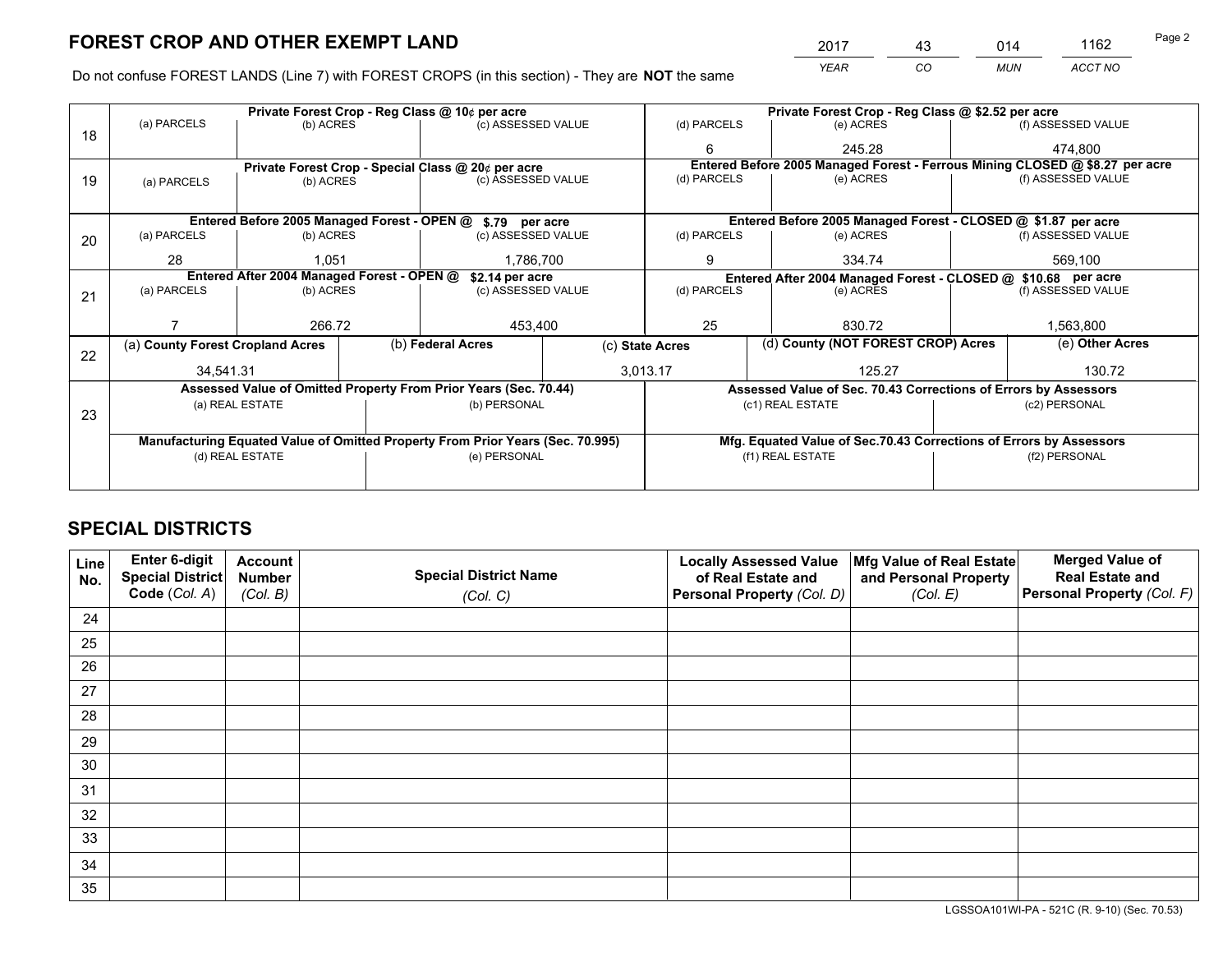# FOREST CROP AND OTHER EXEMPT LAND

| 2017 | 43 | 014 | 1162 |
|---|---|---|---|
| *YEAR* | *CO* | *MUN* | *ACCT NO* |

Do not confuse FOREST LANDS (Line 7) with FOREST CROPS (in this section) - They are **NOT** the same

| | Private Forest Crop - Reg Class @ 10¢ per acre | | | Private Forest Crop - Reg Class @ $2.52 per acre | | |
|---|---|---|---|---|---|---|
| 18 | (a) PARCELS | (b) ACRES | (c) ASSESSED VALUE | (d) PARCELS | (e) ACRES | (f) ASSESSED VALUE |
| | | | | 6 | 245.28 | 474,800 |
| | **Private Forest Crop - Special Class @ 20¢ per acre** | | | **Entered Before 2005 Managed Forest - Ferrous Mining CLOSED @ $8.27 per acre** | | |
| 19 | (a) PARCELS | (b) ACRES | (c) ASSESSED VALUE | (d) PARCELS | (e) ACRES | (f) ASSESSED VALUE |
| | | | | | | |
| | **Entered Before 2005 Managed Forest - OPEN @ $.79 per acre** | | | **Entered Before 2005 Managed Forest - CLOSED @ $1.87 per acre** | | |
| 20 | (a) PARCELS | (b) ACRES | (c) ASSESSED VALUE | (d) PARCELS | (e) ACRES | (f) ASSESSED VALUE |
| | 28 | 1,051 | 1,786,700 | 9 | 334.74 | 569,100 |
| | **Entered After 2004 Managed Forest - OPEN @ $2.14 per acre** | | | **Entered After 2004 Managed Forest - CLOSED @ $10.68 per acre** | | |
| 21 | (a) PARCELS | (b) ACRES | (c) ASSESSED VALUE | (d) PARCELS | (e) ACRES | (f) ASSESSED VALUE |
| | 7 | 266.72 | 453,400 | 25 | 830.72 | 1,563,800 |

| | (a) County Forest Cropland Acres | (b) Federal Acres | (c) State Acres | (d) County (NOT FOREST CROP) Acres | (e) Other Acres |
|---|---|---|---|---|---|
| 22 | 34,541.31 | | 3,013.17 | 125.27 | 130.72 |

| | Assessed Value of Omitted Property From Prior Years (Sec. 70.44) | | Assessed Value of Sec. 70.43 Corrections of Errors by Assessors | |
|---|---|---|---|---|
| 23 | (a) REAL ESTATE | (b) PERSONAL | (c1) REAL ESTATE | (c2) PERSONAL |
| | | | | |
| | **Manufacturing Equated Value of Omitted Property From Prior Years (Sec. 70.995)** | | **Mfg. Equated Value of Sec.70.43 Corrections of Errors by Assessors** | |
| | (d) REAL ESTATE | (e) PERSONAL | (f1) REAL ESTATE | (f2) PERSONAL |
| | | | | |

# SPECIAL DISTRICTS

| Line No. | Enter 6-digit Special District Code (Col. A) | Account Number (Col. B) | Special District Name (Col. C) | Locally Assessed Value of Real Estate and Personal Property (Col. D) | Mfg Value of Real Estate and Personal Property (Col. E) | Merged Value of Real Estate and Personal Property (Col. F) |
|---|---|---|---|---|---|---|
| 24 | | | | | | |
| 25 | | | | | | |
| 26 | | | | | | |
| 27 | | | | | | |
| 28 | | | | | | |
| 29 | | | | | | |
| 30 | | | | | | |
| 31 | | | | | | |
| 32 | | | | | | |
| 33 | | | | | | |
| 34 | | | | | | |
| 35 | | | | | | |

LGSSOA101WI-PA - 521C (R. 9-10) (Sec. 70.53)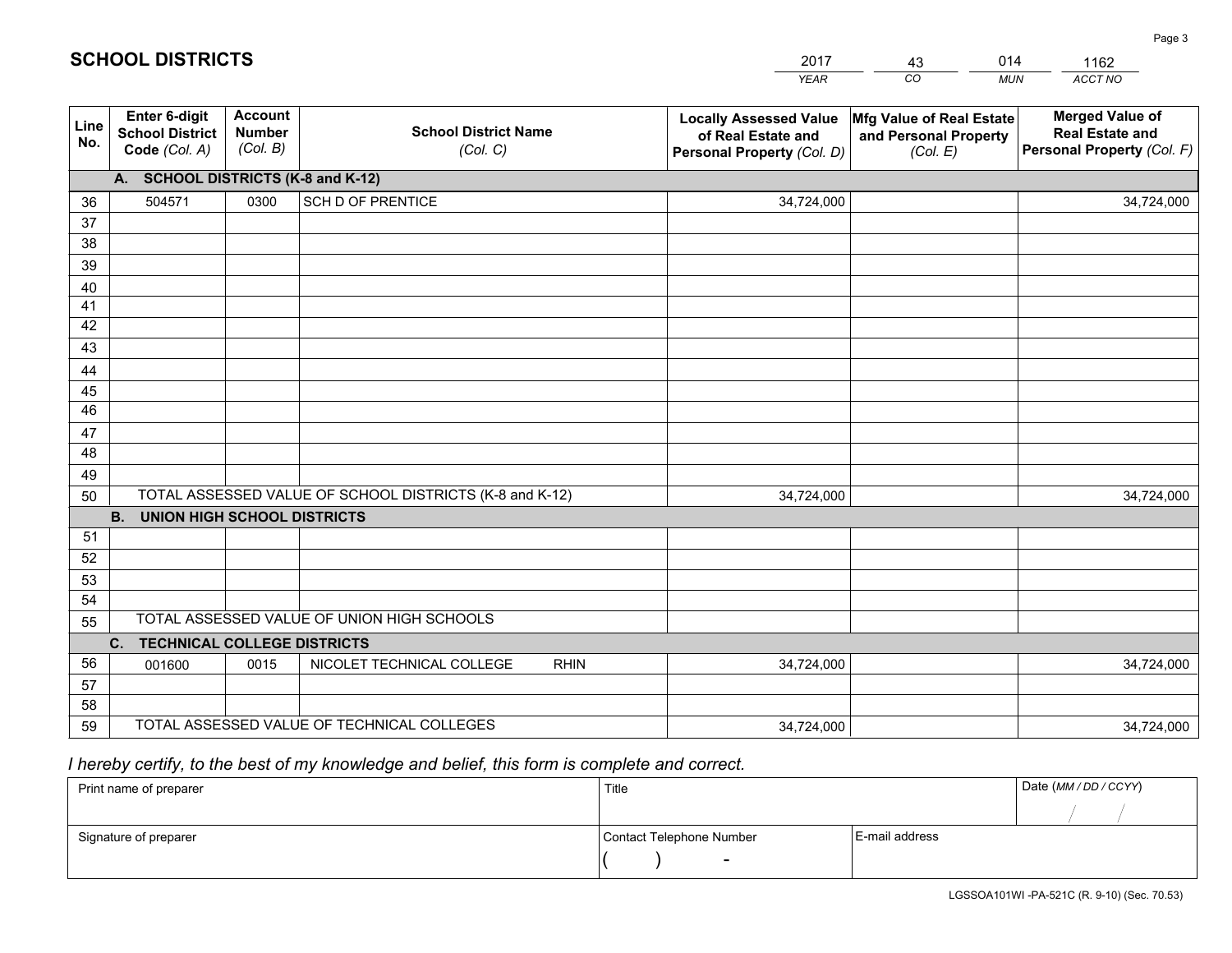# SCHOOL DISTRICTS

| 2017 | 43 | 014 | 1162 |
|---|---|---|---|
| YEAR | CO | MUN | ACCT NO |

| Line No. | Enter 6-digit School District Code (Col. A) | Account Number (Col. B) | School District Name (Col. C) | Locally Assessed Value of Real Estate and Personal Property (Col. D) | Mfg Value of Real Estate and Personal Property (Col. E) | Merged Value of Real Estate and Personal Property (Col. F) |
|---|---|---|---|---|---|---|
| | **A. SCHOOL DISTRICTS (K-8 and K-12)** | | | | | |
| 36 | 504571 | 0300 | SCH D OF PRENTICE | 34,724,000 | | 34,724,000 |
| 37 | | | | | | |
| 38 | | | | | | |
| 39 | | | | | | |
| 40 | | | | | | |
| 41 | | | | | | |
| 42 | | | | | | |
| 43 | | | | | | |
| 44 | | | | | | |
| 45 | | | | | | |
| 46 | | | | | | |
| 47 | | | | | | |
| 48 | | | | | | |
| 49 | | | | | | |
| 50 | TOTAL ASSESSED VALUE OF SCHOOL DISTRICTS (K-8 and K-12) | | | 34,724,000 | | 34,724,000 |
| | **B. UNION HIGH SCHOOL DISTRICTS** | | | | | |
| 51 | | | | | | |
| 52 | | | | | | |
| 53 | | | | | | |
| 54 | | | | | | |
| 55 | TOTAL ASSESSED VALUE OF UNION HIGH SCHOOLS | | | | | |
| | **C. TECHNICAL COLLEGE DISTRICTS** | | | | | |
| 56 | 001600 | 0015 | NICOLET TECHNICAL COLLEGE RHIN | 34,724,000 | | 34,724,000 |
| 57 | | | | | | |
| 58 | | | | | | |
| 59 | TOTAL ASSESSED VALUE OF TECHNICAL COLLEGES | | | 34,724,000 | | 34,724,000 |

*I hereby certify, to the best of my knowledge and belief, this form is complete and correct.*

| Print name of preparer | Title | | Date (MM / DD / CCYY) |
|---|---|---|---|
| | | | / / |
| Signature of preparer | Contact Telephone Number | E-mail address | |
| | ( ) - | | |

LGSSOA101WI -PA-521C (R. 9-10) (Sec. 70.53)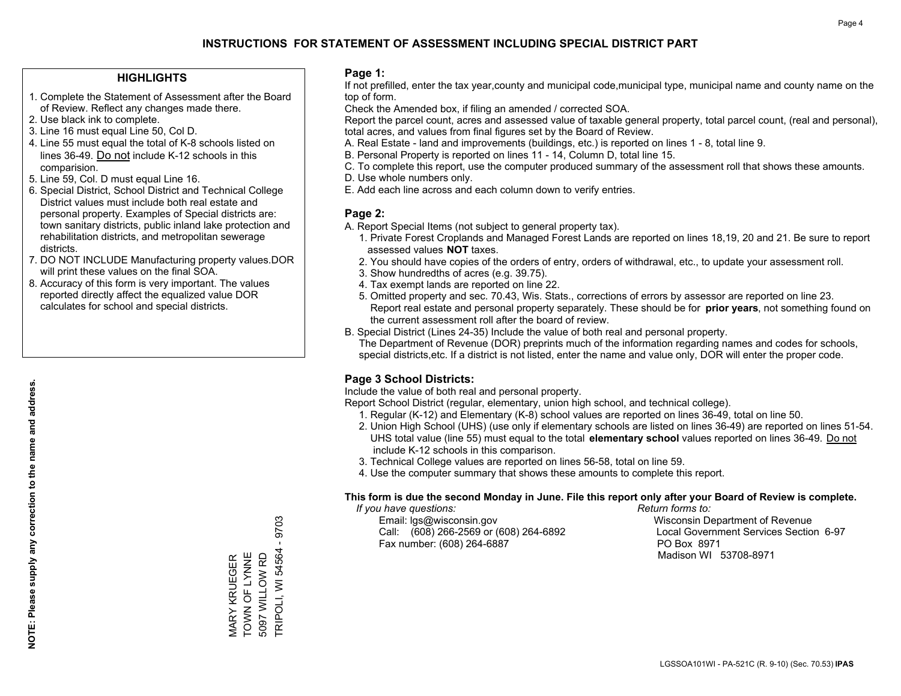# INSTRUCTIONS FOR STATEMENT OF ASSESSMENT INCLUDING SPECIAL DISTRICT PART

## HIGHLIGHTS

1. Complete the Statement of Assessment after the Board of Review. Reflect any changes made there.
2. Use black ink to complete.
3. Line 16 must equal Line 50, Col D.
4. Line 55 must equal the total of K-8 schools listed on lines 36-49. Do not include K-12 schools in this comparision.
5. Line 59, Col. D must equal Line 16.
6. Special District, School District and Technical College District values must include both real estate and personal property. Examples of Special districts are: town sanitary districts, public inland lake protection and rehabilitation districts, and metropolitan sewerage districts.
7. DO NOT INCLUDE Manufacturing property values.DOR will print these values on the final SOA.
8. Accuracy of this form is very important. The values reported directly affect the equalized value DOR calculates for school and special districts.

**NOTE: Please supply any correction to the name and address.**

MARY KRUEGER
TOWN OF LYNNE
5097 WILLOW RD
TRIPOLI, WI 54564 - 9703

## Page 1:

If not prefilled, enter the tax year,county and municipal code,municipal type, municipal name and county name on the top of form.

Check the Amended box, if filing an amended / corrected SOA.

Report the parcel count, acres and assessed value of taxable general property, total parcel count, (real and personal), total acres, and values from final figures set by the Board of Review.

A. Real Estate - land and improvements (buildings, etc.) is reported on lines 1 - 8, total line 9.
B. Personal Property is reported on lines 11 - 14, Column D, total line 15.
C. To complete this report, use the computer produced summary of the assessment roll that shows these amounts.
D. Use whole numbers only.
E. Add each line across and each column down to verify entries.

## Page 2:

A. Report Special Items (not subject to general property tax).
   1. Private Forest Croplands and Managed Forest Lands are reported on lines 18,19, 20 and 21. Be sure to report assessed values **NOT** taxes.
   2. You should have copies of the orders of entry, orders of withdrawal, etc., to update your assessment roll.
   3. Show hundredths of acres (e.g. 39.75).
   4. Tax exempt lands are reported on line 22.
   5. Omitted property and sec. 70.43, Wis. Stats., corrections of errors by assessor are reported on line 23. Report real estate and personal property separately. These should be for **prior years**, not something found on the current assessment roll after the board of review.
B. Special District (Lines 24-35) Include the value of both real and personal property.
   The Department of Revenue (DOR) preprints much of the information regarding names and codes for schools, special districts,etc. If a district is not listed, enter the name and value only, DOR will enter the proper code.

## Page 3 School Districts:

Include the value of both real and personal property.

Report School District (regular, elementary, union high school, and technical college).

1. Regular (K-12) and Elementary (K-8) school values are reported on lines 36-49, total on line 50.
2. Union High School (UHS) (use only if elementary schools are listed on lines 36-49) are reported on lines 51-54. UHS total value (line 55) must equal to the total **elementary school** values reported on lines 36-49. Do not include K-12 schools in this comparison.
3. Technical College values are reported on lines 56-58, total on line 59.
4. Use the computer summary that shows these amounts to complete this report.

**This form is due the second Monday in June. File this report only after your Board of Review is complete.**

*If you have questions:*
Email: lgs@wisconsin.gov
Call: (608) 266-2569 or (608) 264-6892
Fax number: (608) 264-6887

*Return forms to:*
Wisconsin Department of Revenue
Local Government Services Section 6-97
PO Box 8971
Madison WI 53708-8971

LGSSOA101WI - PA-521C (R. 9-10) (Sec. 70.53) **IPAS**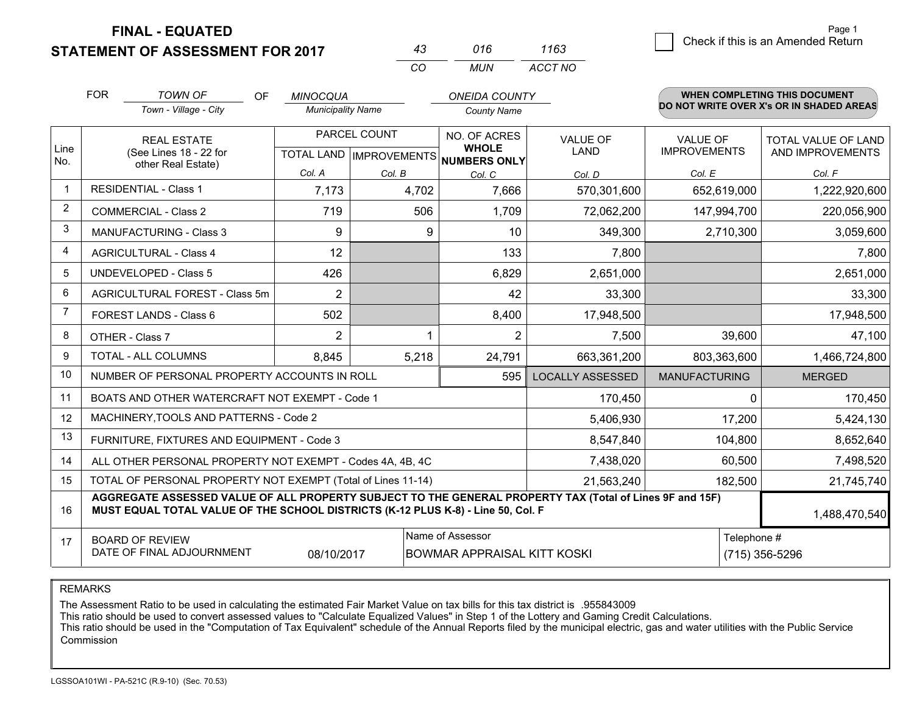**FINAL - EQUATED**
**STATEMENT OF ASSESSMENT FOR 2017**

| 43 | 016 | 1163 |
|---|---|---|
| CO | MUN | ACCT NO |

☐ Check if this is an Amended Return

FOR *TOWN OF* (Town - Village - City) OF *MINOCQUA* (Municipality Name) *ONEIDA COUNTY* (County Name)

**WHEN COMPLETING THIS DOCUMENT DO NOT WRITE OVER X's OR IN SHADED AREAS**

| Line No. | REAL ESTATE (See Lines 18 - 22 for other Real Estate) | PARCEL COUNT TOTAL LAND Col. A | PARCEL COUNT IMPROVEMENTS Col. B | NO. OF ACRES WHOLE NUMBERS ONLY Col. C | VALUE OF LAND Col. D | VALUE OF IMPROVEMENTS Col. E | TOTAL VALUE OF LAND AND IMPROVEMENTS Col. F |
|---|---|---|---|---|---|---|---|
| 1 | RESIDENTIAL - Class 1 | 7,173 | 4,702 | 7,666 | 570,301,600 | 652,619,000 | 1,222,920,600 |
| 2 | COMMERCIAL - Class 2 | 719 | 506 | 1,709 | 72,062,200 | 147,994,700 | 220,056,900 |
| 3 | MANUFACTURING - Class 3 | 9 | 9 | 10 | 349,300 | 2,710,300 | 3,059,600 |
| 4 | AGRICULTURAL - Class 4 | 12 | | 133 | 7,800 | | 7,800 |
| 5 | UNDEVELOPED - Class 5 | 426 | | 6,829 | 2,651,000 | | 2,651,000 |
| 6 | AGRICULTURAL FOREST - Class 5m | 2 | | 42 | 33,300 | | 33,300 |
| 7 | FOREST LANDS - Class 6 | 502 | | 8,400 | 17,948,500 | | 17,948,500 |
| 8 | OTHER - Class 7 | 2 | 1 | 2 | 7,500 | 39,600 | 47,100 |
| 9 | TOTAL - ALL COLUMNS | 8,845 | 5,218 | 24,791 | 663,361,200 | 803,363,600 | 1,466,724,800 |
| 10 | NUMBER OF PERSONAL PROPERTY ACCOUNTS IN ROLL | | | 595 | LOCALLY ASSESSED | MANUFACTURING | MERGED |
| 11 | BOATS AND OTHER WATERCRAFT NOT EXEMPT - Code 1 | | | | 170,450 | 0 | 170,450 |
| 12 | MACHINERY,TOOLS AND PATTERNS - Code 2 | | | | 5,406,930 | 17,200 | 5,424,130 |
| 13 | FURNITURE, FIXTURES AND EQUIPMENT - Code 3 | | | | 8,547,840 | 104,800 | 8,652,640 |
| 14 | ALL OTHER PERSONAL PROPERTY NOT EXEMPT - Codes 4A, 4B, 4C | | | | 7,438,020 | 60,500 | 7,498,520 |
| 15 | TOTAL OF PERSONAL PROPERTY NOT EXEMPT (Total of Lines 11-14) | | | | 21,563,240 | 182,500 | 21,745,740 |
| 16 | **AGGREGATE ASSESSED VALUE OF ALL PROPERTY SUBJECT TO THE GENERAL PROPERTY TAX (Total of Lines 9F and 15F) MUST EQUAL TOTAL VALUE OF THE SCHOOL DISTRICTS (K-12 PLUS K-8) - Line 50, Col. F** | | | | | | 1,488,470,540 |
| 17 | BOARD OF REVIEW DATE OF FINAL ADJOURNMENT | 08/10/2017 | | Name of Assessor: BOWMAR APPRAISAL KITT KOSKI | | | Telephone #: (715) 356-5296 |

REMARKS

The Assessment Ratio to be used in calculating the estimated Fair Market Value on tax bills for this tax district is .955843009
This ratio should be used to convert assessed values to "Calculate Equalized Values" in Step 1 of the Lottery and Gaming Credit Calculations.
This ratio should be used in the "Computation of Tax Equivalent" schedule of the Annual Reports filed by the municipal electric, gas and water utilities with the Public Service Commission

LGSSOA101WI - PA-521C (R.9-10) (Sec. 70.53)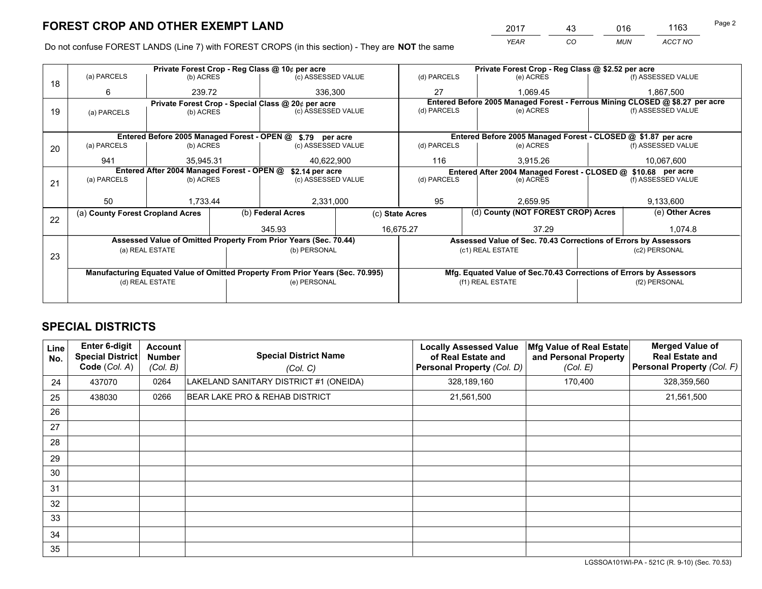# FOREST CROP AND OTHER EXEMPT LAND

| 2017 | 43 | 016 | 1163 |
|---|---|---|---|
| *YEAR* | *CO* | *MUN* | *ACCT NO* |

Do not confuse FOREST LANDS (Line 7) with FOREST CROPS (in this section) - They are **NOT** the same

| Line | Private Forest Crop - Reg Class @ 10¢ per acre | | | Private Forest Crop - Reg Class @ $2.52 per acre | | |
|---|---|---|---|---|---|---|
| 18 | (a) PARCELS | (b) ACRES | (c) ASSESSED VALUE | (d) PARCELS | (e) ACRES | (f) ASSESSED VALUE |
| | 6 | 239.72 | 336,300 | 27 | 1,069.45 | 1,867,500 |
| | **Private Forest Crop - Special Class @ 20¢ per acre** | | | **Entered Before 2005 Managed Forest - Ferrous Mining CLOSED @ $8.27 per acre** | | |
| 19 | (a) PARCELS | (b) ACRES | (c) ASSESSED VALUE | (d) PARCELS | (e) ACRES | (f) ASSESSED VALUE |
| | | | | | | |
| | **Entered Before 2005 Managed Forest - OPEN @ $.79 per acre** | | | **Entered Before 2005 Managed Forest - CLOSED @ $1.87 per acre** | | |
| 20 | (a) PARCELS | (b) ACRES | (c) ASSESSED VALUE | (d) PARCELS | (e) ACRES | (f) ASSESSED VALUE |
| | 941 | 35,945.31 | 40,622,900 | 116 | 3,915.26 | 10,067,600 |
| | **Entered After 2004 Managed Forest - OPEN @ $2.14 per acre** | | | **Entered After 2004 Managed Forest - CLOSED @ $10.68 per acre** | | |
| 21 | (a) PARCELS | (b) ACRES | (c) ASSESSED VALUE | (d) PARCELS | (e) ACRES | (f) ASSESSED VALUE |
| | 50 | 1,733.44 | 2,331,000 | 95 | 2,659.95 | 9,133,600 |

| Line | (a) County Forest Cropland Acres | (b) Federal Acres | (c) State Acres | (d) County (NOT FOREST CROP) Acres | (e) Other Acres |
|---|---|---|---|---|---|
| 22 | | 345.93 | 16,675.27 | 37.29 | 1,074.8 |

| Line | Assessed Value of Omitted Property From Prior Years (Sec. 70.44) | | Assessed Value of Sec. 70.43 Corrections of Errors by Assessors | |
|---|---|---|---|---|
| 23 | (a) REAL ESTATE | (b) PERSONAL | (c1) REAL ESTATE | (c2) PERSONAL |
| | | | | |
| | **Manufacturing Equated Value of Omitted Property From Prior Years (Sec. 70.995)** | | **Mfg. Equated Value of Sec.70.43 Corrections of Errors by Assessors** | |
| | (d) REAL ESTATE | (e) PERSONAL | (f1) REAL ESTATE | (f2) PERSONAL |
| | | | | |

# SPECIAL DISTRICTS

| Line No. | Enter 6-digit Special District Code (Col. A) | Account Number (Col. B) | Special District Name (Col. C) | Locally Assessed Value of Real Estate and Personal Property (Col. D) | Mfg Value of Real Estate and Personal Property (Col. E) | Merged Value of Real Estate and Personal Property (Col. F) |
|---|---|---|---|---|---|---|
| 24 | 437070 | 0264 | LAKELAND SANITARY DISTRICT #1 (ONEIDA) | 328,189,160 | 170,400 | 328,359,560 |
| 25 | 438030 | 0266 | BEAR LAKE PRO & REHAB DISTRICT | 21,561,500 | | 21,561,500 |
| 26 | | | | | | |
| 27 | | | | | | |
| 28 | | | | | | |
| 29 | | | | | | |
| 30 | | | | | | |
| 31 | | | | | | |
| 32 | | | | | | |
| 33 | | | | | | |
| 34 | | | | | | |
| 35 | | | | | | |

LGSSOA101WI-PA - 521C (R. 9-10) (Sec. 70.53)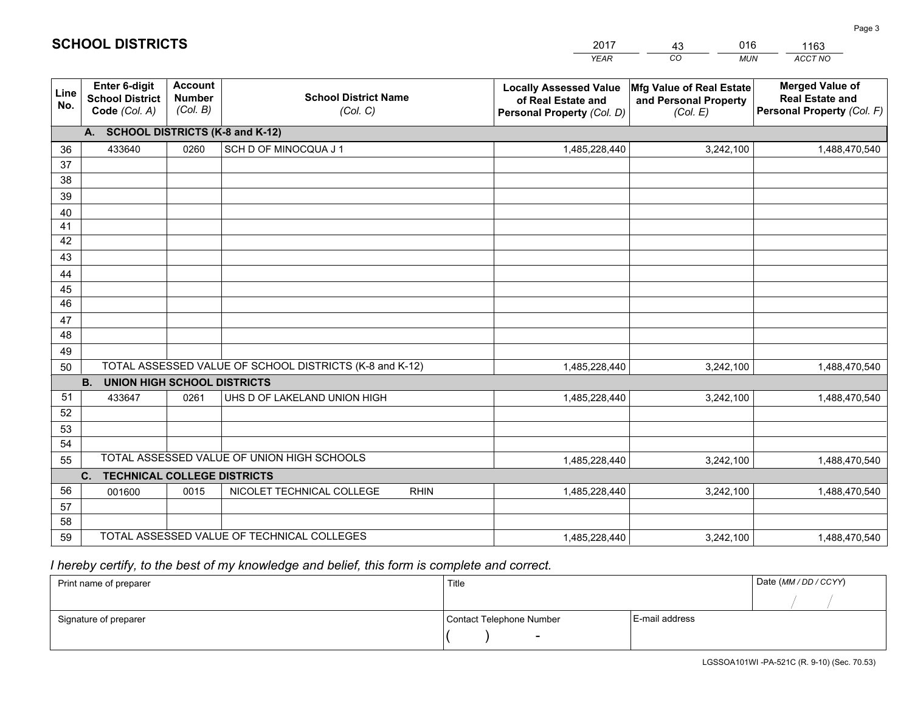# SCHOOL DISTRICTS

| 2017 | 43 | 016 | 1163 |
|---|---|---|---|
| *YEAR* | *CO* | *MUN* | *ACCT NO* |

| Line No. | Enter 6-digit School District Code *(Col. A)* | Account Number *(Col. B)* | School District Name *(Col. C)* | Locally Assessed Value of Real Estate and Personal Property *(Col. D)* | Mfg Value of Real Estate and Personal Property *(Col. E)* | Merged Value of Real Estate and Personal Property *(Col. F)* |
|---|---|---|---|---|---|---|
| | **A. SCHOOL DISTRICTS (K-8 and K-12)** | | | | | |
| 36 | 433640 | 0260 | SCH D OF MINOCQUA J 1 | 1,485,228,440 | 3,242,100 | 1,488,470,540 |
| 37 | | | | | | |
| 38 | | | | | | |
| 39 | | | | | | |
| 40 | | | | | | |
| 41 | | | | | | |
| 42 | | | | | | |
| 43 | | | | | | |
| 44 | | | | | | |
| 45 | | | | | | |
| 46 | | | | | | |
| 47 | | | | | | |
| 48 | | | | | | |
| 49 | | | | | | |
| 50 | TOTAL ASSESSED VALUE OF SCHOOL DISTRICTS (K-8 and K-12) | | | 1,485,228,440 | 3,242,100 | 1,488,470,540 |
| | **B. UNION HIGH SCHOOL DISTRICTS** | | | | | |
| 51 | 433647 | 0261 | UHS D OF LAKELAND UNION HIGH | 1,485,228,440 | 3,242,100 | 1,488,470,540 |
| 52 | | | | | | |
| 53 | | | | | | |
| 54 | | | | | | |
| 55 | TOTAL ASSESSED VALUE OF UNION HIGH SCHOOLS | | | 1,485,228,440 | 3,242,100 | 1,488,470,540 |
| | **C. TECHNICAL COLLEGE DISTRICTS** | | | | | |
| 56 | 001600 | 0015 | NICOLET TECHNICAL COLLEGE RHIN | 1,485,228,440 | 3,242,100 | 1,488,470,540 |
| 57 | | | | | | |
| 58 | | | | | | |
| 59 | TOTAL ASSESSED VALUE OF TECHNICAL COLLEGES | | | 1,485,228,440 | 3,242,100 | 1,488,470,540 |

*I hereby certify, to the best of my knowledge and belief, this form is complete and correct.*

| Print name of preparer | Title | | Date *(MM / DD / CCYY)* |
|---|---|---|---|
| | | | / / |
| Signature of preparer | Contact Telephone Number | E-mail address | |
| | ( ) - | | |

LGSSOA101WI -PA-521C (R. 9-10) (Sec. 70.53)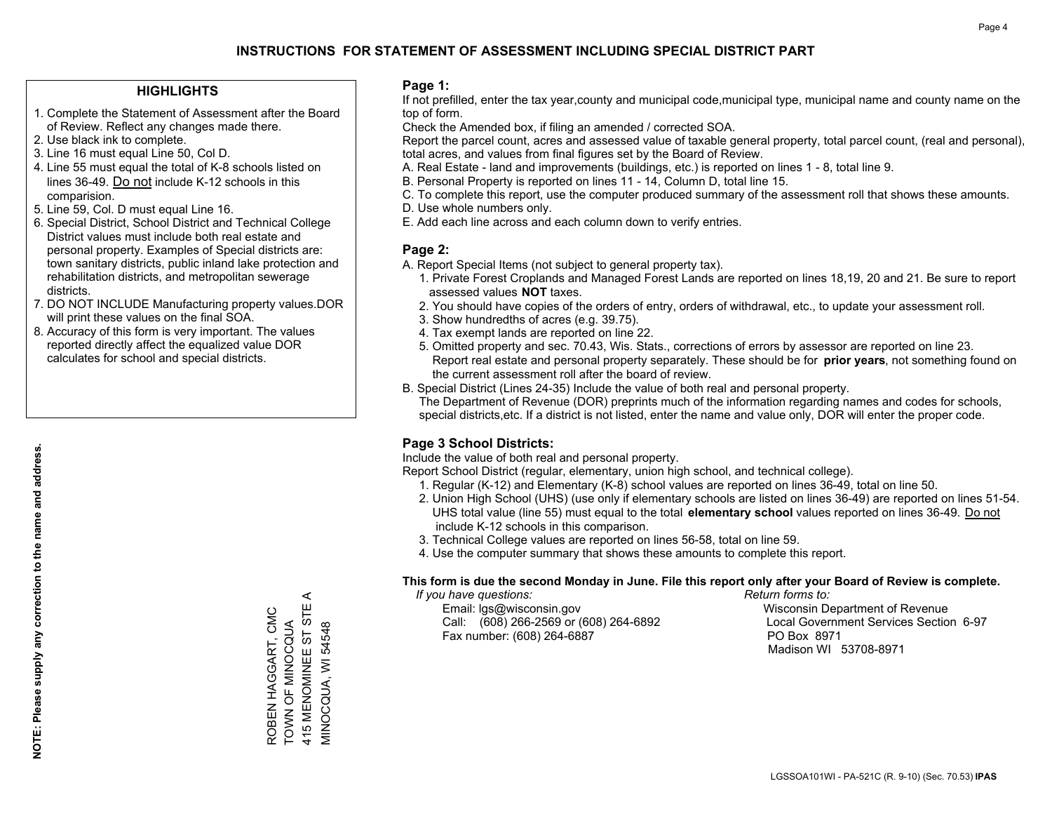# INSTRUCTIONS FOR STATEMENT OF ASSESSMENT INCLUDING SPECIAL DISTRICT PART

## HIGHLIGHTS

1. Complete the Statement of Assessment after the Board of Review. Reflect any changes made there.
2. Use black ink to complete.
3. Line 16 must equal Line 50, Col D.
4. Line 55 must equal the total of K-8 schools listed on lines 36-49. Do not include K-12 schools in this comparision.
5. Line 59, Col. D must equal Line 16.
6. Special District, School District and Technical College District values must include both real estate and personal property. Examples of Special districts are: town sanitary districts, public inland lake protection and rehabilitation districts, and metropolitan sewerage districts.
7. DO NOT INCLUDE Manufacturing property values.DOR will print these values on the final SOA.
8. Accuracy of this form is very important. The values reported directly affect the equalized value DOR calculates for school and special districts.

**NOTE: Please supply any correction to the name and address.**

ROBEN HAGGART, CMC
TOWN OF MINOCQUA
415 MENOMINEE ST STE A
MINOCQUA, WI 54548

## Page 1:

If not prefilled, enter the tax year,county and municipal code,municipal type, municipal name and county name on the top of form.

Check the Amended box, if filing an amended / corrected SOA.

Report the parcel count, acres and assessed value of taxable general property, total parcel count, (real and personal), total acres, and values from final figures set by the Board of Review.

A. Real Estate - land and improvements (buildings, etc.) is reported on lines 1 - 8, total line 9.
B. Personal Property is reported on lines 11 - 14, Column D, total line 15.
C. To complete this report, use the computer produced summary of the assessment roll that shows these amounts.
D. Use whole numbers only.
E. Add each line across and each column down to verify entries.

## Page 2:

A. Report Special Items (not subject to general property tax).
   1. Private Forest Croplands and Managed Forest Lands are reported on lines 18,19, 20 and 21. Be sure to report assessed values **NOT** taxes.
   2. You should have copies of the orders of entry, orders of withdrawal, etc., to update your assessment roll.
   3. Show hundredths of acres (e.g. 39.75).
   4. Tax exempt lands are reported on line 22.
   5. Omitted property and sec. 70.43, Wis. Stats., corrections of errors by assessor are reported on line 23. Report real estate and personal property separately. These should be for **prior years**, not something found on the current assessment roll after the board of review.
B. Special District (Lines 24-35) Include the value of both real and personal property.
   The Department of Revenue (DOR) preprints much of the information regarding names and codes for schools, special districts,etc. If a district is not listed, enter the name and value only, DOR will enter the proper code.

## Page 3 School Districts:

Include the value of both real and personal property.

Report School District (regular, elementary, union high school, and technical college).

1. Regular (K-12) and Elementary (K-8) school values are reported on lines 36-49, total on line 50.
2. Union High School (UHS) (use only if elementary schools are listed on lines 36-49) are reported on lines 51-54. UHS total value (line 55) must equal to the total **elementary school** values reported on lines 36-49. Do not include K-12 schools in this comparison.
3. Technical College values are reported on lines 56-58, total on line 59.
4. Use the computer summary that shows these amounts to complete this report.

**This form is due the second Monday in June. File this report only after your Board of Review is complete.**

*If you have questions:*
Email: lgs@wisconsin.gov
Call: (608) 266-2569 or (608) 264-6892
Fax number: (608) 264-6887

*Return forms to:*
Wisconsin Department of Revenue
Local Government Services Section 6-97
PO Box 8971
Madison WI 53708-8971

LGSSOA101WI - PA-521C (R. 9-10) (Sec. 70.53) **IPAS**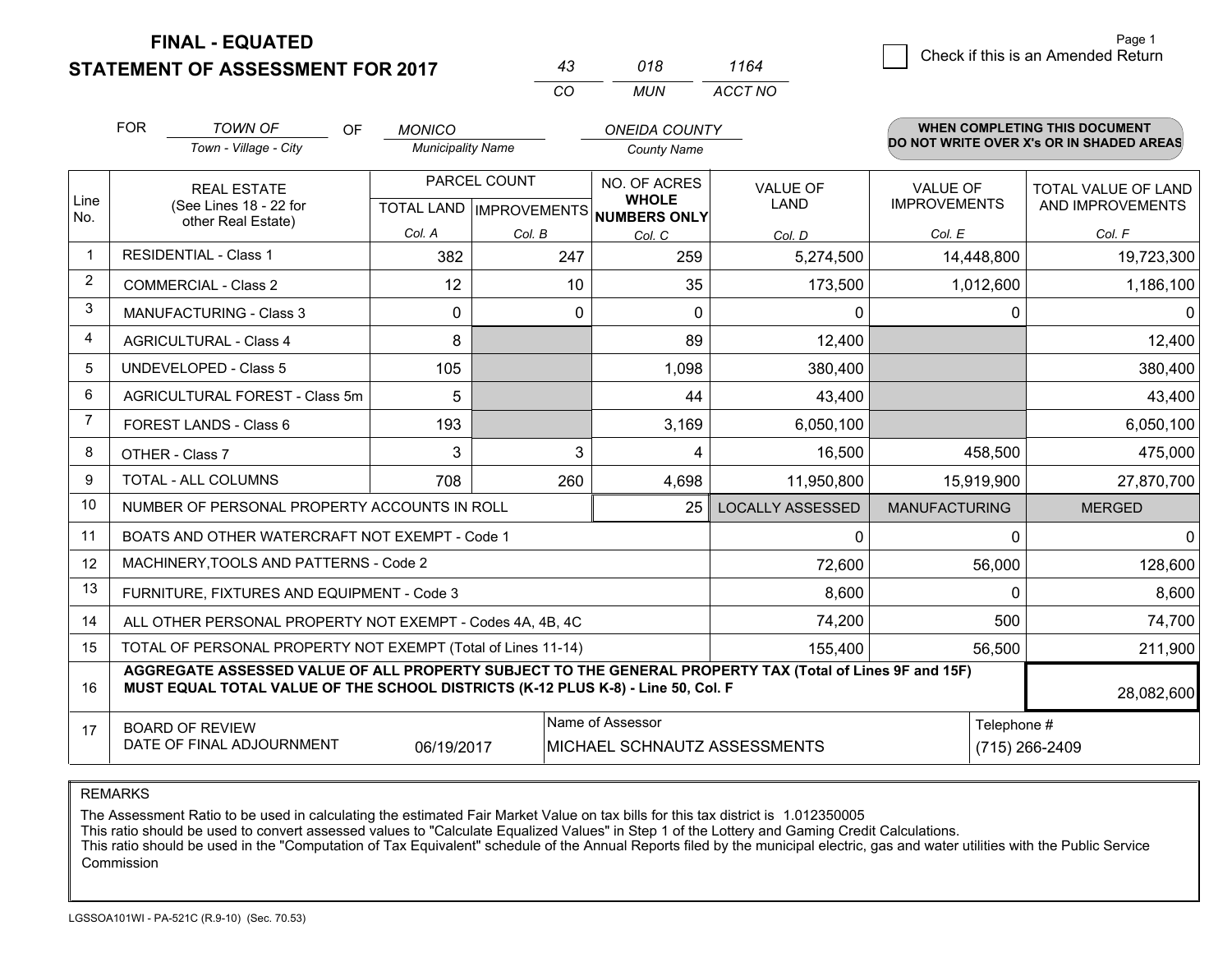**FINAL - EQUATED**

**STATEMENT OF ASSESSMENT FOR 2017**

| 43 | 018 | 1164 |
|---|---|---|
| CO | MUN | ACCT NO |

☐ Check if this is an Amended Return

FOR *TOWN OF* (Town - Village - City) OF *MONICO* (Municipality Name) *ONEIDA COUNTY* (County Name)

**WHEN COMPLETING THIS DOCUMENT DO NOT WRITE OVER X's OR IN SHADED AREAS**

| Line No. | REAL ESTATE (See Lines 18 - 22 for other Real Estate) | PARCEL COUNT TOTAL LAND Col. A | PARCEL COUNT IMPROVEMENTS Col. B | NO. OF ACRES WHOLE NUMBERS ONLY Col. C | VALUE OF LAND Col. D | VALUE OF IMPROVEMENTS Col. E | TOTAL VALUE OF LAND AND IMPROVEMENTS Col. F |
|---|---|---|---|---|---|---|---|
| 1 | RESIDENTIAL - Class 1 | 382 | 247 | 259 | 5,274,500 | 14,448,800 | 19,723,300 |
| 2 | COMMERCIAL - Class 2 | 12 | 10 | 35 | 173,500 | 1,012,600 | 1,186,100 |
| 3 | MANUFACTURING - Class 3 | 0 | 0 | 0 | 0 | 0 | 0 |
| 4 | AGRICULTURAL - Class 4 | 8 | | 89 | 12,400 | | 12,400 |
| 5 | UNDEVELOPED - Class 5 | 105 | | 1,098 | 380,400 | | 380,400 |
| 6 | AGRICULTURAL FOREST - Class 5m | 5 | | 44 | 43,400 | | 43,400 |
| 7 | FOREST LANDS - Class 6 | 193 | | 3,169 | 6,050,100 | | 6,050,100 |
| 8 | OTHER - Class 7 | 3 | 3 | 4 | 16,500 | 458,500 | 475,000 |
| 9 | TOTAL - ALL COLUMNS | 708 | 260 | 4,698 | 11,950,800 | 15,919,900 | 27,870,700 |
| 10 | NUMBER OF PERSONAL PROPERTY ACCOUNTS IN ROLL | | | 25 | LOCALLY ASSESSED | MANUFACTURING | MERGED |
| 11 | BOATS AND OTHER WATERCRAFT NOT EXEMPT - Code 1 | | | | 0 | 0 | 0 |
| 12 | MACHINERY,TOOLS AND PATTERNS - Code 2 | | | | 72,600 | 56,000 | 128,600 |
| 13 | FURNITURE, FIXTURES AND EQUIPMENT - Code 3 | | | | 8,600 | 0 | 8,600 |
| 14 | ALL OTHER PERSONAL PROPERTY NOT EXEMPT - Codes 4A, 4B, 4C | | | | 74,200 | 500 | 74,700 |
| 15 | TOTAL OF PERSONAL PROPERTY NOT EXEMPT (Total of Lines 11-14) | | | | 155,400 | 56,500 | 211,900 |
| 16 | **AGGREGATE ASSESSED VALUE OF ALL PROPERTY SUBJECT TO THE GENERAL PROPERTY TAX (Total of Lines 9F and 15F) MUST EQUAL TOTAL VALUE OF THE SCHOOL DISTRICTS (K-12 PLUS K-8) - Line 50, Col. F** | | | | | | 28,082,600 |
| 17 | BOARD OF REVIEW DATE OF FINAL ADJOURNMENT | 06/19/2017 | | Name of Assessor: MICHAEL SCHNAUTZ ASSESSMENTS | | Telephone #: (715) 266-2409 | |

REMARKS

The Assessment Ratio to be used in calculating the estimated Fair Market Value on tax bills for this tax district is 1.012350005
This ratio should be used to convert assessed values to "Calculate Equalized Values" in Step 1 of the Lottery and Gaming Credit Calculations.
This ratio should be used in the "Computation of Tax Equivalent" schedule of the Annual Reports filed by the municipal electric, gas and water utilities with the Public Service Commission

LGSSOA101WI - PA-521C (R.9-10) (Sec. 70.53)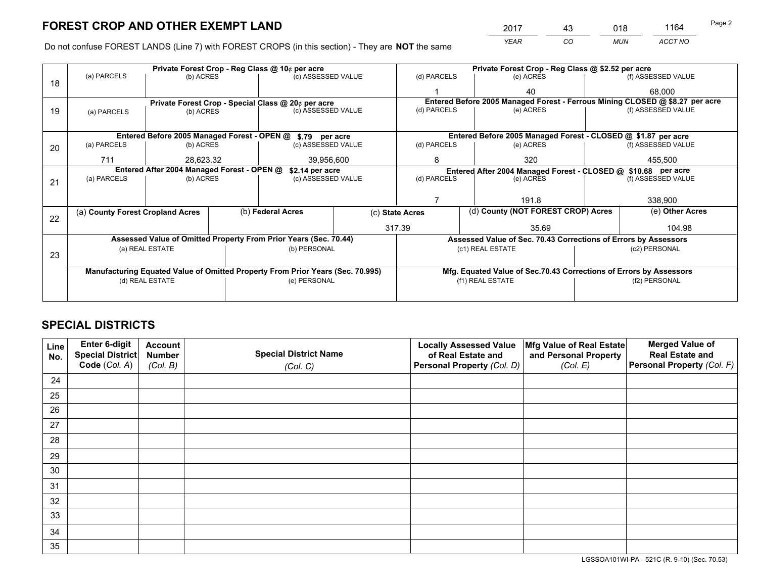# FOREST CROP AND OTHER EXEMPT LAND

| 2017 | 43 | 018 | 1164 |
|---|---|---|---|
| *YEAR* | *CO* | *MUN* | *ACCT NO* |

Do not confuse FOREST LANDS (Line 7) with FOREST CROPS (in this section) - They are **NOT** the same

| Line | Private Forest Crop - Reg Class @ 10¢ per acre | | | Private Forest Crop - Reg Class @ $2.52 per acre | | |
|---|---|---|---|---|---|---|
| | (a) PARCELS | (b) ACRES | (c) ASSESSED VALUE | (d) PARCELS | (e) ACRES | (f) ASSESSED VALUE |
| 18 | | | | 1 | 40 | 68,000 |
| | **Private Forest Crop - Special Class @ 20¢ per acre** | | | **Entered Before 2005 Managed Forest - Ferrous Mining CLOSED @ $8.27 per acre** | | |
| | (a) PARCELS | (b) ACRES | (c) ASSESSED VALUE | (d) PARCELS | (e) ACRES | (f) ASSESSED VALUE |
| 19 | | | | | | |
| | **Entered Before 2005 Managed Forest - OPEN @ $.79 per acre** | | | **Entered Before 2005 Managed Forest - CLOSED @ $1.87 per acre** | | |
| | (a) PARCELS | (b) ACRES | (c) ASSESSED VALUE | (d) PARCELS | (e) ACRES | (f) ASSESSED VALUE |
| 20 | 711 | 28,623.32 | 39,956,600 | 8 | 320 | 455,500 |
| | **Entered After 2004 Managed Forest - OPEN @ $2.14 per acre** | | | **Entered After 2004 Managed Forest - CLOSED @ $10.68 per acre** | | |
| | (a) PARCELS | (b) ACRES | (c) ASSESSED VALUE | (d) PARCELS | (e) ACRES | (f) ASSESSED VALUE |
| 21 | | | | 7 | 191.8 | 338,900 |

| Line | (a) County Forest Cropland Acres | (b) Federal Acres | (c) State Acres | (d) County (NOT FOREST CROP) Acres | (e) Other Acres |
|---|---|---|---|---|---|
| 22 | | | 317.39 | 35.69 | 104.98 |

| Line | Assessed Value of Omitted Property From Prior Years (Sec. 70.44) | | Assessed Value of Sec. 70.43 Corrections of Errors by Assessors | |
|---|---|---|---|---|
| 23 | (a) REAL ESTATE | (b) PERSONAL | (c1) REAL ESTATE | (c2) PERSONAL |
| | | | | |
| | **Manufacturing Equated Value of Omitted Property From Prior Years (Sec. 70.995)** | | **Mfg. Equated Value of Sec.70.43 Corrections of Errors by Assessors** | |
| | (d) REAL ESTATE | (e) PERSONAL | (f1) REAL ESTATE | (f2) PERSONAL |
| | | | | |

# SPECIAL DISTRICTS

| Line No. | Enter 6-digit Special District Code (Col. A) | Account Number (Col. B) | Special District Name (Col. C) | Locally Assessed Value of Real Estate and Personal Property (Col. D) | Mfg Value of Real Estate and Personal Property (Col. E) | Merged Value of Real Estate and Personal Property (Col. F) |
|---|---|---|---|---|---|---|
| 24 | | | | | | |
| 25 | | | | | | |
| 26 | | | | | | |
| 27 | | | | | | |
| 28 | | | | | | |
| 29 | | | | | | |
| 30 | | | | | | |
| 31 | | | | | | |
| 32 | | | | | | |
| 33 | | | | | | |
| 34 | | | | | | |
| 35 | | | | | | |

LGSSOA101WI-PA - 521C (R. 9-10) (Sec. 70.53)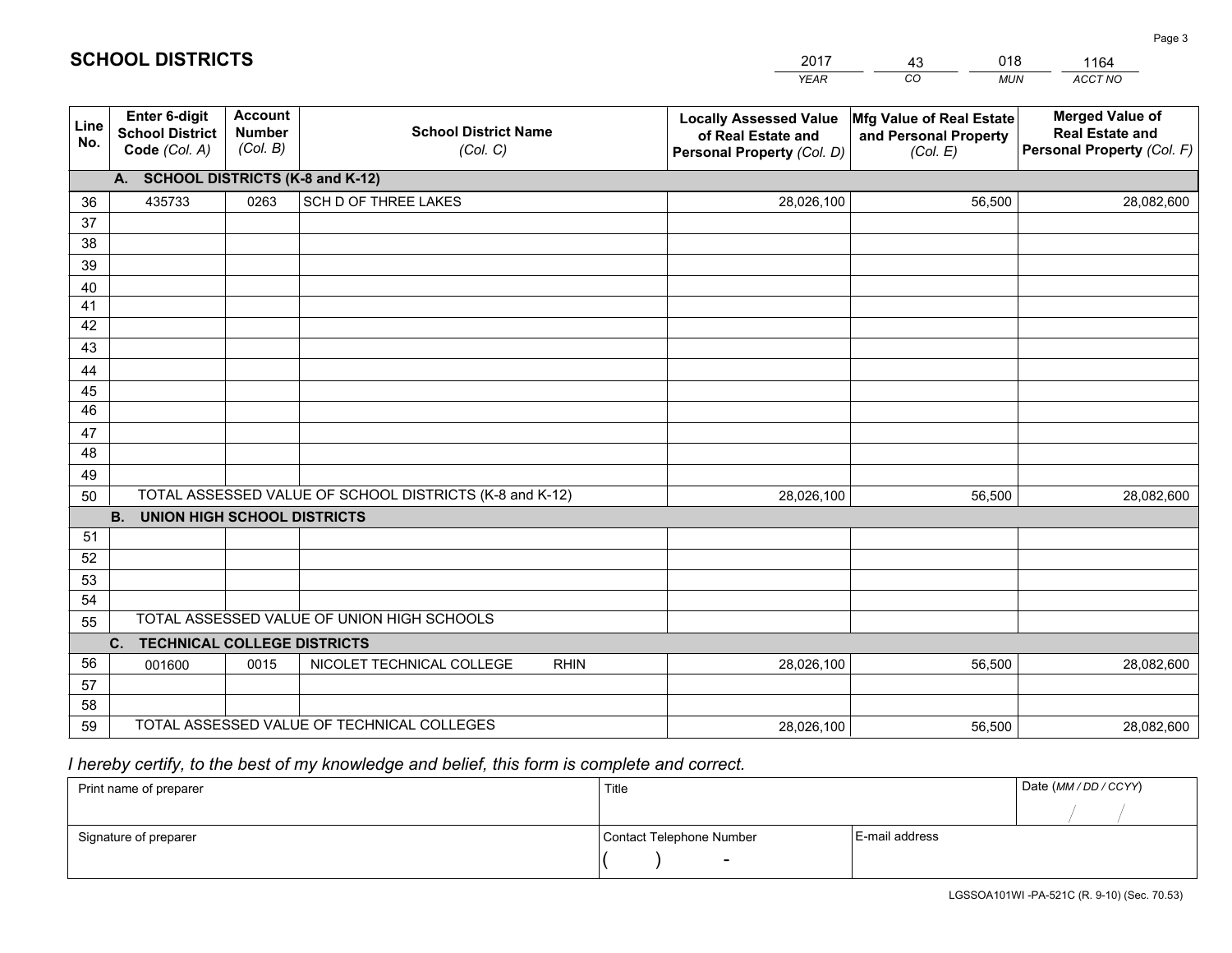# SCHOOL DISTRICTS

| 2017 | 43 | 018 | 1164 |
|---|---|---|---|
| *YEAR* | *CO* | *MUN* | *ACCT NO* |

| Line No. | Enter 6-digit School District Code *(Col. A)* | Account Number *(Col. B)* | School District Name *(Col. C)* | Locally Assessed Value of Real Estate and Personal Property *(Col. D)* | Mfg Value of Real Estate and Personal Property *(Col. E)* | Merged Value of Real Estate and Personal Property *(Col. F)* |
|---|---|---|---|---|---|---|
| | **A. SCHOOL DISTRICTS (K-8 and K-12)** | | | | | |
| 36 | 435733 | 0263 | SCH D OF THREE LAKES | 28,026,100 | 56,500 | 28,082,600 |
| 37 | | | | | | |
| 38 | | | | | | |
| 39 | | | | | | |
| 40 | | | | | | |
| 41 | | | | | | |
| 42 | | | | | | |
| 43 | | | | | | |
| 44 | | | | | | |
| 45 | | | | | | |
| 46 | | | | | | |
| 47 | | | | | | |
| 48 | | | | | | |
| 49 | | | | | | |
| 50 | TOTAL ASSESSED VALUE OF SCHOOL DISTRICTS (K-8 and K-12) | | | 28,026,100 | 56,500 | 28,082,600 |
| | **B. UNION HIGH SCHOOL DISTRICTS** | | | | | |
| 51 | | | | | | |
| 52 | | | | | | |
| 53 | | | | | | |
| 54 | | | | | | |
| 55 | TOTAL ASSESSED VALUE OF UNION HIGH SCHOOLS | | | | | |
| | **C. TECHNICAL COLLEGE DISTRICTS** | | | | | |
| 56 | 001600 | 0015 | NICOLET TECHNICAL COLLEGE RHIN | 28,026,100 | 56,500 | 28,082,600 |
| 57 | | | | | | |
| 58 | | | | | | |
| 59 | TOTAL ASSESSED VALUE OF TECHNICAL COLLEGES | | | 28,026,100 | 56,500 | 28,082,600 |

*I hereby certify, to the best of my knowledge and belief, this form is complete and correct.*

| Print name of preparer | Title | | Date *(MM / DD / CCYY)* |
|---|---|---|---|
| | | | / / |
| Signature of preparer | Contact Telephone Number | E-mail address | |
| | ( ) - | | |

LGSSOA101WI -PA-521C (R. 9-10) (Sec. 70.53)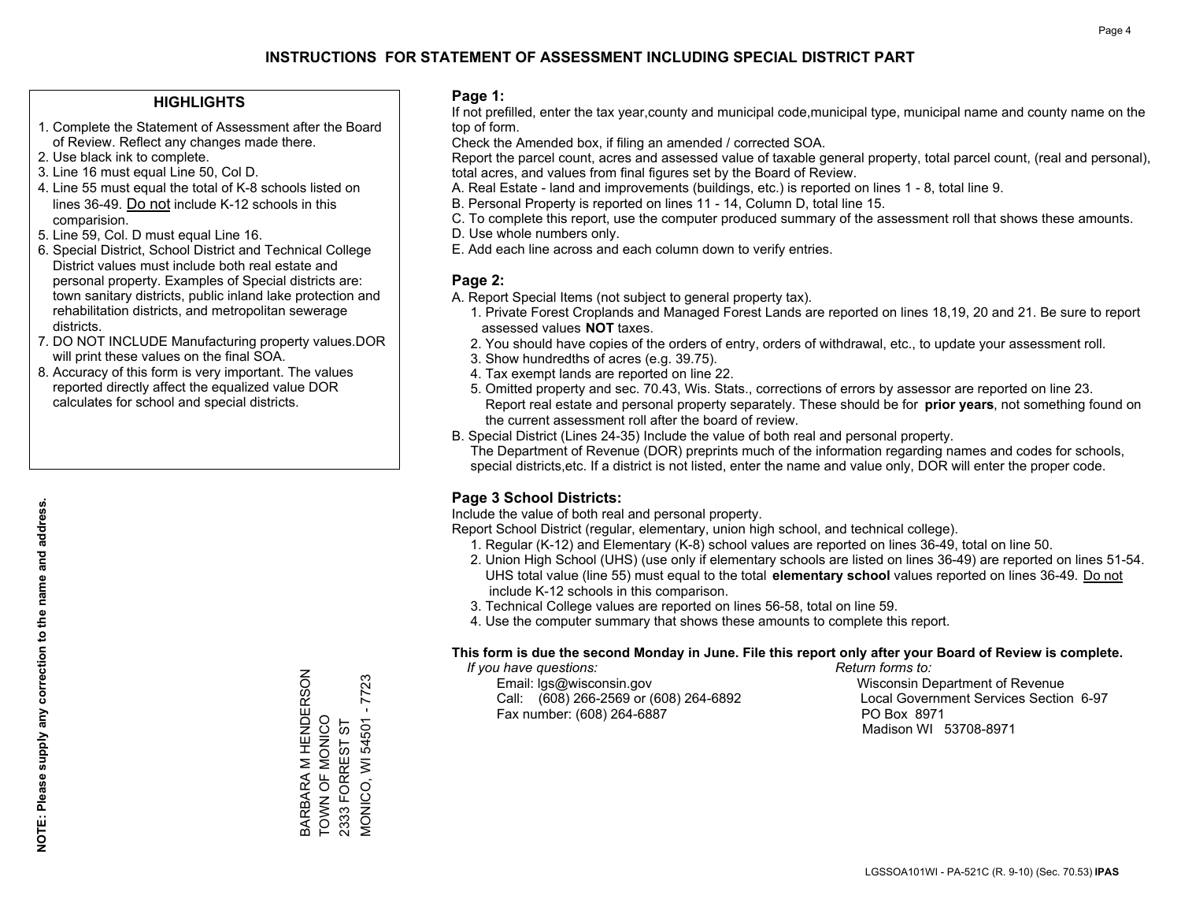# INSTRUCTIONS FOR STATEMENT OF ASSESSMENT INCLUDING SPECIAL DISTRICT PART

## HIGHLIGHTS

1. Complete the Statement of Assessment after the Board of Review. Reflect any changes made there.
2. Use black ink to complete.
3. Line 16 must equal Line 50, Col D.
4. Line 55 must equal the total of K-8 schools listed on lines 36-49. Do not include K-12 schools in this comparision.
5. Line 59, Col. D must equal Line 16.
6. Special District, School District and Technical College District values must include both real estate and personal property. Examples of Special districts are: town sanitary districts, public inland lake protection and rehabilitation districts, and metropolitan sewerage districts.
7. DO NOT INCLUDE Manufacturing property values.DOR will print these values on the final SOA.
8. Accuracy of this form is very important. The values reported directly affect the equalized value DOR calculates for school and special districts.

**NOTE: Please supply any correction to the name and address.**

BARBARA M HENDERSON
TOWN OF MONICO
2333 FORREST ST
MONICO, WI 54501 - 7723

## Page 1:

If not prefilled, enter the tax year,county and municipal code,municipal type, municipal name and county name on the top of form.

Check the Amended box, if filing an amended / corrected SOA.

Report the parcel count, acres and assessed value of taxable general property, total parcel count, (real and personal), total acres, and values from final figures set by the Board of Review.

A. Real Estate - land and improvements (buildings, etc.) is reported on lines 1 - 8, total line 9.
B. Personal Property is reported on lines 11 - 14, Column D, total line 15.
C. To complete this report, use the computer produced summary of the assessment roll that shows these amounts.
D. Use whole numbers only.
E. Add each line across and each column down to verify entries.

## Page 2:

A. Report Special Items (not subject to general property tax).
   1. Private Forest Croplands and Managed Forest Lands are reported on lines 18,19, 20 and 21. Be sure to report assessed values **NOT** taxes.
   2. You should have copies of the orders of entry, orders of withdrawal, etc., to update your assessment roll.
   3. Show hundredths of acres (e.g. 39.75).
   4. Tax exempt lands are reported on line 22.
   5. Omitted property and sec. 70.43, Wis. Stats., corrections of errors by assessor are reported on line 23. Report real estate and personal property separately. These should be for **prior years**, not something found on the current assessment roll after the board of review.
B. Special District (Lines 24-35) Include the value of both real and personal property.
   The Department of Revenue (DOR) preprints much of the information regarding names and codes for schools, special districts,etc. If a district is not listed, enter the name and value only, DOR will enter the proper code.

## Page 3 School Districts:

Include the value of both real and personal property.

Report School District (regular, elementary, union high school, and technical college).

1. Regular (K-12) and Elementary (K-8) school values are reported on lines 36-49, total on line 50.
2. Union High School (UHS) (use only if elementary schools are listed on lines 36-49) are reported on lines 51-54. UHS total value (line 55) must equal to the total **elementary school** values reported on lines 36-49. Do not include K-12 schools in this comparison.
3. Technical College values are reported on lines 56-58, total on line 59.
4. Use the computer summary that shows these amounts to complete this report.

**This form is due the second Monday in June. File this report only after your Board of Review is complete.**

*If you have questions:*
Email: lgs@wisconsin.gov
Call: (608) 266-2569 or (608) 264-6892
Fax number: (608) 264-6887

*Return forms to:*
Wisconsin Department of Revenue
Local Government Services Section 6-97
PO Box 8971
Madison WI 53708-8971

LGSSOA101WI - PA-521C (R. 9-10) (Sec. 70.53) **IPAS**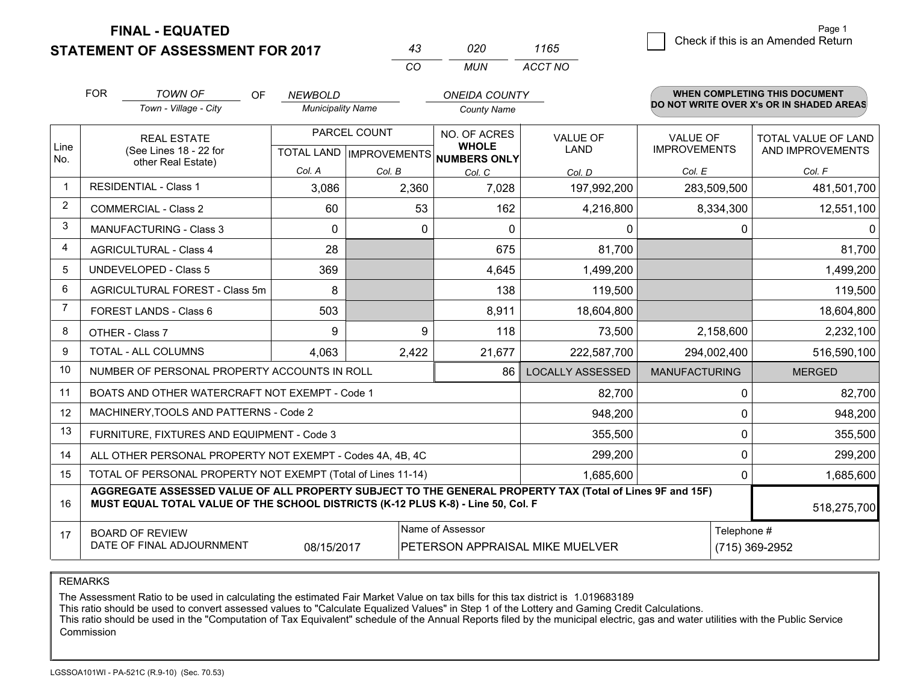# FINAL - EQUATED
## STATEMENT OF ASSESSMENT FOR 2017

| 43 | 020 | 1165 |
|---|---|---|
| CO | MUN | ACCT NO |

☐ Check if this is an Amended Return

Page 1

FOR *TOWN OF* (Town - Village - City) OF *NEWBOLD* (Municipality Name) *ONEIDA COUNTY* (County Name)

**WHEN COMPLETING THIS DOCUMENT DO NOT WRITE OVER X's OR IN SHADED AREAS**

| Line No. | REAL ESTATE (See Lines 18 - 22 for other Real Estate) | PARCEL COUNT TOTAL LAND Col. A | PARCEL COUNT IMPROVEMENTS Col. B | NO. OF ACRES WHOLE NUMBERS ONLY Col. C | VALUE OF LAND Col. D | VALUE OF IMPROVEMENTS Col. E | TOTAL VALUE OF LAND AND IMPROVEMENTS Col. F |
|---|---|---|---|---|---|---|---|
| 1 | RESIDENTIAL - Class 1 | 3,086 | 2,360 | 7,028 | 197,992,200 | 283,509,500 | 481,501,700 |
| 2 | COMMERCIAL - Class 2 | 60 | 53 | 162 | 4,216,800 | 8,334,300 | 12,551,100 |
| 3 | MANUFACTURING - Class 3 | 0 | 0 | 0 | 0 | 0 | 0 |
| 4 | AGRICULTURAL - Class 4 | 28 | | 675 | 81,700 | | 81,700 |
| 5 | UNDEVELOPED - Class 5 | 369 | | 4,645 | 1,499,200 | | 1,499,200 |
| 6 | AGRICULTURAL FOREST - Class 5m | 8 | | 138 | 119,500 | | 119,500 |
| 7 | FOREST LANDS - Class 6 | 503 | | 8,911 | 18,604,800 | | 18,604,800 |
| 8 | OTHER - Class 7 | 9 | 9 | 118 | 73,500 | 2,158,600 | 2,232,100 |
| 9 | TOTAL - ALL COLUMNS | 4,063 | 2,422 | 21,677 | 222,587,700 | 294,002,400 | 516,590,100 |
| 10 | NUMBER OF PERSONAL PROPERTY ACCOUNTS IN ROLL | | | 86 | LOCALLY ASSESSED | MANUFACTURING | MERGED |
| 11 | BOATS AND OTHER WATERCRAFT NOT EXEMPT - Code 1 | | | | 82,700 | 0 | 82,700 |
| 12 | MACHINERY,TOOLS AND PATTERNS - Code 2 | | | | 948,200 | 0 | 948,200 |
| 13 | FURNITURE, FIXTURES AND EQUIPMENT - Code 3 | | | | 355,500 | 0 | 355,500 |
| 14 | ALL OTHER PERSONAL PROPERTY NOT EXEMPT - Codes 4A, 4B, 4C | | | | 299,200 | 0 | 299,200 |
| 15 | TOTAL OF PERSONAL PROPERTY NOT EXEMPT (Total of Lines 11-14) | | | | 1,685,600 | 0 | 1,685,600 |
| 16 | **AGGREGATE ASSESSED VALUE OF ALL PROPERTY SUBJECT TO THE GENERAL PROPERTY TAX (Total of Lines 9F and 15F) MUST EQUAL TOTAL VALUE OF THE SCHOOL DISTRICTS (K-12 PLUS K-8) - Line 50, Col. F** | | | | | | 518,275,700 |
| 17 | BOARD OF REVIEW DATE OF FINAL ADJOURNMENT | 08/15/2017 | Name of Assessor: PETERSON APPRAISAL MIKE MUELVER | | | Telephone #: (715) 369-2952 | |

REMARKS

The Assessment Ratio to be used in calculating the estimated Fair Market Value on tax bills for this tax district is 1.019683189
This ratio should be used to convert assessed values to "Calculate Equalized Values" in Step 1 of the Lottery and Gaming Credit Calculations.
This ratio should be used in the "Computation of Tax Equivalent" schedule of the Annual Reports filed by the municipal electric, gas and water utilities with the Public Service Commission

LGSSOA101WI - PA-521C (R.9-10) (Sec. 70.53)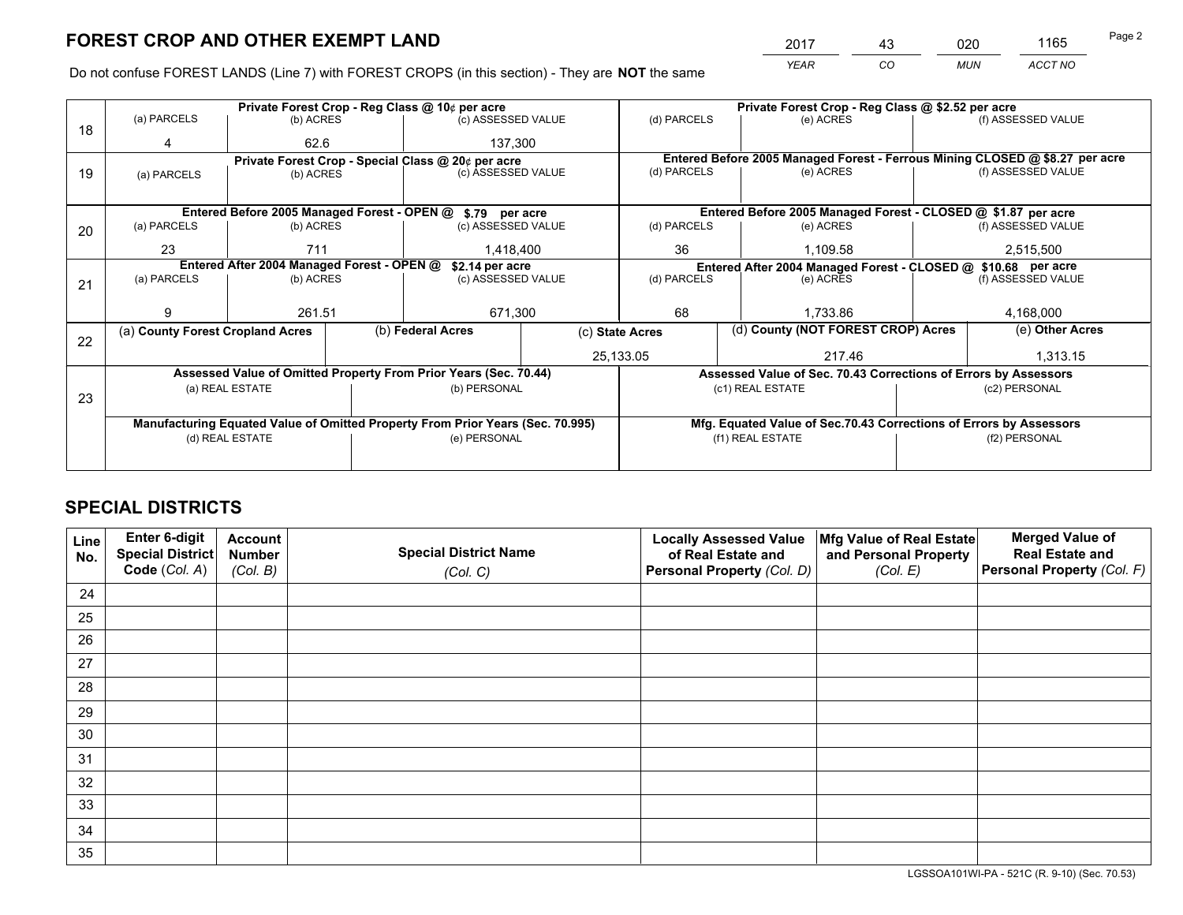# FOREST CROP AND OTHER EXEMPT LAND

| 2017 | 43 | 020 | 1165 |
|---|---|---|---|
| *YEAR* | *CO* | *MUN* | *ACCT NO* |

Do not confuse FOREST LANDS (Line 7) with FOREST CROPS (in this section) - They are **NOT** the same

| Line | Private Forest Crop - Reg Class @ 10¢ per acre | | | Private Forest Crop - Reg Class @ $2.52 per acre | | |
|---|---|---|---|---|---|---|
| 18 | (a) PARCELS | (b) ACRES | (c) ASSESSED VALUE | (d) PARCELS | (e) ACRES | (f) ASSESSED VALUE |
| | 4 | 62.6 | 137,300 | | | |
| | **Private Forest Crop - Special Class @ 20¢ per acre** | | | **Entered Before 2005 Managed Forest - Ferrous Mining CLOSED @ $8.27 per acre** | | |
| 19 | (a) PARCELS | (b) ACRES | (c) ASSESSED VALUE | (d) PARCELS | (e) ACRES | (f) ASSESSED VALUE |
| | | | | | | |
| | **Entered Before 2005 Managed Forest - OPEN @ $.79 per acre** | | | **Entered Before 2005 Managed Forest - CLOSED @ $1.87 per acre** | | |
| 20 | (a) PARCELS | (b) ACRES | (c) ASSESSED VALUE | (d) PARCELS | (e) ACRES | (f) ASSESSED VALUE |
| | 23 | 711 | 1,418,400 | 36 | 1,109.58 | 2,515,500 |
| | **Entered After 2004 Managed Forest - OPEN @ $2.14 per acre** | | | **Entered After 2004 Managed Forest - CLOSED @ $10.68 per acre** | | |
| 21 | (a) PARCELS | (b) ACRES | (c) ASSESSED VALUE | (d) PARCELS | (e) ACRES | (f) ASSESSED VALUE |
| | 9 | 261.51 | 671,300 | 68 | 1,733.86 | 4,168,000 |

| Line | (a) County Forest Cropland Acres | (b) Federal Acres | (c) State Acres | (d) County (NOT FOREST CROP) Acres | (e) Other Acres |
|---|---|---|---|---|---|
| 22 | | | 25,133.05 | 217.46 | 1,313.15 |

| Line | Assessed Value of Omitted Property From Prior Years (Sec. 70.44) | | Assessed Value of Sec. 70.43 Corrections of Errors by Assessors | |
|---|---|---|---|---|
| 23 | (a) REAL ESTATE | (b) PERSONAL | (c1) REAL ESTATE | (c2) PERSONAL |
| | | | | |
| | **Manufacturing Equated Value of Omitted Property From Prior Years (Sec. 70.995)** | | **Mfg. Equated Value of Sec.70.43 Corrections of Errors by Assessors** | |
| | (d) REAL ESTATE | (e) PERSONAL | (f1) REAL ESTATE | (f2) PERSONAL |
| | | | | |

# SPECIAL DISTRICTS

| Line No. | Enter 6-digit Special District Code (*Col. A*) | Account Number (*Col. B*) | Special District Name (*Col. C*) | Locally Assessed Value of Real Estate and Personal Property (*Col. D*) | Mfg Value of Real Estate and Personal Property (*Col. E*) | Merged Value of Real Estate and Personal Property (*Col. F*) |
|---|---|---|---|---|---|---|
| 24 | | | | | | |
| 25 | | | | | | |
| 26 | | | | | | |
| 27 | | | | | | |
| 28 | | | | | | |
| 29 | | | | | | |
| 30 | | | | | | |
| 31 | | | | | | |
| 32 | | | | | | |
| 33 | | | | | | |
| 34 | | | | | | |
| 35 | | | | | | |

LGSSOA101WI-PA - 521C (R. 9-10) (Sec. 70.53)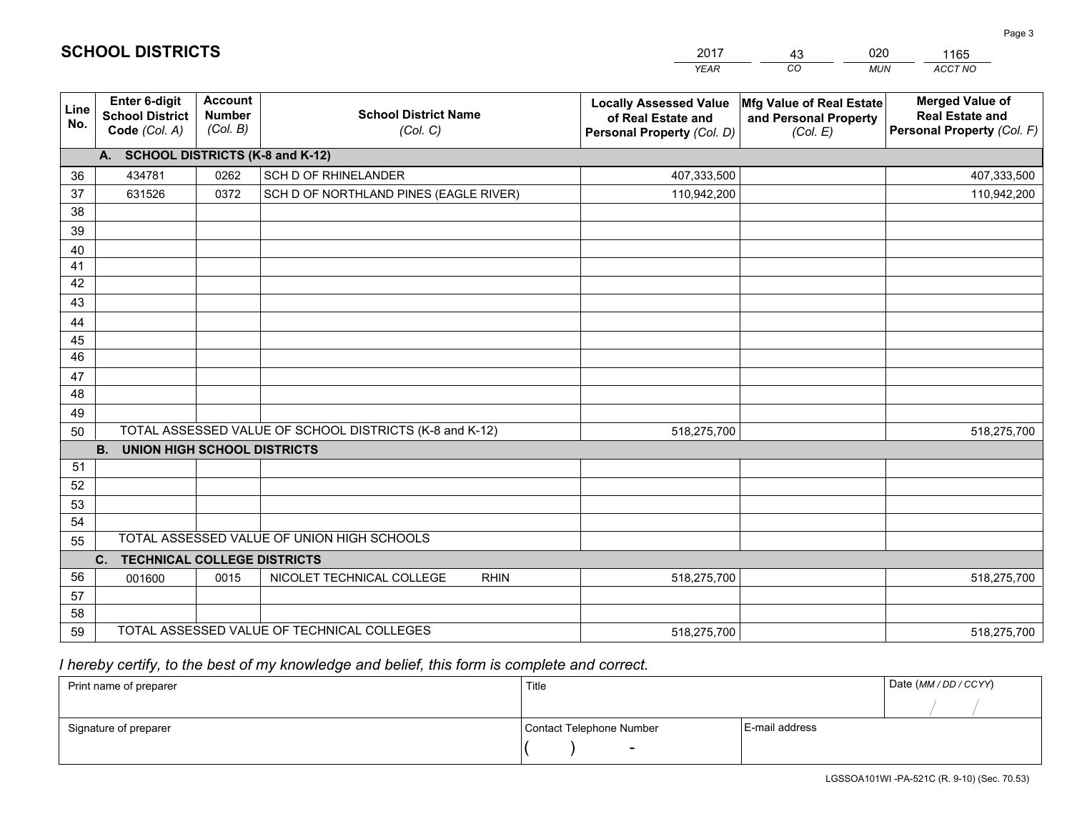# SCHOOL DISTRICTS

| 2017 | 43 | 020 | 1165 |
|---|---|---|---|
| *YEAR* | *CO* | *MUN* | *ACCT NO* |

| Line No. | Enter 6-digit School District Code *(Col. A)* | Account Number *(Col. B)* | School District Name *(Col. C)* | Locally Assessed Value of Real Estate and Personal Property *(Col. D)* | Mfg Value of Real Estate and Personal Property *(Col. E)* | Merged Value of Real Estate and Personal Property *(Col. F)* |
|---|---|---|---|---|---|---|
| | **A. SCHOOL DISTRICTS (K-8 and K-12)** | | | | | |
| 36 | 434781 | 0262 | SCH D OF RHINELANDER | 407,333,500 | | 407,333,500 |
| 37 | 631526 | 0372 | SCH D OF NORTHLAND PINES (EAGLE RIVER) | 110,942,200 | | 110,942,200 |
| 38 | | | | | | |
| 39 | | | | | | |
| 40 | | | | | | |
| 41 | | | | | | |
| 42 | | | | | | |
| 43 | | | | | | |
| 44 | | | | | | |
| 45 | | | | | | |
| 46 | | | | | | |
| 47 | | | | | | |
| 48 | | | | | | |
| 49 | | | | | | |
| 50 | TOTAL ASSESSED VALUE OF SCHOOL DISTRICTS (K-8 and K-12) | | | 518,275,700 | | 518,275,700 |
| | **B. UNION HIGH SCHOOL DISTRICTS** | | | | | |
| 51 | | | | | | |
| 52 | | | | | | |
| 53 | | | | | | |
| 54 | | | | | | |
| 55 | TOTAL ASSESSED VALUE OF UNION HIGH SCHOOLS | | | | | |
| | **C. TECHNICAL COLLEGE DISTRICTS** | | | | | |
| 56 | 001600 | 0015 | NICOLET TECHNICAL COLLEGE RHIN | 518,275,700 | | 518,275,700 |
| 57 | | | | | | |
| 58 | | | | | | |
| 59 | TOTAL ASSESSED VALUE OF TECHNICAL COLLEGES | | | 518,275,700 | | 518,275,700 |

*I hereby certify, to the best of my knowledge and belief, this form is complete and correct.*

| Print name of preparer | Title | | Date *(MM / DD / CCYY)* |
|---|---|---|---|
| | | | / / |
| Signature of preparer | Contact Telephone Number | E-mail address | |
| | ( ) - | | |

LGSSOA101WI -PA-521C (R. 9-10) (Sec. 70.53)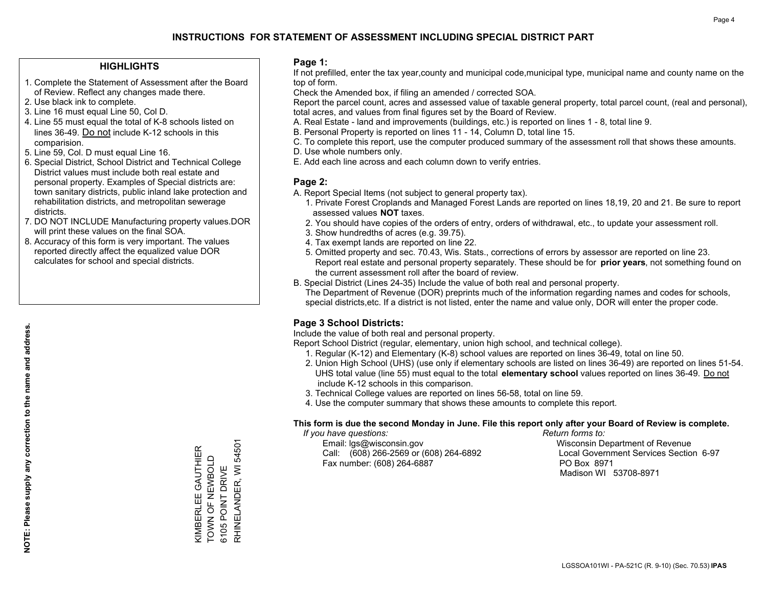# INSTRUCTIONS FOR STATEMENT OF ASSESSMENT INCLUDING SPECIAL DISTRICT PART

## HIGHLIGHTS

1. Complete the Statement of Assessment after the Board of Review. Reflect any changes made there.
2. Use black ink to complete.
3. Line 16 must equal Line 50, Col D.
4. Line 55 must equal the total of K-8 schools listed on lines 36-49. Do not include K-12 schools in this comparision.
5. Line 59, Col. D must equal Line 16.
6. Special District, School District and Technical College District values must include both real estate and personal property. Examples of Special districts are: town sanitary districts, public inland lake protection and rehabilitation districts, and metropolitan sewerage districts.
7. DO NOT INCLUDE Manufacturing property values.DOR will print these values on the final SOA.
8. Accuracy of this form is very important. The values reported directly affect the equalized value DOR calculates for school and special districts.

**NOTE: Please supply any correction to the name and address.**

KIMBERLEE GAUTHIER
TOWN OF NEWBOLD
6105 POINT DRIVE
RHINELANDER, WI 54501

## Page 1:

If not prefilled, enter the tax year,county and municipal code,municipal type, municipal name and county name on the top of form.

Check the Amended box, if filing an amended / corrected SOA.

Report the parcel count, acres and assessed value of taxable general property, total parcel count, (real and personal), total acres, and values from final figures set by the Board of Review.

A. Real Estate - land and improvements (buildings, etc.) is reported on lines 1 - 8, total line 9.
B. Personal Property is reported on lines 11 - 14, Column D, total line 15.
C. To complete this report, use the computer produced summary of the assessment roll that shows these amounts.
D. Use whole numbers only.
E. Add each line across and each column down to verify entries.

## Page 2:

A. Report Special Items (not subject to general property tax).
   1. Private Forest Croplands and Managed Forest Lands are reported on lines 18,19, 20 and 21. Be sure to report assessed values **NOT** taxes.
   2. You should have copies of the orders of entry, orders of withdrawal, etc., to update your assessment roll.
   3. Show hundredths of acres (e.g. 39.75).
   4. Tax exempt lands are reported on line 22.
   5. Omitted property and sec. 70.43, Wis. Stats., corrections of errors by assessor are reported on line 23. Report real estate and personal property separately. These should be for **prior years**, not something found on the current assessment roll after the board of review.
B. Special District (Lines 24-35) Include the value of both real and personal property.
   The Department of Revenue (DOR) preprints much of the information regarding names and codes for schools, special districts,etc. If a district is not listed, enter the name and value only, DOR will enter the proper code.

## Page 3 School Districts:

Include the value of both real and personal property.

Report School District (regular, elementary, union high school, and technical college).

1. Regular (K-12) and Elementary (K-8) school values are reported on lines 36-49, total on line 50.
2. Union High School (UHS) (use only if elementary schools are listed on lines 36-49) are reported on lines 51-54. UHS total value (line 55) must equal to the total **elementary school** values reported on lines 36-49. Do not include K-12 schools in this comparison.
3. Technical College values are reported on lines 56-58, total on line 59.
4. Use the computer summary that shows these amounts to complete this report.

**This form is due the second Monday in June. File this report only after your Board of Review is complete.**

*If you have questions:*
Email: lgs@wisconsin.gov
Call: (608) 266-2569 or (608) 264-6892
Fax number: (608) 264-6887

*Return forms to:*
Wisconsin Department of Revenue
Local Government Services Section 6-97
PO Box 8971
Madison WI 53708-8971

LGSSOA101WI - PA-521C (R. 9-10) (Sec. 70.53) **IPAS**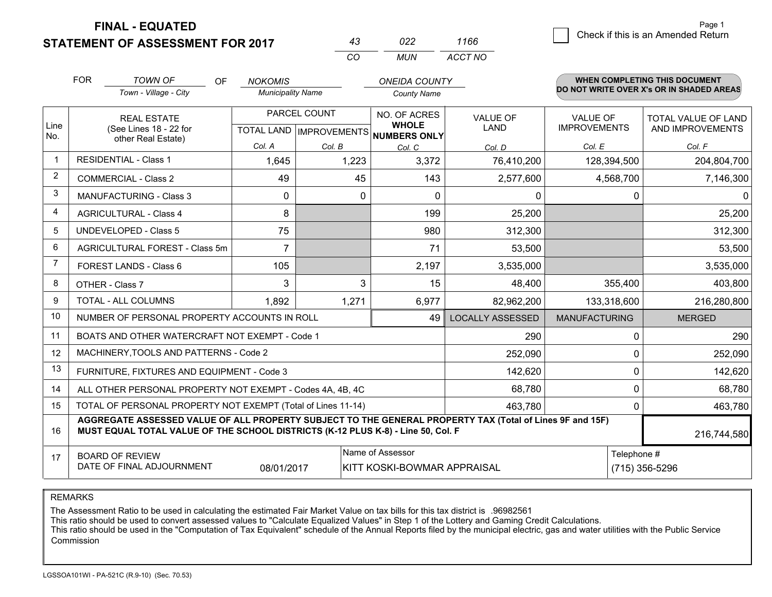# FINAL - EQUATED
# STATEMENT OF ASSESSMENT FOR 2017

| 43 | 022 | 1166 |
|---|---|---|
| CO | MUN | ACCT NO |

Page 1

☐ Check if this is an Amended Return

FOR *TOWN OF* (Town - Village - City) OF *NOKOMIS* (Municipality Name) *ONEIDA COUNTY* (County Name)

**WHEN COMPLETING THIS DOCUMENT DO NOT WRITE OVER X's OR IN SHADED AREAS**

| Line No. | REAL ESTATE (See Lines 18 - 22 for other Real Estate) | PARCEL COUNT TOTAL LAND Col. A | PARCEL COUNT IMPROVEMENTS Col. B | NO. OF ACRES WHOLE NUMBERS ONLY Col. C | VALUE OF LAND Col. D | VALUE OF IMPROVEMENTS Col. E | TOTAL VALUE OF LAND AND IMPROVEMENTS Col. F |
|---|---|---|---|---|---|---|---|
| 1 | RESIDENTIAL - Class 1 | 1,645 | 1,223 | 3,372 | 76,410,200 | 128,394,500 | 204,804,700 |
| 2 | COMMERCIAL - Class 2 | 49 | 45 | 143 | 2,577,600 | 4,568,700 | 7,146,300 |
| 3 | MANUFACTURING - Class 3 | 0 | 0 | 0 | 0 | 0 | 0 |
| 4 | AGRICULTURAL - Class 4 | 8 | | 199 | 25,200 | | 25,200 |
| 5 | UNDEVELOPED - Class 5 | 75 | | 980 | 312,300 | | 312,300 |
| 6 | AGRICULTURAL FOREST - Class 5m | 7 | | 71 | 53,500 | | 53,500 |
| 7 | FOREST LANDS - Class 6 | 105 | | 2,197 | 3,535,000 | | 3,535,000 |
| 8 | OTHER - Class 7 | 3 | 3 | 15 | 48,400 | 355,400 | 403,800 |
| 9 | TOTAL - ALL COLUMNS | 1,892 | 1,271 | 6,977 | 82,962,200 | 133,318,600 | 216,280,800 |
| 10 | NUMBER OF PERSONAL PROPERTY ACCOUNTS IN ROLL | | | 49 | LOCALLY ASSESSED | MANUFACTURING | MERGED |
| 11 | BOATS AND OTHER WATERCRAFT NOT EXEMPT - Code 1 | | | | 290 | 0 | 290 |
| 12 | MACHINERY,TOOLS AND PATTERNS - Code 2 | | | | 252,090 | 0 | 252,090 |
| 13 | FURNITURE, FIXTURES AND EQUIPMENT - Code 3 | | | | 142,620 | 0 | 142,620 |
| 14 | ALL OTHER PERSONAL PROPERTY NOT EXEMPT - Codes 4A, 4B, 4C | | | | 68,780 | 0 | 68,780 |
| 15 | TOTAL OF PERSONAL PROPERTY NOT EXEMPT (Total of Lines 11-14) | | | | 463,780 | 0 | 463,780 |
| 16 | **AGGREGATE ASSESSED VALUE OF ALL PROPERTY SUBJECT TO THE GENERAL PROPERTY TAX (Total of Lines 9F and 15F) MUST EQUAL TOTAL VALUE OF THE SCHOOL DISTRICTS (K-12 PLUS K-8) - Line 50, Col. F** | | | | | | 216,744,580 |
| 17 | BOARD OF REVIEW DATE OF FINAL ADJOURNMENT | 08/01/2017 | Name of Assessor: KITT KOSKI-BOWMAR APPRAISAL | | | Telephone #: (715) 356-5296 | |

REMARKS

The Assessment Ratio to be used in calculating the estimated Fair Market Value on tax bills for this tax district is .96982561
This ratio should be used to convert assessed values to "Calculate Equalized Values" in Step 1 of the Lottery and Gaming Credit Calculations.
This ratio should be used in the "Computation of Tax Equivalent" schedule of the Annual Reports filed by the municipal electric, gas and water utilities with the Public Service Commission

LGSSOA101WI - PA-521C (R.9-10) (Sec. 70.53)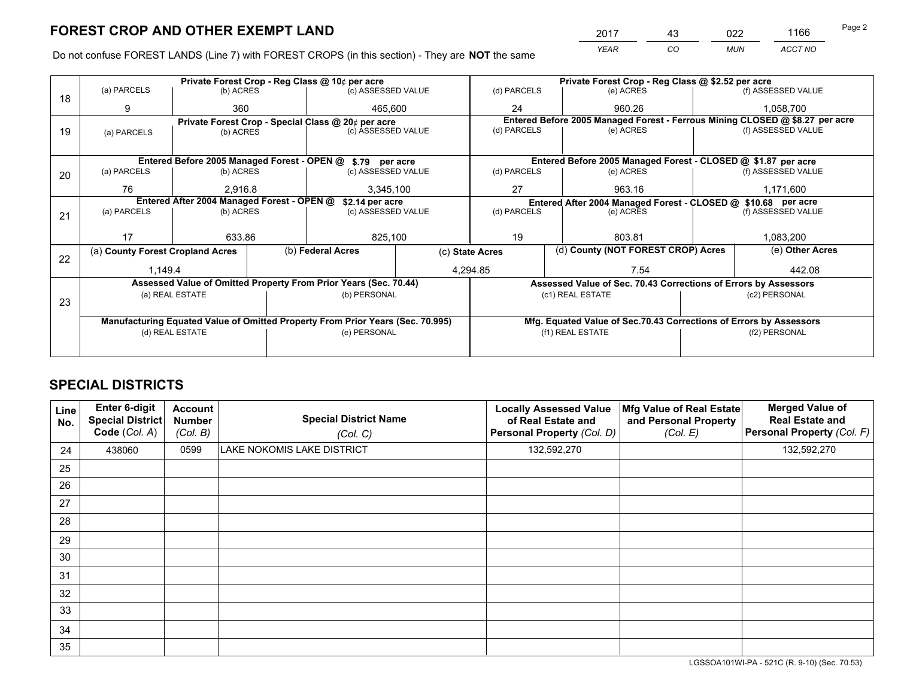# FOREST CROP AND OTHER EXEMPT LAND

| 2017 | 43 | 022 | 1166 |
|---|---|---|---|
| *YEAR* | *CO* | *MUN* | *ACCT NO* |

Do not confuse FOREST LANDS (Line 7) with FOREST CROPS (in this section) - They are **NOT** the same

| Line | (a) PARCELS | (b) ACRES | (c) ASSESSED VALUE | (d) PARCELS | (e) ACRES | (f) ASSESSED VALUE |
|---|---|---|---|---|---|---|
| 18 | Private Forest Crop - Reg Class @ 10¢ per acre | | | Private Forest Crop - Reg Class @ $2.52 per acre | | |
| | 9 | 360 | 465,600 | 24 | 960.26 | 1,058,700 |
| 19 | Private Forest Crop - Special Class @ 20¢ per acre | | | Entered Before 2005 Managed Forest - Ferrous Mining CLOSED @ $8.27 per acre | | |
| | | | | | | |
| 20 | Entered Before 2005 Managed Forest - OPEN @ $.79 per acre | | | Entered Before 2005 Managed Forest - CLOSED @ $1.87 per acre | | |
| | 76 | 2,916.8 | 3,345,100 | 27 | 963.16 | 1,171,600 |
| 21 | Entered After 2004 Managed Forest - OPEN @ $2.14 per acre | | | Entered After 2004 Managed Forest - CLOSED @ $10.68 per acre | | |
| | 17 | 633.86 | 825,100 | 19 | 803.81 | 1,083,200 |

| Line | (a) County Forest Cropland Acres | (b) Federal Acres | (c) State Acres | (d) County (NOT FOREST CROP) Acres | (e) Other Acres |
|---|---|---|---|---|---|
| 22 | 1,149.4 | | 4,294.85 | 7.54 | 442.08 |

| Line | Assessed Value of Omitted Property From Prior Years (Sec. 70.44) | | Assessed Value of Sec. 70.43 Corrections of Errors by Assessors | |
|---|---|---|---|---|
| 23 | (a) REAL ESTATE | (b) PERSONAL | (c1) REAL ESTATE | (c2) PERSONAL |
| | | | | |
| | **Manufacturing Equated Value of Omitted Property From Prior Years (Sec. 70.995)** | | **Mfg. Equated Value of Sec.70.43 Corrections of Errors by Assessors** | |
| | (d) REAL ESTATE | (e) PERSONAL | (f1) REAL ESTATE | (f2) PERSONAL |
| | | | | |

# SPECIAL DISTRICTS

| Line No. | Enter 6-digit Special District Code (Col. A) | Account Number (Col. B) | Special District Name (Col. C) | Locally Assessed Value of Real Estate and Personal Property (Col. D) | Mfg Value of Real Estate and Personal Property (Col. E) | Merged Value of Real Estate and Personal Property (Col. F) |
|---|---|---|---|---|---|---|
| 24 | 438060 | 0599 | LAKE NOKOMIS LAKE DISTRICT | 132,592,270 | | 132,592,270 |
| 25 | | | | | | |
| 26 | | | | | | |
| 27 | | | | | | |
| 28 | | | | | | |
| 29 | | | | | | |
| 30 | | | | | | |
| 31 | | | | | | |
| 32 | | | | | | |
| 33 | | | | | | |
| 34 | | | | | | |
| 35 | | | | | | |

LGSSOA101WI-PA - 521C (R. 9-10) (Sec. 70.53)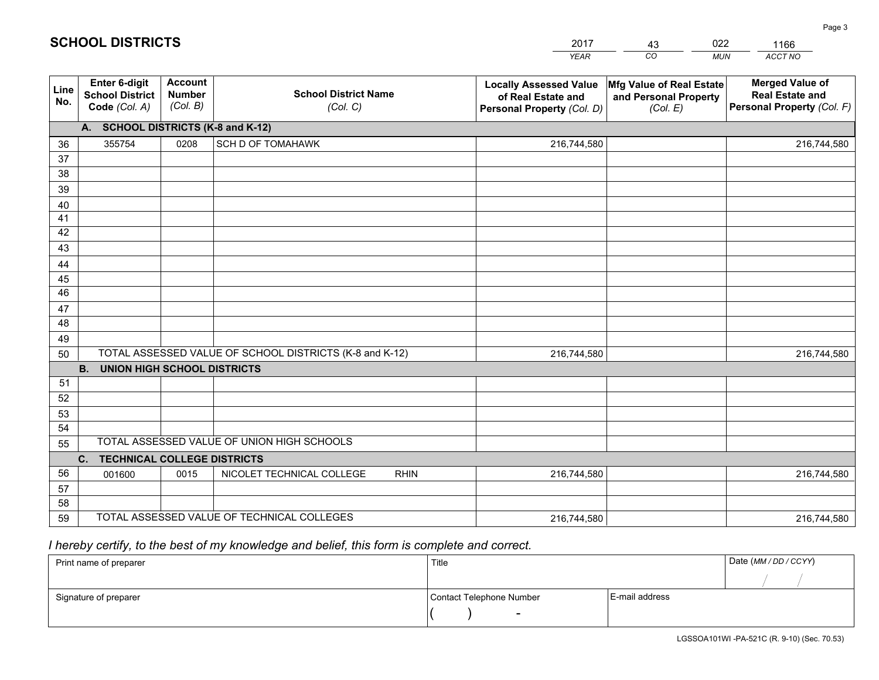# SCHOOL DISTRICTS

| 2017 | 43 | 022 | 1166 |
|---|---|---|---|
| *YEAR* | *CO* | *MUN* | *ACCT NO* |

| Line No. | Enter 6-digit School District Code *(Col. A)* | Account Number *(Col. B)* | School District Name *(Col. C)* | Locally Assessed Value of Real Estate and Personal Property *(Col. D)* | Mfg Value of Real Estate and Personal Property *(Col. E)* | Merged Value of Real Estate and Personal Property *(Col. F)* |
|---|---|---|---|---|---|---|
| **A. SCHOOL DISTRICTS (K-8 and K-12)** | | | | | | |
| 36 | 355754 | 0208 | SCH D OF TOMAHAWK | 216,744,580 | | 216,744,580 |
| 37 | | | | | | |
| 38 | | | | | | |
| 39 | | | | | | |
| 40 | | | | | | |
| 41 | | | | | | |
| 42 | | | | | | |
| 43 | | | | | | |
| 44 | | | | | | |
| 45 | | | | | | |
| 46 | | | | | | |
| 47 | | | | | | |
| 48 | | | | | | |
| 49 | | | | | | |
| 50 | TOTAL ASSESSED VALUE OF SCHOOL DISTRICTS (K-8 and K-12) | | | 216,744,580 | | 216,744,580 |
| **B. UNION HIGH SCHOOL DISTRICTS** | | | | | | |
| 51 | | | | | | |
| 52 | | | | | | |
| 53 | | | | | | |
| 54 | | | | | | |
| 55 | TOTAL ASSESSED VALUE OF UNION HIGH SCHOOLS | | | | | |
| **C. TECHNICAL COLLEGE DISTRICTS** | | | | | | |
| 56 | 001600 | 0015 | NICOLET TECHNICAL COLLEGE RHIN | 216,744,580 | | 216,744,580 |
| 57 | | | | | | |
| 58 | | | | | | |
| 59 | TOTAL ASSESSED VALUE OF TECHNICAL COLLEGES | | | 216,744,580 | | 216,744,580 |

*I hereby certify, to the best of my knowledge and belief, this form is complete and correct.*

| Print name of preparer | Title | | Date *(MM / DD / CCYY)* |
|---|---|---|---|
| | | | / / |
| Signature of preparer | Contact Telephone Number | E-mail address | |
| | ( ) - | | |

LGSSOA101WI -PA-521C (R. 9-10) (Sec. 70.53)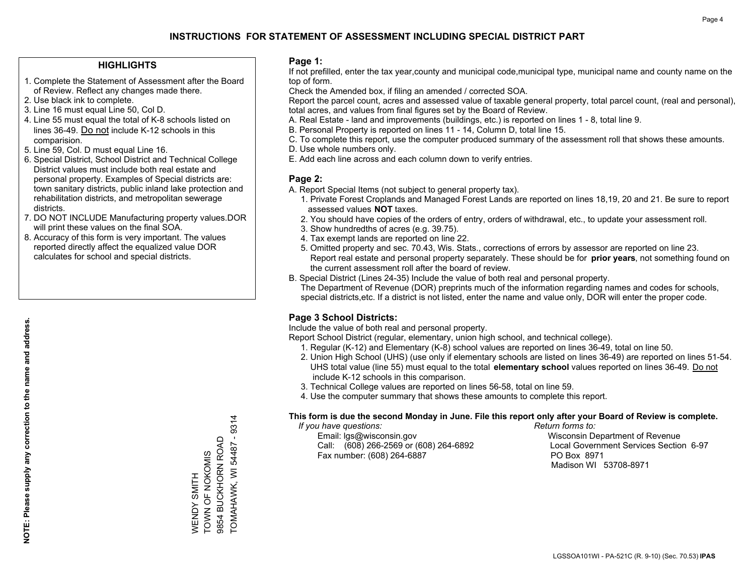# INSTRUCTIONS FOR STATEMENT OF ASSESSMENT INCLUDING SPECIAL DISTRICT PART

## HIGHLIGHTS

1. Complete the Statement of Assessment after the Board of Review. Reflect any changes made there.
2. Use black ink to complete.
3. Line 16 must equal Line 50, Col D.
4. Line 55 must equal the total of K-8 schools listed on lines 36-49. Do not include K-12 schools in this comparision.
5. Line 59, Col. D must equal Line 16.
6. Special District, School District and Technical College District values must include both real estate and personal property. Examples of Special districts are: town sanitary districts, public inland lake protection and rehabilitation districts, and metropolitan sewerage districts.
7. DO NOT INCLUDE Manufacturing property values.DOR will print these values on the final SOA.
8. Accuracy of this form is very important. The values reported directly affect the equalized value DOR calculates for school and special districts.

**NOTE: Please supply any correction to the name and address.**

WENDY SMITH
TOWN OF NOKOMIS
9854 BUCKHORN ROAD
TOMAHAWK, WI 54487 - 9314

## Page 1:

If not prefilled, enter the tax year,county and municipal code,municipal type, municipal name and county name on the top of form.

Check the Amended box, if filing an amended / corrected SOA.

Report the parcel count, acres and assessed value of taxable general property, total parcel count, (real and personal), total acres, and values from final figures set by the Board of Review.

A. Real Estate - land and improvements (buildings, etc.) is reported on lines 1 - 8, total line 9.
B. Personal Property is reported on lines 11 - 14, Column D, total line 15.
C. To complete this report, use the computer produced summary of the assessment roll that shows these amounts.
D. Use whole numbers only.
E. Add each line across and each column down to verify entries.

## Page 2:

A. Report Special Items (not subject to general property tax).
   1. Private Forest Croplands and Managed Forest Lands are reported on lines 18,19, 20 and 21. Be sure to report assessed values **NOT** taxes.
   2. You should have copies of the orders of entry, orders of withdrawal, etc., to update your assessment roll.
   3. Show hundredths of acres (e.g. 39.75).
   4. Tax exempt lands are reported on line 22.
   5. Omitted property and sec. 70.43, Wis. Stats., corrections of errors by assessor are reported on line 23. Report real estate and personal property separately. These should be for **prior years**, not something found on the current assessment roll after the board of review.
B. Special District (Lines 24-35) Include the value of both real and personal property.
   The Department of Revenue (DOR) preprints much of the information regarding names and codes for schools, special districts,etc. If a district is not listed, enter the name and value only, DOR will enter the proper code.

## Page 3 School Districts:

Include the value of both real and personal property.

Report School District (regular, elementary, union high school, and technical college).

1. Regular (K-12) and Elementary (K-8) school values are reported on lines 36-49, total on line 50.
2. Union High School (UHS) (use only if elementary schools are listed on lines 36-49) are reported on lines 51-54. UHS total value (line 55) must equal to the total **elementary school** values reported on lines 36-49. Do not include K-12 schools in this comparison.
3. Technical College values are reported on lines 56-58, total on line 59.
4. Use the computer summary that shows these amounts to complete this report.

**This form is due the second Monday in June. File this report only after your Board of Review is complete.**

*If you have questions:*
Email: lgs@wisconsin.gov
Call: (608) 266-2569 or (608) 264-6892
Fax number: (608) 264-6887

*Return forms to:*
Wisconsin Department of Revenue
Local Government Services Section 6-97
PO Box 8971
Madison WI 53708-8971

LGSSOA101WI - PA-521C (R. 9-10) (Sec. 70.53) **IPAS**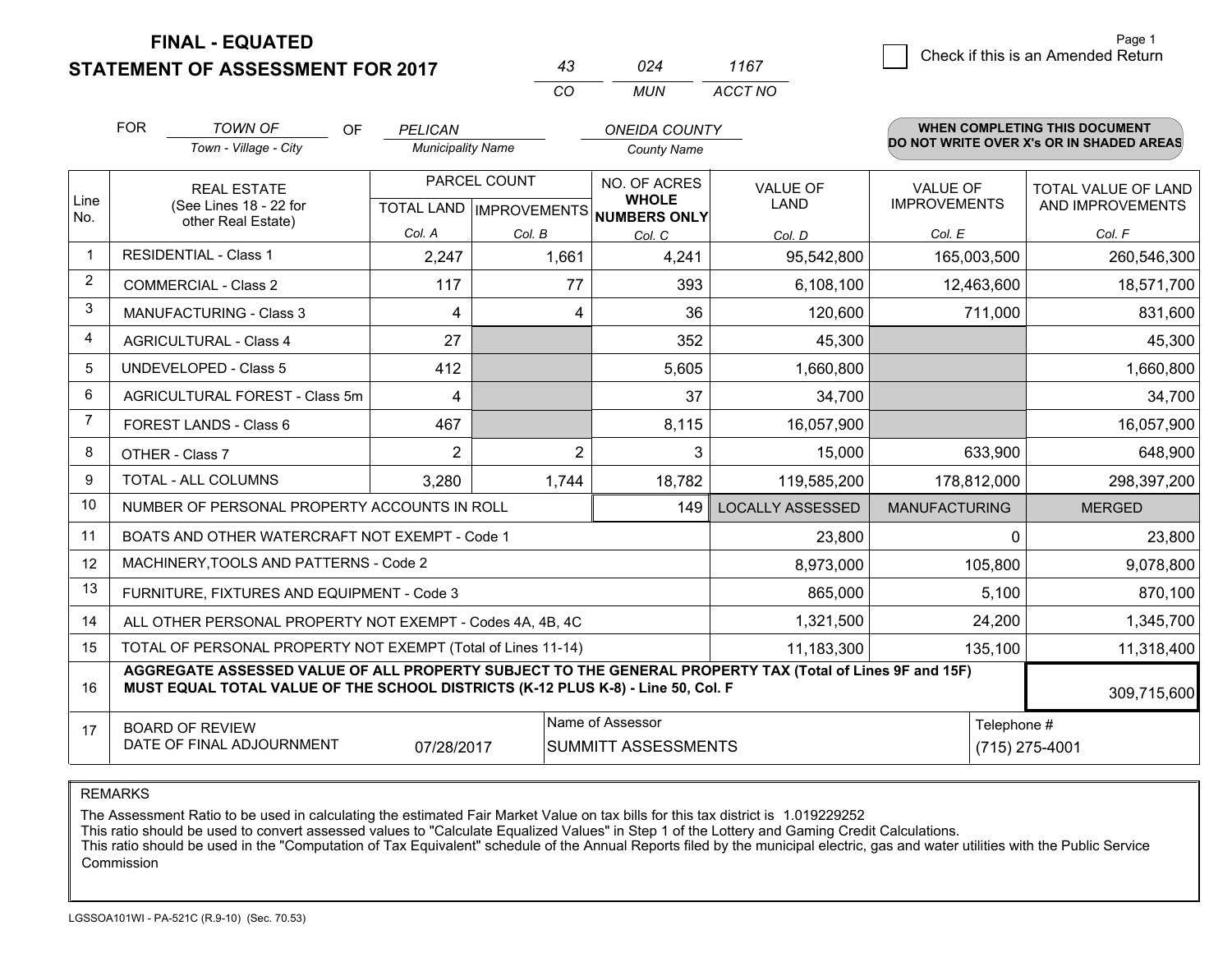# FINAL - EQUATED
## STATEMENT OF ASSESSMENT FOR 2017

| 43 | 024 | 1167 |
|---|---|---|
| CO | MUN | ACCT NO |

Check if this is an Amended Return

| FOR | TOWN OF | OF | PELICAN | ONEIDA COUNTY |
|---|---|---|---|---|
| | Town - Village - City | | Municipality Name | County Name |

**WHEN COMPLETING THIS DOCUMENT DO NOT WRITE OVER X's OR IN SHADED AREAS**

| Line No. | REAL ESTATE (See Lines 18 - 22 for other Real Estate) | PARCEL COUNT TOTAL LAND Col. A | PARCEL COUNT IMPROVEMENTS Col. B | NO. OF ACRES WHOLE NUMBERS ONLY Col. C | VALUE OF LAND Col. D | VALUE OF IMPROVEMENTS Col. E | TOTAL VALUE OF LAND AND IMPROVEMENTS Col. F |
|---|---|---|---|---|---|---|---|
| 1 | RESIDENTIAL - Class 1 | 2,247 | 1,661 | 4,241 | 95,542,800 | 165,003,500 | 260,546,300 |
| 2 | COMMERCIAL - Class 2 | 117 | 77 | 393 | 6,108,100 | 12,463,600 | 18,571,700 |
| 3 | MANUFACTURING - Class 3 | 4 | 4 | 36 | 120,600 | 711,000 | 831,600 |
| 4 | AGRICULTURAL - Class 4 | 27 | | 352 | 45,300 | | 45,300 |
| 5 | UNDEVELOPED - Class 5 | 412 | | 5,605 | 1,660,800 | | 1,660,800 |
| 6 | AGRICULTURAL FOREST - Class 5m | 4 | | 37 | 34,700 | | 34,700 |
| 7 | FOREST LANDS - Class 6 | 467 | | 8,115 | 16,057,900 | | 16,057,900 |
| 8 | OTHER - Class 7 | 2 | 2 | 3 | 15,000 | 633,900 | 648,900 |
| 9 | TOTAL - ALL COLUMNS | 3,280 | 1,744 | 18,782 | 119,585,200 | 178,812,000 | 298,397,200 |
| 10 | NUMBER OF PERSONAL PROPERTY ACCOUNTS IN ROLL | | | 149 | LOCALLY ASSESSED | MANUFACTURING | MERGED |
| 11 | BOATS AND OTHER WATERCRAFT NOT EXEMPT - Code 1 | | | | 23,800 | 0 | 23,800 |
| 12 | MACHINERY,TOOLS AND PATTERNS - Code 2 | | | | 8,973,000 | 105,800 | 9,078,800 |
| 13 | FURNITURE, FIXTURES AND EQUIPMENT - Code 3 | | | | 865,000 | 5,100 | 870,100 |
| 14 | ALL OTHER PERSONAL PROPERTY NOT EXEMPT - Codes 4A, 4B, 4C | | | | 1,321,500 | 24,200 | 1,345,700 |
| 15 | TOTAL OF PERSONAL PROPERTY NOT EXEMPT (Total of Lines 11-14) | | | | 11,183,300 | 135,100 | 11,318,400 |
| 16 | AGGREGATE ASSESSED VALUE OF ALL PROPERTY SUBJECT TO THE GENERAL PROPERTY TAX (Total of Lines 9F and 15F) MUST EQUAL TOTAL VALUE OF THE SCHOOL DISTRICTS (K-12 PLUS K-8) - Line 50, Col. F | | | | | | 309,715,600 |
| 17 | BOARD OF REVIEW DATE OF FINAL ADJOURNMENT | 07/28/2017 | Name of Assessor | SUMMITT ASSESSMENTS | | Telephone # | (715) 275-4001 |

REMARKS

The Assessment Ratio to be used in calculating the estimated Fair Market Value on tax bills for this tax district is 1.019229252
This ratio should be used to convert assessed values to "Calculate Equalized Values" in Step 1 of the Lottery and Gaming Credit Calculations.
This ratio should be used in the "Computation of Tax Equivalent" schedule of the Annual Reports filed by the municipal electric, gas and water utilities with the Public Service Commission

LGSSOA101WI - PA-521C (R.9-10) (Sec. 70.53)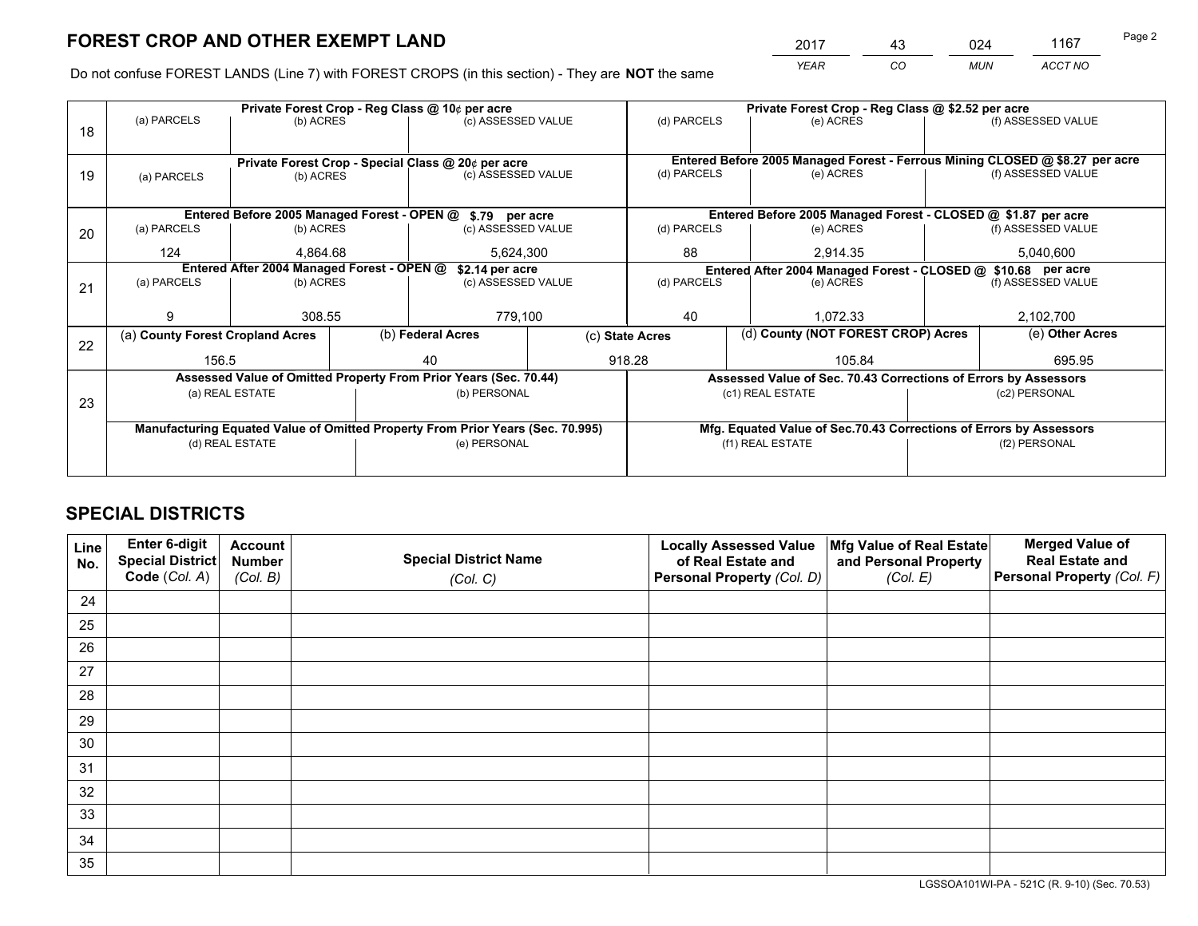# FOREST CROP AND OTHER EXEMPT LAND

| 2017 | 43 | 024 | 1167 |
|---|---|---|---|
| *YEAR* | *CO* | *MUN* | *ACCT NO* |

Do not confuse FOREST LANDS (Line 7) with FOREST CROPS (in this section) - They are **NOT** the same

| | Private Forest Crop - Reg Class @ 10¢ per acre | | | Private Forest Crop - Reg Class @ $2.52 per acre | | |
|---|---|---|---|---|---|---|
| 18 | (a) PARCELS | (b) ACRES | (c) ASSESSED VALUE | (d) PARCELS | (e) ACRES | (f) ASSESSED VALUE |
| | | | | | | |
| | **Private Forest Crop - Special Class @ 20¢ per acre** | | | **Entered Before 2005 Managed Forest - Ferrous Mining CLOSED @ $8.27 per acre** | | |
| 19 | (a) PARCELS | (b) ACRES | (c) ASSESSED VALUE | (d) PARCELS | (e) ACRES | (f) ASSESSED VALUE |
| | | | | | | |
| | **Entered Before 2005 Managed Forest - OPEN @ $.79 per acre** | | | **Entered Before 2005 Managed Forest - CLOSED @ $1.87 per acre** | | |
| 20 | (a) PARCELS | (b) ACRES | (c) ASSESSED VALUE | (d) PARCELS | (e) ACRES | (f) ASSESSED VALUE |
| | 124 | 4,864.68 | 5,624,300 | 88 | 2,914.35 | 5,040,600 |
| | **Entered After 2004 Managed Forest - OPEN @ $2.14 per acre** | | | **Entered After 2004 Managed Forest - CLOSED @ $10.68 per acre** | | |
| 21 | (a) PARCELS | (b) ACRES | (c) ASSESSED VALUE | (d) PARCELS | (e) ACRES | (f) ASSESSED VALUE |
| | 9 | 308.55 | 779,100 | 40 | 1,072.33 | 2,102,700 |

| | (a) County Forest Cropland Acres | (b) Federal Acres | (c) State Acres | (d) County (NOT FOREST CROP) Acres | (e) Other Acres |
|---|---|---|---|---|---|
| 22 | 156.5 | 40 | 918.28 | 105.84 | 695.95 |

| | Assessed Value of Omitted Property From Prior Years (Sec. 70.44) | | Assessed Value of Sec. 70.43 Corrections of Errors by Assessors | |
|---|---|---|---|---|
| 23 | (a) REAL ESTATE | (b) PERSONAL | (c1) REAL ESTATE | (c2) PERSONAL |
| | | | | |
| | **Manufacturing Equated Value of Omitted Property From Prior Years (Sec. 70.995)** | | **Mfg. Equated Value of Sec.70.43 Corrections of Errors by Assessors** | |
| | (d) REAL ESTATE | (e) PERSONAL | (f1) REAL ESTATE | (f2) PERSONAL |
| | | | | |

# SPECIAL DISTRICTS

| Line No. | Enter 6-digit Special District Code (Col. A) | Account Number (Col. B) | Special District Name (Col. C) | Locally Assessed Value of Real Estate and Personal Property (Col. D) | Mfg Value of Real Estate and Personal Property (Col. E) | Merged Value of Real Estate and Personal Property (Col. F) |
|---|---|---|---|---|---|---|
| 24 | | | | | | |
| 25 | | | | | | |
| 26 | | | | | | |
| 27 | | | | | | |
| 28 | | | | | | |
| 29 | | | | | | |
| 30 | | | | | | |
| 31 | | | | | | |
| 32 | | | | | | |
| 33 | | | | | | |
| 34 | | | | | | |
| 35 | | | | | | |

LGSSOA101WI-PA - 521C (R. 9-10) (Sec. 70.53)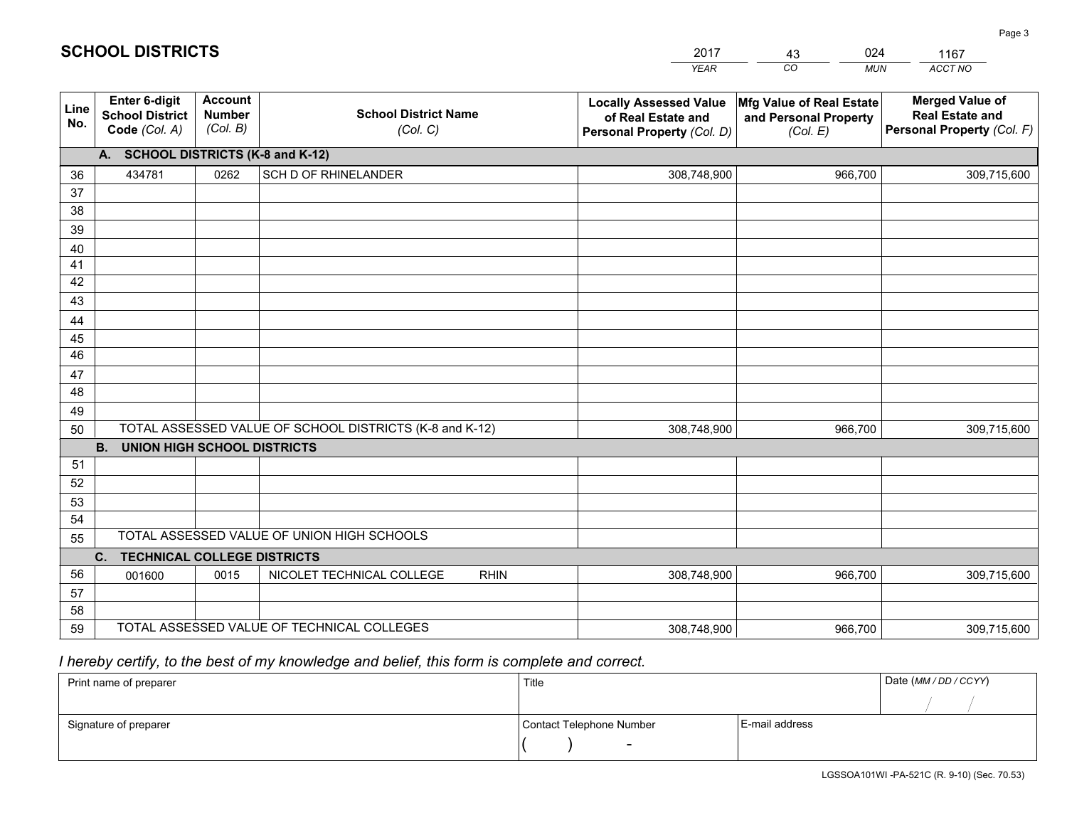# SCHOOL DISTRICTS

| 2017 | 43 | 024 | 1167 |
|---|---|---|---|
| *YEAR* | *CO* | *MUN* | *ACCT NO* |

| Line No. | Enter 6-digit School District Code *(Col. A)* | Account Number *(Col. B)* | School District Name *(Col. C)* | Locally Assessed Value of Real Estate and Personal Property *(Col. D)* | Mfg Value of Real Estate and Personal Property *(Col. E)* | Merged Value of Real Estate and Personal Property *(Col. F)* |
|---|---|---|---|---|---|---|
| **A. SCHOOL DISTRICTS (K-8 and K-12)** | | | | | | |
| 36 | 434781 | 0262 | SCH D OF RHINELANDER | 308,748,900 | 966,700 | 309,715,600 |
| 37 | | | | | | |
| 38 | | | | | | |
| 39 | | | | | | |
| 40 | | | | | | |
| 41 | | | | | | |
| 42 | | | | | | |
| 43 | | | | | | |
| 44 | | | | | | |
| 45 | | | | | | |
| 46 | | | | | | |
| 47 | | | | | | |
| 48 | | | | | | |
| 49 | | | | | | |
| 50 | TOTAL ASSESSED VALUE OF SCHOOL DISTRICTS (K-8 and K-12) | | | 308,748,900 | 966,700 | 309,715,600 |
| **B. UNION HIGH SCHOOL DISTRICTS** | | | | | | |
| 51 | | | | | | |
| 52 | | | | | | |
| 53 | | | | | | |
| 54 | | | | | | |
| 55 | TOTAL ASSESSED VALUE OF UNION HIGH SCHOOLS | | | | | |
| **C. TECHNICAL COLLEGE DISTRICTS** | | | | | | |
| 56 | 001600 | 0015 | NICOLET TECHNICAL COLLEGE RHIN | 308,748,900 | 966,700 | 309,715,600 |
| 57 | | | | | | |
| 58 | | | | | | |
| 59 | TOTAL ASSESSED VALUE OF TECHNICAL COLLEGES | | | 308,748,900 | 966,700 | 309,715,600 |

*I hereby certify, to the best of my knowledge and belief, this form is complete and correct.*

| Print name of preparer | Title | | Date *(MM / DD / CCYY)* |
|---|---|---|---|
| | | | / / |
| Signature of preparer | Contact Telephone Number | E-mail address | |
| | ( ) - | | |

LGSSOA101WI -PA-521C (R. 9-10) (Sec. 70.53)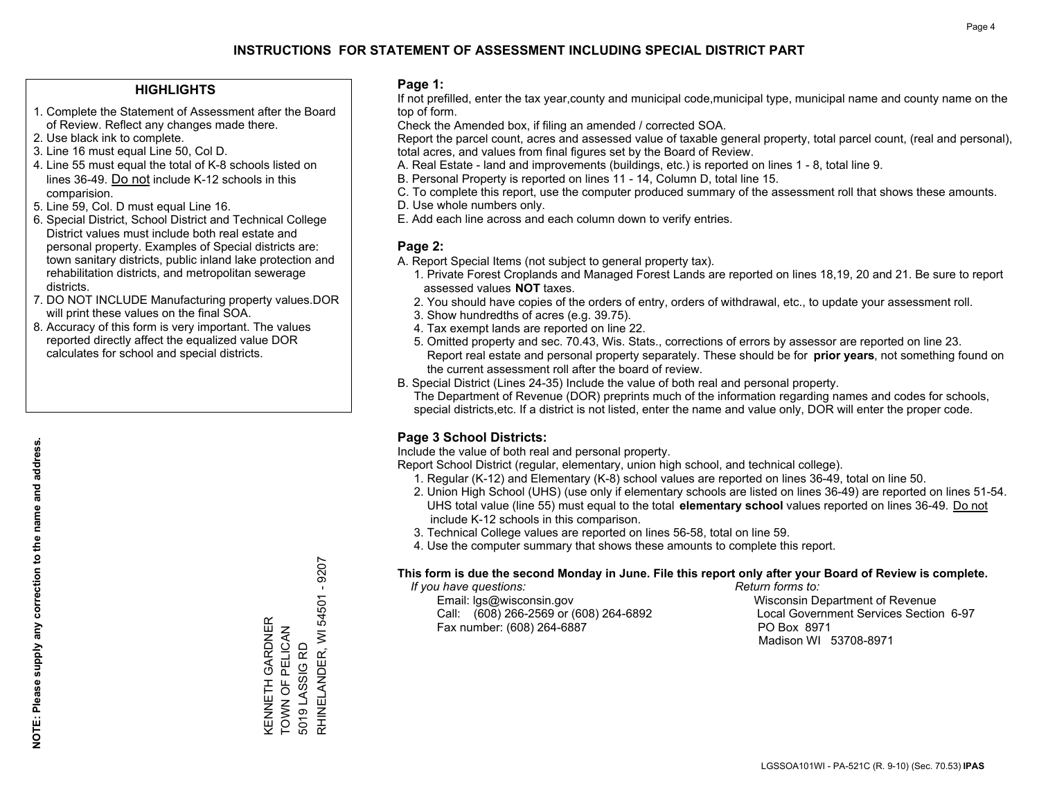# INSTRUCTIONS FOR STATEMENT OF ASSESSMENT INCLUDING SPECIAL DISTRICT PART

## HIGHLIGHTS

1. Complete the Statement of Assessment after the Board of Review. Reflect any changes made there.
2. Use black ink to complete.
3. Line 16 must equal Line 50, Col D.
4. Line 55 must equal the total of K-8 schools listed on lines 36-49. Do not include K-12 schools in this comparision.
5. Line 59, Col. D must equal Line 16.
6. Special District, School District and Technical College District values must include both real estate and personal property. Examples of Special districts are: town sanitary districts, public inland lake protection and rehabilitation districts, and metropolitan sewerage districts.
7. DO NOT INCLUDE Manufacturing property values.DOR will print these values on the final SOA.
8. Accuracy of this form is very important. The values reported directly affect the equalized value DOR calculates for school and special districts.

**NOTE: Please supply any correction to the name and address.**

KENNETH GARDNER
TOWN OF PELICAN
5019 LASSIG RD
RHINELANDER, WI 54501 - 9207

## Page 1:

If not prefilled, enter the tax year,county and municipal code,municipal type, municipal name and county name on the top of form.

Check the Amended box, if filing an amended / corrected SOA.

Report the parcel count, acres and assessed value of taxable general property, total parcel count, (real and personal), total acres, and values from final figures set by the Board of Review.

A. Real Estate - land and improvements (buildings, etc.) is reported on lines 1 - 8, total line 9.
B. Personal Property is reported on lines 11 - 14, Column D, total line 15.
C. To complete this report, use the computer produced summary of the assessment roll that shows these amounts.
D. Use whole numbers only.
E. Add each line across and each column down to verify entries.

## Page 2:

A. Report Special Items (not subject to general property tax).
   1. Private Forest Croplands and Managed Forest Lands are reported on lines 18,19, 20 and 21. Be sure to report assessed values **NOT** taxes.
   2. You should have copies of the orders of entry, orders of withdrawal, etc., to update your assessment roll.
   3. Show hundredths of acres (e.g. 39.75).
   4. Tax exempt lands are reported on line 22.
   5. Omitted property and sec. 70.43, Wis. Stats., corrections of errors by assessor are reported on line 23. Report real estate and personal property separately. These should be for **prior years**, not something found on the current assessment roll after the board of review.
B. Special District (Lines 24-35) Include the value of both real and personal property.
   The Department of Revenue (DOR) preprints much of the information regarding names and codes for schools, special districts,etc. If a district is not listed, enter the name and value only, DOR will enter the proper code.

## Page 3 School Districts:

Include the value of both real and personal property.

Report School District (regular, elementary, union high school, and technical college).

1. Regular (K-12) and Elementary (K-8) school values are reported on lines 36-49, total on line 50.
2. Union High School (UHS) (use only if elementary schools are listed on lines 36-49) are reported on lines 51-54. UHS total value (line 55) must equal to the total **elementary school** values reported on lines 36-49. Do not include K-12 schools in this comparison.
3. Technical College values are reported on lines 56-58, total on line 59.
4. Use the computer summary that shows these amounts to complete this report.

**This form is due the second Monday in June. File this report only after your Board of Review is complete.**

*If you have questions:*
Email: lgs@wisconsin.gov
Call: (608) 266-2569 or (608) 264-6892
Fax number: (608) 264-6887

*Return forms to:*
Wisconsin Department of Revenue
Local Government Services Section 6-97
PO Box 8971
Madison WI 53708-8971

LGSSOA101WI - PA-521C (R. 9-10) (Sec. 70.53) **IPAS**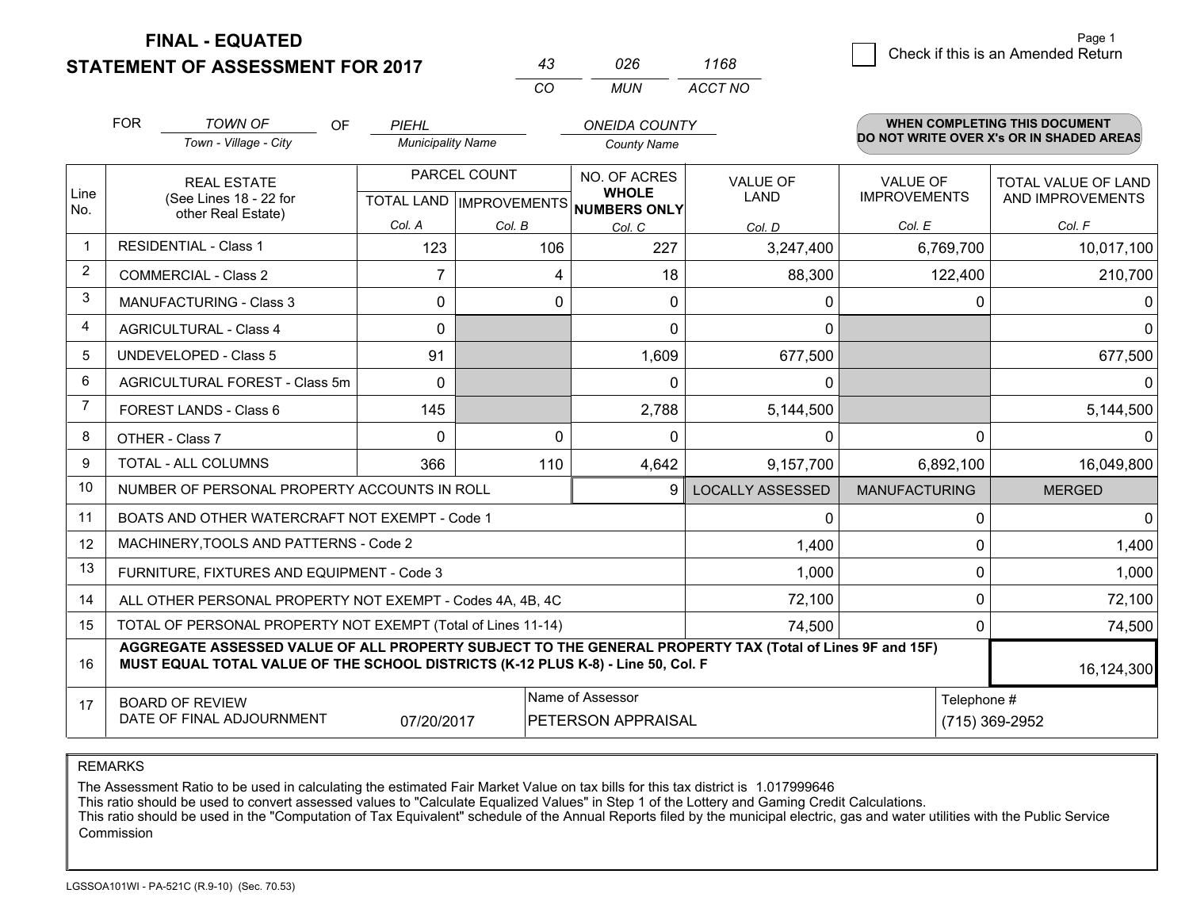**FINAL - EQUATED**
**STATEMENT OF ASSESSMENT FOR 2017**

| 43 | 026 | 1168 |
|---|---|---|
| CO | MUN | ACCT NO |

☐ Check if this is an Amended Return

FOR *TOWN OF* (Town - Village - City) OF *PIEHL* (Municipality Name) *ONEIDA COUNTY* (County Name)

**WHEN COMPLETING THIS DOCUMENT DO NOT WRITE OVER X's OR IN SHADED AREAS**

| Line No. | REAL ESTATE (See Lines 18 - 22 for other Real Estate) | PARCEL COUNT | | NO. OF ACRES WHOLE NUMBERS ONLY | VALUE OF LAND | VALUE OF IMPROVEMENTS | TOTAL VALUE OF LAND AND IMPROVEMENTS |
|---|---|---|---|---|---|---|---|
| | | TOTAL LAND | IMPROVEMENTS | | | | |
| | | Col. A | Col. B | Col. C | Col. D | Col. E | Col. F |
| 1 | RESIDENTIAL - Class 1 | 123 | 106 | 227 | 3,247,400 | 6,769,700 | 10,017,100 |
| 2 | COMMERCIAL - Class 2 | 7 | 4 | 18 | 88,300 | 122,400 | 210,700 |
| 3 | MANUFACTURING - Class 3 | 0 | 0 | 0 | 0 | 0 | 0 |
| 4 | AGRICULTURAL - Class 4 | 0 | | 0 | 0 | | 0 |
| 5 | UNDEVELOPED - Class 5 | 91 | | 1,609 | 677,500 | | 677,500 |
| 6 | AGRICULTURAL FOREST - Class 5m | 0 | | 0 | 0 | | 0 |
| 7 | FOREST LANDS - Class 6 | 145 | | 2,788 | 5,144,500 | | 5,144,500 |
| 8 | OTHER - Class 7 | 0 | 0 | 0 | 0 | 0 | 0 |
| 9 | TOTAL - ALL COLUMNS | 366 | 110 | 4,642 | 9,157,700 | 6,892,100 | 16,049,800 |
| 10 | NUMBER OF PERSONAL PROPERTY ACCOUNTS IN ROLL | | | 9 | LOCALLY ASSESSED | MANUFACTURING | MERGED |
| 11 | BOATS AND OTHER WATERCRAFT NOT EXEMPT - Code 1 | | | | 0 | 0 | 0 |
| 12 | MACHINERY,TOOLS AND PATTERNS - Code 2 | | | | 1,400 | 0 | 1,400 |
| 13 | FURNITURE, FIXTURES AND EQUIPMENT - Code 3 | | | | 1,000 | 0 | 1,000 |
| 14 | ALL OTHER PERSONAL PROPERTY NOT EXEMPT - Codes 4A, 4B, 4C | | | | 72,100 | 0 | 72,100 |
| 15 | TOTAL OF PERSONAL PROPERTY NOT EXEMPT (Total of Lines 11-14) | | | | 74,500 | 0 | 74,500 |
| 16 | **AGGREGATE ASSESSED VALUE OF ALL PROPERTY SUBJECT TO THE GENERAL PROPERTY TAX (Total of Lines 9F and 15F) MUST EQUAL TOTAL VALUE OF THE SCHOOL DISTRICTS (K-12 PLUS K-8) - Line 50, Col. F** | | | | | | 16,124,300 |
| 17 | BOARD OF REVIEW DATE OF FINAL ADJOURNMENT | 07/20/2017 | | Name of Assessor: PETERSON APPRAISAL | | Telephone #: (715) 369-2952 | |

REMARKS

The Assessment Ratio to be used in calculating the estimated Fair Market Value on tax bills for this tax district is 1.017999646
This ratio should be used to convert assessed values to "Calculate Equalized Values" in Step 1 of the Lottery and Gaming Credit Calculations.
This ratio should be used in the "Computation of Tax Equivalent" schedule of the Annual Reports filed by the municipal electric, gas and water utilities with the Public Service Commission

LGSSOA101WI - PA-521C (R.9-10) (Sec. 70.53)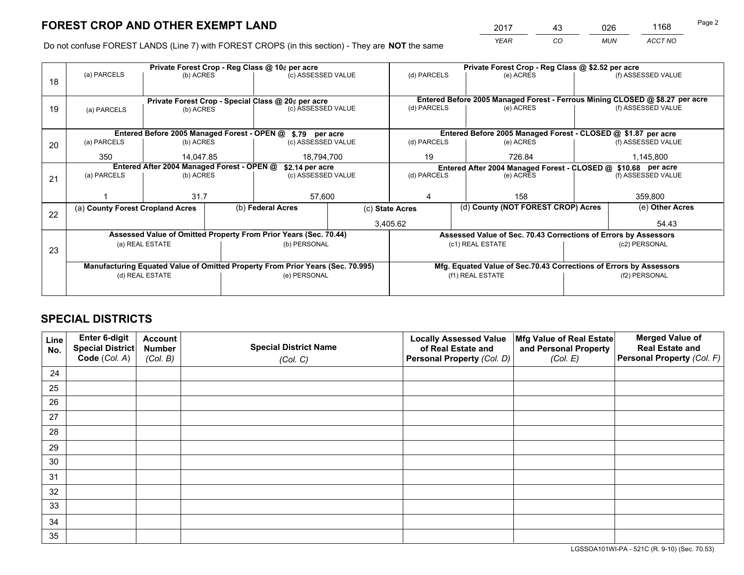# FOREST CROP AND OTHER EXEMPT LAND

| 2017 | 43 | 026 | 1168 |
|---|---|---|---|
| *YEAR* | *CO* | *MUN* | *ACCT NO* |

Do not confuse FOREST LANDS (Line 7) with FOREST CROPS (in this section) - They are **NOT** the same

| Line | Private Forest Crop - Reg Class @ 10¢ per acre | | | Private Forest Crop - Reg Class @ $2.52 per acre | | |
|---|---|---|---|---|---|---|
| | (a) PARCELS | (b) ACRES | (c) ASSESSED VALUE | (d) PARCELS | (e) ACRES | (f) ASSESSED VALUE |
| 18 | | | | | | |
| | **Private Forest Crop - Special Class @ 20¢ per acre** | | | **Entered Before 2005 Managed Forest - Ferrous Mining CLOSED @ $8.27 per acre** | | |
| | (a) PARCELS | (b) ACRES | (c) ASSESSED VALUE | (d) PARCELS | (e) ACRES | (f) ASSESSED VALUE |
| 19 | | | | | | |
| | **Entered Before 2005 Managed Forest - OPEN @ $.79 per acre** | | | **Entered Before 2005 Managed Forest - CLOSED @ $1.87 per acre** | | |
| | (a) PARCELS | (b) ACRES | (c) ASSESSED VALUE | (d) PARCELS | (e) ACRES | (f) ASSESSED VALUE |
| 20 | 350 | 14,047.85 | 18,794,700 | 19 | 726.84 | 1,145,800 |
| | **Entered After 2004 Managed Forest - OPEN @ $2.14 per acre** | | | **Entered After 2004 Managed Forest - CLOSED @ $10.68 per acre** | | |
| | (a) PARCELS | (b) ACRES | (c) ASSESSED VALUE | (d) PARCELS | (e) ACRES | (f) ASSESSED VALUE |
| 21 | 1 | 31.7 | 57,600 | 4 | 158 | 359,800 |

| Line | (a) County Forest Cropland Acres | (b) Federal Acres | (c) State Acres | (d) County (NOT FOREST CROP) Acres | (e) Other Acres |
|---|---|---|---|---|---|
| 22 | | | 3,405.62 | | 54.43 |

| Line | Assessed Value of Omitted Property From Prior Years (Sec. 70.44) | | Assessed Value of Sec. 70.43 Corrections of Errors by Assessors | |
|---|---|---|---|---|
| | (a) REAL ESTATE | (b) PERSONAL | (c1) REAL ESTATE | (c2) PERSONAL |
| 23 | | | | |
| | **Manufacturing Equated Value of Omitted Property From Prior Years (Sec. 70.995)** | | **Mfg. Equated Value of Sec.70.43 Corrections of Errors by Assessors** | |
| | (d) REAL ESTATE | (e) PERSONAL | (f1) REAL ESTATE | (f2) PERSONAL |
| | | | | |

# SPECIAL DISTRICTS

| Line No. | Enter 6-digit Special District Code (*Col. A*) | Account Number (*Col. B*) | Special District Name (*Col. C*) | Locally Assessed Value of Real Estate and Personal Property (*Col. D*) | Mfg Value of Real Estate and Personal Property (*Col. E*) | Merged Value of Real Estate and Personal Property (*Col. F*) |
|---|---|---|---|---|---|---|
| 24 | | | | | | |
| 25 | | | | | | |
| 26 | | | | | | |
| 27 | | | | | | |
| 28 | | | | | | |
| 29 | | | | | | |
| 30 | | | | | | |
| 31 | | | | | | |
| 32 | | | | | | |
| 33 | | | | | | |
| 34 | | | | | | |
| 35 | | | | | | |

LGSSOA101WI-PA - 521C (R. 9-10) (Sec. 70.53)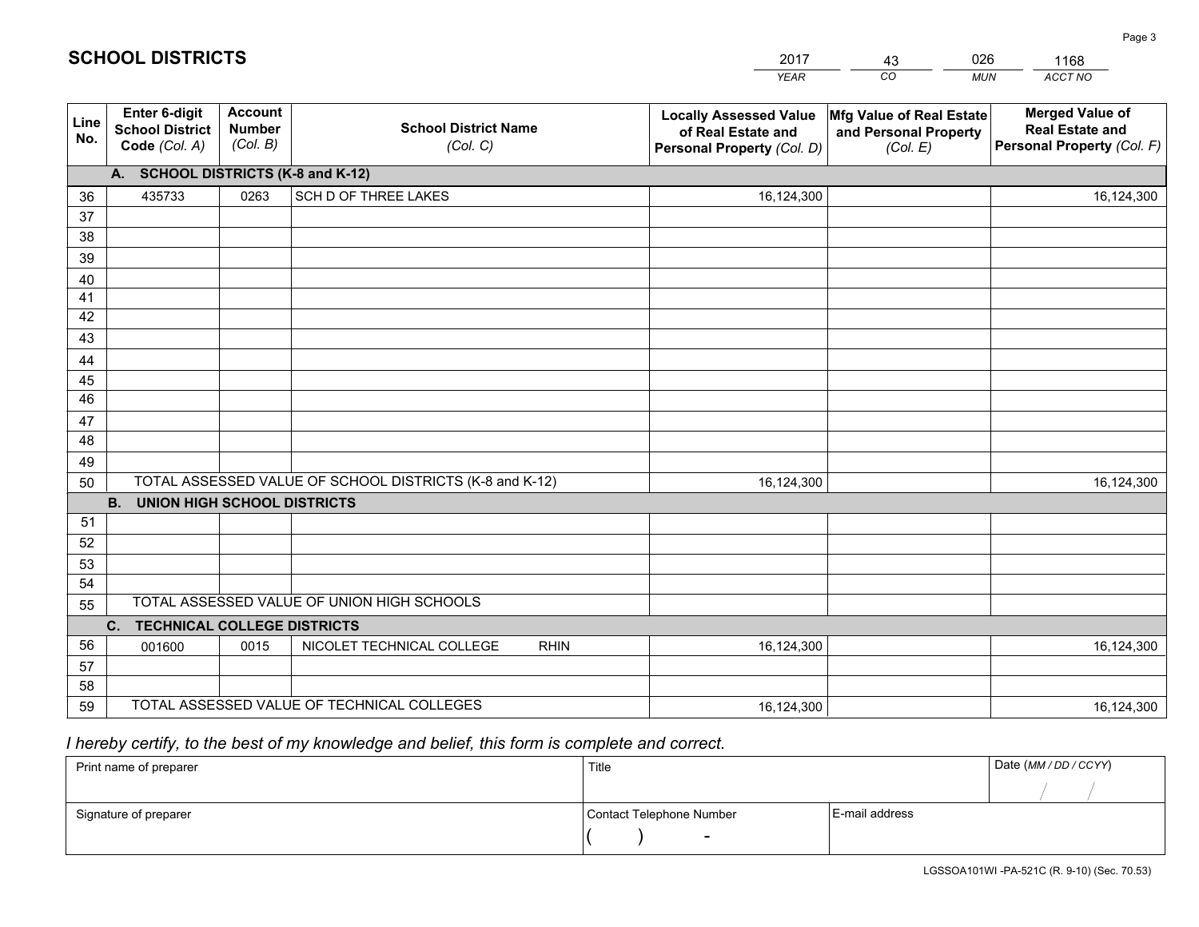# SCHOOL DISTRICTS

| 2017 | 43 | 026 | 1168 |
|---|---|---|---|
| *YEAR* | *CO* | *MUN* | *ACCT NO* |

| Line No. | Enter 6-digit School District Code *(Col. A)* | Account Number *(Col. B)* | School District Name *(Col. C)* | Locally Assessed Value of Real Estate and Personal Property *(Col. D)* | Mfg Value of Real Estate and Personal Property *(Col. E)* | Merged Value of Real Estate and Personal Property *(Col. F)* |
|---|---|---|---|---|---|---|
| | **A. SCHOOL DISTRICTS (K-8 and K-12)** | | | | | |
| 36 | 435733 | 0263 | SCH D OF THREE LAKES | 16,124,300 | | 16,124,300 |
| 37 | | | | | | |
| 38 | | | | | | |
| 39 | | | | | | |
| 40 | | | | | | |
| 41 | | | | | | |
| 42 | | | | | | |
| 43 | | | | | | |
| 44 | | | | | | |
| 45 | | | | | | |
| 46 | | | | | | |
| 47 | | | | | | |
| 48 | | | | | | |
| 49 | | | | | | |
| 50 | TOTAL ASSESSED VALUE OF SCHOOL DISTRICTS (K-8 and K-12) | | | 16,124,300 | | 16,124,300 |
| | **B. UNION HIGH SCHOOL DISTRICTS** | | | | | |
| 51 | | | | | | |
| 52 | | | | | | |
| 53 | | | | | | |
| 54 | | | | | | |
| 55 | TOTAL ASSESSED VALUE OF UNION HIGH SCHOOLS | | | | | |
| | **C. TECHNICAL COLLEGE DISTRICTS** | | | | | |
| 56 | 001600 | 0015 | NICOLET TECHNICAL COLLEGE RHIN | 16,124,300 | | 16,124,300 |
| 57 | | | | | | |
| 58 | | | | | | |
| 59 | TOTAL ASSESSED VALUE OF TECHNICAL COLLEGES | | | 16,124,300 | | 16,124,300 |

*I hereby certify, to the best of my knowledge and belief, this form is complete and correct.*

| Print name of preparer | Title | | Date *(MM / DD / CCYY)* |
|---|---|---|---|
| | | | / / |
| Signature of preparer | Contact Telephone Number | E-mail address | |
| | ( ) - | | |

LGSSOA101WI -PA-521C (R. 9-10) (Sec. 70.53)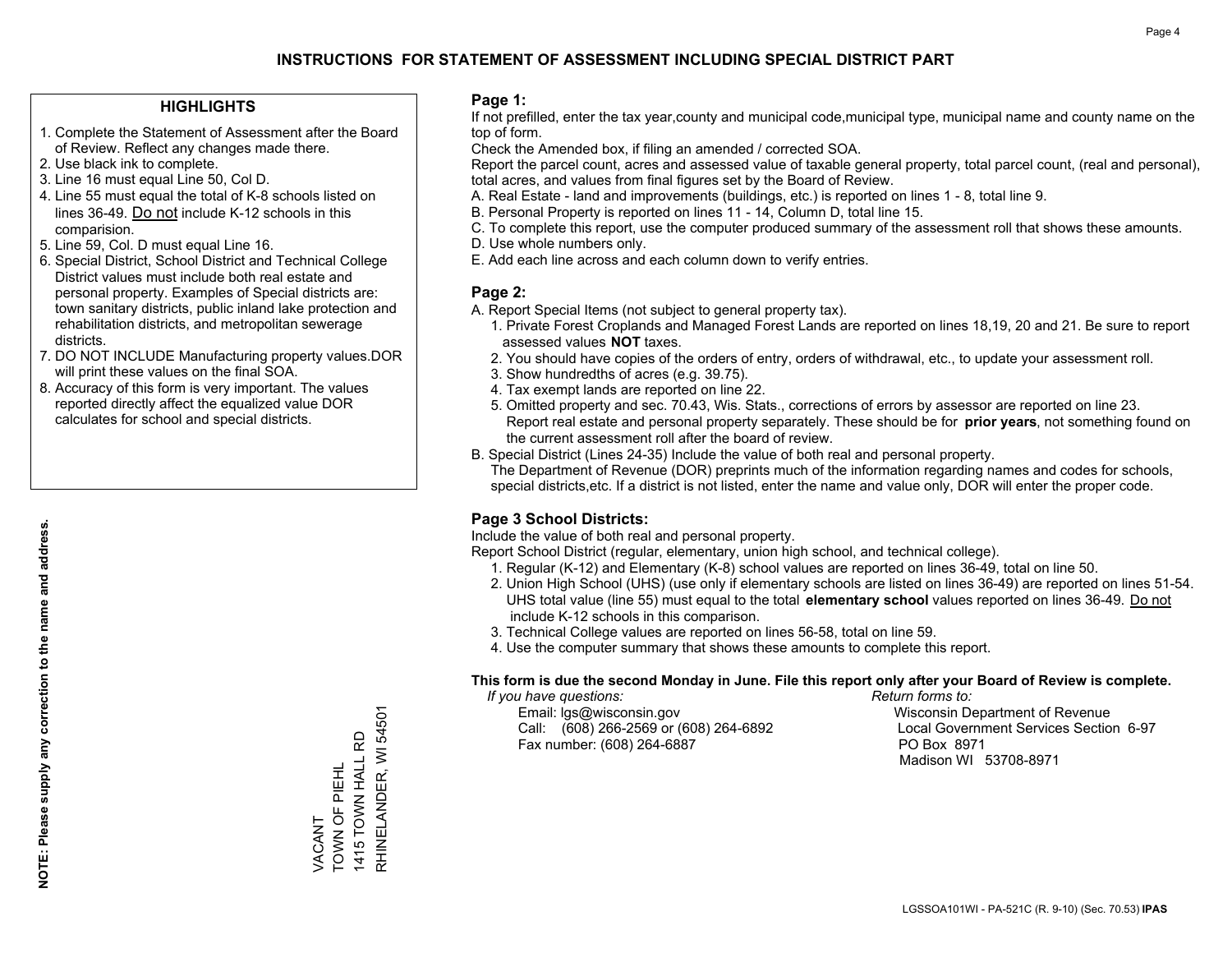# INSTRUCTIONS FOR STATEMENT OF ASSESSMENT INCLUDING SPECIAL DISTRICT PART

## HIGHLIGHTS

1. Complete the Statement of Assessment after the Board of Review. Reflect any changes made there.
2. Use black ink to complete.
3. Line 16 must equal Line 50, Col D.
4. Line 55 must equal the total of K-8 schools listed on lines 36-49. Do not include K-12 schools in this comparision.
5. Line 59, Col. D must equal Line 16.
6. Special District, School District and Technical College District values must include both real estate and personal property. Examples of Special districts are: town sanitary districts, public inland lake protection and rehabilitation districts, and metropolitan sewerage districts.
7. DO NOT INCLUDE Manufacturing property values.DOR will print these values on the final SOA.
8. Accuracy of this form is very important. The values reported directly affect the equalized value DOR calculates for school and special districts.

**NOTE: Please supply any correction to the name and address.**

VACANT
TOWN OF PIEHL
1415 TOWN HALL RD
RHINELANDER, WI 54501

## Page 1:

If not prefilled, enter the tax year,county and municipal code,municipal type, municipal name and county name on the top of form.

Check the Amended box, if filing an amended / corrected SOA.

Report the parcel count, acres and assessed value of taxable general property, total parcel count, (real and personal), total acres, and values from final figures set by the Board of Review.

A. Real Estate - land and improvements (buildings, etc.) is reported on lines 1 - 8, total line 9.
B. Personal Property is reported on lines 11 - 14, Column D, total line 15.
C. To complete this report, use the computer produced summary of the assessment roll that shows these amounts.
D. Use whole numbers only.
E. Add each line across and each column down to verify entries.

## Page 2:

A. Report Special Items (not subject to general property tax).
1. Private Forest Croplands and Managed Forest Lands are reported on lines 18,19, 20 and 21. Be sure to report assessed values **NOT** taxes.
2. You should have copies of the orders of entry, orders of withdrawal, etc., to update your assessment roll.
3. Show hundredths of acres (e.g. 39.75).
4. Tax exempt lands are reported on line 22.
5. Omitted property and sec. 70.43, Wis. Stats., corrections of errors by assessor are reported on line 23. Report real estate and personal property separately. These should be for **prior years**, not something found on the current assessment roll after the board of review.

B. Special District (Lines 24-35) Include the value of both real and personal property.
The Department of Revenue (DOR) preprints much of the information regarding names and codes for schools, special districts,etc. If a district is not listed, enter the name and value only, DOR will enter the proper code.

## Page 3 School Districts:

Include the value of both real and personal property.

Report School District (regular, elementary, union high school, and technical college).

1. Regular (K-12) and Elementary (K-8) school values are reported on lines 36-49, total on line 50.
2. Union High School (UHS) (use only if elementary schools are listed on lines 36-49) are reported on lines 51-54. UHS total value (line 55) must equal to the total **elementary school** values reported on lines 36-49. Do not include K-12 schools in this comparison.
3. Technical College values are reported on lines 56-58, total on line 59.
4. Use the computer summary that shows these amounts to complete this report.

**This form is due the second Monday in June. File this report only after your Board of Review is complete.**

*If you have questions:*
Email: lgs@wisconsin.gov
Call: (608) 266-2569 or (608) 264-6892
Fax number: (608) 264-6887

*Return forms to:*
Wisconsin Department of Revenue
Local Government Services Section 6-97
PO Box 8971
Madison WI 53708-8971

LGSSOA101WI - PA-521C (R. 9-10) (Sec. 70.53) **IPAS**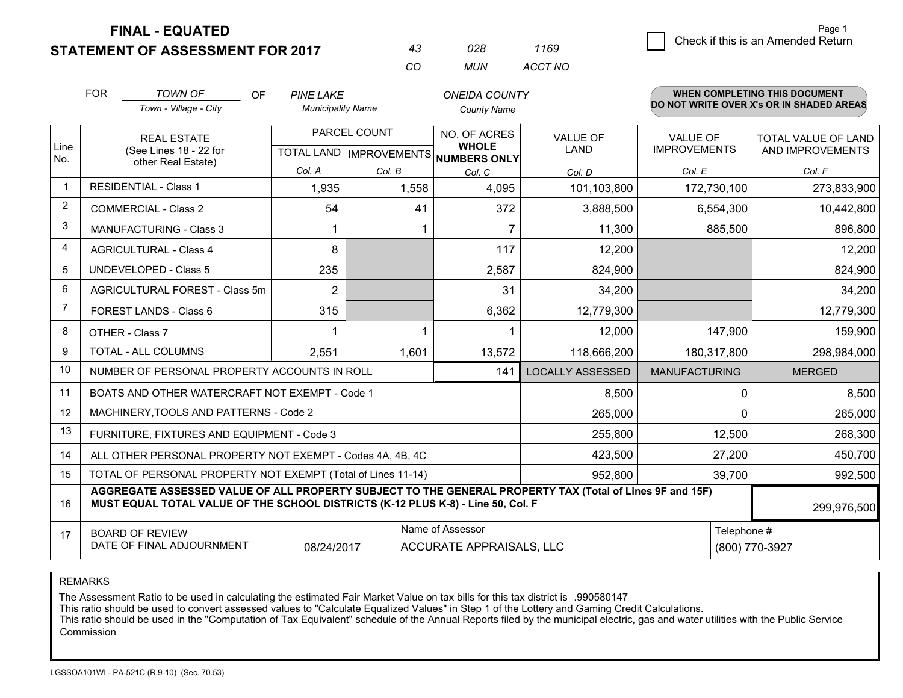**FINAL - EQUATED**

**STATEMENT OF ASSESSMENT FOR 2017**

| 43 | 028 | 1169 |
|---|---|---|
| CO | MUN | ACCT NO |

Page 1

☐ Check if this is an Amended Return

FOR *TOWN OF* (Town - Village - City) OF *PINE LAKE* (Municipality Name) *ONEIDA COUNTY* (County Name)

**WHEN COMPLETING THIS DOCUMENT DO NOT WRITE OVER X's OR IN SHADED AREAS**

| Line No. | REAL ESTATE (See Lines 18 - 22 for other Real Estate) | PARCEL COUNT TOTAL LAND Col. A | PARCEL COUNT IMPROVEMENTS Col. B | NO. OF ACRES WHOLE NUMBERS ONLY Col. C | VALUE OF LAND Col. D | VALUE OF IMPROVEMENTS Col. E | TOTAL VALUE OF LAND AND IMPROVEMENTS Col. F |
|---|---|---|---|---|---|---|---|
| 1 | RESIDENTIAL - Class 1 | 1,935 | 1,558 | 4,095 | 101,103,800 | 172,730,100 | 273,833,900 |
| 2 | COMMERCIAL - Class 2 | 54 | 41 | 372 | 3,888,500 | 6,554,300 | 10,442,800 |
| 3 | MANUFACTURING - Class 3 | 1 | 1 | 7 | 11,300 | 885,500 | 896,800 |
| 4 | AGRICULTURAL - Class 4 | 8 | | 117 | 12,200 | | 12,200 |
| 5 | UNDEVELOPED - Class 5 | 235 | | 2,587 | 824,900 | | 824,900 |
| 6 | AGRICULTURAL FOREST - Class 5m | 2 | | 31 | 34,200 | | 34,200 |
| 7 | FOREST LANDS - Class 6 | 315 | | 6,362 | 12,779,300 | | 12,779,300 |
| 8 | OTHER - Class 7 | 1 | 1 | 1 | 12,000 | 147,900 | 159,900 |
| 9 | TOTAL - ALL COLUMNS | 2,551 | 1,601 | 13,572 | 118,666,200 | 180,317,800 | 298,984,000 |
| 10 | NUMBER OF PERSONAL PROPERTY ACCOUNTS IN ROLL | | | 141 | LOCALLY ASSESSED | MANUFACTURING | MERGED |
| 11 | BOATS AND OTHER WATERCRAFT NOT EXEMPT - Code 1 | | | | 8,500 | 0 | 8,500 |
| 12 | MACHINERY,TOOLS AND PATTERNS - Code 2 | | | | 265,000 | 0 | 265,000 |
| 13 | FURNITURE, FIXTURES AND EQUIPMENT - Code 3 | | | | 255,800 | 12,500 | 268,300 |
| 14 | ALL OTHER PERSONAL PROPERTY NOT EXEMPT - Codes 4A, 4B, 4C | | | | 423,500 | 27,200 | 450,700 |
| 15 | TOTAL OF PERSONAL PROPERTY NOT EXEMPT (Total of Lines 11-14) | | | | 952,800 | 39,700 | 992,500 |
| 16 | **AGGREGATE ASSESSED VALUE OF ALL PROPERTY SUBJECT TO THE GENERAL PROPERTY TAX (Total of Lines 9F and 15F) MUST EQUAL TOTAL VALUE OF THE SCHOOL DISTRICTS (K-12 PLUS K-8) - Line 50, Col. F** | | | | | | 299,976,500 |
| 17 | BOARD OF REVIEW DATE OF FINAL ADJOURNMENT | 08/24/2017 | Name of Assessor: ACCURATE APPRAISALS, LLC | | | Telephone #: (800) 770-3927 | |

REMARKS

The Assessment Ratio to be used in calculating the estimated Fair Market Value on tax bills for this tax district is .990580147
This ratio should be used to convert assessed values to "Calculate Equalized Values" in Step 1 of the Lottery and Gaming Credit Calculations.
This ratio should be used in the "Computation of Tax Equivalent" schedule of the Annual Reports filed by the municipal electric, gas and water utilities with the Public Service Commission

LGSSOA101WI - PA-521C (R.9-10) (Sec. 70.53)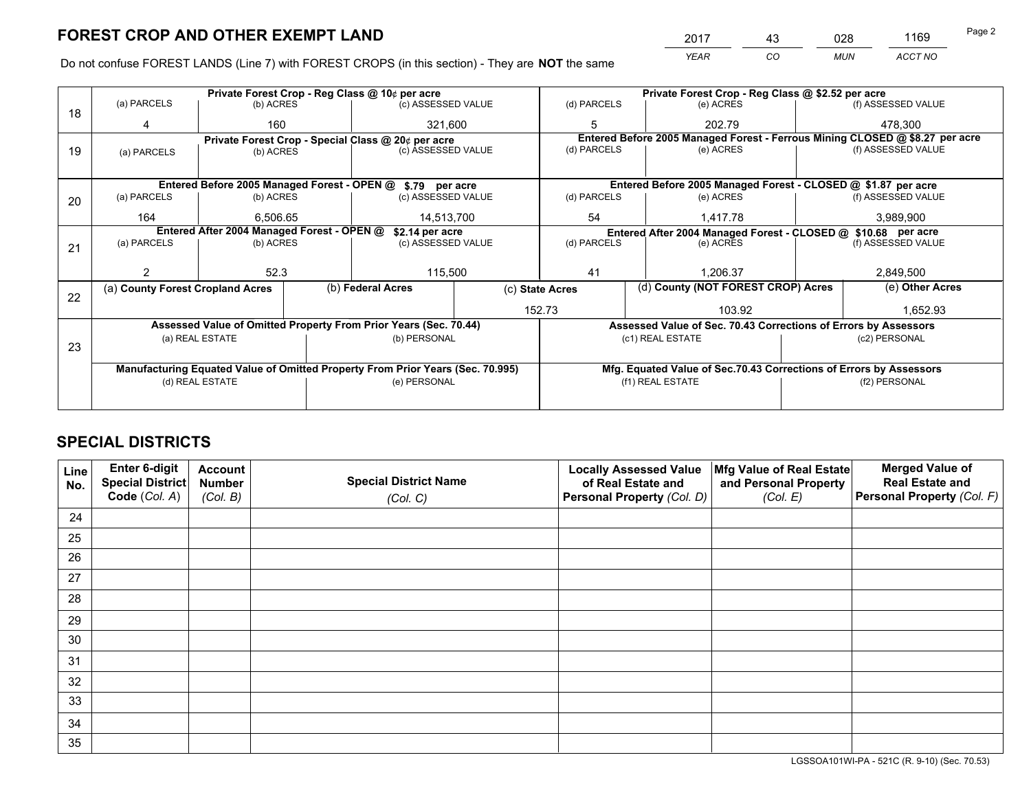# FOREST CROP AND OTHER EXEMPT LAND

| 2017 | 43 | 028 | 1169 |
|---|---|---|---|
| YEAR | CO | MUN | ACCT NO |

Do not confuse FOREST LANDS (Line 7) with FOREST CROPS (in this section) - They are **NOT** the same

| Line | Private Forest Crop - Reg Class @ 10¢ per acre | | | Private Forest Crop - Reg Class @ $2.52 per acre | | |
|---|---|---|---|---|---|---|
| | (a) PARCELS | (b) ACRES | (c) ASSESSED VALUE | (d) PARCELS | (e) ACRES | (f) ASSESSED VALUE |
| 18 | 4 | 160 | 321,600 | 5 | 202.79 | 478,300 |
| | **Private Forest Crop - Special Class @ 20¢ per acre** | | | **Entered Before 2005 Managed Forest - Ferrous Mining CLOSED @ $8.27 per acre** | | |
| | (a) PARCELS | (b) ACRES | (c) ASSESSED VALUE | (d) PARCELS | (e) ACRES | (f) ASSESSED VALUE |
| 19 | | | | | | |
| | **Entered Before 2005 Managed Forest - OPEN @ $.79 per acre** | | | **Entered Before 2005 Managed Forest - CLOSED @ $1.87 per acre** | | |
| | (a) PARCELS | (b) ACRES | (c) ASSESSED VALUE | (d) PARCELS | (e) ACRES | (f) ASSESSED VALUE |
| 20 | 164 | 6,506.65 | 14,513,700 | 54 | 1,417.78 | 3,989,900 |
| | **Entered After 2004 Managed Forest - OPEN @ $2.14 per acre** | | | **Entered After 2004 Managed Forest - CLOSED @ $10.68 per acre** | | |
| | (a) PARCELS | (b) ACRES | (c) ASSESSED VALUE | (d) PARCELS | (e) ACRES | (f) ASSESSED VALUE |
| 21 | 2 | 52.3 | 115,500 | 41 | 1,206.37 | 2,849,500 |

| Line | (a) County Forest Cropland Acres | (b) Federal Acres | (c) State Acres | (d) County (NOT FOREST CROP) Acres | (e) Other Acres |
|---|---|---|---|---|---|
| 22 | | | 152.73 | 103.92 | 1,652.93 |

| Line | Assessed Value of Omitted Property From Prior Years (Sec. 70.44) | | Assessed Value of Sec. 70.43 Corrections of Errors by Assessors | |
|---|---|---|---|---|
| | (a) REAL ESTATE | (b) PERSONAL | (c1) REAL ESTATE | (c2) PERSONAL |
| 23 | | | | |
| | **Manufacturing Equated Value of Omitted Property From Prior Years (Sec. 70.995)** | | **Mfg. Equated Value of Sec.70.43 Corrections of Errors by Assessors** | |
| | (d) REAL ESTATE | (e) PERSONAL | (f1) REAL ESTATE | (f2) PERSONAL |
| | | | | |

# SPECIAL DISTRICTS

| Line No. | Enter 6-digit Special District Code (Col. A) | Account Number (Col. B) | Special District Name (Col. C) | Locally Assessed Value of Real Estate and Personal Property (Col. D) | Mfg Value of Real Estate and Personal Property (Col. E) | Merged Value of Real Estate and Personal Property (Col. F) |
|---|---|---|---|---|---|---|
| 24 | | | | | | |
| 25 | | | | | | |
| 26 | | | | | | |
| 27 | | | | | | |
| 28 | | | | | | |
| 29 | | | | | | |
| 30 | | | | | | |
| 31 | | | | | | |
| 32 | | | | | | |
| 33 | | | | | | |
| 34 | | | | | | |
| 35 | | | | | | |

LGSSOA101WI-PA - 521C (R. 9-10) (Sec. 70.53)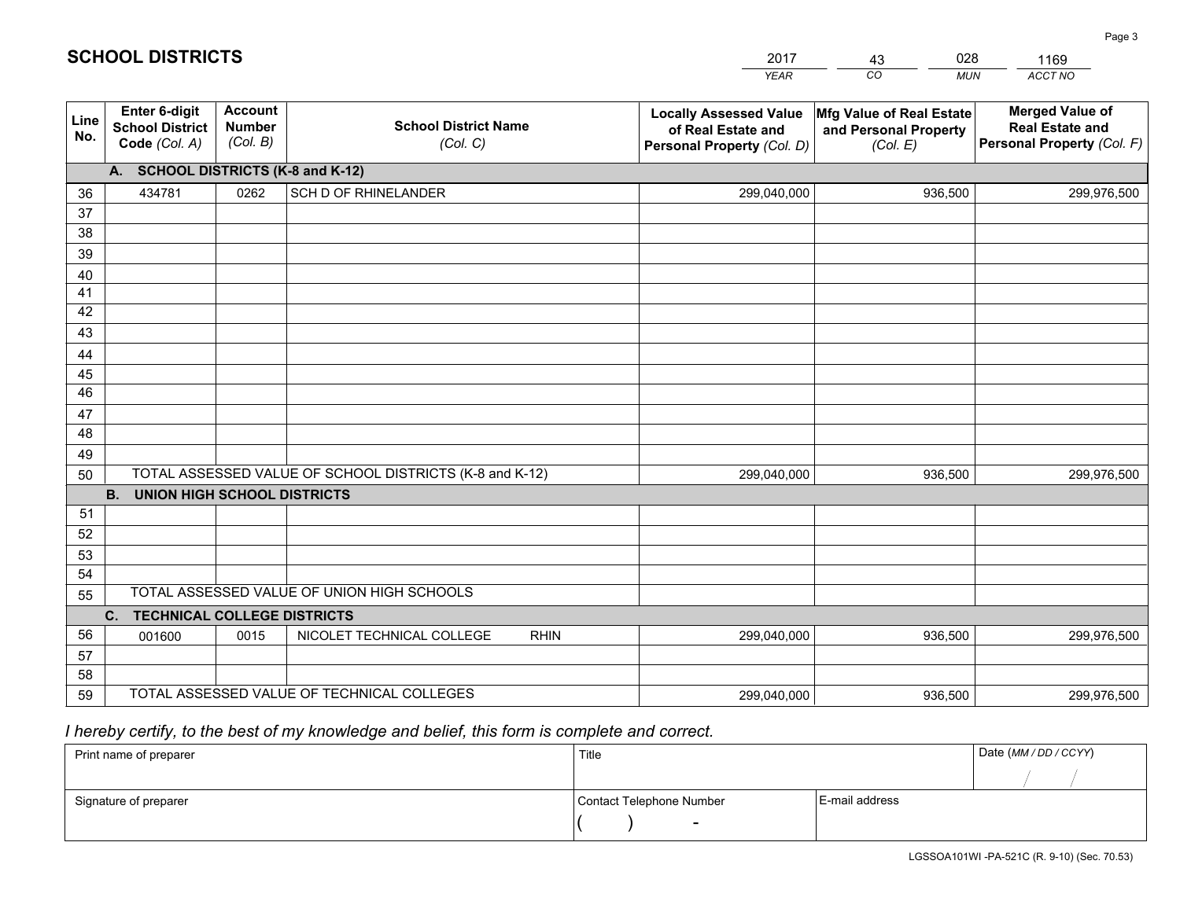# SCHOOL DISTRICTS

| 2017 | 43 | 028 | 1169 |
|---|---|---|---|
| *YEAR* | *CO* | *MUN* | *ACCT NO* |

| Line No. | Enter 6-digit School District Code (Col. A) | Account Number (Col. B) | School District Name (Col. C) | Locally Assessed Value of Real Estate and Personal Property (Col. D) | Mfg Value of Real Estate and Personal Property (Col. E) | Merged Value of Real Estate and Personal Property (Col. F) |
|---|---|---|---|---|---|---|
| | **A. SCHOOL DISTRICTS (K-8 and K-12)** | | | | | |
| 36 | 434781 | 0262 | SCH D OF RHINELANDER | 299,040,000 | 936,500 | 299,976,500 |
| 37 | | | | | | |
| 38 | | | | | | |
| 39 | | | | | | |
| 40 | | | | | | |
| 41 | | | | | | |
| 42 | | | | | | |
| 43 | | | | | | |
| 44 | | | | | | |
| 45 | | | | | | |
| 46 | | | | | | |
| 47 | | | | | | |
| 48 | | | | | | |
| 49 | | | | | | |
| 50 | TOTAL ASSESSED VALUE OF SCHOOL DISTRICTS (K-8 and K-12) | | | 299,040,000 | 936,500 | 299,976,500 |
| | **B. UNION HIGH SCHOOL DISTRICTS** | | | | | |
| 51 | | | | | | |
| 52 | | | | | | |
| 53 | | | | | | |
| 54 | | | | | | |
| 55 | TOTAL ASSESSED VALUE OF UNION HIGH SCHOOLS | | | | | |
| | **C. TECHNICAL COLLEGE DISTRICTS** | | | | | |
| 56 | 001600 | 0015 | NICOLET TECHNICAL COLLEGE RHIN | 299,040,000 | 936,500 | 299,976,500 |
| 57 | | | | | | |
| 58 | | | | | | |
| 59 | TOTAL ASSESSED VALUE OF TECHNICAL COLLEGES | | | 299,040,000 | 936,500 | 299,976,500 |

*I hereby certify, to the best of my knowledge and belief, this form is complete and correct.*

| Print name of preparer | Title | | Date (MM / DD / CCYY) |
|---|---|---|---|
| | | | / / |
| Signature of preparer | Contact Telephone Number | E-mail address | |
| | ( ) - | | |

LGSSOA101WI -PA-521C (R. 9-10) (Sec. 70.53)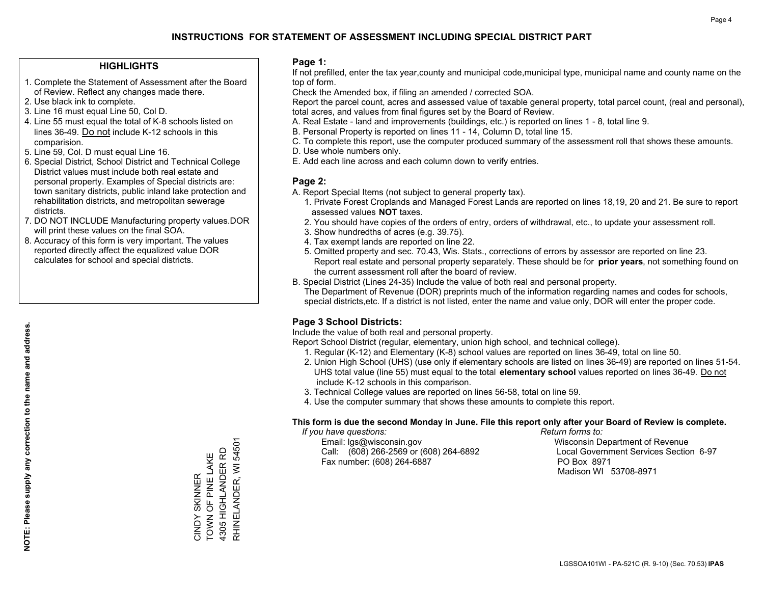# INSTRUCTIONS FOR STATEMENT OF ASSESSMENT INCLUDING SPECIAL DISTRICT PART

## HIGHLIGHTS

1. Complete the Statement of Assessment after the Board of Review. Reflect any changes made there.
2. Use black ink to complete.
3. Line 16 must equal Line 50, Col D.
4. Line 55 must equal the total of K-8 schools listed on lines 36-49. Do not include K-12 schools in this comparision.
5. Line 59, Col. D must equal Line 16.
6. Special District, School District and Technical College District values must include both real estate and personal property. Examples of Special districts are: town sanitary districts, public inland lake protection and rehabilitation districts, and metropolitan sewerage districts.
7. DO NOT INCLUDE Manufacturing property values.DOR will print these values on the final SOA.
8. Accuracy of this form is very important. The values reported directly affect the equalized value DOR calculates for school and special districts.

**NOTE: Please supply any correction to the name and address.**

CINDY SKINNER
TOWN OF PINE LAKE
4305 HIGHLANDER RD
RHINELANDER, WI 54501

## Page 1:

If not prefilled, enter the tax year,county and municipal code,municipal type, municipal name and county name on the top of form.

Check the Amended box, if filing an amended / corrected SOA.

Report the parcel count, acres and assessed value of taxable general property, total parcel count, (real and personal), total acres, and values from final figures set by the Board of Review.

A. Real Estate - land and improvements (buildings, etc.) is reported on lines 1 - 8, total line 9.
B. Personal Property is reported on lines 11 - 14, Column D, total line 15.
C. To complete this report, use the computer produced summary of the assessment roll that shows these amounts.
D. Use whole numbers only.
E. Add each line across and each column down to verify entries.

## Page 2:

A. Report Special Items (not subject to general property tax).
1. Private Forest Croplands and Managed Forest Lands are reported on lines 18,19, 20 and 21. Be sure to report assessed values **NOT** taxes.
2. You should have copies of the orders of entry, orders of withdrawal, etc., to update your assessment roll.
3. Show hundredths of acres (e.g. 39.75).
4. Tax exempt lands are reported on line 22.
5. Omitted property and sec. 70.43, Wis. Stats., corrections of errors by assessor are reported on line 23. Report real estate and personal property separately. These should be for **prior years**, not something found on the current assessment roll after the board of review.

B. Special District (Lines 24-35) Include the value of both real and personal property.
The Department of Revenue (DOR) preprints much of the information regarding names and codes for schools, special districts,etc. If a district is not listed, enter the name and value only, DOR will enter the proper code.

## Page 3 School Districts:

Include the value of both real and personal property.

Report School District (regular, elementary, union high school, and technical college).

1. Regular (K-12) and Elementary (K-8) school values are reported on lines 36-49, total on line 50.
2. Union High School (UHS) (use only if elementary schools are listed on lines 36-49) are reported on lines 51-54. UHS total value (line 55) must equal to the total **elementary school** values reported on lines 36-49. Do not include K-12 schools in this comparison.
3. Technical College values are reported on lines 56-58, total on line 59.
4. Use the computer summary that shows these amounts to complete this report.

**This form is due the second Monday in June. File this report only after your Board of Review is complete.**

*If you have questions:*
Email: lgs@wisconsin.gov
Call: (608) 266-2569 or (608) 264-6892
Fax number: (608) 264-6887

*Return forms to:*
Wisconsin Department of Revenue
Local Government Services Section 6-97
PO Box 8971
Madison WI 53708-8971

LGSSOA101WI - PA-521C (R. 9-10) (Sec. 70.53) **IPAS**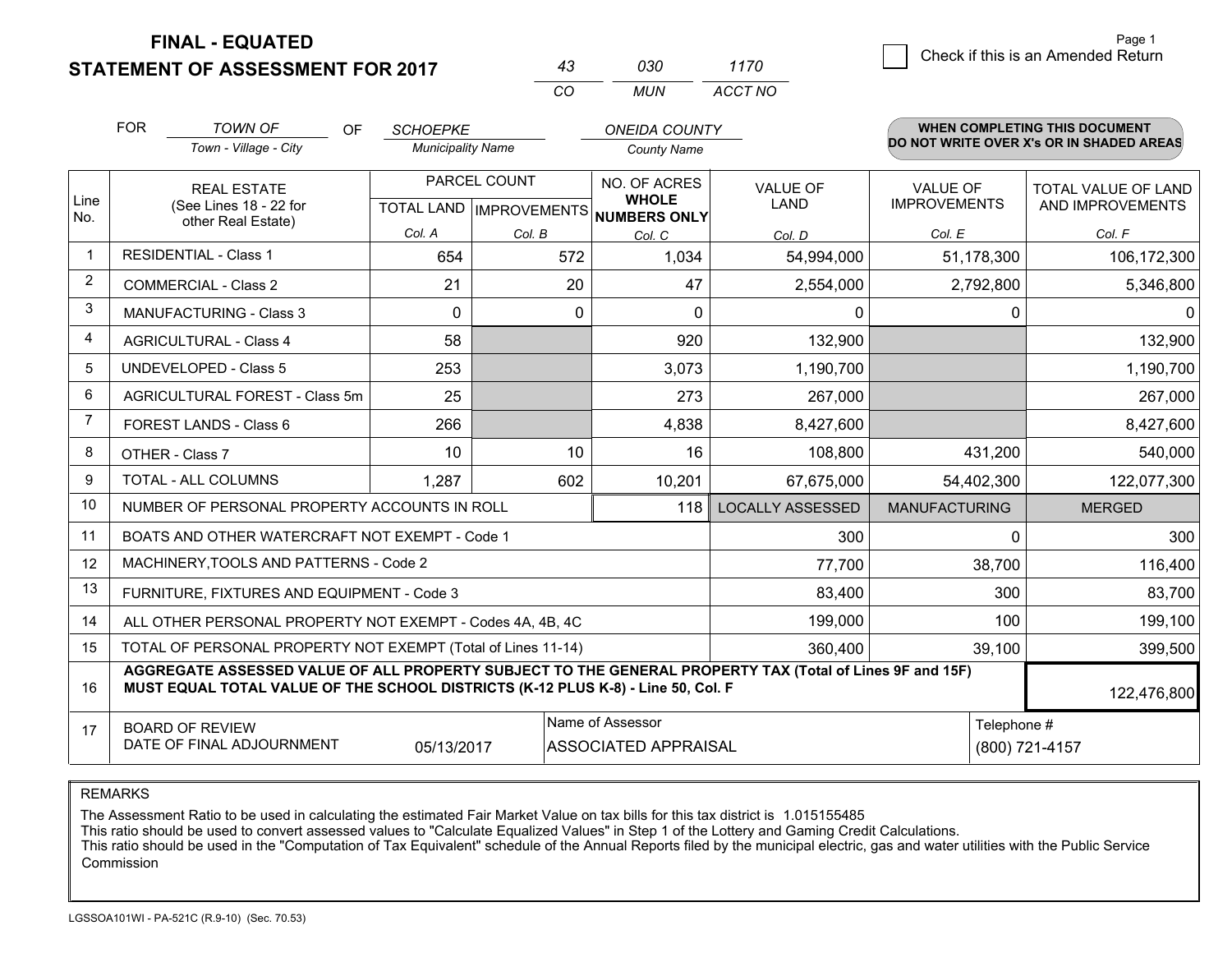# FINAL - EQUATED
# STATEMENT OF ASSESSMENT FOR 2017

| 43 | 030 | 1170 |
|---|---|---|
| CO | MUN | ACCT NO |

Page 1

☐ Check if this is an Amended Return

FOR *TOWN OF* (Town - Village - City) OF *SCHOEPKE* (Municipality Name) *ONEIDA COUNTY* (County Name)

**WHEN COMPLETING THIS DOCUMENT DO NOT WRITE OVER X's OR IN SHADED AREAS**

| Line No. | REAL ESTATE (See Lines 18 - 22 for other Real Estate) | PARCEL COUNT TOTAL LAND Col. A | PARCEL COUNT IMPROVEMENTS Col. B | NO. OF ACRES WHOLE NUMBERS ONLY Col. C | VALUE OF LAND Col. D | VALUE OF IMPROVEMENTS Col. E | TOTAL VALUE OF LAND AND IMPROVEMENTS Col. F |
|---|---|---|---|---|---|---|---|
| 1 | RESIDENTIAL - Class 1 | 654 | 572 | 1,034 | 54,994,000 | 51,178,300 | 106,172,300 |
| 2 | COMMERCIAL - Class 2 | 21 | 20 | 47 | 2,554,000 | 2,792,800 | 5,346,800 |
| 3 | MANUFACTURING - Class 3 | 0 | 0 | 0 | 0 | 0 | 0 |
| 4 | AGRICULTURAL - Class 4 | 58 | | 920 | 132,900 | | 132,900 |
| 5 | UNDEVELOPED - Class 5 | 253 | | 3,073 | 1,190,700 | | 1,190,700 |
| 6 | AGRICULTURAL FOREST - Class 5m | 25 | | 273 | 267,000 | | 267,000 |
| 7 | FOREST LANDS - Class 6 | 266 | | 4,838 | 8,427,600 | | 8,427,600 |
| 8 | OTHER - Class 7 | 10 | 10 | 16 | 108,800 | 431,200 | 540,000 |
| 9 | TOTAL - ALL COLUMNS | 1,287 | 602 | 10,201 | 67,675,000 | 54,402,300 | 122,077,300 |
| 10 | NUMBER OF PERSONAL PROPERTY ACCOUNTS IN ROLL | | | 118 | LOCALLY ASSESSED | MANUFACTURING | MERGED |
| 11 | BOATS AND OTHER WATERCRAFT NOT EXEMPT - Code 1 | | | | 300 | 0 | 300 |
| 12 | MACHINERY,TOOLS AND PATTERNS - Code 2 | | | | 77,700 | 38,700 | 116,400 |
| 13 | FURNITURE, FIXTURES AND EQUIPMENT - Code 3 | | | | 83,400 | 300 | 83,700 |
| 14 | ALL OTHER PERSONAL PROPERTY NOT EXEMPT - Codes 4A, 4B, 4C | | | | 199,000 | 100 | 199,100 |
| 15 | TOTAL OF PERSONAL PROPERTY NOT EXEMPT (Total of Lines 11-14) | | | | 360,400 | 39,100 | 399,500 |
| 16 | **AGGREGATE ASSESSED VALUE OF ALL PROPERTY SUBJECT TO THE GENERAL PROPERTY TAX (Total of Lines 9F and 15F) MUST EQUAL TOTAL VALUE OF THE SCHOOL DISTRICTS (K-12 PLUS K-8) - Line 50, Col. F** | | | | | | 122,476,800 |
| 17 | BOARD OF REVIEW DATE OF FINAL ADJOURNMENT | 05/13/2017 | | Name of Assessor: ASSOCIATED APPRAISAL | | Telephone #: (800) 721-4157 | |

REMARKS

The Assessment Ratio to be used in calculating the estimated Fair Market Value on tax bills for this tax district is 1.015155485
This ratio should be used to convert assessed values to "Calculate Equalized Values" in Step 1 of the Lottery and Gaming Credit Calculations.
This ratio should be used in the "Computation of Tax Equivalent" schedule of the Annual Reports filed by the municipal electric, gas and water utilities with the Public Service Commission

LGSSOA101WI - PA-521C (R.9-10) (Sec. 70.53)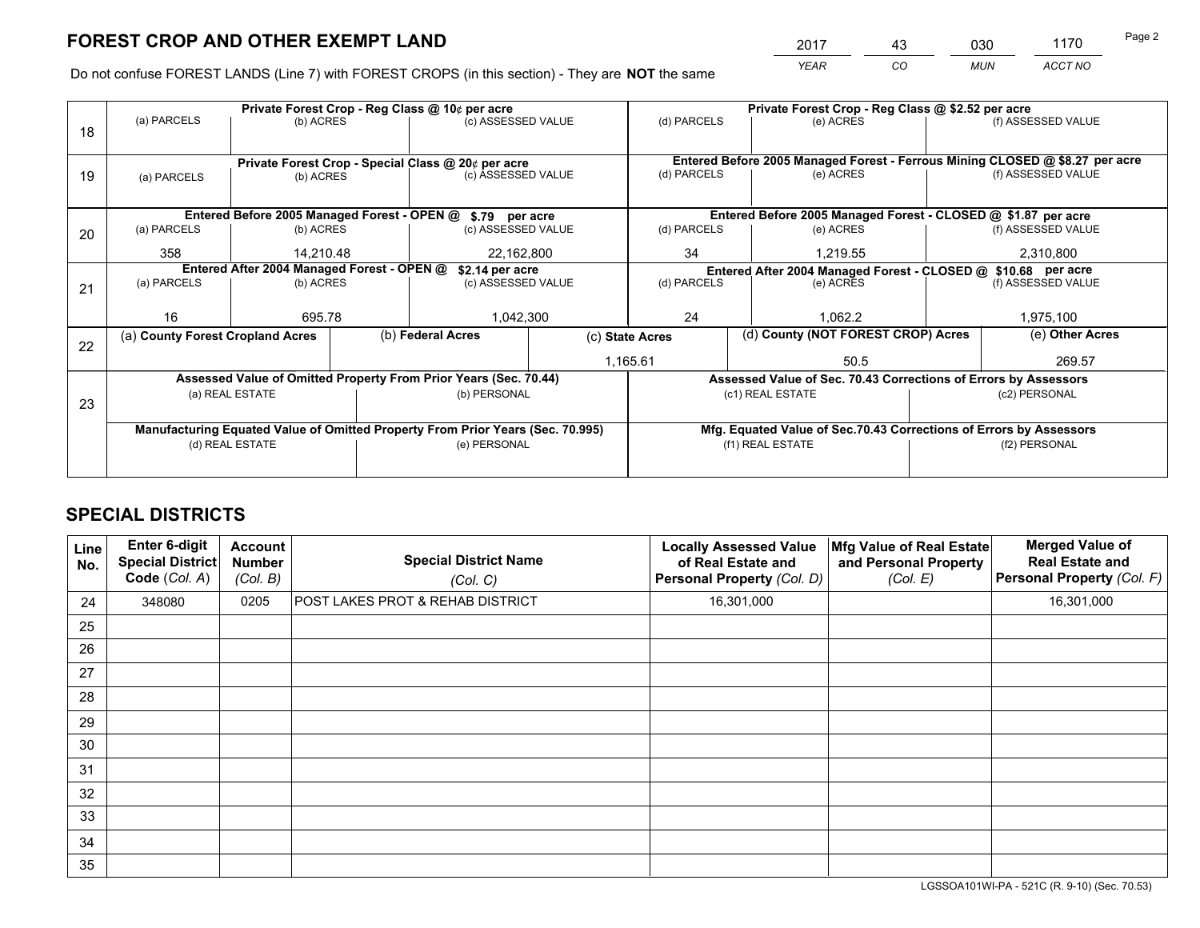# FOREST CROP AND OTHER EXEMPT LAND

| 2017 | 43 | 030 | 1170 |
|---|---|---|---|
| *YEAR* | *CO* | *MUN* | *ACCT NO* |

Do not confuse FOREST LANDS (Line 7) with FOREST CROPS (in this section) - They are **NOT** the same

| Line | Private Forest Crop - Reg Class @ 10¢ per acre | | | Private Forest Crop - Reg Class @ $2.52 per acre | | |
|---|---|---|---|---|---|---|
| | (a) PARCELS | (b) ACRES | (c) ASSESSED VALUE | (d) PARCELS | (e) ACRES | (f) ASSESSED VALUE |
| 18 | | | | | | |
| | **Private Forest Crop - Special Class @ 20¢ per acre** | | | **Entered Before 2005 Managed Forest - Ferrous Mining CLOSED @ $8.27 per acre** | | |
| | (a) PARCELS | (b) ACRES | (c) ASSESSED VALUE | (d) PARCELS | (e) ACRES | (f) ASSESSED VALUE |
| 19 | | | | | | |
| | **Entered Before 2005 Managed Forest - OPEN @ $.79 per acre** | | | **Entered Before 2005 Managed Forest - CLOSED @ $1.87 per acre** | | |
| | (a) PARCELS | (b) ACRES | (c) ASSESSED VALUE | (d) PARCELS | (e) ACRES | (f) ASSESSED VALUE |
| 20 | 358 | 14,210.48 | 22,162,800 | 34 | 1,219.55 | 2,310,800 |
| | **Entered After 2004 Managed Forest - OPEN @ $2.14 per acre** | | | **Entered After 2004 Managed Forest - CLOSED @ $10.68 per acre** | | |
| | (a) PARCELS | (b) ACRES | (c) ASSESSED VALUE | (d) PARCELS | (e) ACRES | (f) ASSESSED VALUE |
| 21 | 16 | 695.78 | 1,042,300 | 24 | 1,062.2 | 1,975,100 |

| Line | (a) County Forest Cropland Acres | (b) Federal Acres | (c) State Acres | (d) County (NOT FOREST CROP) Acres | (e) Other Acres |
|---|---|---|---|---|---|
| 22 | | | 1,165.61 | 50.5 | 269.57 |

| Line | Assessed Value of Omitted Property From Prior Years (Sec. 70.44) | | Assessed Value of Sec. 70.43 Corrections of Errors by Assessors | |
|---|---|---|---|---|
| | (a) REAL ESTATE | (b) PERSONAL | (c1) REAL ESTATE | (c2) PERSONAL |
| 23 | | | | |
| | **Manufacturing Equated Value of Omitted Property From Prior Years (Sec. 70.995)** | | **Mfg. Equated Value of Sec.70.43 Corrections of Errors by Assessors** | |
| | (d) REAL ESTATE | (e) PERSONAL | (f1) REAL ESTATE | (f2) PERSONAL |
| | | | | |

# SPECIAL DISTRICTS

| Line No. | Enter 6-digit Special District Code (*Col. A*) | Account Number (*Col. B*) | Special District Name (*Col. C*) | Locally Assessed Value of Real Estate and Personal Property (*Col. D*) | Mfg Value of Real Estate and Personal Property (*Col. E*) | Merged Value of Real Estate and Personal Property (*Col. F*) |
|---|---|---|---|---|---|---|
| 24 | 348080 | 0205 | POST LAKES PROT & REHAB DISTRICT | 16,301,000 | | 16,301,000 |
| 25 | | | | | | |
| 26 | | | | | | |
| 27 | | | | | | |
| 28 | | | | | | |
| 29 | | | | | | |
| 30 | | | | | | |
| 31 | | | | | | |
| 32 | | | | | | |
| 33 | | | | | | |
| 34 | | | | | | |
| 35 | | | | | | |

LGSSOA101WI-PA - 521C (R. 9-10) (Sec. 70.53)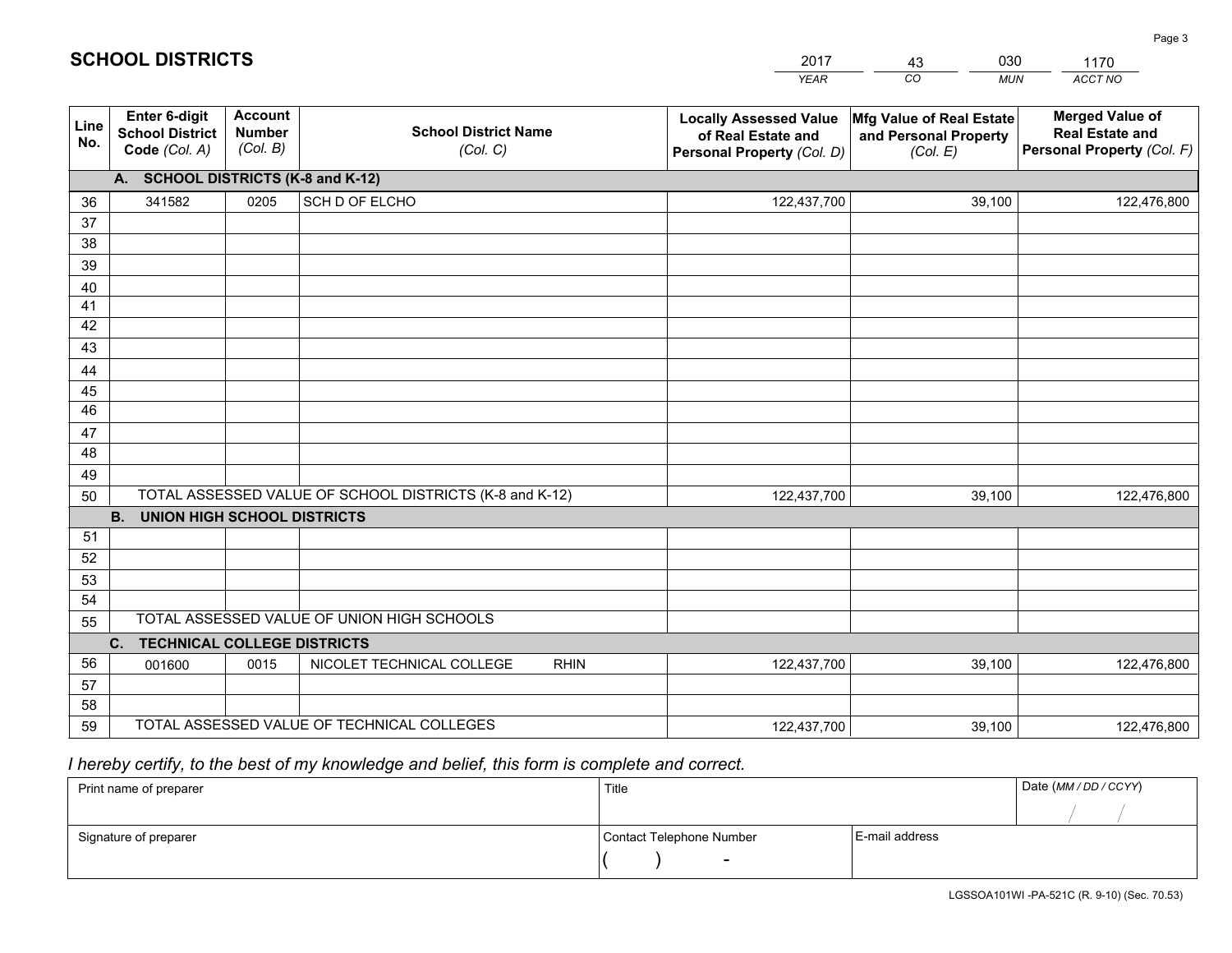# SCHOOL DISTRICTS

| 2017 | 43 | 030 | 1170 |
|---|---|---|---|
| *YEAR* | *CO* | *MUN* | *ACCT NO* |

| Line No. | Enter 6-digit School District Code (Col. A) | Account Number (Col. B) | School District Name (Col. C) | Locally Assessed Value of Real Estate and Personal Property (Col. D) | Mfg Value of Real Estate and Personal Property (Col. E) | Merged Value of Real Estate and Personal Property (Col. F) |
|---|---|---|---|---|---|---|
| | **A. SCHOOL DISTRICTS (K-8 and K-12)** | | | | | |
| 36 | 341582 | 0205 | SCH D OF ELCHO | 122,437,700 | 39,100 | 122,476,800 |
| 37 | | | | | | |
| 38 | | | | | | |
| 39 | | | | | | |
| 40 | | | | | | |
| 41 | | | | | | |
| 42 | | | | | | |
| 43 | | | | | | |
| 44 | | | | | | |
| 45 | | | | | | |
| 46 | | | | | | |
| 47 | | | | | | |
| 48 | | | | | | |
| 49 | | | | | | |
| 50 | TOTAL ASSESSED VALUE OF SCHOOL DISTRICTS (K-8 and K-12) | | | 122,437,700 | 39,100 | 122,476,800 |
| | **B. UNION HIGH SCHOOL DISTRICTS** | | | | | |
| 51 | | | | | | |
| 52 | | | | | | |
| 53 | | | | | | |
| 54 | | | | | | |
| 55 | TOTAL ASSESSED VALUE OF UNION HIGH SCHOOLS | | | | | |
| | **C. TECHNICAL COLLEGE DISTRICTS** | | | | | |
| 56 | 001600 | 0015 | NICOLET TECHNICAL COLLEGE RHIN | 122,437,700 | 39,100 | 122,476,800 |
| 57 | | | | | | |
| 58 | | | | | | |
| 59 | TOTAL ASSESSED VALUE OF TECHNICAL COLLEGES | | | 122,437,700 | 39,100 | 122,476,800 |

*I hereby certify, to the best of my knowledge and belief, this form is complete and correct.*

| Print name of preparer | Title | | Date (MM / DD / CCYY) |
|---|---|---|---|
| | | | / / |
| Signature of preparer | Contact Telephone Number | E-mail address | |
| | ( ) - | | |

LGSSOA101WI -PA-521C (R. 9-10) (Sec. 70.53)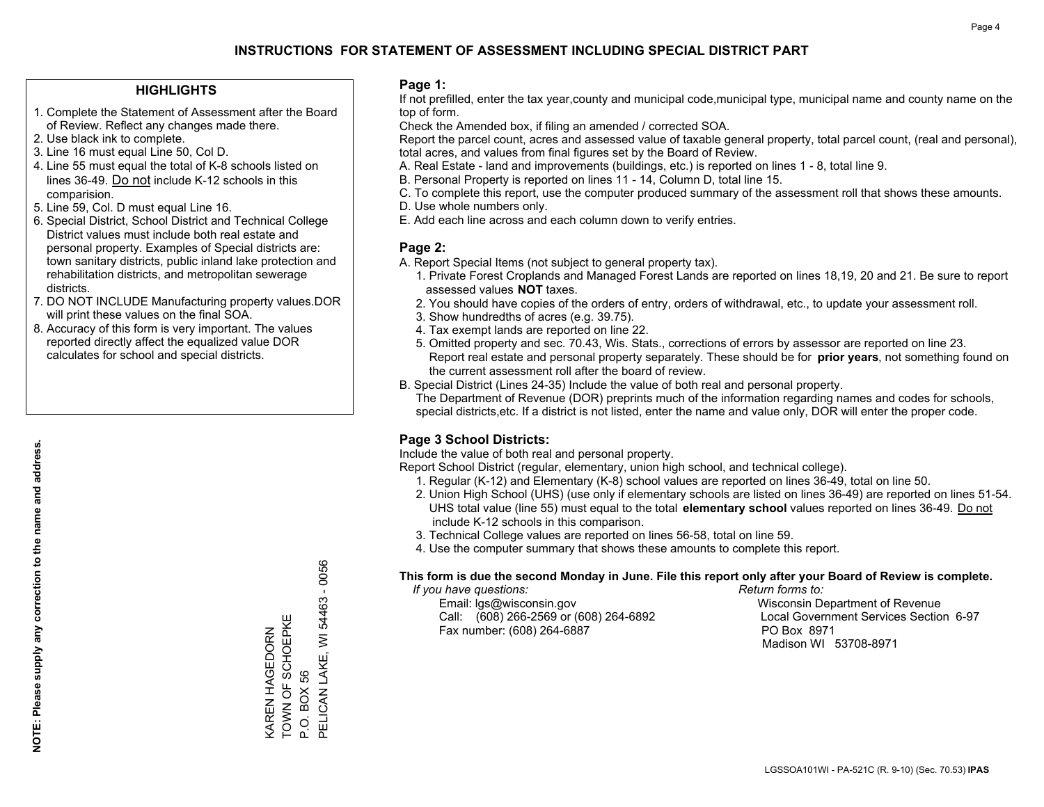# INSTRUCTIONS FOR STATEMENT OF ASSESSMENT INCLUDING SPECIAL DISTRICT PART

## HIGHLIGHTS

1. Complete the Statement of Assessment after the Board of Review. Reflect any changes made there.
2. Use black ink to complete.
3. Line 16 must equal Line 50, Col D.
4. Line 55 must equal the total of K-8 schools listed on lines 36-49. Do not include K-12 schools in this comparision.
5. Line 59, Col. D must equal Line 16.
6. Special District, School District and Technical College District values must include both real estate and personal property. Examples of Special districts are: town sanitary districts, public inland lake protection and rehabilitation districts, and metropolitan sewerage districts.
7. DO NOT INCLUDE Manufacturing property values.DOR will print these values on the final SOA.
8. Accuracy of this form is very important. The values reported directly affect the equalized value DOR calculates for school and special districts.

**NOTE: Please supply any correction to the name and address.**

KAREN HAGEDORN
TOWN OF SCHOEPKE
P.O. BOX 56
PELICAN LAKE, WI 54463 - 0056

## Page 1:

If not prefilled, enter the tax year,county and municipal code,municipal type, municipal name and county name on the top of form.

Check the Amended box, if filing an amended / corrected SOA.

Report the parcel count, acres and assessed value of taxable general property, total parcel count, (real and personal), total acres, and values from final figures set by the Board of Review.

A. Real Estate - land and improvements (buildings, etc.) is reported on lines 1 - 8, total line 9.
B. Personal Property is reported on lines 11 - 14, Column D, total line 15.
C. To complete this report, use the computer produced summary of the assessment roll that shows these amounts.
D. Use whole numbers only.
E. Add each line across and each column down to verify entries.

## Page 2:

A. Report Special Items (not subject to general property tax).
   1. Private Forest Croplands and Managed Forest Lands are reported on lines 18,19, 20 and 21. Be sure to report assessed values **NOT** taxes.
   2. You should have copies of the orders of entry, orders of withdrawal, etc., to update your assessment roll.
   3. Show hundredths of acres (e.g. 39.75).
   4. Tax exempt lands are reported on line 22.
   5. Omitted property and sec. 70.43, Wis. Stats., corrections of errors by assessor are reported on line 23. Report real estate and personal property separately. These should be for **prior years**, not something found on the current assessment roll after the board of review.
B. Special District (Lines 24-35) Include the value of both real and personal property.
   The Department of Revenue (DOR) preprints much of the information regarding names and codes for schools, special districts,etc. If a district is not listed, enter the name and value only, DOR will enter the proper code.

## Page 3 School Districts:

Include the value of both real and personal property.

Report School District (regular, elementary, union high school, and technical college).

1. Regular (K-12) and Elementary (K-8) school values are reported on lines 36-49, total on line 50.
2. Union High School (UHS) (use only if elementary schools are listed on lines 36-49) are reported on lines 51-54. UHS total value (line 55) must equal to the total **elementary school** values reported on lines 36-49. Do not include K-12 schools in this comparison.
3. Technical College values are reported on lines 56-58, total on line 59.
4. Use the computer summary that shows these amounts to complete this report.

**This form is due the second Monday in June. File this report only after your Board of Review is complete.**

*If you have questions:*
Email: lgs@wisconsin.gov
Call: (608) 266-2569 or (608) 264-6892
Fax number: (608) 264-6887

*Return forms to:*
Wisconsin Department of Revenue
Local Government Services Section 6-97
PO Box 8971
Madison WI 53708-8971

LGSSOA101WI - PA-521C (R. 9-10) (Sec. 70.53) **IPAS**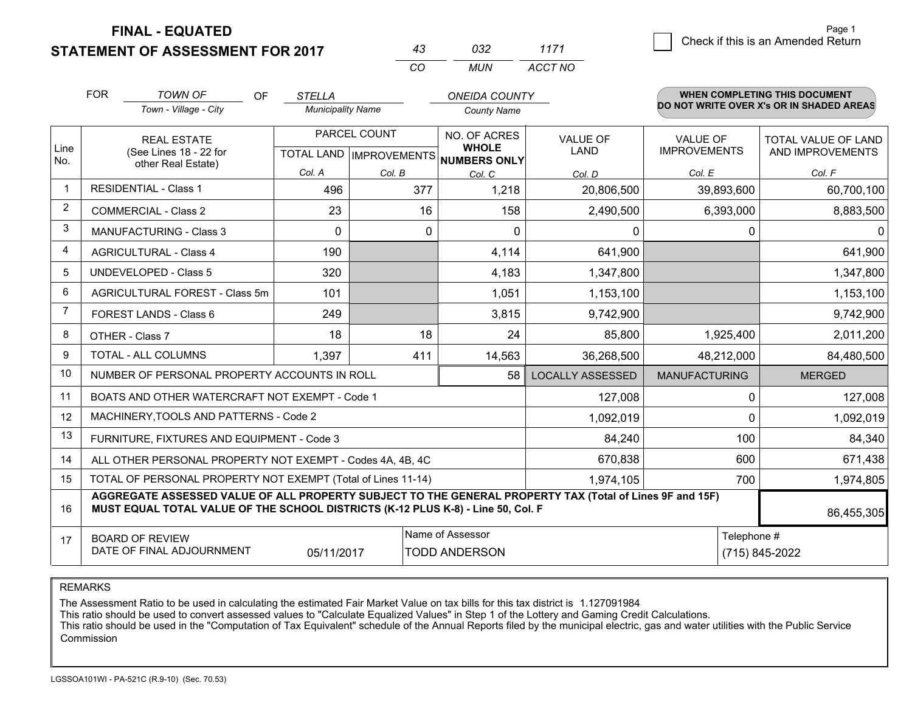# FINAL - EQUATED
## STATEMENT OF ASSESSMENT FOR 2017

| 43 | 032 | 1171 |
|---|---|---|
| CO | MUN | ACCT NO |

Page 1

☐ Check if this is an Amended Return

FOR *TOWN OF* (Town - Village - City) OF *STELLA* (Municipality Name) *ONEIDA COUNTY* (County Name)

**WHEN COMPLETING THIS DOCUMENT DO NOT WRITE OVER X's OR IN SHADED AREAS**

| Line No. | REAL ESTATE (See Lines 18 - 22 for other Real Estate) | PARCEL COUNT TOTAL LAND Col. A | PARCEL COUNT IMPROVEMENTS Col. B | NO. OF ACRES WHOLE NUMBERS ONLY Col. C | VALUE OF LAND Col. D | VALUE OF IMPROVEMENTS Col. E | TOTAL VALUE OF LAND AND IMPROVEMENTS Col. F |
|---|---|---|---|---|---|---|---|
| 1 | RESIDENTIAL - Class 1 | 496 | 377 | 1,218 | 20,806,500 | 39,893,600 | 60,700,100 |
| 2 | COMMERCIAL - Class 2 | 23 | 16 | 158 | 2,490,500 | 6,393,000 | 8,883,500 |
| 3 | MANUFACTURING - Class 3 | 0 | 0 | 0 | 0 | 0 | 0 |
| 4 | AGRICULTURAL - Class 4 | 190 | | 4,114 | 641,900 | | 641,900 |
| 5 | UNDEVELOPED - Class 5 | 320 | | 4,183 | 1,347,800 | | 1,347,800 |
| 6 | AGRICULTURAL FOREST - Class 5m | 101 | | 1,051 | 1,153,100 | | 1,153,100 |
| 7 | FOREST LANDS - Class 6 | 249 | | 3,815 | 9,742,900 | | 9,742,900 |
| 8 | OTHER - Class 7 | 18 | 18 | 24 | 85,800 | 1,925,400 | 2,011,200 |
| 9 | TOTAL - ALL COLUMNS | 1,397 | 411 | 14,563 | 36,268,500 | 48,212,000 | 84,480,500 |
| 10 | NUMBER OF PERSONAL PROPERTY ACCOUNTS IN ROLL | | | 58 | LOCALLY ASSESSED | MANUFACTURING | MERGED |
| 11 | BOATS AND OTHER WATERCRAFT NOT EXEMPT - Code 1 | | | | 127,008 | 0 | 127,008 |
| 12 | MACHINERY,TOOLS AND PATTERNS - Code 2 | | | | 1,092,019 | 0 | 1,092,019 |
| 13 | FURNITURE, FIXTURES AND EQUIPMENT - Code 3 | | | | 84,240 | 100 | 84,340 |
| 14 | ALL OTHER PERSONAL PROPERTY NOT EXEMPT - Codes 4A, 4B, 4C | | | | 670,838 | 600 | 671,438 |
| 15 | TOTAL OF PERSONAL PROPERTY NOT EXEMPT (Total of Lines 11-14) | | | | 1,974,105 | 700 | 1,974,805 |
| 16 | **AGGREGATE ASSESSED VALUE OF ALL PROPERTY SUBJECT TO THE GENERAL PROPERTY TAX (Total of Lines 9F and 15F) MUST EQUAL TOTAL VALUE OF THE SCHOOL DISTRICTS (K-12 PLUS K-8) - Line 50, Col. F** | | | | | | 86,455,305 |
| 17 | BOARD OF REVIEW DATE OF FINAL ADJOURNMENT | 05/11/2017 | Name of Assessor: TODD ANDERSON | | | Telephone #: (715) 845-2022 | |

REMARKS

The Assessment Ratio to be used in calculating the estimated Fair Market Value on tax bills for this tax district is 1.127091984
This ratio should be used to convert assessed values to "Calculate Equalized Values" in Step 1 of the Lottery and Gaming Credit Calculations.
This ratio should be used in the "Computation of Tax Equivalent" schedule of the Annual Reports filed by the municipal electric, gas and water utilities with the Public Service Commission

LGSSOA101WI - PA-521C (R.9-10) (Sec. 70.53)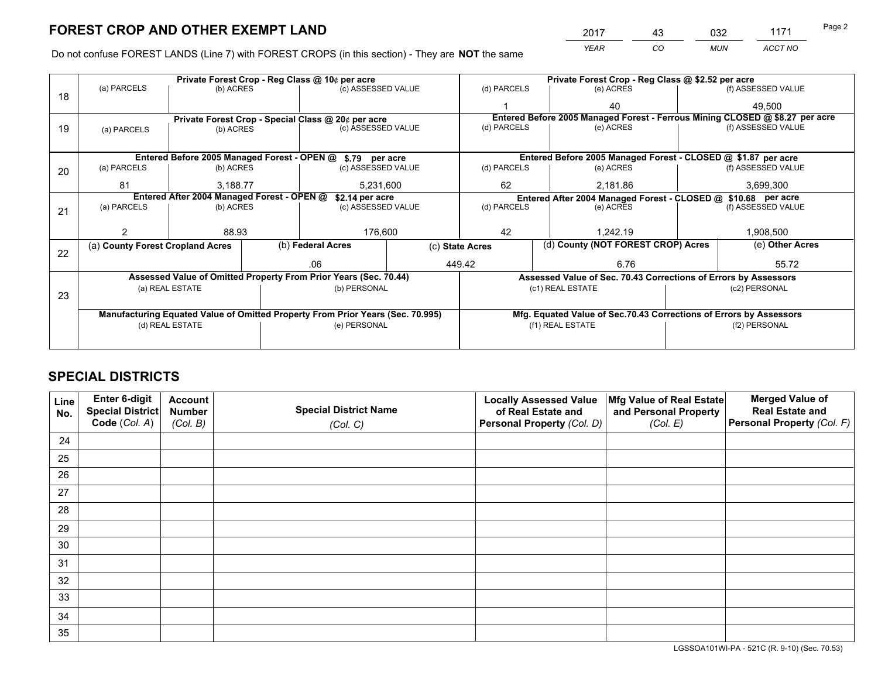# FOREST CROP AND OTHER EXEMPT LAND

| 2017 | 43 | 032 | 1171 |
|---|---|---|---|
| *YEAR* | *CO* | *MUN* | *ACCT NO* |

Do not confuse FOREST LANDS (Line 7) with FOREST CROPS (in this section) - They are **NOT** the same

| Line | | | | | | |
|---|---|---|---|---|---|---|
| 18 | **Private Forest Crop - Reg Class @ 10¢ per acre** | | | **Private Forest Crop - Reg Class @ $2.52 per acre** | | |
| | (a) PARCELS | (b) ACRES | (c) ASSESSED VALUE | (d) PARCELS | (e) ACRES | (f) ASSESSED VALUE |
| | | | | 1 | 40 | 49,500 |
| 19 | **Private Forest Crop - Special Class @ 20¢ per acre** | | | **Entered Before 2005 Managed Forest - Ferrous Mining CLOSED @ $8.27 per acre** | | |
| | (a) PARCELS | (b) ACRES | (c) ASSESSED VALUE | (d) PARCELS | (e) ACRES | (f) ASSESSED VALUE |
| | | | | | | |
| 20 | **Entered Before 2005 Managed Forest - OPEN @ $.79 per acre** | | | **Entered Before 2005 Managed Forest - CLOSED @ $1.87 per acre** | | |
| | (a) PARCELS | (b) ACRES | (c) ASSESSED VALUE | (d) PARCELS | (e) ACRES | (f) ASSESSED VALUE |
| | 81 | 3,188.77 | 5,231,600 | 62 | 2,181.86 | 3,699,300 |
| 21 | **Entered After 2004 Managed Forest - OPEN @ $2.14 per acre** | | | **Entered After 2004 Managed Forest - CLOSED @ $10.68 per acre** | | |
| | (a) PARCELS | (b) ACRES | (c) ASSESSED VALUE | (d) PARCELS | (e) ACRES | (f) ASSESSED VALUE |
| | 2 | 88.93 | 176,600 | 42 | 1,242.19 | 1,908,500 |

| Line | (a) County Forest Cropland Acres | (b) Federal Acres | (c) State Acres | (d) County (NOT FOREST CROP) Acres | (e) Other Acres |
|---|---|---|---|---|---|
| 22 | | .06 | 449.42 | 6.76 | 55.72 |

| Line | | | | |
|---|---|---|---|---|
| 23 | **Assessed Value of Omitted Property From Prior Years (Sec. 70.44)** | | **Assessed Value of Sec. 70.43 Corrections of Errors by Assessors** | |
| | (a) REAL ESTATE | (b) PERSONAL | (c1) REAL ESTATE | (c2) PERSONAL |
| | | | | |
| | **Manufacturing Equated Value of Omitted Property From Prior Years (Sec. 70.995)** | | **Mfg. Equated Value of Sec.70.43 Corrections of Errors by Assessors** | |
| | (d) REAL ESTATE | (e) PERSONAL | (f1) REAL ESTATE | (f2) PERSONAL |
| | | | | |

# SPECIAL DISTRICTS

| Line No. | Enter 6-digit Special District Code (*Col. A*) | Account Number (*Col. B*) | Special District Name (*Col. C*) | Locally Assessed Value of Real Estate and Personal Property (*Col. D*) | Mfg Value of Real Estate and Personal Property (*Col. E*) | Merged Value of Real Estate and Personal Property (*Col. F*) |
|---|---|---|---|---|---|---|
| 24 | | | | | | |
| 25 | | | | | | |
| 26 | | | | | | |
| 27 | | | | | | |
| 28 | | | | | | |
| 29 | | | | | | |
| 30 | | | | | | |
| 31 | | | | | | |
| 32 | | | | | | |
| 33 | | | | | | |
| 34 | | | | | | |
| 35 | | | | | | |

LGSSOA101WI-PA - 521C (R. 9-10) (Sec. 70.53)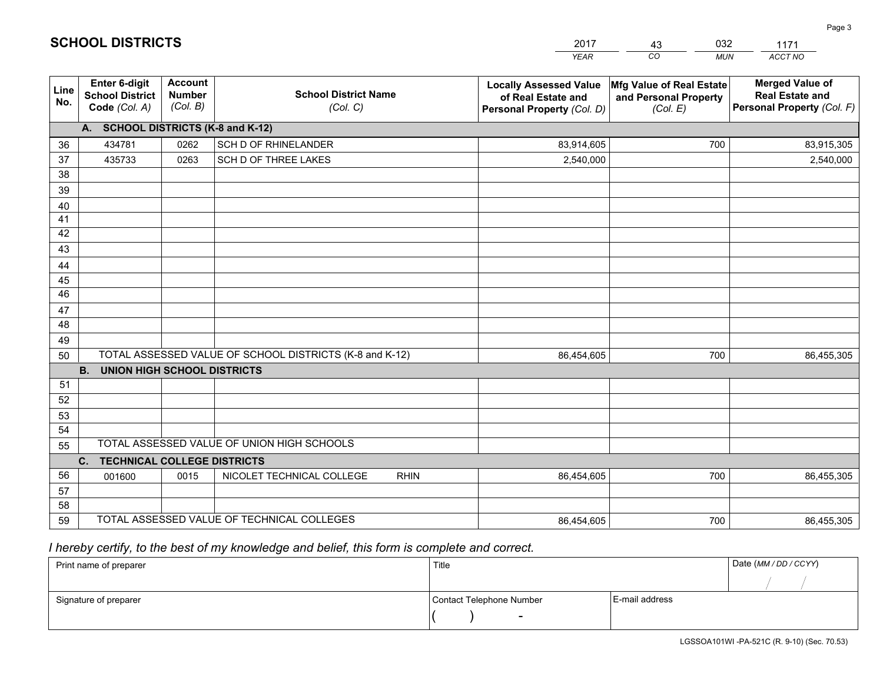# SCHOOL DISTRICTS

| 2017 | 43 | 032 | 1171 |
|---|---|---|---|
| *YEAR* | *CO* | *MUN* | *ACCT NO* |

| Line No. | Enter 6-digit School District Code *(Col. A)* | Account Number *(Col. B)* | School District Name *(Col. C)* | Locally Assessed Value of Real Estate and Personal Property *(Col. D)* | Mfg Value of Real Estate and Personal Property *(Col. E)* | Merged Value of Real Estate and Personal Property *(Col. F)* |
|---|---|---|---|---|---|---|
| **A. SCHOOL DISTRICTS (K-8 and K-12)** | | | | | | |
| 36 | 434781 | 0262 | SCH D OF RHINELANDER | 83,914,605 | 700 | 83,915,305 |
| 37 | 435733 | 0263 | SCH D OF THREE LAKES | 2,540,000 | | 2,540,000 |
| 38 | | | | | | |
| 39 | | | | | | |
| 40 | | | | | | |
| 41 | | | | | | |
| 42 | | | | | | |
| 43 | | | | | | |
| 44 | | | | | | |
| 45 | | | | | | |
| 46 | | | | | | |
| 47 | | | | | | |
| 48 | | | | | | |
| 49 | | | | | | |
| 50 | TOTAL ASSESSED VALUE OF SCHOOL DISTRICTS (K-8 and K-12) | | | 86,454,605 | 700 | 86,455,305 |
| **B. UNION HIGH SCHOOL DISTRICTS** | | | | | | |
| 51 | | | | | | |
| 52 | | | | | | |
| 53 | | | | | | |
| 54 | | | | | | |
| 55 | TOTAL ASSESSED VALUE OF UNION HIGH SCHOOLS | | | | | |
| **C. TECHNICAL COLLEGE DISTRICTS** | | | | | | |
| 56 | 001600 | 0015 | NICOLET TECHNICAL COLLEGE RHIN | 86,454,605 | 700 | 86,455,305 |
| 57 | | | | | | |
| 58 | | | | | | |
| 59 | TOTAL ASSESSED VALUE OF TECHNICAL COLLEGES | | | 86,454,605 | 700 | 86,455,305 |

*I hereby certify, to the best of my knowledge and belief, this form is complete and correct.*

| Print name of preparer | Title | | Date *(MM / DD / CCYY)* |
|---|---|---|---|
| | | | / / |
| Signature of preparer | Contact Telephone Number | E-mail address | |
| | ( ) - | | |

LGSSOA101WI -PA-521C (R. 9-10) (Sec. 70.53)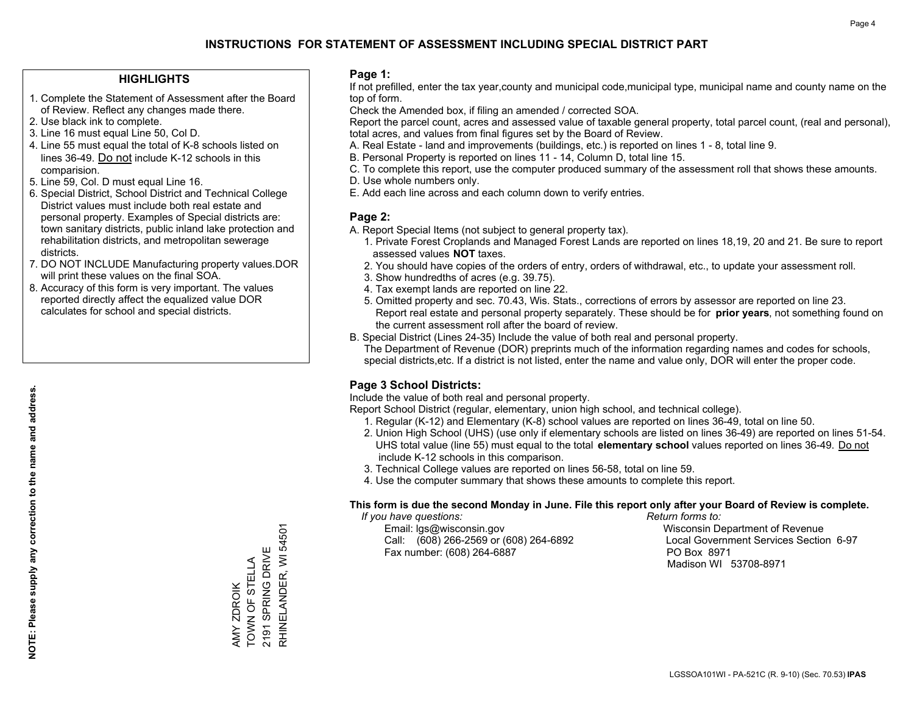# INSTRUCTIONS FOR STATEMENT OF ASSESSMENT INCLUDING SPECIAL DISTRICT PART

## HIGHLIGHTS

1. Complete the Statement of Assessment after the Board of Review. Reflect any changes made there.
2. Use black ink to complete.
3. Line 16 must equal Line 50, Col D.
4. Line 55 must equal the total of K-8 schools listed on lines 36-49. Do not include K-12 schools in this comparision.
5. Line 59, Col. D must equal Line 16.
6. Special District, School District and Technical College District values must include both real estate and personal property. Examples of Special districts are: town sanitary districts, public inland lake protection and rehabilitation districts, and metropolitan sewerage districts.
7. DO NOT INCLUDE Manufacturing property values.DOR will print these values on the final SOA.
8. Accuracy of this form is very important. The values reported directly affect the equalized value DOR calculates for school and special districts.

**NOTE: Please supply any correction to the name and address.**

AMY ZDROIK
TOWN OF STELLA
2191 SPRING DRIVE
RHINELANDER, WI 54501

## Page 1:

If not prefilled, enter the tax year,county and municipal code,municipal type, municipal name and county name on the top of form.

Check the Amended box, if filing an amended / corrected SOA.

Report the parcel count, acres and assessed value of taxable general property, total parcel count, (real and personal), total acres, and values from final figures set by the Board of Review.

A. Real Estate - land and improvements (buildings, etc.) is reported on lines 1 - 8, total line 9.
B. Personal Property is reported on lines 11 - 14, Column D, total line 15.
C. To complete this report, use the computer produced summary of the assessment roll that shows these amounts.
D. Use whole numbers only.
E. Add each line across and each column down to verify entries.

## Page 2:

A. Report Special Items (not subject to general property tax).
   1. Private Forest Croplands and Managed Forest Lands are reported on lines 18,19, 20 and 21. Be sure to report assessed values **NOT** taxes.
   2. You should have copies of the orders of entry, orders of withdrawal, etc., to update your assessment roll.
   3. Show hundredths of acres (e.g. 39.75).
   4. Tax exempt lands are reported on line 22.
   5. Omitted property and sec. 70.43, Wis. Stats., corrections of errors by assessor are reported on line 23. Report real estate and personal property separately. These should be for **prior years**, not something found on the current assessment roll after the board of review.
B. Special District (Lines 24-35) Include the value of both real and personal property.
   The Department of Revenue (DOR) preprints much of the information regarding names and codes for schools, special districts,etc. If a district is not listed, enter the name and value only, DOR will enter the proper code.

## Page 3 School Districts:

Include the value of both real and personal property.

Report School District (regular, elementary, union high school, and technical college).

1. Regular (K-12) and Elementary (K-8) school values are reported on lines 36-49, total on line 50.
2. Union High School (UHS) (use only if elementary schools are listed on lines 36-49) are reported on lines 51-54. UHS total value (line 55) must equal to the total **elementary school** values reported on lines 36-49. Do not include K-12 schools in this comparison.
3. Technical College values are reported on lines 56-58, total on line 59.
4. Use the computer summary that shows these amounts to complete this report.

**This form is due the second Monday in June. File this report only after your Board of Review is complete.**

*If you have questions:*
Email: lgs@wisconsin.gov
Call: (608) 266-2569 or (608) 264-6892
Fax number: (608) 264-6887

*Return forms to:*
Wisconsin Department of Revenue
Local Government Services Section 6-97
PO Box 8971
Madison WI 53708-8971

LGSSOA101WI - PA-521C (R. 9-10) (Sec. 70.53) **IPAS**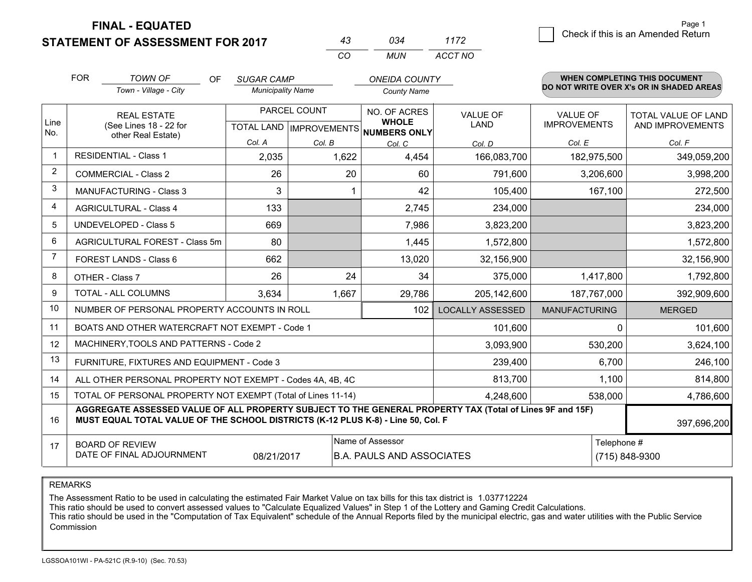# FINAL - EQUATED
# STATEMENT OF ASSESSMENT FOR 2017

| 43 | 034 | 1172 |
|---|---|---|
| CO | MUN | ACCT NO |

Page 1

☐ Check if this is an Amended Return

FOR *TOWN OF* (Town - Village - City) OF *SUGAR CAMP* (Municipality Name) *ONEIDA COUNTY* (County Name)

**WHEN COMPLETING THIS DOCUMENT DO NOT WRITE OVER X's OR IN SHADED AREAS**

| Line No. | REAL ESTATE (See Lines 18 - 22 for other Real Estate) | PARCEL COUNT | | NO. OF ACRES WHOLE NUMBERS ONLY | VALUE OF LAND | VALUE OF IMPROVEMENTS | TOTAL VALUE OF LAND AND IMPROVEMENTS |
|---|---|---|---|---|---|---|---|
| | | TOTAL LAND | IMPROVEMENTS | | | | |
| | | Col. A | Col. B | Col. C | Col. D | Col. E | Col. F |
| 1 | RESIDENTIAL - Class 1 | 2,035 | 1,622 | 4,454 | 166,083,700 | 182,975,500 | 349,059,200 |
| 2 | COMMERCIAL - Class 2 | 26 | 20 | 60 | 791,600 | 3,206,600 | 3,998,200 |
| 3 | MANUFACTURING - Class 3 | 3 | 1 | 42 | 105,400 | 167,100 | 272,500 |
| 4 | AGRICULTURAL - Class 4 | 133 | | 2,745 | 234,000 | | 234,000 |
| 5 | UNDEVELOPED - Class 5 | 669 | | 7,986 | 3,823,200 | | 3,823,200 |
| 6 | AGRICULTURAL FOREST - Class 5m | 80 | | 1,445 | 1,572,800 | | 1,572,800 |
| 7 | FOREST LANDS - Class 6 | 662 | | 13,020 | 32,156,900 | | 32,156,900 |
| 8 | OTHER - Class 7 | 26 | 24 | 34 | 375,000 | 1,417,800 | 1,792,800 |
| 9 | TOTAL - ALL COLUMNS | 3,634 | 1,667 | 29,786 | 205,142,600 | 187,767,000 | 392,909,600 |
| 10 | NUMBER OF PERSONAL PROPERTY ACCOUNTS IN ROLL | | | 102 | LOCALLY ASSESSED | MANUFACTURING | MERGED |
| 11 | BOATS AND OTHER WATERCRAFT NOT EXEMPT - Code 1 | | | | 101,600 | 0 | 101,600 |
| 12 | MACHINERY,TOOLS AND PATTERNS - Code 2 | | | | 3,093,900 | 530,200 | 3,624,100 |
| 13 | FURNITURE, FIXTURES AND EQUIPMENT - Code 3 | | | | 239,400 | 6,700 | 246,100 |
| 14 | ALL OTHER PERSONAL PROPERTY NOT EXEMPT - Codes 4A, 4B, 4C | | | | 813,700 | 1,100 | 814,800 |
| 15 | TOTAL OF PERSONAL PROPERTY NOT EXEMPT (Total of Lines 11-14) | | | | 4,248,600 | 538,000 | 4,786,600 |
| 16 | **AGGREGATE ASSESSED VALUE OF ALL PROPERTY SUBJECT TO THE GENERAL PROPERTY TAX (Total of Lines 9F and 15F) MUST EQUAL TOTAL VALUE OF THE SCHOOL DISTRICTS (K-12 PLUS K-8) - Line 50, Col. F** | | | | | | 397,696,200 |
| 17 | BOARD OF REVIEW DATE OF FINAL ADJOURNMENT | 08/21/2017 | | Name of Assessor: B.A. PAULS AND ASSOCIATES | | | Telephone #: (715) 848-9300 |

REMARKS

The Assessment Ratio to be used in calculating the estimated Fair Market Value on tax bills for this tax district is 1.037712224
This ratio should be used to convert assessed values to "Calculate Equalized Values" in Step 1 of the Lottery and Gaming Credit Calculations.
This ratio should be used in the "Computation of Tax Equivalent" schedule of the Annual Reports filed by the municipal electric, gas and water utilities with the Public Service Commission

LGSSOA101WI - PA-521C (R.9-10) (Sec. 70.53)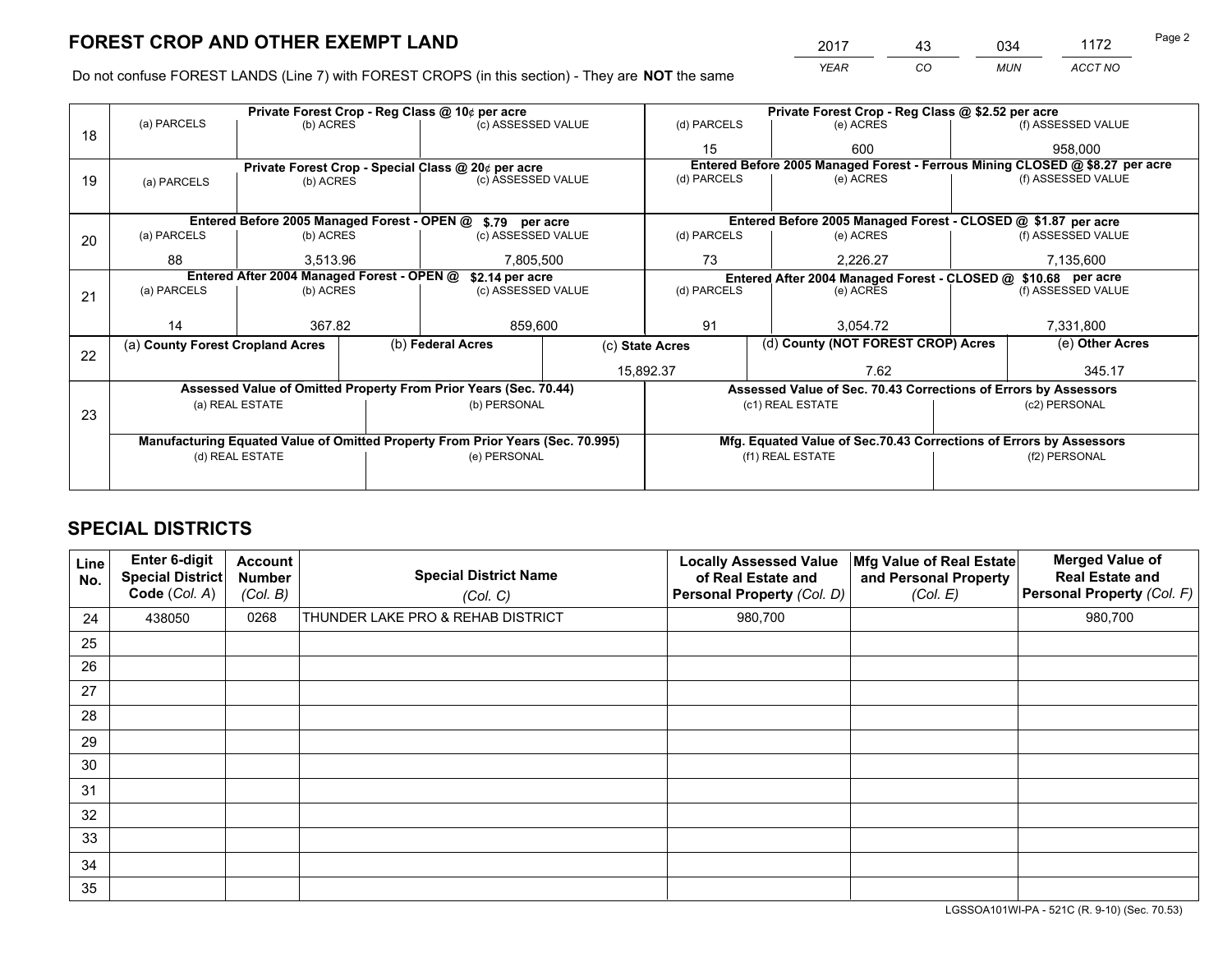# FOREST CROP AND OTHER EXEMPT LAND

| 2017 | 43 | 034 | 1172 |
|---|---|---|---|
| YEAR | CO | MUN | ACCT NO |

Do not confuse FOREST LANDS (Line 7) with FOREST CROPS (in this section) - They are **NOT** the same

| Line | Private Forest Crop - Reg Class @ 10¢ per acre | | | Private Forest Crop - Reg Class @ $2.52 per acre | | |
|---|---|---|---|---|---|---|
| 18 | (a) PARCELS | (b) ACRES | (c) ASSESSED VALUE | (d) PARCELS | (e) ACRES | (f) ASSESSED VALUE |
| | | | | 15 | 600 | 958,000 |
| | **Private Forest Crop - Special Class @ 20¢ per acre** | | | **Entered Before 2005 Managed Forest - Ferrous Mining CLOSED @ $8.27 per acre** | | |
| 19 | (a) PARCELS | (b) ACRES | (c) ASSESSED VALUE | (d) PARCELS | (e) ACRES | (f) ASSESSED VALUE |
| | | | | | | |
| | **Entered Before 2005 Managed Forest - OPEN @ $.79 per acre** | | | **Entered Before 2005 Managed Forest - CLOSED @ $1.87 per acre** | | |
| 20 | (a) PARCELS | (b) ACRES | (c) ASSESSED VALUE | (d) PARCELS | (e) ACRES | (f) ASSESSED VALUE |
| | 88 | 3,513.96 | 7,805,500 | 73 | 2,226.27 | 7,135,600 |
| | **Entered After 2004 Managed Forest - OPEN @ $2.14 per acre** | | | **Entered After 2004 Managed Forest - CLOSED @ $10.68 per acre** | | |
| 21 | (a) PARCELS | (b) ACRES | (c) ASSESSED VALUE | (d) PARCELS | (e) ACRES | (f) ASSESSED VALUE |
| | 14 | 367.82 | 859,600 | 91 | 3,054.72 | 7,331,800 |

| Line | (a) County Forest Cropland Acres | (b) Federal Acres | (c) State Acres | (d) County (NOT FOREST CROP) Acres | (e) Other Acres |
|---|---|---|---|---|---|
| 22 | | | 15,892.37 | 7.62 | 345.17 |

| Line | Assessed Value of Omitted Property From Prior Years (Sec. 70.44) | | Assessed Value of Sec. 70.43 Corrections of Errors by Assessors | |
|---|---|---|---|---|
| 23 | (a) REAL ESTATE | (b) PERSONAL | (c1) REAL ESTATE | (c2) PERSONAL |
| | | | | |
| | **Manufacturing Equated Value of Omitted Property From Prior Years (Sec. 70.995)** | | **Mfg. Equated Value of Sec.70.43 Corrections of Errors by Assessors** | |
| | (d) REAL ESTATE | (e) PERSONAL | (f1) REAL ESTATE | (f2) PERSONAL |
| | | | | |

# SPECIAL DISTRICTS

| Line No. | Enter 6-digit Special District Code (Col. A) | Account Number (Col. B) | Special District Name (Col. C) | Locally Assessed Value of Real Estate and Personal Property (Col. D) | Mfg Value of Real Estate and Personal Property (Col. E) | Merged Value of Real Estate and Personal Property (Col. F) |
|---|---|---|---|---|---|---|
| 24 | 438050 | 0268 | THUNDER LAKE PRO & REHAB DISTRICT | 980,700 | | 980,700 |
| 25 | | | | | | |
| 26 | | | | | | |
| 27 | | | | | | |
| 28 | | | | | | |
| 29 | | | | | | |
| 30 | | | | | | |
| 31 | | | | | | |
| 32 | | | | | | |
| 33 | | | | | | |
| 34 | | | | | | |
| 35 | | | | | | |

LGSSOA101WI-PA - 521C (R. 9-10) (Sec. 70.53)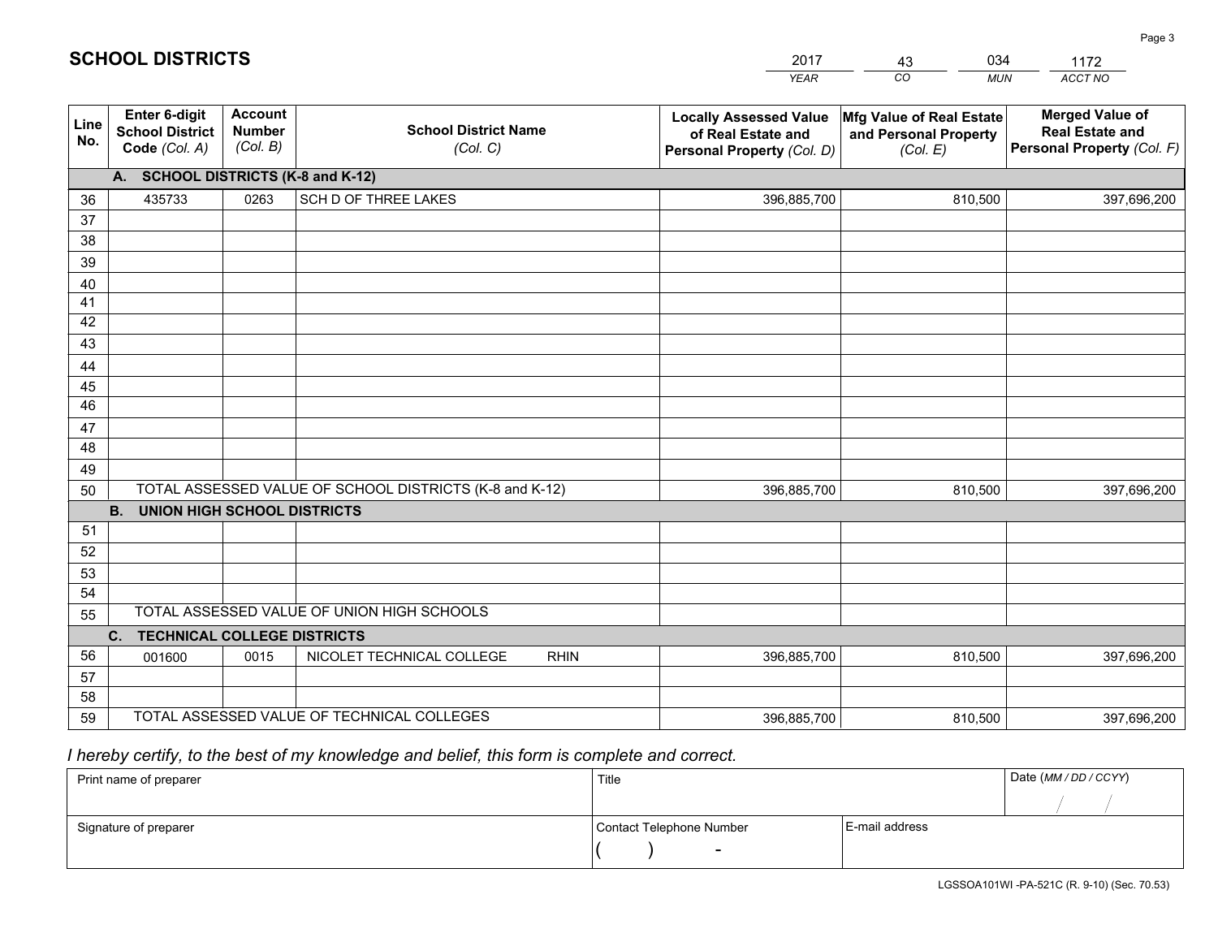# SCHOOL DISTRICTS

| 2017 | 43 | 034 | 1172 |
|---|---|---|---|
| YEAR | CO | MUN | ACCT NO |

| Line No. | Enter 6-digit School District Code (Col. A) | Account Number (Col. B) | School District Name (Col. C) | Locally Assessed Value of Real Estate and Personal Property (Col. D) | Mfg Value of Real Estate and Personal Property (Col. E) | Merged Value of Real Estate and Personal Property (Col. F) |
|---|---|---|---|---|---|---|
| | **A. SCHOOL DISTRICTS (K-8 and K-12)** | | | | | |
| 36 | 435733 | 0263 | SCH D OF THREE LAKES | 396,885,700 | 810,500 | 397,696,200 |
| 37 | | | | | | |
| 38 | | | | | | |
| 39 | | | | | | |
| 40 | | | | | | |
| 41 | | | | | | |
| 42 | | | | | | |
| 43 | | | | | | |
| 44 | | | | | | |
| 45 | | | | | | |
| 46 | | | | | | |
| 47 | | | | | | |
| 48 | | | | | | |
| 49 | | | | | | |
| 50 | TOTAL ASSESSED VALUE OF SCHOOL DISTRICTS (K-8 and K-12) | | | 396,885,700 | 810,500 | 397,696,200 |
| | **B. UNION HIGH SCHOOL DISTRICTS** | | | | | |
| 51 | | | | | | |
| 52 | | | | | | |
| 53 | | | | | | |
| 54 | | | | | | |
| 55 | TOTAL ASSESSED VALUE OF UNION HIGH SCHOOLS | | | | | |
| | **C. TECHNICAL COLLEGE DISTRICTS** | | | | | |
| 56 | 001600 | 0015 | NICOLET TECHNICAL COLLEGE RHIN | 396,885,700 | 810,500 | 397,696,200 |
| 57 | | | | | | |
| 58 | | | | | | |
| 59 | TOTAL ASSESSED VALUE OF TECHNICAL COLLEGES | | | 396,885,700 | 810,500 | 397,696,200 |

*I hereby certify, to the best of my knowledge and belief, this form is complete and correct.*

| Print name of preparer | Title | | Date (MM / DD / CCYY) |
|---|---|---|---|
| | | | / / |
| Signature of preparer | Contact Telephone Number | E-mail address | |
| | ( ) - | | |

LGSSOA101WI -PA-521C (R. 9-10) (Sec. 70.53)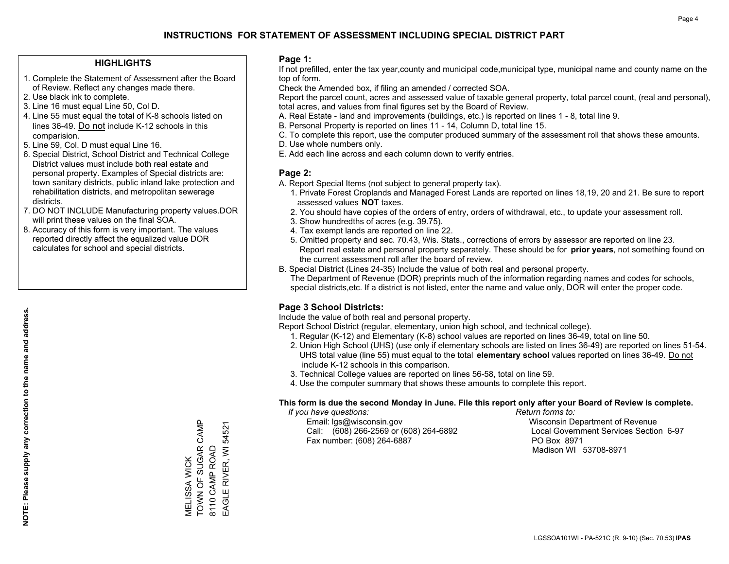# INSTRUCTIONS FOR STATEMENT OF ASSESSMENT INCLUDING SPECIAL DISTRICT PART

## HIGHLIGHTS

1. Complete the Statement of Assessment after the Board of Review. Reflect any changes made there.
2. Use black ink to complete.
3. Line 16 must equal Line 50, Col D.
4. Line 55 must equal the total of K-8 schools listed on lines 36-49. Do not include K-12 schools in this comparision.
5. Line 59, Col. D must equal Line 16.
6. Special District, School District and Technical College District values must include both real estate and personal property. Examples of Special districts are: town sanitary districts, public inland lake protection and rehabilitation districts, and metropolitan sewerage districts.
7. DO NOT INCLUDE Manufacturing property values.DOR will print these values on the final SOA.
8. Accuracy of this form is very important. The values reported directly affect the equalized value DOR calculates for school and special districts.

**NOTE: Please supply any correction to the name and address.**

MELISSA WICK
TOWN OF SUGAR CAMP
8110 CAMP ROAD
EAGLE RIVER, WI 54521

## Page 1:

If not prefilled, enter the tax year,county and municipal code,municipal type, municipal name and county name on the top of form.

Check the Amended box, if filing an amended / corrected SOA.

Report the parcel count, acres and assessed value of taxable general property, total parcel count, (real and personal), total acres, and values from final figures set by the Board of Review.

A. Real Estate - land and improvements (buildings, etc.) is reported on lines 1 - 8, total line 9.
B. Personal Property is reported on lines 11 - 14, Column D, total line 15.
C. To complete this report, use the computer produced summary of the assessment roll that shows these amounts.
D. Use whole numbers only.
E. Add each line across and each column down to verify entries.

## Page 2:

A. Report Special Items (not subject to general property tax).
   1. Private Forest Croplands and Managed Forest Lands are reported on lines 18,19, 20 and 21. Be sure to report assessed values **NOT** taxes.
   2. You should have copies of the orders of entry, orders of withdrawal, etc., to update your assessment roll.
   3. Show hundredths of acres (e.g. 39.75).
   4. Tax exempt lands are reported on line 22.
   5. Omitted property and sec. 70.43, Wis. Stats., corrections of errors by assessor are reported on line 23. Report real estate and personal property separately. These should be for **prior years**, not something found on the current assessment roll after the board of review.
B. Special District (Lines 24-35) Include the value of both real and personal property.
   The Department of Revenue (DOR) preprints much of the information regarding names and codes for schools, special districts,etc. If a district is not listed, enter the name and value only, DOR will enter the proper code.

## Page 3 School Districts:

Include the value of both real and personal property.

Report School District (regular, elementary, union high school, and technical college).

1. Regular (K-12) and Elementary (K-8) school values are reported on lines 36-49, total on line 50.
2. Union High School (UHS) (use only if elementary schools are listed on lines 36-49) are reported on lines 51-54. UHS total value (line 55) must equal to the total **elementary school** values reported on lines 36-49. Do not include K-12 schools in this comparison.
3. Technical College values are reported on lines 56-58, total on line 59.
4. Use the computer summary that shows these amounts to complete this report.

**This form is due the second Monday in June. File this report only after your Board of Review is complete.**

*If you have questions:*
Email: lgs@wisconsin.gov
Call: (608) 266-2569 or (608) 264-6892
Fax number: (608) 264-6887

*Return forms to:*
Wisconsin Department of Revenue
Local Government Services Section 6-97
PO Box 8971
Madison WI 53708-8971

LGSSOA101WI - PA-521C (R. 9-10) (Sec. 70.53) **IPAS**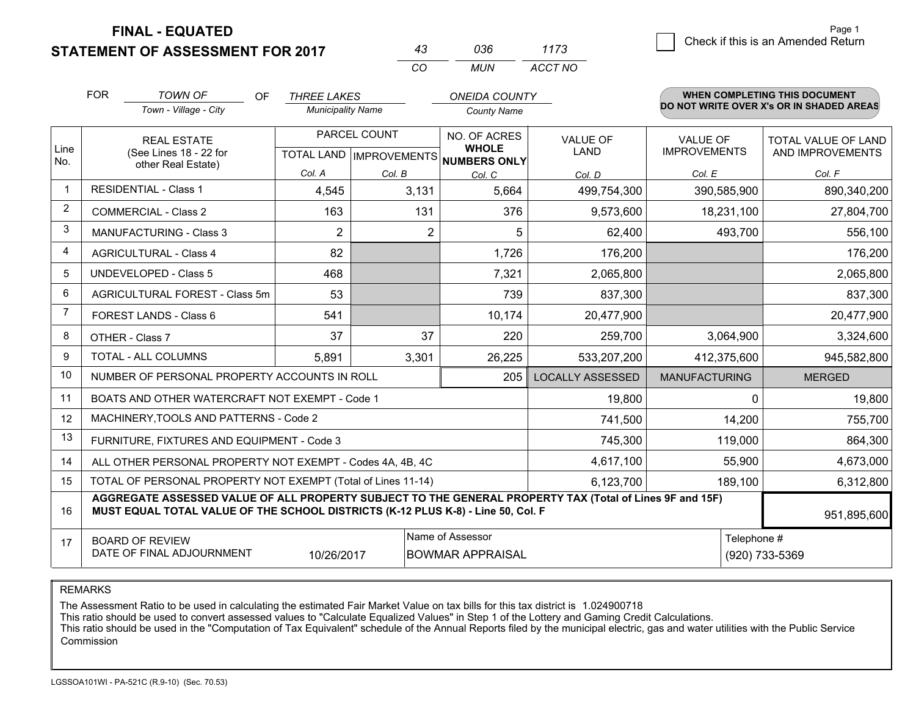**FINAL - EQUATED**
**STATEMENT OF ASSESSMENT FOR 2017**

| 43 | 036 | 1173 |
|---|---|---|
| CO | MUN | ACCT NO |

Page 1

☐ Check if this is an Amended Return

FOR *TOWN OF* (Town - Village - City) OF *THREE LAKES* (Municipality Name) *ONEIDA COUNTY* (County Name)

**WHEN COMPLETING THIS DOCUMENT DO NOT WRITE OVER X's OR IN SHADED AREAS**

| Line No. | REAL ESTATE (See Lines 18 - 22 for other Real Estate) | PARCEL COUNT | | NO. OF ACRES **WHOLE NUMBERS ONLY** | VALUE OF LAND | VALUE OF IMPROVEMENTS | TOTAL VALUE OF LAND AND IMPROVEMENTS |
|---|---|---|---|---|---|---|---|
| | | TOTAL LAND | IMPROVEMENTS | | | | |
| | | Col. A | Col. B | Col. C | Col. D | Col. E | Col. F |
| 1 | RESIDENTIAL - Class 1 | 4,545 | 3,131 | 5,664 | 499,754,300 | 390,585,900 | 890,340,200 |
| 2 | COMMERCIAL - Class 2 | 163 | 131 | 376 | 9,573,600 | 18,231,100 | 27,804,700 |
| 3 | MANUFACTURING - Class 3 | 2 | 2 | 5 | 62,400 | 493,700 | 556,100 |
| 4 | AGRICULTURAL - Class 4 | 82 | | 1,726 | 176,200 | | 176,200 |
| 5 | UNDEVELOPED - Class 5 | 468 | | 7,321 | 2,065,800 | | 2,065,800 |
| 6 | AGRICULTURAL FOREST - Class 5m | 53 | | 739 | 837,300 | | 837,300 |
| 7 | FOREST LANDS - Class 6 | 541 | | 10,174 | 20,477,900 | | 20,477,900 |
| 8 | OTHER - Class 7 | 37 | 37 | 220 | 259,700 | 3,064,900 | 3,324,600 |
| 9 | TOTAL - ALL COLUMNS | 5,891 | 3,301 | 26,225 | 533,207,200 | 412,375,600 | 945,582,800 |
| 10 | NUMBER OF PERSONAL PROPERTY ACCOUNTS IN ROLL | | | 205 | LOCALLY ASSESSED | MANUFACTURING | MERGED |
| 11 | BOATS AND OTHER WATERCRAFT NOT EXEMPT - Code 1 | | | | 19,800 | 0 | 19,800 |
| 12 | MACHINERY,TOOLS AND PATTERNS - Code 2 | | | | 741,500 | 14,200 | 755,700 |
| 13 | FURNITURE, FIXTURES AND EQUIPMENT - Code 3 | | | | 745,300 | 119,000 | 864,300 |
| 14 | ALL OTHER PERSONAL PROPERTY NOT EXEMPT - Codes 4A, 4B, 4C | | | | 4,617,100 | 55,900 | 4,673,000 |
| 15 | TOTAL OF PERSONAL PROPERTY NOT EXEMPT (Total of Lines 11-14) | | | | 6,123,700 | 189,100 | 6,312,800 |
| 16 | **AGGREGATE ASSESSED VALUE OF ALL PROPERTY SUBJECT TO THE GENERAL PROPERTY TAX (Total of Lines 9F and 15F) MUST EQUAL TOTAL VALUE OF THE SCHOOL DISTRICTS (K-12 PLUS K-8) - Line 50, Col. F** | | | | | | 951,895,600 |
| 17 | BOARD OF REVIEW DATE OF FINAL ADJOURNMENT | 10/26/2017 | Name of Assessor: BOWMAR APPRAISAL | | | Telephone #: (920) 733-5369 | |

REMARKS

The Assessment Ratio to be used in calculating the estimated Fair Market Value on tax bills for this tax district is 1.024900718
This ratio should be used to convert assessed values to "Calculate Equalized Values" in Step 1 of the Lottery and Gaming Credit Calculations.
This ratio should be used in the "Computation of Tax Equivalent" schedule of the Annual Reports filed by the municipal electric, gas and water utilities with the Public Service Commission

LGSSOA101WI - PA-521C (R.9-10) (Sec. 70.53)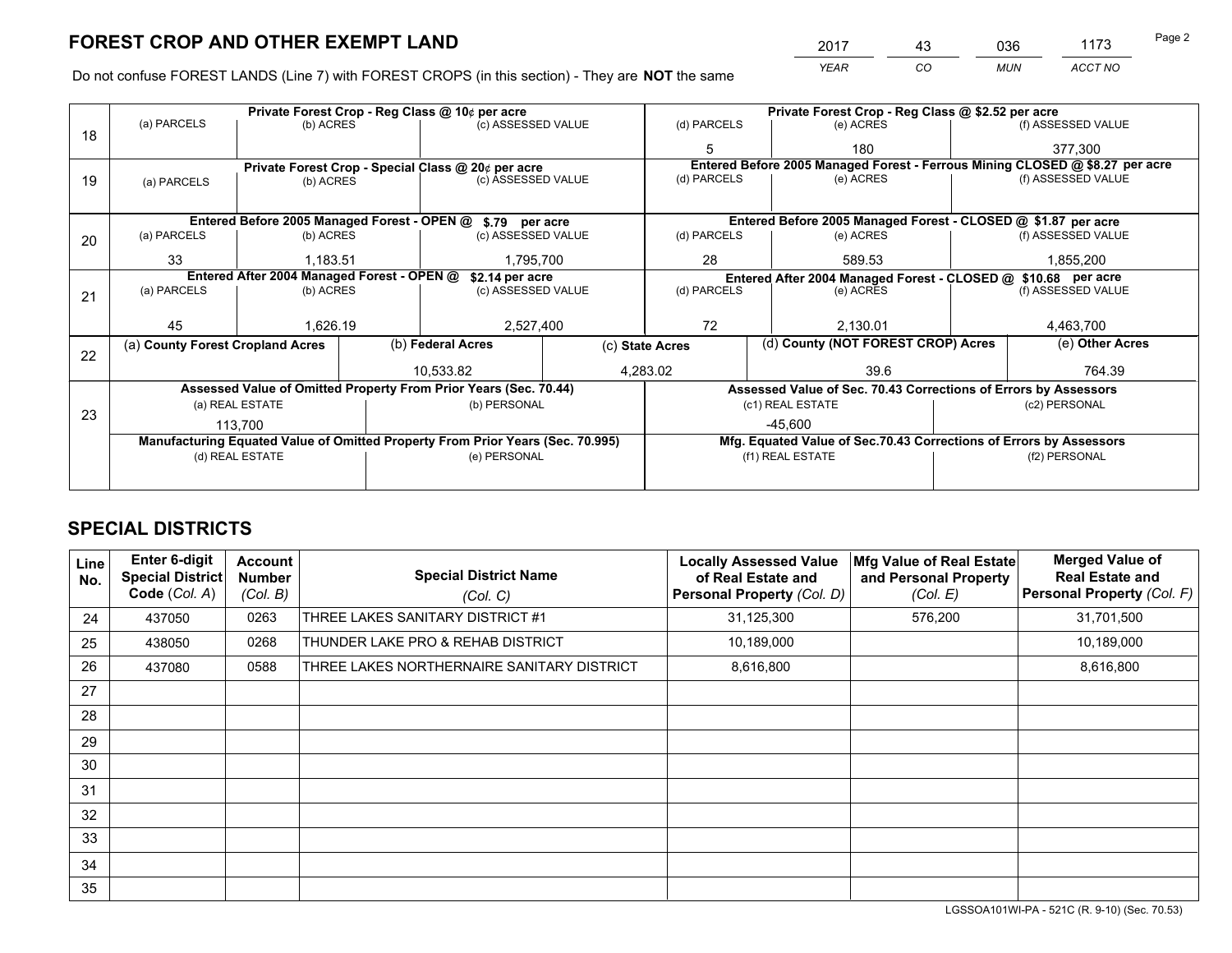# FOREST CROP AND OTHER EXEMPT LAND

| 2017 | 43 | 036 | 1173 |
|---|---|---|---|
| YEAR | CO | MUN | ACCT NO |

Do not confuse FOREST LANDS (Line 7) with FOREST CROPS (in this section) - They are **NOT** the same

| Line | Private Forest Crop - Reg Class @ 10¢ per acre | | | Private Forest Crop - Reg Class @ $2.52 per acre | | |
|---|---|---|---|---|---|---|
| 18 | (a) PARCELS | (b) ACRES | (c) ASSESSED VALUE | (d) PARCELS | (e) ACRES | (f) ASSESSED VALUE |
| | | | | 5 | 180 | 377,300 |
| | **Private Forest Crop - Special Class @ 20¢ per acre** | | | **Entered Before 2005 Managed Forest - Ferrous Mining CLOSED @ $8.27 per acre** | | |
| 19 | (a) PARCELS | (b) ACRES | (c) ASSESSED VALUE | (d) PARCELS | (e) ACRES | (f) ASSESSED VALUE |
| | | | | | | |
| | **Entered Before 2005 Managed Forest - OPEN @ $.79 per acre** | | | **Entered Before 2005 Managed Forest - CLOSED @ $1.87 per acre** | | |
| 20 | (a) PARCELS | (b) ACRES | (c) ASSESSED VALUE | (d) PARCELS | (e) ACRES | (f) ASSESSED VALUE |
| | 33 | 1,183.51 | 1,795,700 | 28 | 589.53 | 1,855,200 |
| | **Entered After 2004 Managed Forest - OPEN @ $2.14 per acre** | | | **Entered After 2004 Managed Forest - CLOSED @ $10.68 per acre** | | |
| 21 | (a) PARCELS | (b) ACRES | (c) ASSESSED VALUE | (d) PARCELS | (e) ACRES | (f) ASSESSED VALUE |
| | 45 | 1,626.19 | 2,527,400 | 72 | 2,130.01 | 4,463,700 |

| Line | (a) County Forest Cropland Acres | (b) Federal Acres | (c) State Acres | (d) County (NOT FOREST CROP) Acres | (e) Other Acres |
|---|---|---|---|---|---|
| 22 | | 10,533.82 | 4,283.02 | 39.6 | 764.39 |

| Line | Assessed Value of Omitted Property From Prior Years (Sec. 70.44) | | Assessed Value of Sec. 70.43 Corrections of Errors by Assessors | |
|---|---|---|---|---|
| 23 | (a) REAL ESTATE | (b) PERSONAL | (c1) REAL ESTATE | (c2) PERSONAL |
| | 113,700 | | -45,600 | |
| | **Manufacturing Equated Value of Omitted Property From Prior Years (Sec. 70.995)** | | **Mfg. Equated Value of Sec.70.43 Corrections of Errors by Assessors** | |
| | (d) REAL ESTATE | (e) PERSONAL | (f1) REAL ESTATE | (f2) PERSONAL |
| | | | | |

# SPECIAL DISTRICTS

| Line No. | Enter 6-digit Special District Code (Col. A) | Account Number (Col. B) | Special District Name (Col. C) | Locally Assessed Value of Real Estate and Personal Property (Col. D) | Mfg Value of Real Estate and Personal Property (Col. E) | Merged Value of Real Estate and Personal Property (Col. F) |
|---|---|---|---|---|---|---|
| 24 | 437050 | 0263 | THREE LAKES SANITARY DISTRICT #1 | 31,125,300 | 576,200 | 31,701,500 |
| 25 | 438050 | 0268 | THUNDER LAKE PRO & REHAB DISTRICT | 10,189,000 | | 10,189,000 |
| 26 | 437080 | 0588 | THREE LAKES NORTHERNAIRE SANITARY DISTRICT | 8,616,800 | | 8,616,800 |
| 27 | | | | | | |
| 28 | | | | | | |
| 29 | | | | | | |
| 30 | | | | | | |
| 31 | | | | | | |
| 32 | | | | | | |
| 33 | | | | | | |
| 34 | | | | | | |
| 35 | | | | | | |

LGSSOA101WI-PA - 521C (R. 9-10) (Sec. 70.53)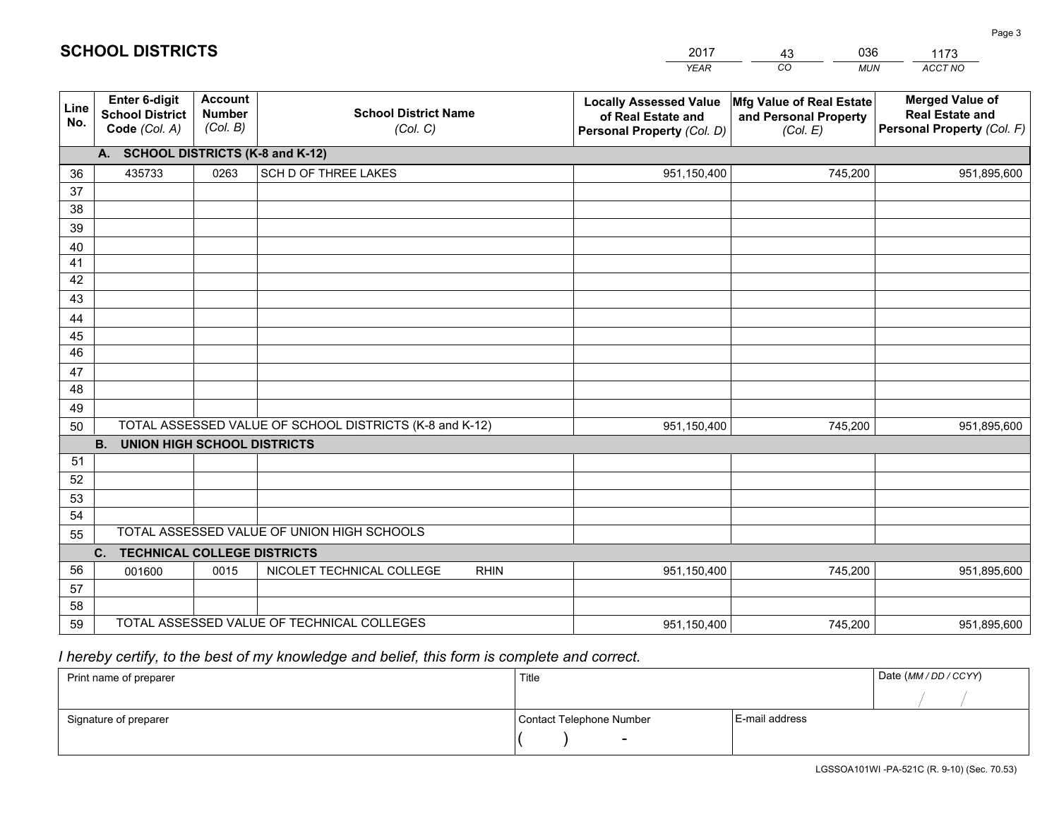# SCHOOL DISTRICTS

| 2017 | 43 | 036 | 1173 |
|---|---|---|---|
| *YEAR* | *CO* | *MUN* | *ACCT NO* |

| Line No. | Enter 6-digit School District Code (Col. A) | Account Number (Col. B) | School District Name (Col. C) | Locally Assessed Value of Real Estate and Personal Property (Col. D) | Mfg Value of Real Estate and Personal Property (Col. E) | Merged Value of Real Estate and Personal Property (Col. F) |
|---|---|---|---|---|---|---|
| **A. SCHOOL DISTRICTS (K-8 and K-12)** | | | | | | |
| 36 | 435733 | 0263 | SCH D OF THREE LAKES | 951,150,400 | 745,200 | 951,895,600 |
| 37 | | | | | | |
| 38 | | | | | | |
| 39 | | | | | | |
| 40 | | | | | | |
| 41 | | | | | | |
| 42 | | | | | | |
| 43 | | | | | | |
| 44 | | | | | | |
| 45 | | | | | | |
| 46 | | | | | | |
| 47 | | | | | | |
| 48 | | | | | | |
| 49 | | | | | | |
| 50 | TOTAL ASSESSED VALUE OF SCHOOL DISTRICTS (K-8 and K-12) | | | 951,150,400 | 745,200 | 951,895,600 |
| **B. UNION HIGH SCHOOL DISTRICTS** | | | | | | |
| 51 | | | | | | |
| 52 | | | | | | |
| 53 | | | | | | |
| 54 | | | | | | |
| 55 | TOTAL ASSESSED VALUE OF UNION HIGH SCHOOLS | | | | | |
| **C. TECHNICAL COLLEGE DISTRICTS** | | | | | | |
| 56 | 001600 | 0015 | NICOLET TECHNICAL COLLEGE RHIN | 951,150,400 | 745,200 | 951,895,600 |
| 57 | | | | | | |
| 58 | | | | | | |
| 59 | TOTAL ASSESSED VALUE OF TECHNICAL COLLEGES | | | 951,150,400 | 745,200 | 951,895,600 |

*I hereby certify, to the best of my knowledge and belief, this form is complete and correct.*

| Print name of preparer | Title | | Date (MM / DD / CCYY) |
|---|---|---|---|
| | | | / / |
| Signature of preparer | Contact Telephone Number | E-mail address | |
| | ( ) - | | |

LGSSOA101WI -PA-521C (R. 9-10) (Sec. 70.53)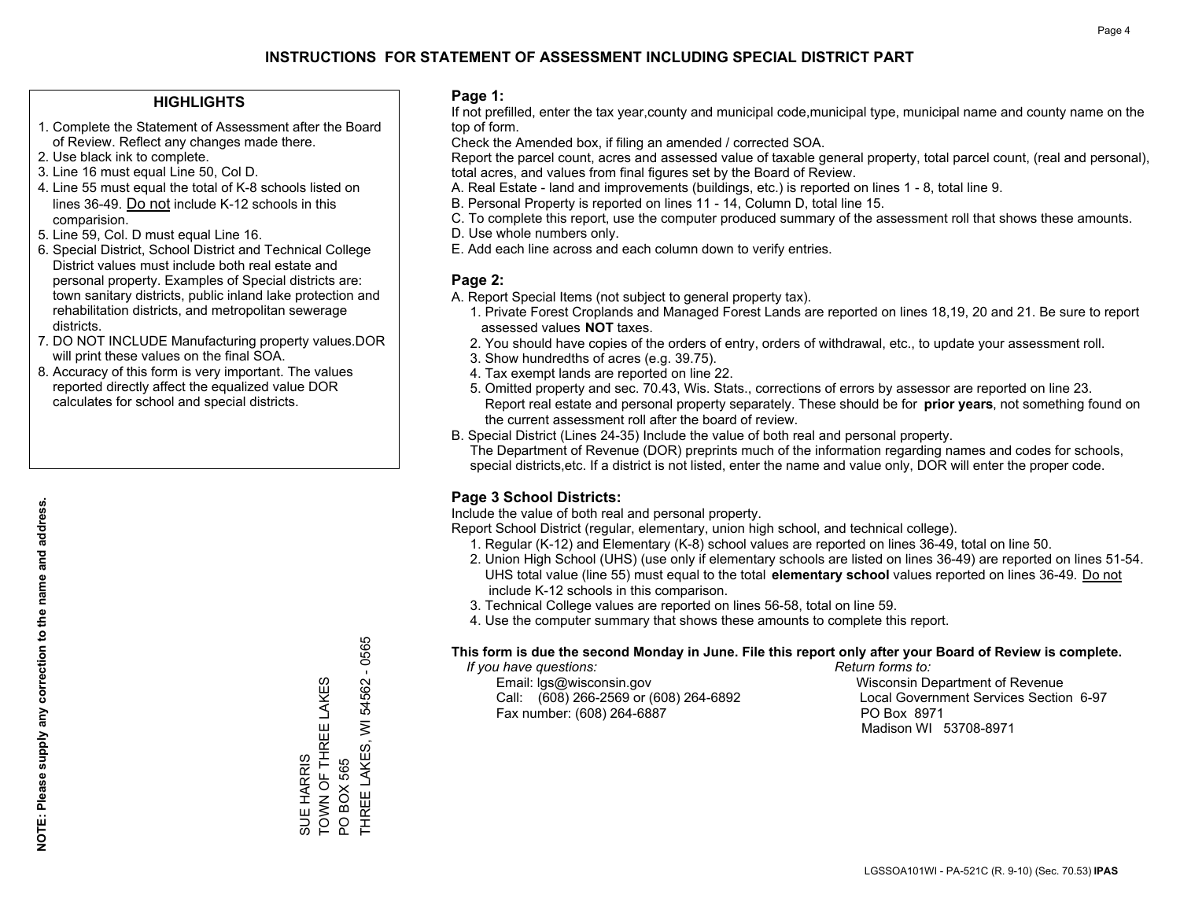# INSTRUCTIONS FOR STATEMENT OF ASSESSMENT INCLUDING SPECIAL DISTRICT PART

## HIGHLIGHTS

1. Complete the Statement of Assessment after the Board of Review. Reflect any changes made there.
2. Use black ink to complete.
3. Line 16 must equal Line 50, Col D.
4. Line 55 must equal the total of K-8 schools listed on lines 36-49. Do not include K-12 schools in this comparision.
5. Line 59, Col. D must equal Line 16.
6. Special District, School District and Technical College District values must include both real estate and personal property. Examples of Special districts are: town sanitary districts, public inland lake protection and rehabilitation districts, and metropolitan sewerage districts.
7. DO NOT INCLUDE Manufacturing property values.DOR will print these values on the final SOA.
8. Accuracy of this form is very important. The values reported directly affect the equalized value DOR calculates for school and special districts.

**NOTE: Please supply any correction to the name and address.**

SUE HARRIS
TOWN OF THREE LAKES
PO BOX 565
THREE LAKES, WI 54562 - 0565

## Page 1:

If not prefilled, enter the tax year,county and municipal code,municipal type, municipal name and county name on the top of form.

Check the Amended box, if filing an amended / corrected SOA.

Report the parcel count, acres and assessed value of taxable general property, total parcel count, (real and personal), total acres, and values from final figures set by the Board of Review.

A. Real Estate - land and improvements (buildings, etc.) is reported on lines 1 - 8, total line 9.
B. Personal Property is reported on lines 11 - 14, Column D, total line 15.
C. To complete this report, use the computer produced summary of the assessment roll that shows these amounts.
D. Use whole numbers only.
E. Add each line across and each column down to verify entries.

## Page 2:

A. Report Special Items (not subject to general property tax).
   1. Private Forest Croplands and Managed Forest Lands are reported on lines 18,19, 20 and 21. Be sure to report assessed values **NOT** taxes.
   2. You should have copies of the orders of entry, orders of withdrawal, etc., to update your assessment roll.
   3. Show hundredths of acres (e.g. 39.75).
   4. Tax exempt lands are reported on line 22.
   5. Omitted property and sec. 70.43, Wis. Stats., corrections of errors by assessor are reported on line 23. Report real estate and personal property separately. These should be for **prior years**, not something found on the current assessment roll after the board of review.
B. Special District (Lines 24-35) Include the value of both real and personal property.
   The Department of Revenue (DOR) preprints much of the information regarding names and codes for schools, special districts,etc. If a district is not listed, enter the name and value only, DOR will enter the proper code.

## Page 3 School Districts:

Include the value of both real and personal property.

Report School District (regular, elementary, union high school, and technical college).

1. Regular (K-12) and Elementary (K-8) school values are reported on lines 36-49, total on line 50.
2. Union High School (UHS) (use only if elementary schools are listed on lines 36-49) are reported on lines 51-54. UHS total value (line 55) must equal to the total **elementary school** values reported on lines 36-49. Do not include K-12 schools in this comparison.
3. Technical College values are reported on lines 56-58, total on line 59.
4. Use the computer summary that shows these amounts to complete this report.

**This form is due the second Monday in June. File this report only after your Board of Review is complete.**

*If you have questions:*
Email: lgs@wisconsin.gov
Call: (608) 266-2569 or (608) 264-6892
Fax number: (608) 264-6887

*Return forms to:*
Wisconsin Department of Revenue
Local Government Services Section 6-97
PO Box 8971
Madison WI 53708-8971

LGSSOA101WI - PA-521C (R. 9-10) (Sec. 70.53) **IPAS**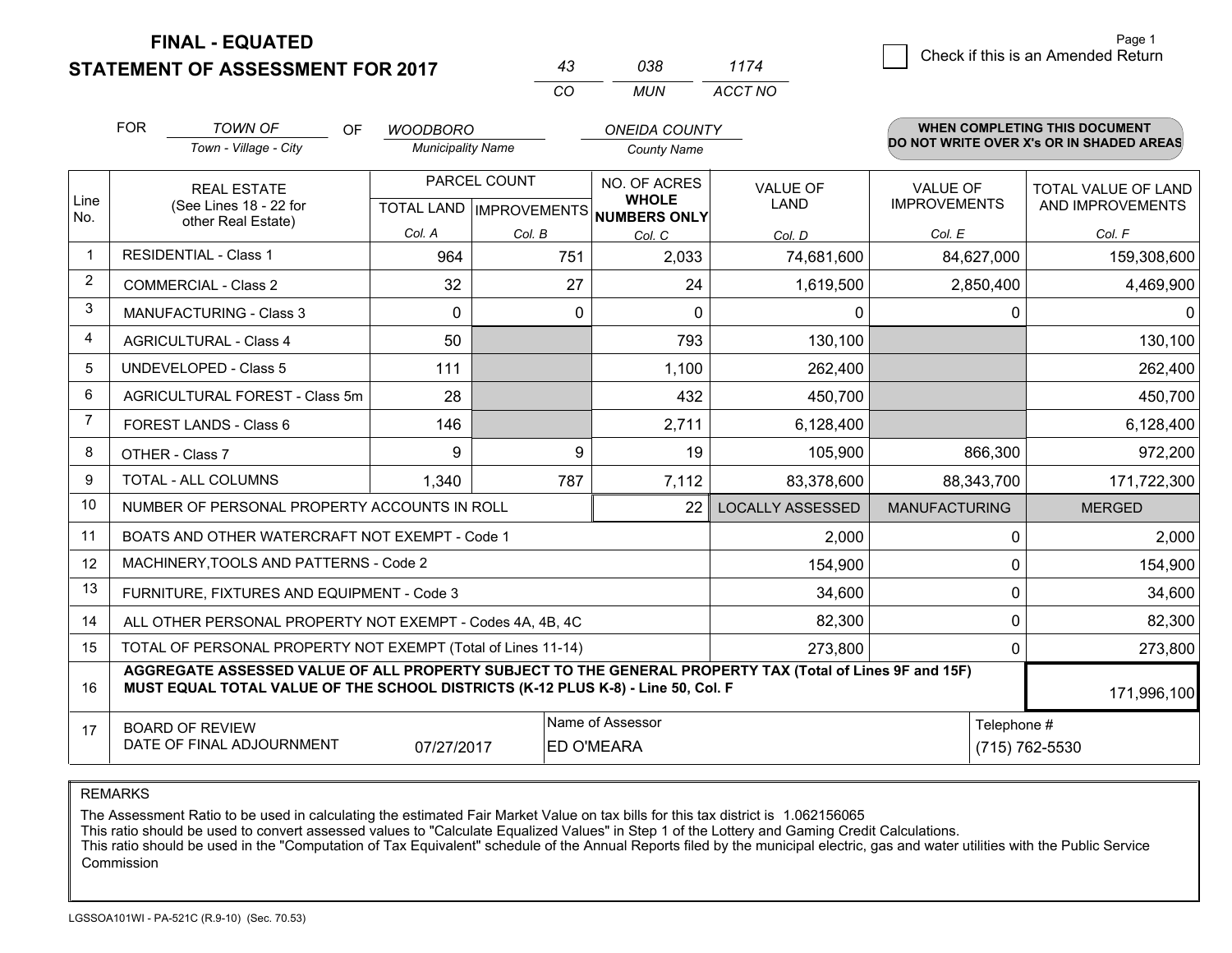# FINAL - EQUATED
# STATEMENT OF ASSESSMENT FOR 2017

| 43 | 038 | 1174 |
|---|---|---|
| CO | MUN | ACCT NO |

Page 1

☐ Check if this is an Amended Return

FOR *TOWN OF* (Town - Village - City) OF *WOODBORO* (Municipality Name) *ONEIDA COUNTY* (County Name)

**WHEN COMPLETING THIS DOCUMENT DO NOT WRITE OVER X's OR IN SHADED AREAS**

| Line No. | REAL ESTATE (See Lines 18 - 22 for other Real Estate) | PARCEL COUNT | | NO. OF ACRES WHOLE NUMBERS ONLY | VALUE OF LAND | VALUE OF IMPROVEMENTS | TOTAL VALUE OF LAND AND IMPROVEMENTS |
|---|---|---|---|---|---|---|---|
| | | TOTAL LAND | IMPROVEMENTS | | | | |
| | | Col. A | Col. B | Col. C | Col. D | Col. E | Col. F |
| 1 | RESIDENTIAL - Class 1 | 964 | 751 | 2,033 | 74,681,600 | 84,627,000 | 159,308,600 |
| 2 | COMMERCIAL - Class 2 | 32 | 27 | 24 | 1,619,500 | 2,850,400 | 4,469,900 |
| 3 | MANUFACTURING - Class 3 | 0 | 0 | 0 | 0 | 0 | 0 |
| 4 | AGRICULTURAL - Class 4 | 50 | | 793 | 130,100 | | 130,100 |
| 5 | UNDEVELOPED - Class 5 | 111 | | 1,100 | 262,400 | | 262,400 |
| 6 | AGRICULTURAL FOREST - Class 5m | 28 | | 432 | 450,700 | | 450,700 |
| 7 | FOREST LANDS - Class 6 | 146 | | 2,711 | 6,128,400 | | 6,128,400 |
| 8 | OTHER - Class 7 | 9 | 9 | 19 | 105,900 | 866,300 | 972,200 |
| 9 | TOTAL - ALL COLUMNS | 1,340 | 787 | 7,112 | 83,378,600 | 88,343,700 | 171,722,300 |
| 10 | NUMBER OF PERSONAL PROPERTY ACCOUNTS IN ROLL | | | 22 | LOCALLY ASSESSED | MANUFACTURING | MERGED |
| 11 | BOATS AND OTHER WATERCRAFT NOT EXEMPT - Code 1 | | | | 2,000 | 0 | 2,000 |
| 12 | MACHINERY,TOOLS AND PATTERNS - Code 2 | | | | 154,900 | 0 | 154,900 |
| 13 | FURNITURE, FIXTURES AND EQUIPMENT - Code 3 | | | | 34,600 | 0 | 34,600 |
| 14 | ALL OTHER PERSONAL PROPERTY NOT EXEMPT - Codes 4A, 4B, 4C | | | | 82,300 | 0 | 82,300 |
| 15 | TOTAL OF PERSONAL PROPERTY NOT EXEMPT (Total of Lines 11-14) | | | | 273,800 | 0 | 273,800 |
| 16 | **AGGREGATE ASSESSED VALUE OF ALL PROPERTY SUBJECT TO THE GENERAL PROPERTY TAX (Total of Lines 9F and 15F) MUST EQUAL TOTAL VALUE OF THE SCHOOL DISTRICTS (K-12 PLUS K-8) - Line 50, Col. F** | | | | | | 171,996,100 |
| 17 | BOARD OF REVIEW DATE OF FINAL ADJOURNMENT | 07/27/2017 | Name of Assessor: ED O'MEARA | | | Telephone #: (715) 762-5530 | |

REMARKS

The Assessment Ratio to be used in calculating the estimated Fair Market Value on tax bills for this tax district is 1.062156065
This ratio should be used to convert assessed values to "Calculate Equalized Values" in Step 1 of the Lottery and Gaming Credit Calculations.
This ratio should be used in the "Computation of Tax Equivalent" schedule of the Annual Reports filed by the municipal electric, gas and water utilities with the Public Service Commission

LGSSOA101WI - PA-521C (R.9-10) (Sec. 70.53)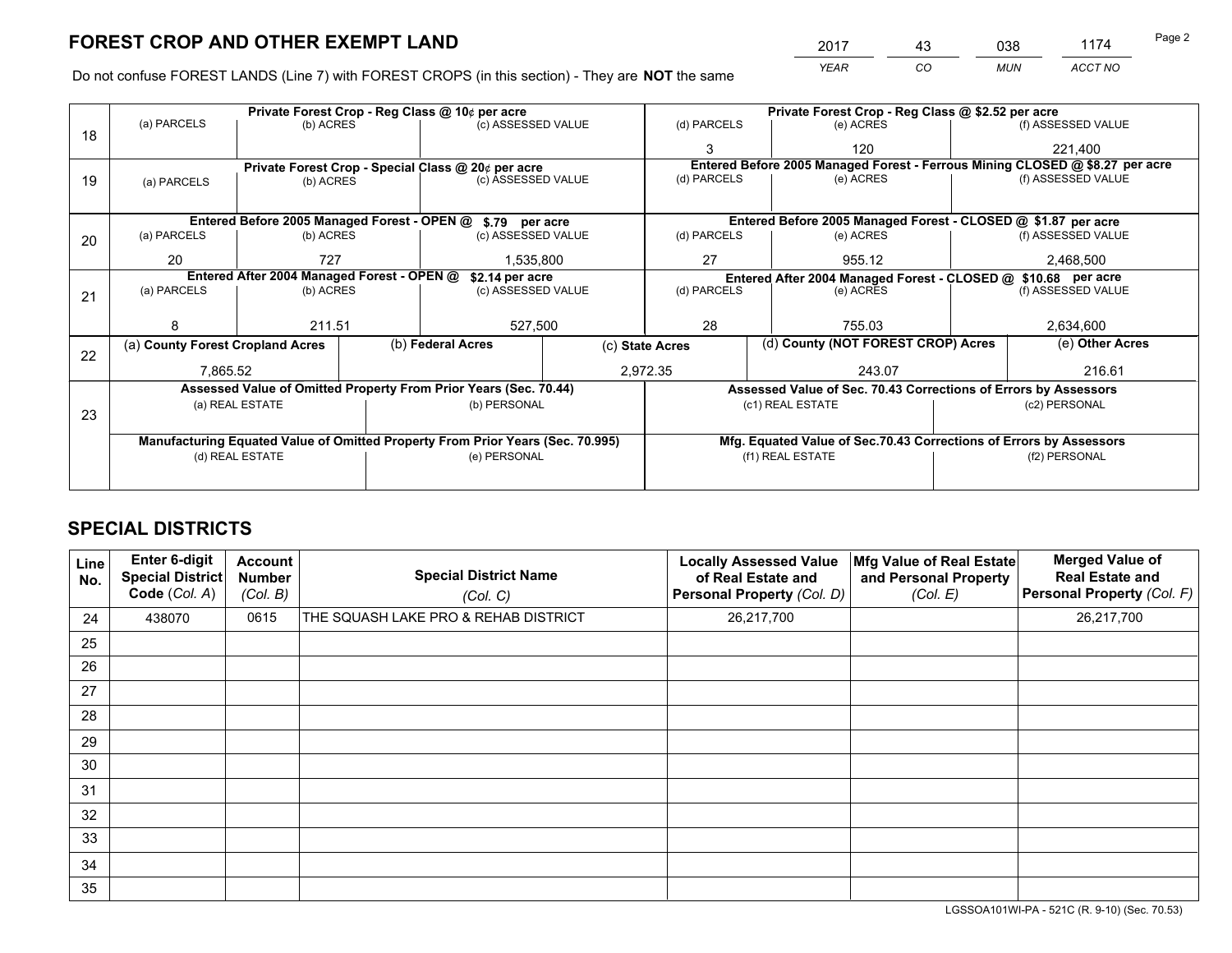# FOREST CROP AND OTHER EXEMPT LAND

| 2017 | 43 | 038 | 1174 |
|---|---|---|---|
| *YEAR* | *CO* | *MUN* | *ACCT NO* |

Do not confuse FOREST LANDS (Line 7) with FOREST CROPS (in this section) - They are **NOT** the same

| Line | | | | | | |
|---|---|---|---|---|---|---|
| 18 | Private Forest Crop - Reg Class @ 10¢ per acre | | | Private Forest Crop - Reg Class @ $2.52 per acre | | |
| | (a) PARCELS | (b) ACRES | (c) ASSESSED VALUE | (d) PARCELS | (e) ACRES | (f) ASSESSED VALUE |
| | | | | 3 | 120 | 221,400 |
| 19 | Private Forest Crop - Special Class @ 20¢ per acre | | | Entered Before 2005 Managed Forest - Ferrous Mining CLOSED @ $8.27 per acre | | |
| | (a) PARCELS | (b) ACRES | (c) ASSESSED VALUE | (d) PARCELS | (e) ACRES | (f) ASSESSED VALUE |
| | | | | | | |
| 20 | Entered Before 2005 Managed Forest - OPEN @ $.79 per acre | | | Entered Before 2005 Managed Forest - CLOSED @ $1.87 per acre | | |
| | (a) PARCELS | (b) ACRES | (c) ASSESSED VALUE | (d) PARCELS | (e) ACRES | (f) ASSESSED VALUE |
| | 20 | 727 | 1,535,800 | 27 | 955.12 | 2,468,500 |
| 21 | Entered After 2004 Managed Forest - OPEN @ $2.14 per acre | | | Entered After 2004 Managed Forest - CLOSED @ $10.68 per acre | | |
| | (a) PARCELS | (b) ACRES | (c) ASSESSED VALUE | (d) PARCELS | (e) ACRES | (f) ASSESSED VALUE |
| | 8 | 211.51 | 527,500 | 28 | 755.03 | 2,634,600 |

| Line | (a) County Forest Cropland Acres | (b) Federal Acres | (c) State Acres | (d) County (NOT FOREST CROP) Acres | (e) Other Acres |
|---|---|---|---|---|---|
| 22 | 7,865.52 | | 2,972.35 | 243.07 | 216.61 |

| Line | Assessed Value of Omitted Property From Prior Years (Sec. 70.44) | | Assessed Value of Sec. 70.43 Corrections of Errors by Assessors | |
|---|---|---|---|---|
| 23 | (a) REAL ESTATE | (b) PERSONAL | (c1) REAL ESTATE | (c2) PERSONAL |
| | | | | |
| | **Manufacturing Equated Value of Omitted Property From Prior Years (Sec. 70.995)** | | **Mfg. Equated Value of Sec.70.43 Corrections of Errors by Assessors** | |
| | (d) REAL ESTATE | (e) PERSONAL | (f1) REAL ESTATE | (f2) PERSONAL |
| | | | | |

# SPECIAL DISTRICTS

| Line No. | Enter 6-digit Special District Code (Col. A) | Account Number (Col. B) | Special District Name (Col. C) | Locally Assessed Value of Real Estate and Personal Property (Col. D) | Mfg Value of Real Estate and Personal Property (Col. E) | Merged Value of Real Estate and Personal Property (Col. F) |
|---|---|---|---|---|---|---|
| 24 | 438070 | 0615 | THE SQUASH LAKE PRO & REHAB DISTRICT | 26,217,700 | | 26,217,700 |
| 25 | | | | | | |
| 26 | | | | | | |
| 27 | | | | | | |
| 28 | | | | | | |
| 29 | | | | | | |
| 30 | | | | | | |
| 31 | | | | | | |
| 32 | | | | | | |
| 33 | | | | | | |
| 34 | | | | | | |
| 35 | | | | | | |

LGSSOA101WI-PA - 521C (R. 9-10) (Sec. 70.53)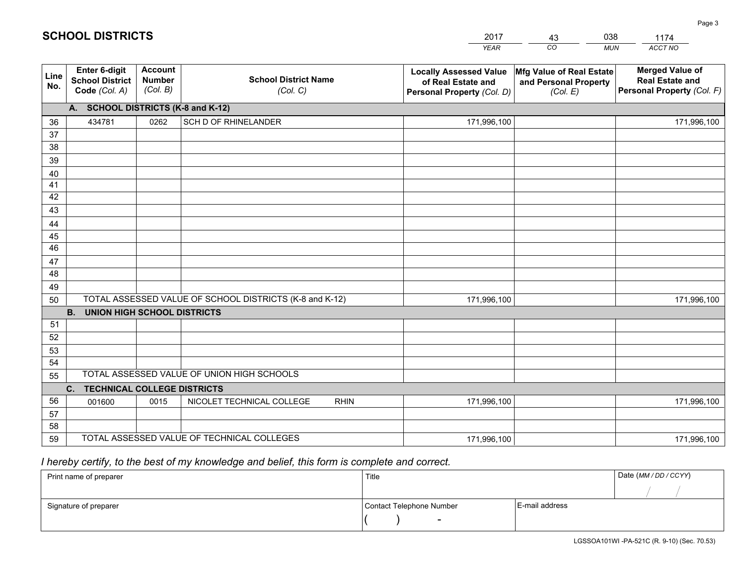# SCHOOL DISTRICTS

| 2017 | 43 | 038 | 1174 |
|---|---|---|---|
| *YEAR* | *CO* | *MUN* | *ACCT NO* |

| Line No. | Enter 6-digit School District Code *(Col. A)* | Account Number *(Col. B)* | School District Name *(Col. C)* | Locally Assessed Value of Real Estate and Personal Property *(Col. D)* | Mfg Value of Real Estate and Personal Property *(Col. E)* | Merged Value of Real Estate and Personal Property *(Col. F)* |
|---|---|---|---|---|---|---|
| | **A. SCHOOL DISTRICTS (K-8 and K-12)** | | | | | |
| 36 | 434781 | 0262 | SCH D OF RHINELANDER | 171,996,100 | | 171,996,100 |
| 37 | | | | | | |
| 38 | | | | | | |
| 39 | | | | | | |
| 40 | | | | | | |
| 41 | | | | | | |
| 42 | | | | | | |
| 43 | | | | | | |
| 44 | | | | | | |
| 45 | | | | | | |
| 46 | | | | | | |
| 47 | | | | | | |
| 48 | | | | | | |
| 49 | | | | | | |
| 50 | TOTAL ASSESSED VALUE OF SCHOOL DISTRICTS (K-8 and K-12) | | | 171,996,100 | | 171,996,100 |
| | **B. UNION HIGH SCHOOL DISTRICTS** | | | | | |
| 51 | | | | | | |
| 52 | | | | | | |
| 53 | | | | | | |
| 54 | | | | | | |
| 55 | TOTAL ASSESSED VALUE OF UNION HIGH SCHOOLS | | | | | |
| | **C. TECHNICAL COLLEGE DISTRICTS** | | | | | |
| 56 | 001600 | 0015 | NICOLET TECHNICAL COLLEGE RHIN | 171,996,100 | | 171,996,100 |
| 57 | | | | | | |
| 58 | | | | | | |
| 59 | TOTAL ASSESSED VALUE OF TECHNICAL COLLEGES | | | 171,996,100 | | 171,996,100 |

*I hereby certify, to the best of my knowledge and belief, this form is complete and correct.*

| Print name of preparer | Title | | Date *(MM / DD / CCYY)* |
|---|---|---|---|
| | | | / / |
| Signature of preparer | Contact Telephone Number | E-mail address | |
| | ( ) - | | |

LGSSOA101WI -PA-521C (R. 9-10) (Sec. 70.53)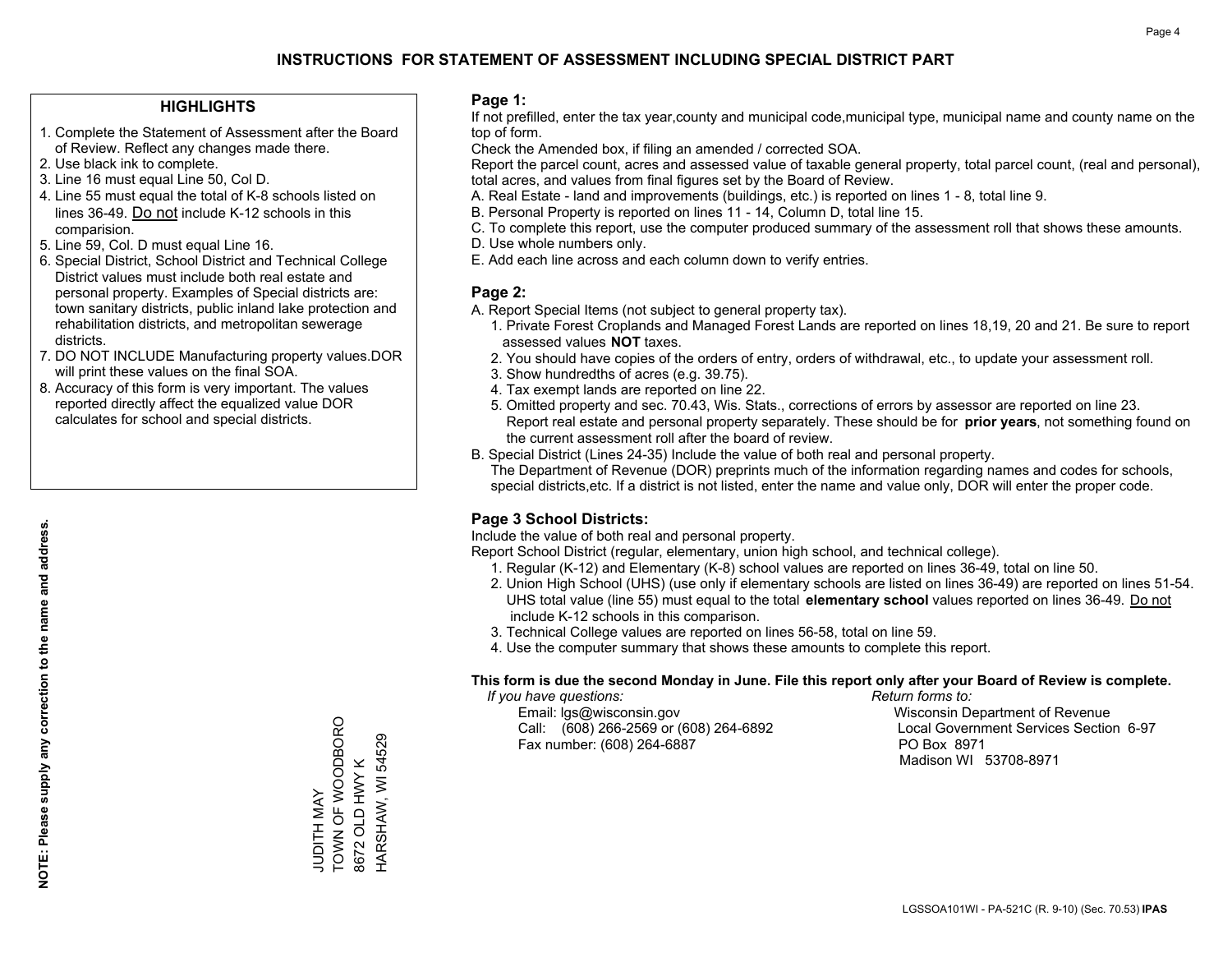# INSTRUCTIONS FOR STATEMENT OF ASSESSMENT INCLUDING SPECIAL DISTRICT PART

## HIGHLIGHTS

1. Complete the Statement of Assessment after the Board of Review. Reflect any changes made there.
2. Use black ink to complete.
3. Line 16 must equal Line 50, Col D.
4. Line 55 must equal the total of K-8 schools listed on lines 36-49. Do not include K-12 schools in this comparision.
5. Line 59, Col. D must equal Line 16.
6. Special District, School District and Technical College District values must include both real estate and personal property. Examples of Special districts are: town sanitary districts, public inland lake protection and rehabilitation districts, and metropolitan sewerage districts.
7. DO NOT INCLUDE Manufacturing property values.DOR will print these values on the final SOA.
8. Accuracy of this form is very important. The values reported directly affect the equalized value DOR calculates for school and special districts.

**NOTE: Please supply any correction to the name and address.**

JUDITH MAY
TOWN OF WOODBORO
8672 OLD HWY K
HARSHAW, WI 54529

## Page 1:

If not prefilled, enter the tax year,county and municipal code,municipal type, municipal name and county name on the top of form.

Check the Amended box, if filing an amended / corrected SOA.

Report the parcel count, acres and assessed value of taxable general property, total parcel count, (real and personal), total acres, and values from final figures set by the Board of Review.

A. Real Estate - land and improvements (buildings, etc.) is reported on lines 1 - 8, total line 9.
B. Personal Property is reported on lines 11 - 14, Column D, total line 15.
C. To complete this report, use the computer produced summary of the assessment roll that shows these amounts.
D. Use whole numbers only.
E. Add each line across and each column down to verify entries.

## Page 2:

A. Report Special Items (not subject to general property tax).
   1. Private Forest Croplands and Managed Forest Lands are reported on lines 18,19, 20 and 21. Be sure to report assessed values **NOT** taxes.
   2. You should have copies of the orders of entry, orders of withdrawal, etc., to update your assessment roll.
   3. Show hundredths of acres (e.g. 39.75).
   4. Tax exempt lands are reported on line 22.
   5. Omitted property and sec. 70.43, Wis. Stats., corrections of errors by assessor are reported on line 23. Report real estate and personal property separately. These should be for **prior years**, not something found on the current assessment roll after the board of review.
B. Special District (Lines 24-35) Include the value of both real and personal property.
   The Department of Revenue (DOR) preprints much of the information regarding names and codes for schools, special districts,etc. If a district is not listed, enter the name and value only, DOR will enter the proper code.

## Page 3 School Districts:

Include the value of both real and personal property.

Report School District (regular, elementary, union high school, and technical college).

1. Regular (K-12) and Elementary (K-8) school values are reported on lines 36-49, total on line 50.
2. Union High School (UHS) (use only if elementary schools are listed on lines 36-49) are reported on lines 51-54. UHS total value (line 55) must equal to the total **elementary school** values reported on lines 36-49. Do not include K-12 schools in this comparison.
3. Technical College values are reported on lines 56-58, total on line 59.
4. Use the computer summary that shows these amounts to complete this report.

**This form is due the second Monday in June. File this report only after your Board of Review is complete.**

*If you have questions:*
Email: lgs@wisconsin.gov
Call: (608) 266-2569 or (608) 264-6892
Fax number: (608) 264-6887

*Return forms to:*
Wisconsin Department of Revenue
Local Government Services Section 6-97
PO Box 8971
Madison WI 53708-8971

LGSSOA101WI - PA-521C (R. 9-10) (Sec. 70.53) **IPAS**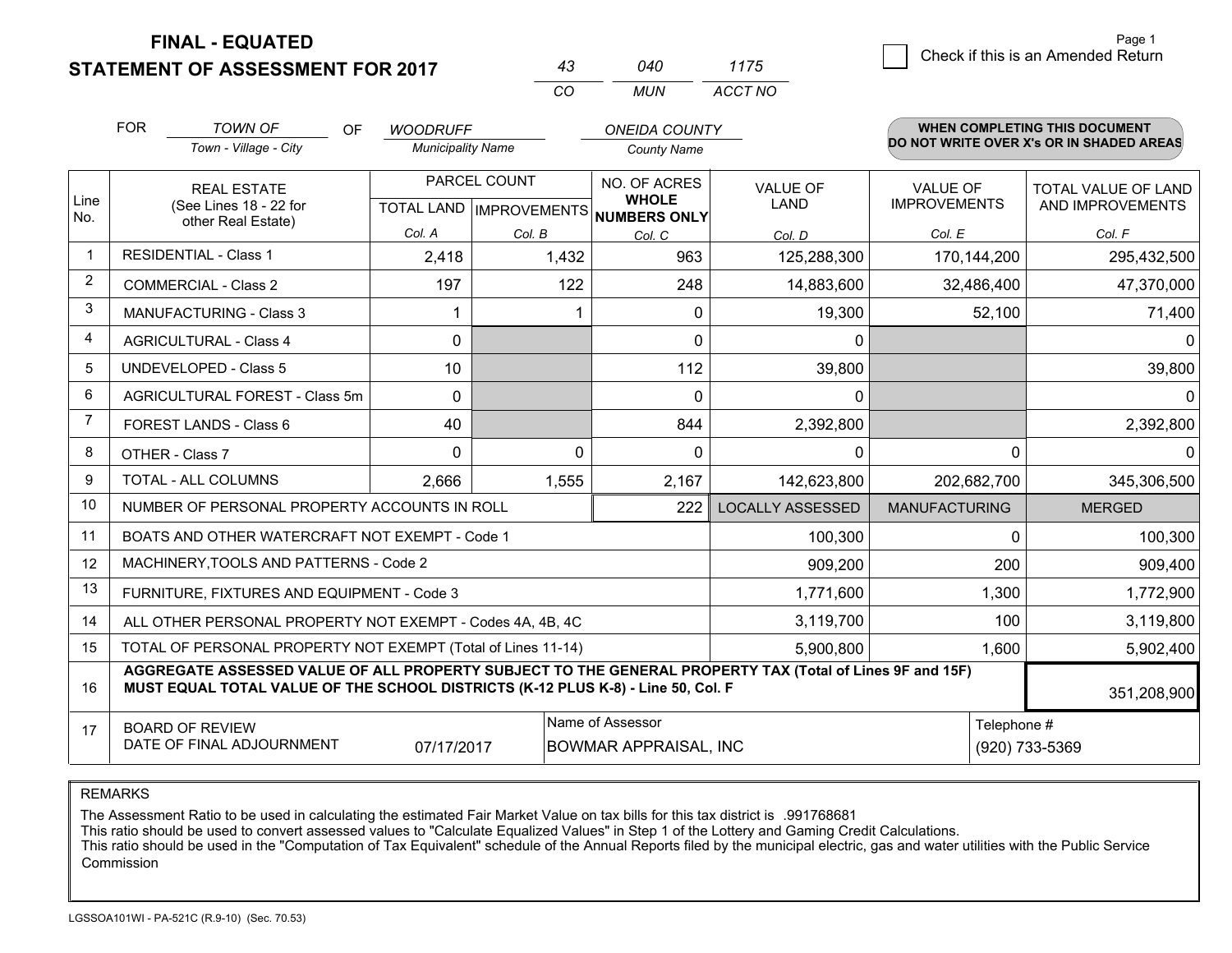# FINAL - EQUATED
## STATEMENT OF ASSESSMENT FOR 2017

| 43 | 040 | 1175 |
|---|---|---|
| CO | MUN | ACCT NO |

Page 1

☐ Check if this is an Amended Return

FOR *TOWN OF* (Town - Village - City) OF *WOODRUFF* (Municipality Name) *ONEIDA COUNTY* (County Name)

**WHEN COMPLETING THIS DOCUMENT DO NOT WRITE OVER X's OR IN SHADED AREAS**

| Line No. | REAL ESTATE (See Lines 18 - 22 for other Real Estate) | PARCEL COUNT TOTAL LAND Col. A | PARCEL COUNT IMPROVEMENTS Col. B | NO. OF ACRES WHOLE NUMBERS ONLY Col. C | VALUE OF LAND Col. D | VALUE OF IMPROVEMENTS Col. E | TOTAL VALUE OF LAND AND IMPROVEMENTS Col. F |
|---|---|---|---|---|---|---|---|
| 1 | RESIDENTIAL - Class 1 | 2,418 | 1,432 | 963 | 125,288,300 | 170,144,200 | 295,432,500 |
| 2 | COMMERCIAL - Class 2 | 197 | 122 | 248 | 14,883,600 | 32,486,400 | 47,370,000 |
| 3 | MANUFACTURING - Class 3 | 1 | 1 | 0 | 19,300 | 52,100 | 71,400 |
| 4 | AGRICULTURAL - Class 4 | 0 | | 0 | 0 | | 0 |
| 5 | UNDEVELOPED - Class 5 | 10 | | 112 | 39,800 | | 39,800 |
| 6 | AGRICULTURAL FOREST - Class 5m | 0 | | 0 | 0 | | 0 |
| 7 | FOREST LANDS - Class 6 | 40 | | 844 | 2,392,800 | | 2,392,800 |
| 8 | OTHER - Class 7 | 0 | 0 | 0 | 0 | 0 | 0 |
| 9 | TOTAL - ALL COLUMNS | 2,666 | 1,555 | 2,167 | 142,623,800 | 202,682,700 | 345,306,500 |
| 10 | NUMBER OF PERSONAL PROPERTY ACCOUNTS IN ROLL | | | 222 | LOCALLY ASSESSED | MANUFACTURING | MERGED |
| 11 | BOATS AND OTHER WATERCRAFT NOT EXEMPT - Code 1 | | | | 100,300 | 0 | 100,300 |
| 12 | MACHINERY,TOOLS AND PATTERNS - Code 2 | | | | 909,200 | 200 | 909,400 |
| 13 | FURNITURE, FIXTURES AND EQUIPMENT - Code 3 | | | | 1,771,600 | 1,300 | 1,772,900 |
| 14 | ALL OTHER PERSONAL PROPERTY NOT EXEMPT - Codes 4A, 4B, 4C | | | | 3,119,700 | 100 | 3,119,800 |
| 15 | TOTAL OF PERSONAL PROPERTY NOT EXEMPT (Total of Lines 11-14) | | | | 5,900,800 | 1,600 | 5,902,400 |
| 16 | **AGGREGATE ASSESSED VALUE OF ALL PROPERTY SUBJECT TO THE GENERAL PROPERTY TAX (Total of Lines 9F and 15F) MUST EQUAL TOTAL VALUE OF THE SCHOOL DISTRICTS (K-12 PLUS K-8) - Line 50, Col. F** | | | | | | 351,208,900 |
| 17 | BOARD OF REVIEW DATE OF FINAL ADJOURNMENT | 07/17/2017 | | Name of Assessor: BOWMAR APPRAISAL, INC | | Telephone #: (920) 733-5369 | |

REMARKS

The Assessment Ratio to be used in calculating the estimated Fair Market Value on tax bills for this tax district is .991768681
This ratio should be used to convert assessed values to "Calculate Equalized Values" in Step 1 of the Lottery and Gaming Credit Calculations.
This ratio should be used in the "Computation of Tax Equivalent" schedule of the Annual Reports filed by the municipal electric, gas and water utilities with the Public Service Commission

LGSSOA101WI - PA-521C (R.9-10) (Sec. 70.53)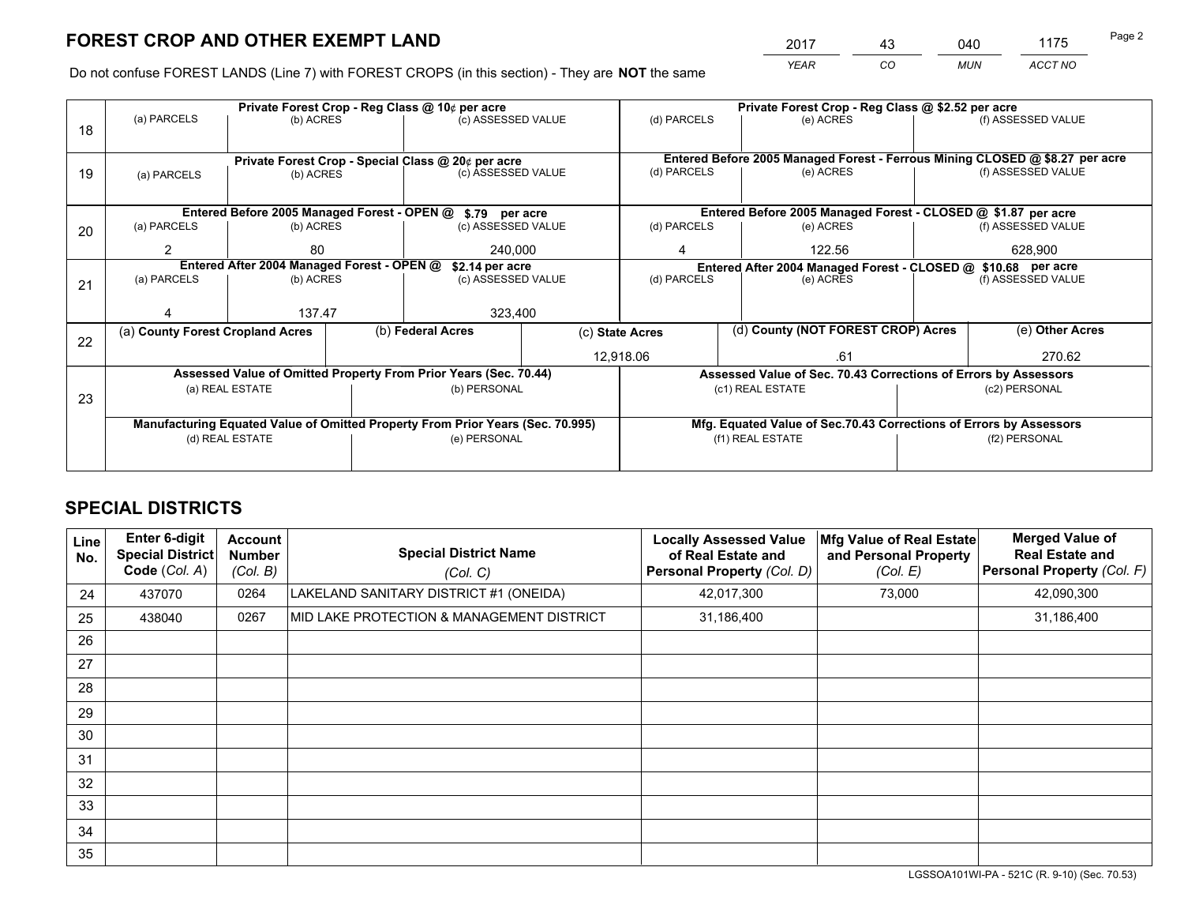# FOREST CROP AND OTHER EXEMPT LAND

| 2017 | 43 | 040 | 1175 |
|---|---|---|---|
| YEAR | CO | MUN | ACCT NO |

Do not confuse FOREST LANDS (Line 7) with FOREST CROPS (in this section) - They are **NOT** the same

| Line | (a) PARCELS | (b) ACRES | (c) ASSESSED VALUE | (d) PARCELS | (e) ACRES | (f) ASSESSED VALUE |
|---|---|---|---|---|---|---|
| 18 | Private Forest Crop - Reg Class @ 10¢ per acre | | | Private Forest Crop - Reg Class @ $2.52 per acre | | |
| | | | | | | |
| 19 | Private Forest Crop - Special Class @ 20¢ per acre | | | Entered Before 2005 Managed Forest - Ferrous Mining CLOSED @ $8.27 per acre | | |
| | | | | | | |
| 20 | Entered Before 2005 Managed Forest - OPEN @ $.79 per acre | | | Entered Before 2005 Managed Forest - CLOSED @ $1.87 per acre | | |
| | 2 | 80 | 240,000 | 4 | 122.56 | 628,900 |
| 21 | Entered After 2004 Managed Forest - OPEN @ $2.14 per acre | | | Entered After 2004 Managed Forest - CLOSED @ $10.68 per acre | | |
| | 4 | 137.47 | 323,400 | | | |

| Line | (a) County Forest Cropland Acres | (b) Federal Acres | (c) State Acres | (d) County (NOT FOREST CROP) Acres | (e) Other Acres |
|---|---|---|---|---|---|
| 22 | | | 12,918.06 | .61 | 270.62 |

| Line | Assessed Value of Omitted Property From Prior Years (Sec. 70.44) (a) REAL ESTATE | (b) PERSONAL | Assessed Value of Sec. 70.43 Corrections of Errors by Assessors (c1) REAL ESTATE | (c2) PERSONAL |
|---|---|---|---|---|
| 23 | | | | |
| | **Manufacturing Equated Value of Omitted Property From Prior Years (Sec. 70.995)** (d) REAL ESTATE | (e) PERSONAL | **Mfg. Equated Value of Sec.70.43 Corrections of Errors by Assessors** (f1) REAL ESTATE | (f2) PERSONAL |
| | | | | |

# SPECIAL DISTRICTS

| Line No. | Enter 6-digit Special District Code (Col. A) | Account Number (Col. B) | Special District Name (Col. C) | Locally Assessed Value of Real Estate and Personal Property (Col. D) | Mfg Value of Real Estate and Personal Property (Col. E) | Merged Value of Real Estate and Personal Property (Col. F) |
|---|---|---|---|---|---|---|
| 24 | 437070 | 0264 | LAKELAND SANITARY DISTRICT #1 (ONEIDA) | 42,017,300 | 73,000 | 42,090,300 |
| 25 | 438040 | 0267 | MID LAKE PROTECTION & MANAGEMENT DISTRICT | 31,186,400 | | 31,186,400 |
| 26 | | | | | | |
| 27 | | | | | | |
| 28 | | | | | | |
| 29 | | | | | | |
| 30 | | | | | | |
| 31 | | | | | | |
| 32 | | | | | | |
| 33 | | | | | | |
| 34 | | | | | | |
| 35 | | | | | | |

LGSSOA101WI-PA - 521C (R. 9-10) (Sec. 70.53)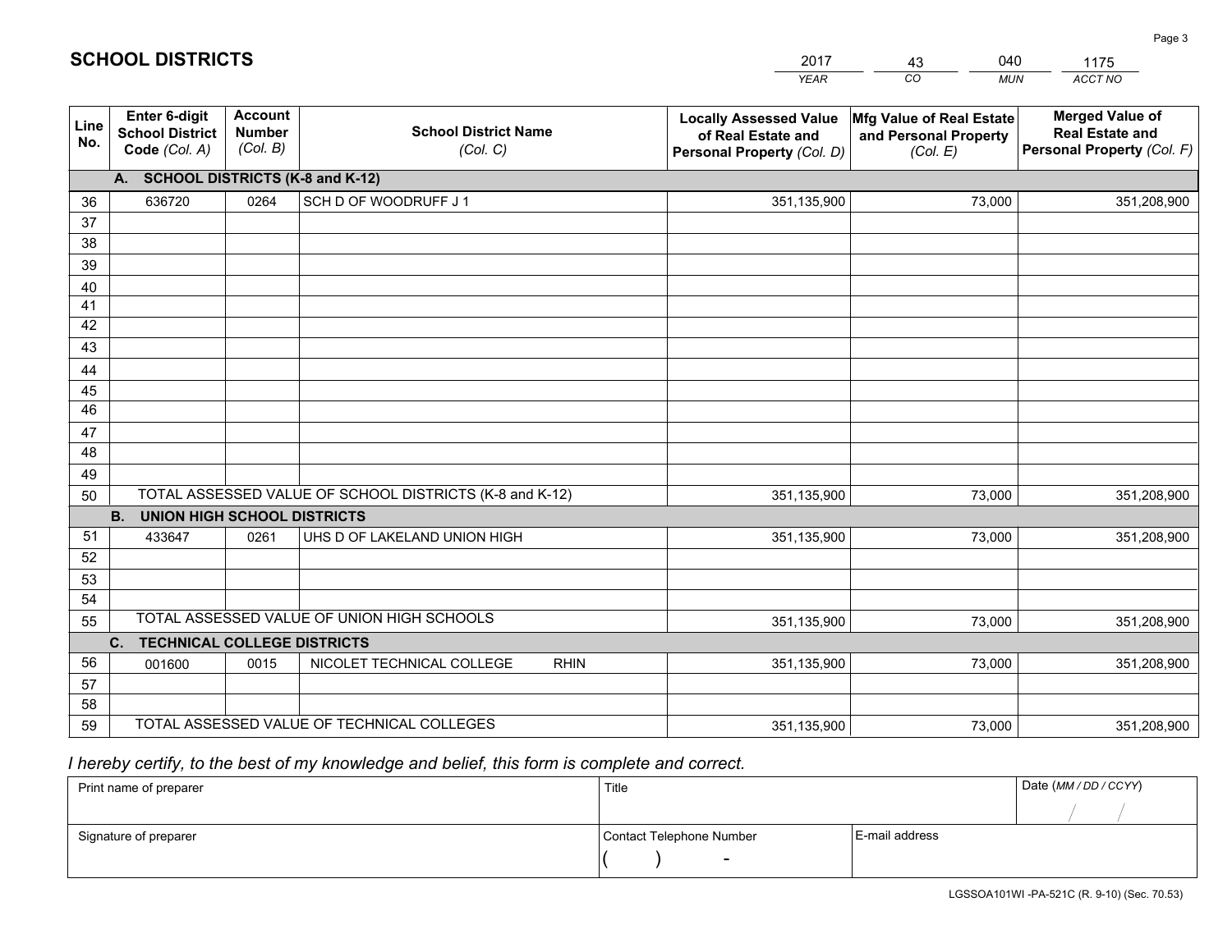# SCHOOL DISTRICTS

| 2017 | 43 | 040 | 1175 |
|---|---|---|---|
| *YEAR* | *CO* | *MUN* | *ACCT NO* |

| Line No. | Enter 6-digit School District Code *(Col. A)* | Account Number *(Col. B)* | School District Name *(Col. C)* | Locally Assessed Value of Real Estate and Personal Property *(Col. D)* | Mfg Value of Real Estate and Personal Property *(Col. E)* | Merged Value of Real Estate and Personal Property *(Col. F)* |
|---|---|---|---|---|---|---|
| | **A. SCHOOL DISTRICTS (K-8 and K-12)** | | | | | |
| 36 | 636720 | 0264 | SCH D OF WOODRUFF J 1 | 351,135,900 | 73,000 | 351,208,900 |
| 37 | | | | | | |
| 38 | | | | | | |
| 39 | | | | | | |
| 40 | | | | | | |
| 41 | | | | | | |
| 42 | | | | | | |
| 43 | | | | | | |
| 44 | | | | | | |
| 45 | | | | | | |
| 46 | | | | | | |
| 47 | | | | | | |
| 48 | | | | | | |
| 49 | | | | | | |
| 50 | TOTAL ASSESSED VALUE OF SCHOOL DISTRICTS (K-8 and K-12) | | | 351,135,900 | 73,000 | 351,208,900 |
| | **B. UNION HIGH SCHOOL DISTRICTS** | | | | | |
| 51 | 433647 | 0261 | UHS D OF LAKELAND UNION HIGH | 351,135,900 | 73,000 | 351,208,900 |
| 52 | | | | | | |
| 53 | | | | | | |
| 54 | | | | | | |
| 55 | TOTAL ASSESSED VALUE OF UNION HIGH SCHOOLS | | | 351,135,900 | 73,000 | 351,208,900 |
| | **C. TECHNICAL COLLEGE DISTRICTS** | | | | | |
| 56 | 001600 | 0015 | NICOLET TECHNICAL COLLEGE RHIN | 351,135,900 | 73,000 | 351,208,900 |
| 57 | | | | | | |
| 58 | | | | | | |
| 59 | TOTAL ASSESSED VALUE OF TECHNICAL COLLEGES | | | 351,135,900 | 73,000 | 351,208,900 |

*I hereby certify, to the best of my knowledge and belief, this form is complete and correct.*

| Print name of preparer | Title | | Date *(MM / DD / CCYY)* |
|---|---|---|---|
| | | | / / |
| Signature of preparer | Contact Telephone Number | E-mail address | |
| | ( ) - | | |

LGSSOA101WI -PA-521C (R. 9-10) (Sec. 70.53)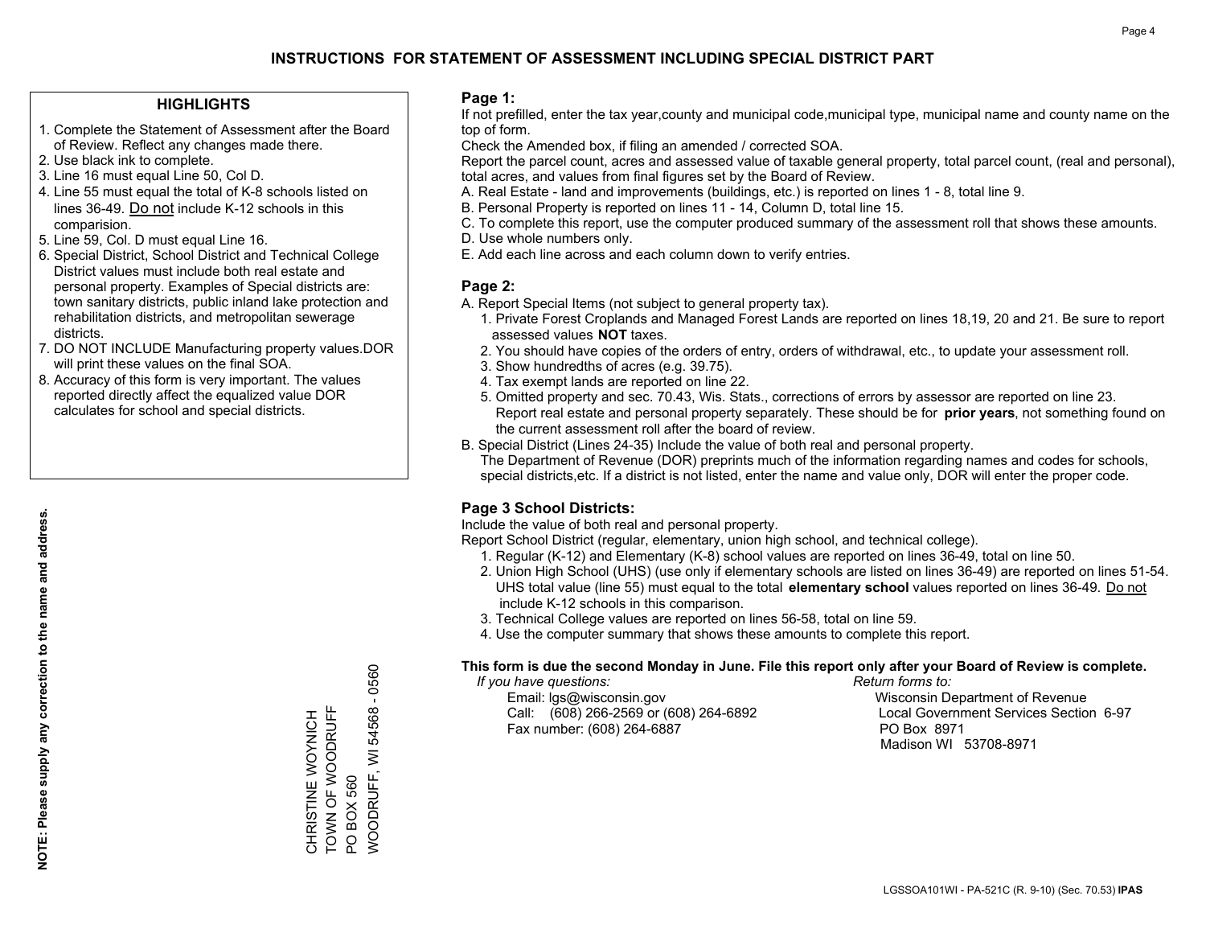# INSTRUCTIONS FOR STATEMENT OF ASSESSMENT INCLUDING SPECIAL DISTRICT PART

## HIGHLIGHTS

1. Complete the Statement of Assessment after the Board of Review. Reflect any changes made there.
2. Use black ink to complete.
3. Line 16 must equal Line 50, Col D.
4. Line 55 must equal the total of K-8 schools listed on lines 36-49. Do not include K-12 schools in this comparision.
5. Line 59, Col. D must equal Line 16.
6. Special District, School District and Technical College District values must include both real estate and personal property. Examples of Special districts are: town sanitary districts, public inland lake protection and rehabilitation districts, and metropolitan sewerage districts.
7. DO NOT INCLUDE Manufacturing property values.DOR will print these values on the final SOA.
8. Accuracy of this form is very important. The values reported directly affect the equalized value DOR calculates for school and special districts.

**NOTE: Please supply any correction to the name and address.**

CHRISTINE WOYNICH
TOWN OF WOODRUFF
PO BOX 560
WOODRUFF, WI 54568 - 0560

## Page 1:

If not prefilled, enter the tax year,county and municipal code,municipal type, municipal name and county name on the top of form.

Check the Amended box, if filing an amended / corrected SOA.

Report the parcel count, acres and assessed value of taxable general property, total parcel count, (real and personal), total acres, and values from final figures set by the Board of Review.

A. Real Estate - land and improvements (buildings, etc.) is reported on lines 1 - 8, total line 9.
B. Personal Property is reported on lines 11 - 14, Column D, total line 15.
C. To complete this report, use the computer produced summary of the assessment roll that shows these amounts.
D. Use whole numbers only.
E. Add each line across and each column down to verify entries.

## Page 2:

A. Report Special Items (not subject to general property tax).
   1. Private Forest Croplands and Managed Forest Lands are reported on lines 18,19, 20 and 21. Be sure to report assessed values **NOT** taxes.
   2. You should have copies of the orders of entry, orders of withdrawal, etc., to update your assessment roll.
   3. Show hundredths of acres (e.g. 39.75).
   4. Tax exempt lands are reported on line 22.
   5. Omitted property and sec. 70.43, Wis. Stats., corrections of errors by assessor are reported on line 23. Report real estate and personal property separately. These should be for **prior years**, not something found on the current assessment roll after the board of review.
B. Special District (Lines 24-35) Include the value of both real and personal property.
   The Department of Revenue (DOR) preprints much of the information regarding names and codes for schools, special districts,etc. If a district is not listed, enter the name and value only, DOR will enter the proper code.

## Page 3 School Districts:

Include the value of both real and personal property.

Report School District (regular, elementary, union high school, and technical college).

1. Regular (K-12) and Elementary (K-8) school values are reported on lines 36-49, total on line 50.
2. Union High School (UHS) (use only if elementary schools are listed on lines 36-49) are reported on lines 51-54. UHS total value (line 55) must equal to the total **elementary school** values reported on lines 36-49. Do not include K-12 schools in this comparison.
3. Technical College values are reported on lines 56-58, total on line 59.
4. Use the computer summary that shows these amounts to complete this report.

**This form is due the second Monday in June. File this report only after your Board of Review is complete.**

*If you have questions:*
Email: lgs@wisconsin.gov
Call: (608) 266-2569 or (608) 264-6892
Fax number: (608) 264-6887

*Return forms to:*
Wisconsin Department of Revenue
Local Government Services Section 6-97
PO Box 8971
Madison WI 53708-8971

LGSSOA101WI - PA-521C (R. 9-10) (Sec. 70.53) **IPAS**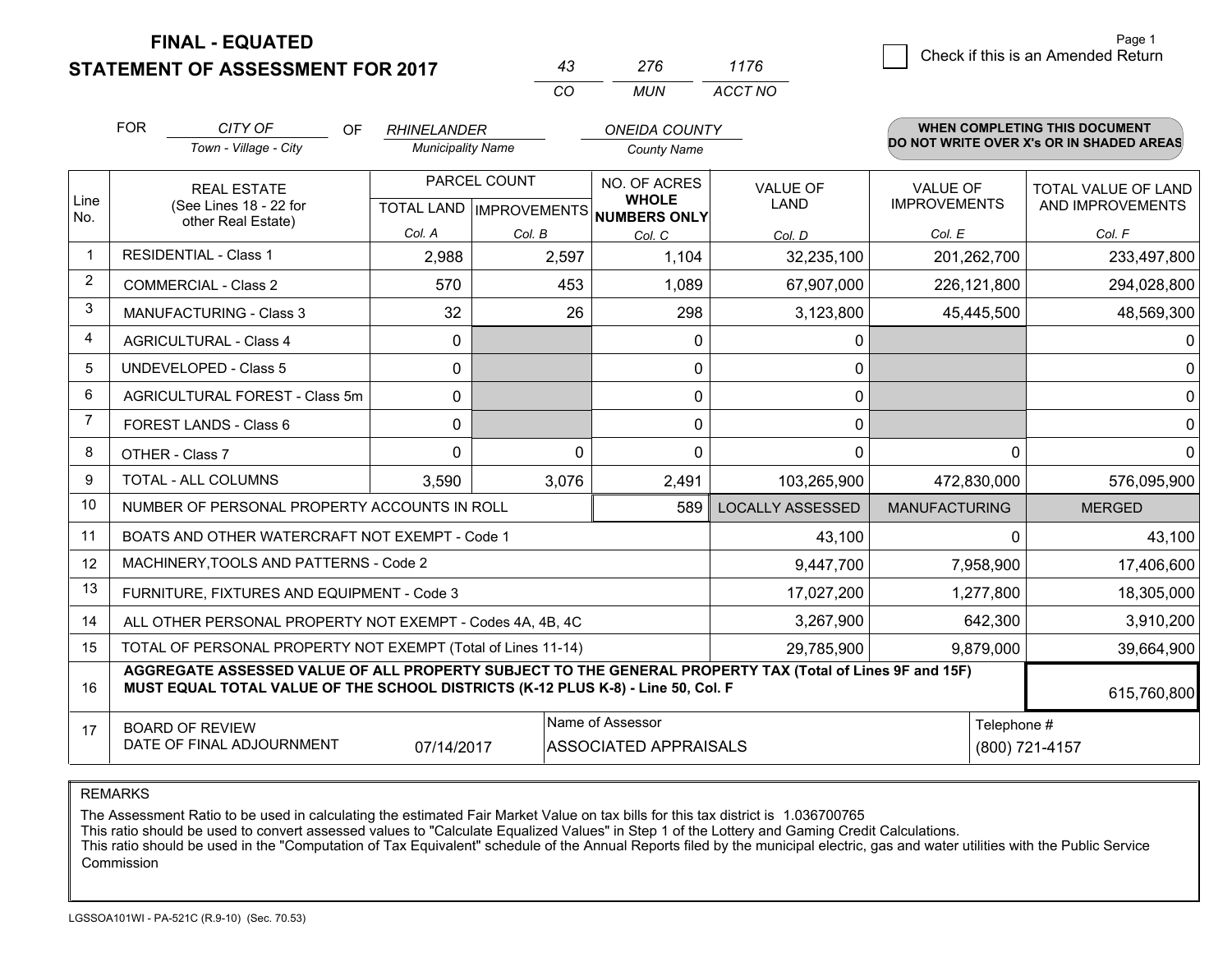**FINAL - EQUATED**
**STATEMENT OF ASSESSMENT FOR 2017**

| 43 | 276 | 1176 |
|---|---|---|
| CO | MUN | ACCT NO |

Page 1

☐ Check if this is an Amended Return

FOR *CITY OF* (Town - Village - City) OF *RHINELANDER* (Municipality Name) *ONEIDA COUNTY* (County Name)

**WHEN COMPLETING THIS DOCUMENT DO NOT WRITE OVER X's OR IN SHADED AREAS**

| Line No. | REAL ESTATE (See Lines 18 - 22 for other Real Estate) | PARCEL COUNT TOTAL LAND Col. A | PARCEL COUNT IMPROVEMENTS Col. B | NO. OF ACRES WHOLE NUMBERS ONLY Col. C | VALUE OF LAND Col. D | VALUE OF IMPROVEMENTS Col. E | TOTAL VALUE OF LAND AND IMPROVEMENTS Col. F |
|---|---|---|---|---|---|---|---|
| 1 | RESIDENTIAL - Class 1 | 2,988 | 2,597 | 1,104 | 32,235,100 | 201,262,700 | 233,497,800 |
| 2 | COMMERCIAL - Class 2 | 570 | 453 | 1,089 | 67,907,000 | 226,121,800 | 294,028,800 |
| 3 | MANUFACTURING - Class 3 | 32 | 26 | 298 | 3,123,800 | 45,445,500 | 48,569,300 |
| 4 | AGRICULTURAL - Class 4 | 0 | | 0 | 0 | | 0 |
| 5 | UNDEVELOPED - Class 5 | 0 | | 0 | 0 | | 0 |
| 6 | AGRICULTURAL FOREST - Class 5m | 0 | | 0 | 0 | | 0 |
| 7 | FOREST LANDS - Class 6 | 0 | | 0 | 0 | | 0 |
| 8 | OTHER - Class 7 | 0 | 0 | 0 | 0 | 0 | 0 |
| 9 | TOTAL - ALL COLUMNS | 3,590 | 3,076 | 2,491 | 103,265,900 | 472,830,000 | 576,095,900 |
| 10 | NUMBER OF PERSONAL PROPERTY ACCOUNTS IN ROLL | | | 589 | LOCALLY ASSESSED | MANUFACTURING | MERGED |
| 11 | BOATS AND OTHER WATERCRAFT NOT EXEMPT - Code 1 | | | | 43,100 | 0 | 43,100 |
| 12 | MACHINERY,TOOLS AND PATTERNS - Code 2 | | | | 9,447,700 | 7,958,900 | 17,406,600 |
| 13 | FURNITURE, FIXTURES AND EQUIPMENT - Code 3 | | | | 17,027,200 | 1,277,800 | 18,305,000 |
| 14 | ALL OTHER PERSONAL PROPERTY NOT EXEMPT - Codes 4A, 4B, 4C | | | | 3,267,900 | 642,300 | 3,910,200 |
| 15 | TOTAL OF PERSONAL PROPERTY NOT EXEMPT (Total of Lines 11-14) | | | | 29,785,900 | 9,879,000 | 39,664,900 |
| 16 | **AGGREGATE ASSESSED VALUE OF ALL PROPERTY SUBJECT TO THE GENERAL PROPERTY TAX (Total of Lines 9F and 15F) MUST EQUAL TOTAL VALUE OF THE SCHOOL DISTRICTS (K-12 PLUS K-8) - Line 50, Col. F** | | | | | | 615,760,800 |
| 17 | BOARD OF REVIEW DATE OF FINAL ADJOURNMENT | 07/14/2017 | | Name of Assessor: ASSOCIATED APPRAISALS | | | Telephone #: (800) 721-4157 |

REMARKS

The Assessment Ratio to be used in calculating the estimated Fair Market Value on tax bills for this tax district is 1.036700765
This ratio should be used to convert assessed values to "Calculate Equalized Values" in Step 1 of the Lottery and Gaming Credit Calculations.
This ratio should be used in the "Computation of Tax Equivalent" schedule of the Annual Reports filed by the municipal electric, gas and water utilities with the Public Service Commission

LGSSOA101WI - PA-521C (R.9-10) (Sec. 70.53)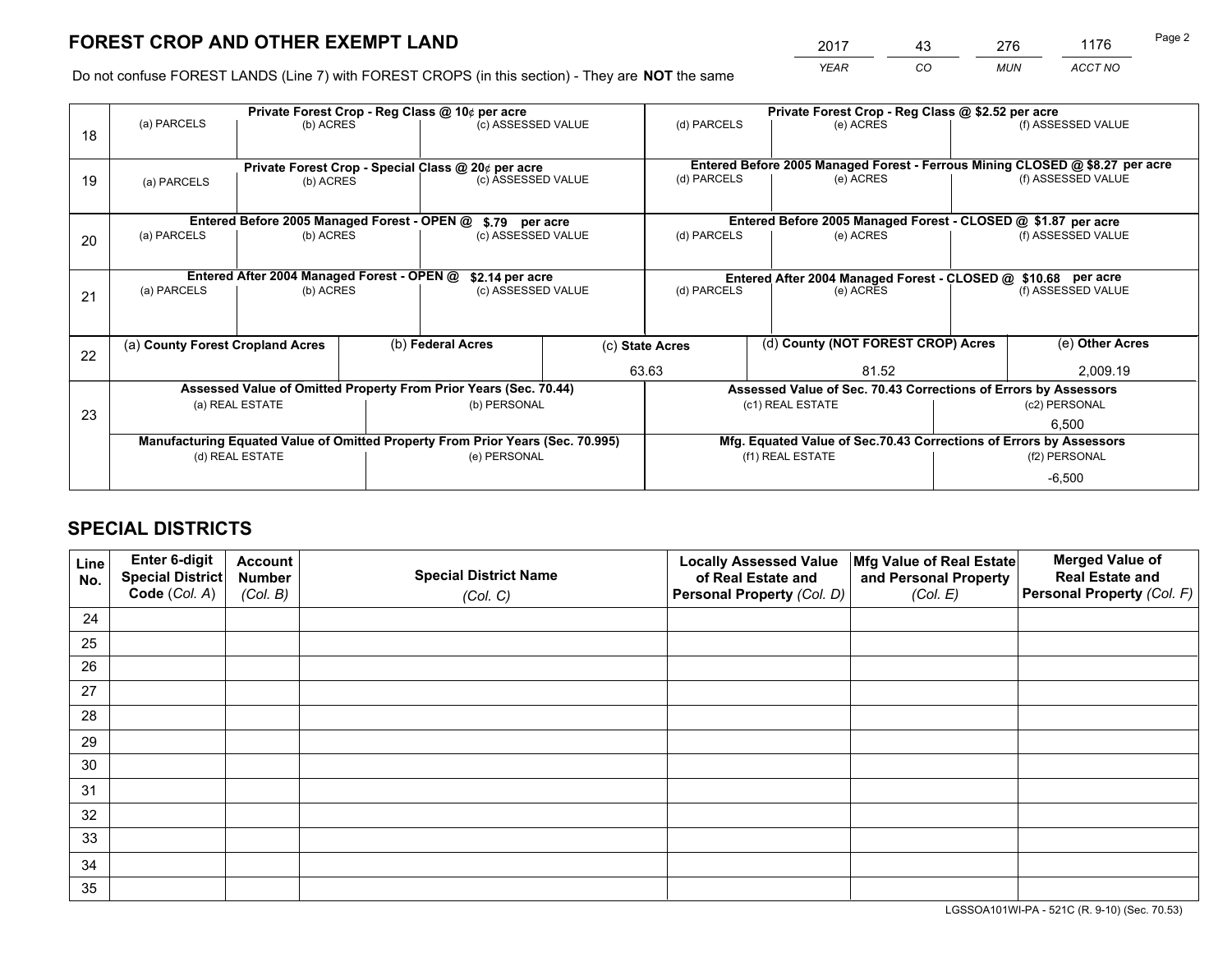# FOREST CROP AND OTHER EXEMPT LAND

| 2017 | 43 | 276 | 1176 |
|---|---|---|---|
| *YEAR* | *CO* | *MUN* | *ACCT NO* |

Do not confuse FOREST LANDS (Line 7) with FOREST CROPS (in this section) - They are **NOT** the same

| Line | Private Forest Crop - Reg Class @ 10¢ per acre | | | Private Forest Crop - Reg Class @ \$2.52 per acre | | |
|---|---|---|---|---|---|---|
| 18 | (a) PARCELS | (b) ACRES | (c) ASSESSED VALUE | (d) PARCELS | (e) ACRES | (f) ASSESSED VALUE |
| | | | | | | |
| | **Private Forest Crop - Special Class @ 20¢ per acre** | | | **Entered Before 2005 Managed Forest - Ferrous Mining CLOSED @ \$8.27 per acre** | | |
| 19 | (a) PARCELS | (b) ACRES | (c) ASSESSED VALUE | (d) PARCELS | (e) ACRES | (f) ASSESSED VALUE |
| | | | | | | |
| | **Entered Before 2005 Managed Forest - OPEN @ \$.79 per acre** | | | **Entered Before 2005 Managed Forest - CLOSED @ \$1.87 per acre** | | |
| 20 | (a) PARCELS | (b) ACRES | (c) ASSESSED VALUE | (d) PARCELS | (e) ACRES | (f) ASSESSED VALUE |
| | | | | | | |
| | **Entered After 2004 Managed Forest - OPEN @ \$2.14 per acre** | | | **Entered After 2004 Managed Forest - CLOSED @ \$10.68 per acre** | | |
| 21 | (a) PARCELS | (b) ACRES | (c) ASSESSED VALUE | (d) PARCELS | (e) ACRES | (f) ASSESSED VALUE |
| | | | | | | |

| Line | (a) County Forest Cropland Acres | (b) Federal Acres | (c) State Acres | (d) County (NOT FOREST CROP) Acres | (e) Other Acres |
|---|---|---|---|---|---|
| 22 | | | 63.63 | 81.52 | 2,009.19 |

| Line | Assessed Value of Omitted Property From Prior Years (Sec. 70.44) | | Assessed Value of Sec. 70.43 Corrections of Errors by Assessors | |
|---|---|---|---|---|
| 23 | (a) REAL ESTATE | (b) PERSONAL | (c1) REAL ESTATE | (c2) PERSONAL |
| | | | | 6,500 |
| | **Manufacturing Equated Value of Omitted Property From Prior Years (Sec. 70.995)** | | **Mfg. Equated Value of Sec.70.43 Corrections of Errors by Assessors** | |
| | (d) REAL ESTATE | (e) PERSONAL | (f1) REAL ESTATE | (f2) PERSONAL |
| | | | | -6,500 |

# SPECIAL DISTRICTS

| Line No. | Enter 6-digit Special District Code (*Col. A*) | Account Number (*Col. B*) | Special District Name (*Col. C*) | Locally Assessed Value of Real Estate and Personal Property (*Col. D*) | Mfg Value of Real Estate and Personal Property (*Col. E*) | Merged Value of Real Estate and Personal Property (*Col. F*) |
|---|---|---|---|---|---|---|
| 24 | | | | | | |
| 25 | | | | | | |
| 26 | | | | | | |
| 27 | | | | | | |
| 28 | | | | | | |
| 29 | | | | | | |
| 30 | | | | | | |
| 31 | | | | | | |
| 32 | | | | | | |
| 33 | | | | | | |
| 34 | | | | | | |
| 35 | | | | | | |

LGSSOA101WI-PA - 521C (R. 9-10) (Sec. 70.53)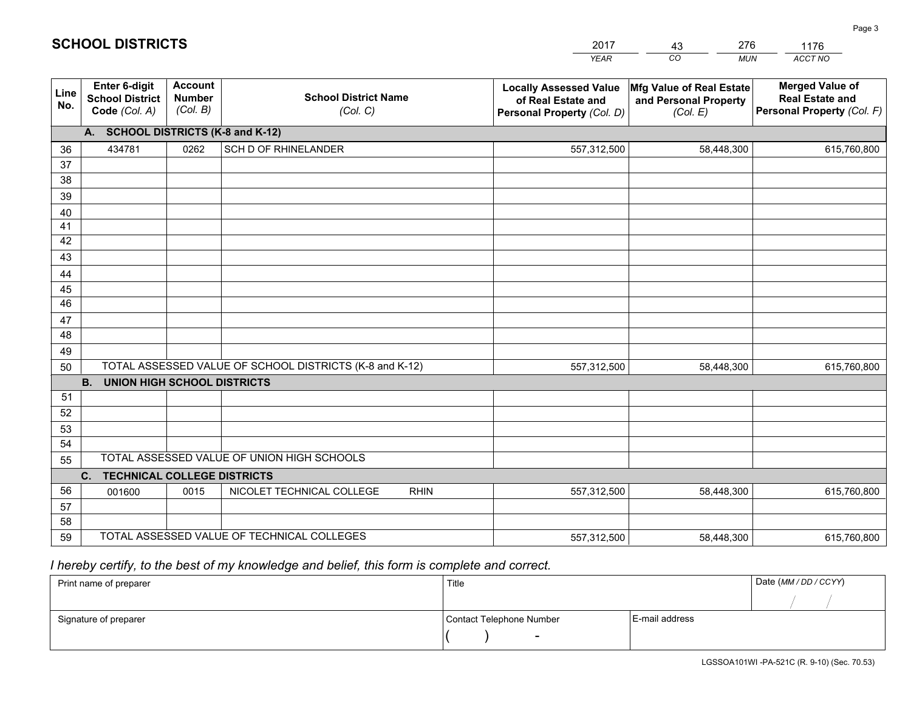## SCHOOL DISTRICTS

| 2017 | 43 | 276 | 1176 |
|---|---|---|---|
| *YEAR* | *CO* | *MUN* | *ACCT NO* |

| Line No. | Enter 6-digit School District Code *(Col. A)* | Account Number *(Col. B)* | School District Name *(Col. C)* | Locally Assessed Value of Real Estate and Personal Property *(Col. D)* | Mfg Value of Real Estate and Personal Property *(Col. E)* | Merged Value of Real Estate and Personal Property *(Col. F)* |
|---|---|---|---|---|---|---|
| | **A. SCHOOL DISTRICTS (K-8 and K-12)** | | | | | |
| 36 | 434781 | 0262 | SCH D OF RHINELANDER | 557,312,500 | 58,448,300 | 615,760,800 |
| 37 | | | | | | |
| 38 | | | | | | |
| 39 | | | | | | |
| 40 | | | | | | |
| 41 | | | | | | |
| 42 | | | | | | |
| 43 | | | | | | |
| 44 | | | | | | |
| 45 | | | | | | |
| 46 | | | | | | |
| 47 | | | | | | |
| 48 | | | | | | |
| 49 | | | | | | |
| 50 | TOTAL ASSESSED VALUE OF SCHOOL DISTRICTS (K-8 and K-12) | | | 557,312,500 | 58,448,300 | 615,760,800 |
| | **B. UNION HIGH SCHOOL DISTRICTS** | | | | | |
| 51 | | | | | | |
| 52 | | | | | | |
| 53 | | | | | | |
| 54 | | | | | | |
| 55 | TOTAL ASSESSED VALUE OF UNION HIGH SCHOOLS | | | | | |
| | **C. TECHNICAL COLLEGE DISTRICTS** | | | | | |
| 56 | 001600 | 0015 | NICOLET TECHNICAL COLLEGE RHIN | 557,312,500 | 58,448,300 | 615,760,800 |
| 57 | | | | | | |
| 58 | | | | | | |
| 59 | TOTAL ASSESSED VALUE OF TECHNICAL COLLEGES | | | 557,312,500 | 58,448,300 | 615,760,800 |

*I hereby certify, to the best of my knowledge and belief, this form is complete and correct.*

| Print name of preparer | Title | | Date *(MM / DD / CCYY)* |
|---|---|---|---|
| | | | / / |
| Signature of preparer | Contact Telephone Number | E-mail address | |
| | (    )    - | | |

LGSSOA101WI -PA-521C (R. 9-10) (Sec. 70.53)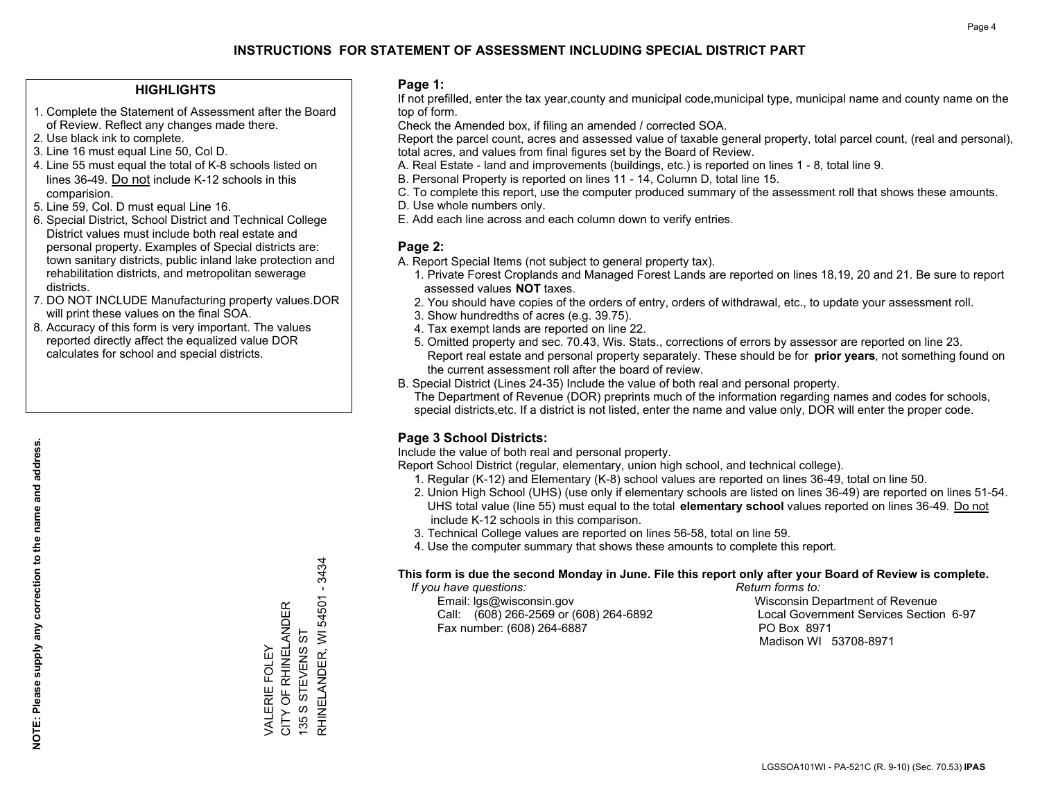# INSTRUCTIONS FOR STATEMENT OF ASSESSMENT INCLUDING SPECIAL DISTRICT PART

## HIGHLIGHTS

1. Complete the Statement of Assessment after the Board of Review. Reflect any changes made there.
2. Use black ink to complete.
3. Line 16 must equal Line 50, Col D.
4. Line 55 must equal the total of K-8 schools listed on lines 36-49. Do not include K-12 schools in this comparision.
5. Line 59, Col. D must equal Line 16.
6. Special District, School District and Technical College District values must include both real estate and personal property. Examples of Special districts are: town sanitary districts, public inland lake protection and rehabilitation districts, and metropolitan sewerage districts.
7. DO NOT INCLUDE Manufacturing property values.DOR will print these values on the final SOA.
8. Accuracy of this form is very important. The values reported directly affect the equalized value DOR calculates for school and special districts.

**NOTE: Please supply any correction to the name and address.**

VALERIE FOLEY
CITY OF RHINELANDER
135 S STEVENS ST
RHINELANDER, WI 54501 - 3434

## Page 1:

If not prefilled, enter the tax year,county and municipal code,municipal type, municipal name and county name on the top of form.

Check the Amended box, if filing an amended / corrected SOA.

Report the parcel count, acres and assessed value of taxable general property, total parcel count, (real and personal), total acres, and values from final figures set by the Board of Review.

A. Real Estate - land and improvements (buildings, etc.) is reported on lines 1 - 8, total line 9.
B. Personal Property is reported on lines 11 - 14, Column D, total line 15.
C. To complete this report, use the computer produced summary of the assessment roll that shows these amounts.
D. Use whole numbers only.
E. Add each line across and each column down to verify entries.

## Page 2:

A. Report Special Items (not subject to general property tax).
   1. Private Forest Croplands and Managed Forest Lands are reported on lines 18,19, 20 and 21. Be sure to report assessed values **NOT** taxes.
   2. You should have copies of the orders of entry, orders of withdrawal, etc., to update your assessment roll.
   3. Show hundredths of acres (e.g. 39.75).
   4. Tax exempt lands are reported on line 22.
   5. Omitted property and sec. 70.43, Wis. Stats., corrections of errors by assessor are reported on line 23. Report real estate and personal property separately. These should be for **prior years**, not something found on the current assessment roll after the board of review.

B. Special District (Lines 24-35) Include the value of both real and personal property.
   The Department of Revenue (DOR) preprints much of the information regarding names and codes for schools, special districts,etc. If a district is not listed, enter the name and value only, DOR will enter the proper code.

## Page 3 School Districts:

Include the value of both real and personal property.

Report School District (regular, elementary, union high school, and technical college).

1. Regular (K-12) and Elementary (K-8) school values are reported on lines 36-49, total on line 50.
2. Union High School (UHS) (use only if elementary schools are listed on lines 36-49) are reported on lines 51-54. UHS total value (line 55) must equal to the total **elementary school** values reported on lines 36-49. Do not include K-12 schools in this comparison.
3. Technical College values are reported on lines 56-58, total on line 59.
4. Use the computer summary that shows these amounts to complete this report.

**This form is due the second Monday in June. File this report only after your Board of Review is complete.**

*If you have questions:*
Email: lgs@wisconsin.gov
Call: (608) 266-2569 or (608) 264-6892
Fax number: (608) 264-6887

*Return forms to:*
Wisconsin Department of Revenue
Local Government Services Section 6-97
PO Box 8971
Madison WI 53708-8971

LGSSOA101WI - PA-521C (R. 9-10) (Sec. 70.53) **IPAS**